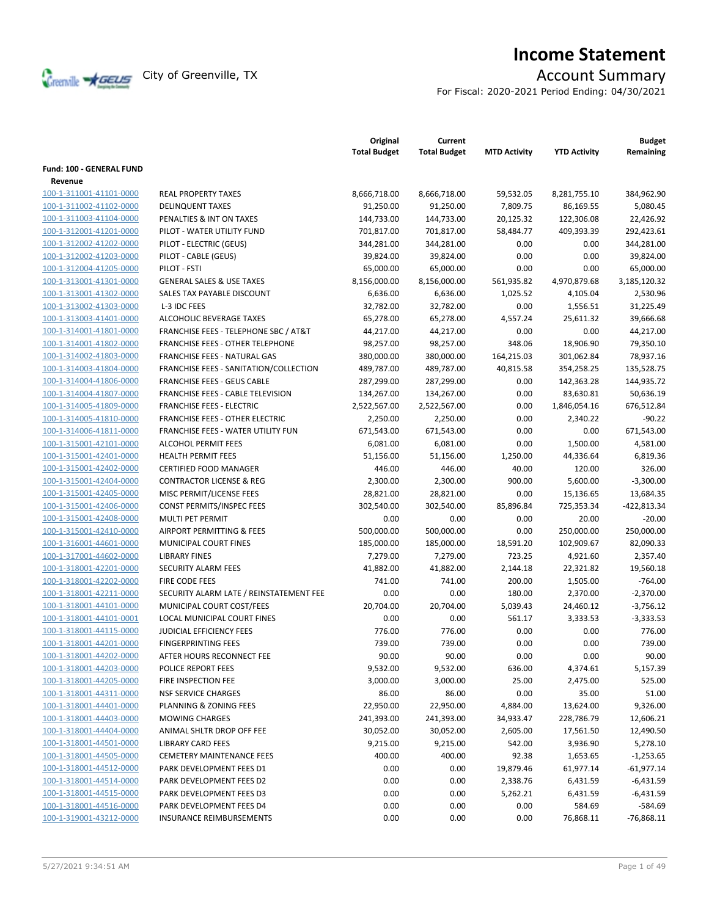# Income Statement

City of Greenville, TX

## Account Summary

For Fiscal: 2020-2021 Period Ending: 04/30/2021

| | | Original Total Budget | Current Total Budget | MTD Activity | YTD Activity | Budget Remaining |
|---|---|---|---|---|---|---|
| **Fund: 100 - GENERAL FUND** | | | | | | |
| **Revenue** | | | | | | |
| 100-1-311001-41101-0000 | REAL PROPERTY TAXES | 8,666,718.00 | 8,666,718.00 | 59,532.05 | 8,281,755.10 | 384,962.90 |
| 100-1-311002-41102-0000 | DELINQUENT TAXES | 91,250.00 | 91,250.00 | 7,809.75 | 86,169.55 | 5,080.45 |
| 100-1-311003-41104-0000 | PENALTIES & INT ON TAXES | 144,733.00 | 144,733.00 | 20,125.32 | 122,306.08 | 22,426.92 |
| 100-1-312001-41201-0000 | PILOT - WATER UTILITY FUND | 701,817.00 | 701,817.00 | 58,484.77 | 409,393.39 | 292,423.61 |
| 100-1-312002-41202-0000 | PILOT - ELECTRIC (GEUS) | 344,281.00 | 344,281.00 | 0.00 | 0.00 | 344,281.00 |
| 100-1-312002-41203-0000 | PILOT - CABLE (GEUS) | 39,824.00 | 39,824.00 | 0.00 | 0.00 | 39,824.00 |
| 100-1-312004-41205-0000 | PILOT - FSTI | 65,000.00 | 65,000.00 | 0.00 | 0.00 | 65,000.00 |
| 100-1-313001-41301-0000 | GENERAL SALES & USE TAXES | 8,156,000.00 | 8,156,000.00 | 561,935.82 | 4,970,879.68 | 3,185,120.32 |
| 100-1-313001-41302-0000 | SALES TAX PAYABLE DISCOUNT | 6,636.00 | 6,636.00 | 1,025.52 | 4,105.04 | 2,530.96 |
| 100-1-313002-41303-0000 | L-3 IDC FEES | 32,782.00 | 32,782.00 | 0.00 | 1,556.51 | 31,225.49 |
| 100-1-313003-41401-0000 | ALCOHOLIC BEVERAGE TAXES | 65,278.00 | 65,278.00 | 4,557.24 | 25,611.32 | 39,666.68 |
| 100-1-314001-41801-0000 | FRANCHISE FEES - TELEPHONE SBC / AT&T | 44,217.00 | 44,217.00 | 0.00 | 0.00 | 44,217.00 |
| 100-1-314001-41802-0000 | FRANCHISE FEES - OTHER TELEPHONE | 98,257.00 | 98,257.00 | 348.06 | 18,906.90 | 79,350.10 |
| 100-1-314002-41803-0000 | FRANCHISE FEES - NATURAL GAS | 380,000.00 | 380,000.00 | 164,215.03 | 301,062.84 | 78,937.16 |
| 100-1-314003-41804-0000 | FRANCHISE FEES - SANITATION/COLLECTION | 489,787.00 | 489,787.00 | 40,815.58 | 354,258.25 | 135,528.75 |
| 100-1-314004-41806-0000 | FRANCHISE FEES - GEUS CABLE | 287,299.00 | 287,299.00 | 0.00 | 142,363.28 | 144,935.72 |
| 100-1-314004-41807-0000 | FRANCHISE FEES - CABLE TELEVISION | 134,267.00 | 134,267.00 | 0.00 | 83,630.81 | 50,636.19 |
| 100-1-314005-41809-0000 | FRANCHISE FEES - ELECTRIC | 2,522,567.00 | 2,522,567.00 | 0.00 | 1,846,054.16 | 676,512.84 |
| 100-1-314005-41810-0000 | FRANCHISE FEES - OTHER ELECTRIC | 2,250.00 | 2,250.00 | 0.00 | 2,340.22 | -90.22 |
| 100-1-314006-41811-0000 | FRANCHISE FEES - WATER UTILITY FUN | 671,543.00 | 671,543.00 | 0.00 | 0.00 | 671,543.00 |
| 100-1-315001-42101-0000 | ALCOHOL PERMIT FEES | 6,081.00 | 6,081.00 | 0.00 | 1,500.00 | 4,581.00 |
| 100-1-315001-42401-0000 | HEALTH PERMIT FEES | 51,156.00 | 51,156.00 | 1,250.00 | 44,336.64 | 6,819.36 |
| 100-1-315001-42402-0000 | CERTIFIED FOOD MANAGER | 446.00 | 446.00 | 40.00 | 120.00 | 326.00 |
| 100-1-315001-42404-0000 | CONTRACTOR LICENSE & REG | 2,300.00 | 2,300.00 | 900.00 | 5,600.00 | -3,300.00 |
| 100-1-315001-42405-0000 | MISC PERMIT/LICENSE FEES | 28,821.00 | 28,821.00 | 0.00 | 15,136.65 | 13,684.35 |
| 100-1-315001-42406-0000 | CONST PERMITS/INSPEC FEES | 302,540.00 | 302,540.00 | 85,896.84 | 725,353.34 | -422,813.34 |
| 100-1-315001-42408-0000 | MULTI PET PERMIT | 0.00 | 0.00 | 0.00 | 20.00 | -20.00 |
| 100-1-315001-42410-0000 | AIRPORT PERMITTING & FEES | 500,000.00 | 500,000.00 | 0.00 | 250,000.00 | 250,000.00 |
| 100-1-316001-44601-0000 | MUNICIPAL COURT FINES | 185,000.00 | 185,000.00 | 18,591.20 | 102,909.67 | 82,090.33 |
| 100-1-317001-44602-0000 | LIBRARY FINES | 7,279.00 | 7,279.00 | 723.25 | 4,921.60 | 2,357.40 |
| 100-1-318001-42201-0000 | SECURITY ALARM FEES | 41,882.00 | 41,882.00 | 2,144.18 | 22,321.82 | 19,560.18 |
| 100-1-318001-42202-0000 | FIRE CODE FEES | 741.00 | 741.00 | 200.00 | 1,505.00 | -764.00 |
| 100-1-318001-42211-0000 | SECURITY ALARM LATE / REINSTATEMENT FEE | 0.00 | 0.00 | 180.00 | 2,370.00 | -2,370.00 |
| 100-1-318001-44101-0000 | MUNICIPAL COURT COST/FEES | 20,704.00 | 20,704.00 | 5,039.43 | 24,460.12 | -3,756.12 |
| 100-1-318001-44101-0001 | LOCAL MUNICIPAL COURT FINES | 0.00 | 0.00 | 561.17 | 3,333.53 | -3,333.53 |
| 100-1-318001-44115-0000 | JUDICIAL EFFICIENCY FEES | 776.00 | 776.00 | 0.00 | 0.00 | 776.00 |
| 100-1-318001-44201-0000 | FINGERPRINTING FEES | 739.00 | 739.00 | 0.00 | 0.00 | 739.00 |
| 100-1-318001-44202-0000 | AFTER HOURS RECONNECT FEE | 90.00 | 90.00 | 0.00 | 0.00 | 90.00 |
| 100-1-318001-44203-0000 | POLICE REPORT FEES | 9,532.00 | 9,532.00 | 636.00 | 4,374.61 | 5,157.39 |
| 100-1-318001-44205-0000 | FIRE INSPECTION FEE | 3,000.00 | 3,000.00 | 25.00 | 2,475.00 | 525.00 |
| 100-1-318001-44311-0000 | NSF SERVICE CHARGES | 86.00 | 86.00 | 0.00 | 35.00 | 51.00 |
| 100-1-318001-44401-0000 | PLANNING & ZONING FEES | 22,950.00 | 22,950.00 | 4,884.00 | 13,624.00 | 9,326.00 |
| 100-1-318001-44403-0000 | MOWING CHARGES | 241,393.00 | 241,393.00 | 34,933.47 | 228,786.79 | 12,606.21 |
| 100-1-318001-44404-0000 | ANIMAL SHLTR DROP OFF FEE | 30,052.00 | 30,052.00 | 2,605.00 | 17,561.50 | 12,490.50 |
| 100-1-318001-44501-0000 | LIBRARY CARD FEES | 9,215.00 | 9,215.00 | 542.00 | 3,936.90 | 5,278.10 |
| 100-1-318001-44505-0000 | CEMETERY MAINTENANCE FEES | 400.00 | 400.00 | 92.38 | 1,653.65 | -1,253.65 |
| 100-1-318001-44512-0000 | PARK DEVELOPMENT FEES D1 | 0.00 | 0.00 | 19,879.46 | 61,977.14 | -61,977.14 |
| 100-1-318001-44514-0000 | PARK DEVELOPMENT FEES D2 | 0.00 | 0.00 | 2,338.76 | 6,431.59 | -6,431.59 |
| 100-1-318001-44515-0000 | PARK DEVELOPMENT FEES D3 | 0.00 | 0.00 | 5,262.21 | 6,431.59 | -6,431.59 |
| 100-1-318001-44516-0000 | PARK DEVELOPMENT FEES D4 | 0.00 | 0.00 | 0.00 | 584.69 | -584.69 |
| 100-1-319001-43212-0000 | INSURANCE REIMBURSEMENTS | 0.00 | 0.00 | 0.00 | 76,868.11 | -76,868.11 |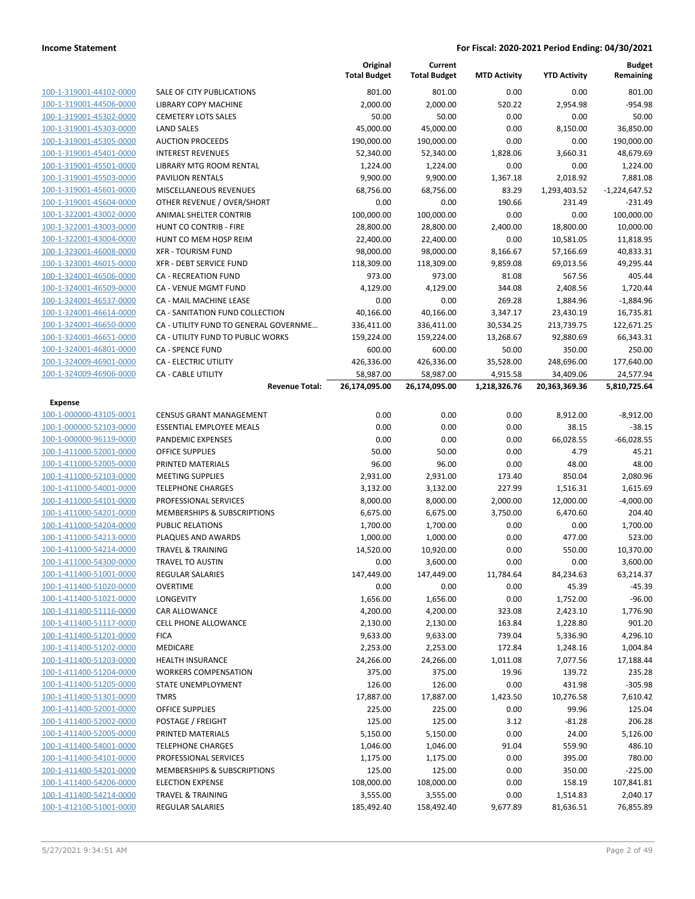**Income Statement** — **For Fiscal: 2020-2021 Period Ending: 04/30/2021**

| | | Original Total Budget | Current Total Budget | MTD Activity | YTD Activity | Budget Remaining |
|---|---|---|---|---|---|---|
| 100-1-319001-44102-0000 | SALE OF CITY PUBLICATIONS | 801.00 | 801.00 | 0.00 | 0.00 | 801.00 |
| 100-1-319001-44506-0000 | LIBRARY COPY MACHINE | 2,000.00 | 2,000.00 | 520.22 | 2,954.98 | -954.98 |
| 100-1-319001-45302-0000 | CEMETERY LOTS SALES | 50.00 | 50.00 | 0.00 | 0.00 | 50.00 |
| 100-1-319001-45303-0000 | LAND SALES | 45,000.00 | 45,000.00 | 0.00 | 8,150.00 | 36,850.00 |
| 100-1-319001-45305-0000 | AUCTION PROCEEDS | 190,000.00 | 190,000.00 | 0.00 | 0.00 | 190,000.00 |
| 100-1-319001-45401-0000 | INTEREST REVENUES | 52,340.00 | 52,340.00 | 1,828.06 | 3,660.31 | 48,679.69 |
| 100-1-319001-45501-0000 | LIBRARY MTG ROOM RENTAL | 1,224.00 | 1,224.00 | 0.00 | 0.00 | 1,224.00 |
| 100-1-319001-45503-0000 | PAVILION RENTALS | 9,900.00 | 9,900.00 | 1,367.18 | 2,018.92 | 7,881.08 |
| 100-1-319001-45601-0000 | MISCELLANEOUS REVENUES | 68,756.00 | 68,756.00 | 83.29 | 1,293,403.52 | -1,224,647.52 |
| 100-1-319001-45604-0000 | OTHER REVENUE / OVER/SHORT | 0.00 | 0.00 | 190.66 | 231.49 | -231.49 |
| 100-1-322001-43002-0000 | ANIMAL SHELTER CONTRIB | 100,000.00 | 100,000.00 | 0.00 | 0.00 | 100,000.00 |
| 100-1-322001-43003-0000 | HUNT CO CONTRIB - FIRE | 28,800.00 | 28,800.00 | 2,400.00 | 18,800.00 | 10,000.00 |
| 100-1-322001-43004-0000 | HUNT CO MEM HOSP REIM | 22,400.00 | 22,400.00 | 0.00 | 10,581.05 | 11,818.95 |
| 100-1-323001-46008-0000 | XFR - TOURISM FUND | 98,000.00 | 98,000.00 | 8,166.67 | 57,166.69 | 40,833.31 |
| 100-1-323001-46015-0000 | XFR - DEBT SERVICE FUND | 118,309.00 | 118,309.00 | 9,859.08 | 69,013.56 | 49,295.44 |
| 100-1-324001-46506-0000 | CA - RECREATION FUND | 973.00 | 973.00 | 81.08 | 567.56 | 405.44 |
| 100-1-324001-46509-0000 | CA - VENUE MGMT FUND | 4,129.00 | 4,129.00 | 344.08 | 2,408.56 | 1,720.44 |
| 100-1-324001-46537-0000 | CA - MAIL MACHINE LEASE | 0.00 | 0.00 | 269.28 | 1,884.96 | -1,884.96 |
| 100-1-324001-46614-0000 | CA - SANITATION FUND COLLECTION | 40,166.00 | 40,166.00 | 3,347.17 | 23,430.19 | 16,735.81 |
| 100-1-324001-46650-0000 | CA - UTILITY FUND TO GENERAL GOVERNME... | 336,411.00 | 336,411.00 | 30,534.25 | 213,739.75 | 122,671.25 |
| 100-1-324001-46651-0000 | CA - UTILITY FUND TO PUBLIC WORKS | 159,224.00 | 159,224.00 | 13,268.67 | 92,880.69 | 66,343.31 |
| 100-1-324001-46801-0000 | CA - SPENCE FUND | 600.00 | 600.00 | 50.00 | 350.00 | 250.00 |
| 100-1-324009-46901-0000 | CA - ELECTRIC UTILITY | 426,336.00 | 426,336.00 | 35,528.00 | 248,696.00 | 177,640.00 |
| 100-1-324009-46906-0000 | CA - CABLE UTILITY | 58,987.00 | 58,987.00 | 4,915.58 | 34,409.06 | 24,577.94 |
| | **Revenue Total:** | **26,174,095.00** | **26,174,095.00** | **1,218,326.76** | **20,363,369.36** | **5,810,725.64** |
| **Expense** | | | | | | |
| 100-1-000000-43105-0001 | CENSUS GRANT MANAGEMENT | 0.00 | 0.00 | 0.00 | 8,912.00 | -8,912.00 |
| 100-1-000000-52103-0000 | ESSENTIAL EMPLOYEE MEALS | 0.00 | 0.00 | 0.00 | 38.15 | -38.15 |
| 100-1-000000-96119-0000 | PANDEMIC EXPENSES | 0.00 | 0.00 | 0.00 | 66,028.55 | -66,028.55 |
| 100-1-411000-52001-0000 | OFFICE SUPPLIES | 50.00 | 50.00 | 0.00 | 4.79 | 45.21 |
| 100-1-411000-52005-0000 | PRINTED MATERIALS | 96.00 | 96.00 | 0.00 | 48.00 | 48.00 |
| 100-1-411000-52103-0000 | MEETING SUPPLIES | 2,931.00 | 2,931.00 | 173.40 | 850.04 | 2,080.96 |
| 100-1-411000-54001-0000 | TELEPHONE CHARGES | 3,132.00 | 3,132.00 | 227.99 | 1,516.31 | 1,615.69 |
| 100-1-411000-54101-0000 | PROFESSIONAL SERVICES | 8,000.00 | 8,000.00 | 2,000.00 | 12,000.00 | -4,000.00 |
| 100-1-411000-54201-0000 | MEMBERSHIPS & SUBSCRIPTIONS | 6,675.00 | 6,675.00 | 3,750.00 | 6,470.60 | 204.40 |
| 100-1-411000-54204-0000 | PUBLIC RELATIONS | 1,700.00 | 1,700.00 | 0.00 | 0.00 | 1,700.00 |
| 100-1-411000-54213-0000 | PLAQUES AND AWARDS | 1,000.00 | 1,000.00 | 0.00 | 477.00 | 523.00 |
| 100-1-411000-54214-0000 | TRAVEL & TRAINING | 14,520.00 | 10,920.00 | 0.00 | 550.00 | 10,370.00 |
| 100-1-411000-54300-0000 | TRAVEL TO AUSTIN | 0.00 | 3,600.00 | 0.00 | 0.00 | 3,600.00 |
| 100-1-411400-51001-0000 | REGULAR SALARIES | 147,449.00 | 147,449.00 | 11,784.64 | 84,234.63 | 63,214.37 |
| 100-1-411400-51020-0000 | OVERTIME | 0.00 | 0.00 | 0.00 | 45.39 | -45.39 |
| 100-1-411400-51021-0000 | LONGEVITY | 1,656.00 | 1,656.00 | 0.00 | 1,752.00 | -96.00 |
| 100-1-411400-51116-0000 | CAR ALLOWANCE | 4,200.00 | 4,200.00 | 323.08 | 2,423.10 | 1,776.90 |
| 100-1-411400-51117-0000 | CELL PHONE ALLOWANCE | 2,130.00 | 2,130.00 | 163.84 | 1,228.80 | 901.20 |
| 100-1-411400-51201-0000 | FICA | 9,633.00 | 9,633.00 | 739.04 | 5,336.90 | 4,296.10 |
| 100-1-411400-51202-0000 | MEDICARE | 2,253.00 | 2,253.00 | 172.84 | 1,248.16 | 1,004.84 |
| 100-1-411400-51203-0000 | HEALTH INSURANCE | 24,266.00 | 24,266.00 | 1,011.08 | 7,077.56 | 17,188.44 |
| 100-1-411400-51204-0000 | WORKERS COMPENSATION | 375.00 | 375.00 | 19.96 | 139.72 | 235.28 |
| 100-1-411400-51205-0000 | STATE UNEMPLOYMENT | 126.00 | 126.00 | 0.00 | 431.98 | -305.98 |
| 100-1-411400-51301-0000 | TMRS | 17,887.00 | 17,887.00 | 1,423.50 | 10,276.58 | 7,610.42 |
| 100-1-411400-52001-0000 | OFFICE SUPPLIES | 225.00 | 225.00 | 0.00 | 99.96 | 125.04 |
| 100-1-411400-52002-0000 | POSTAGE / FREIGHT | 125.00 | 125.00 | 3.12 | -81.28 | 206.28 |
| 100-1-411400-52005-0000 | PRINTED MATERIALS | 5,150.00 | 5,150.00 | 0.00 | 24.00 | 5,126.00 |
| 100-1-411400-54001-0000 | TELEPHONE CHARGES | 1,046.00 | 1,046.00 | 91.04 | 559.90 | 486.10 |
| 100-1-411400-54101-0000 | PROFESSIONAL SERVICES | 1,175.00 | 1,175.00 | 0.00 | 395.00 | 780.00 |
| 100-1-411400-54201-0000 | MEMBERSHIPS & SUBSCRIPTIONS | 125.00 | 125.00 | 0.00 | 350.00 | -225.00 |
| 100-1-411400-54206-0000 | ELECTION EXPENSE | 108,000.00 | 108,000.00 | 0.00 | 158.19 | 107,841.81 |
| 100-1-411400-54214-0000 | TRAVEL & TRAINING | 3,555.00 | 3,555.00 | 0.00 | 1,514.83 | 2,040.17 |
| 100-1-412100-51001-0000 | REGULAR SALARIES | 185,492.40 | 158,492.40 | 9,677.89 | 81,636.51 | 76,855.89 |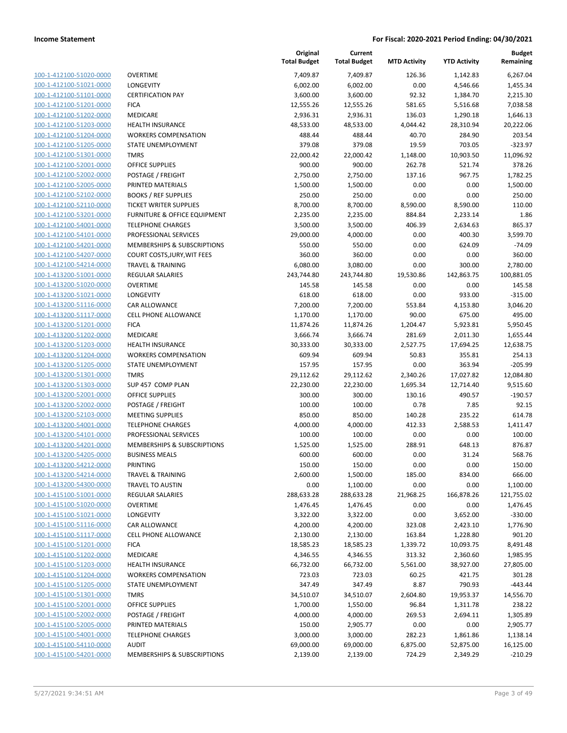**Income Statement** — For Fiscal: 2020-2021 Period Ending: 04/30/2021

| | | Original Total Budget | Current Total Budget | MTD Activity | YTD Activity | Budget Remaining |
|---|---|---|---|---|---|---|
| 100-1-412100-51020-0000 | OVERTIME | 7,409.87 | 7,409.87 | 126.36 | 1,142.83 | 6,267.04 |
| 100-1-412100-51021-0000 | LONGEVITY | 6,002.00 | 6,002.00 | 0.00 | 4,546.66 | 1,455.34 |
| 100-1-412100-51101-0000 | CERTIFICATION PAY | 3,600.00 | 3,600.00 | 92.32 | 1,384.70 | 2,215.30 |
| 100-1-412100-51201-0000 | FICA | 12,555.26 | 12,555.26 | 581.65 | 5,516.68 | 7,038.58 |
| 100-1-412100-51202-0000 | MEDICARE | 2,936.31 | 2,936.31 | 136.03 | 1,290.18 | 1,646.13 |
| 100-1-412100-51203-0000 | HEALTH INSURANCE | 48,533.00 | 48,533.00 | 4,044.42 | 28,310.94 | 20,222.06 |
| 100-1-412100-51204-0000 | WORKERS COMPENSATION | 488.44 | 488.44 | 40.70 | 284.90 | 203.54 |
| 100-1-412100-51205-0000 | STATE UNEMPLOYMENT | 379.08 | 379.08 | 19.59 | 703.05 | -323.97 |
| 100-1-412100-51301-0000 | TMRS | 22,000.42 | 22,000.42 | 1,148.00 | 10,903.50 | 11,096.92 |
| 100-1-412100-52001-0000 | OFFICE SUPPLIES | 900.00 | 900.00 | 262.78 | 521.74 | 378.26 |
| 100-1-412100-52002-0000 | POSTAGE / FREIGHT | 2,750.00 | 2,750.00 | 137.16 | 967.75 | 1,782.25 |
| 100-1-412100-52005-0000 | PRINTED MATERIALS | 1,500.00 | 1,500.00 | 0.00 | 0.00 | 1,500.00 |
| 100-1-412100-52102-0000 | BOOKS / REF SUPPLIES | 250.00 | 250.00 | 0.00 | 0.00 | 250.00 |
| 100-1-412100-52110-0000 | TICKET WRITER SUPPLIES | 8,700.00 | 8,700.00 | 8,590.00 | 8,590.00 | 110.00 |
| 100-1-412100-53201-0000 | FURNITURE & OFFICE EQUIPMENT | 2,235.00 | 2,235.00 | 884.84 | 2,233.14 | 1.86 |
| 100-1-412100-54001-0000 | TELEPHONE CHARGES | 3,500.00 | 3,500.00 | 406.39 | 2,634.63 | 865.37 |
| 100-1-412100-54101-0000 | PROFESSIONAL SERVICES | 29,000.00 | 4,000.00 | 0.00 | 400.30 | 3,599.70 |
| 100-1-412100-54201-0000 | MEMBERSHIPS & SUBSCRIPTIONS | 550.00 | 550.00 | 0.00 | 624.09 | -74.09 |
| 100-1-412100-54207-0000 | COURT COSTS,JURY,WIT FEES | 360.00 | 360.00 | 0.00 | 0.00 | 360.00 |
| 100-1-412100-54214-0000 | TRAVEL & TRAINING | 6,080.00 | 3,080.00 | 0.00 | 300.00 | 2,780.00 |
| 100-1-413200-51001-0000 | REGULAR SALARIES | 243,744.80 | 243,744.80 | 19,530.86 | 142,863.75 | 100,881.05 |
| 100-1-413200-51020-0000 | OVERTIME | 145.58 | 145.58 | 0.00 | 0.00 | 145.58 |
| 100-1-413200-51021-0000 | LONGEVITY | 618.00 | 618.00 | 0.00 | 933.00 | -315.00 |
| 100-1-413200-51116-0000 | CAR ALLOWANCE | 7,200.00 | 7,200.00 | 553.84 | 4,153.80 | 3,046.20 |
| 100-1-413200-51117-0000 | CELL PHONE ALLOWANCE | 1,170.00 | 1,170.00 | 90.00 | 675.00 | 495.00 |
| 100-1-413200-51201-0000 | FICA | 11,874.26 | 11,874.26 | 1,204.47 | 5,923.81 | 5,950.45 |
| 100-1-413200-51202-0000 | MEDICARE | 3,666.74 | 3,666.74 | 281.69 | 2,011.30 | 1,655.44 |
| 100-1-413200-51203-0000 | HEALTH INSURANCE | 30,333.00 | 30,333.00 | 2,527.75 | 17,694.25 | 12,638.75 |
| 100-1-413200-51204-0000 | WORKERS COMPENSATION | 609.94 | 609.94 | 50.83 | 355.81 | 254.13 |
| 100-1-413200-51205-0000 | STATE UNEMPLOYMENT | 157.95 | 157.95 | 0.00 | 363.94 | -205.99 |
| 100-1-413200-51301-0000 | TMRS | 29,112.62 | 29,112.62 | 2,340.26 | 17,027.82 | 12,084.80 |
| 100-1-413200-51303-0000 | SUP 457 COMP PLAN | 22,230.00 | 22,230.00 | 1,695.34 | 12,714.40 | 9,515.60 |
| 100-1-413200-52001-0000 | OFFICE SUPPLIES | 300.00 | 300.00 | 130.16 | 490.57 | -190.57 |
| 100-1-413200-52002-0000 | POSTAGE / FREIGHT | 100.00 | 100.00 | 0.78 | 7.85 | 92.15 |
| 100-1-413200-52103-0000 | MEETING SUPPLIES | 850.00 | 850.00 | 140.28 | 235.22 | 614.78 |
| 100-1-413200-54001-0000 | TELEPHONE CHARGES | 4,000.00 | 4,000.00 | 412.33 | 2,588.53 | 1,411.47 |
| 100-1-413200-54101-0000 | PROFESSIONAL SERVICES | 100.00 | 100.00 | 0.00 | 0.00 | 100.00 |
| 100-1-413200-54201-0000 | MEMBERSHIPS & SUBSCRIPTIONS | 1,525.00 | 1,525.00 | 288.91 | 648.13 | 876.87 |
| 100-1-413200-54205-0000 | BUSINESS MEALS | 600.00 | 600.00 | 0.00 | 31.24 | 568.76 |
| 100-1-413200-54212-0000 | PRINTING | 150.00 | 150.00 | 0.00 | 0.00 | 150.00 |
| 100-1-413200-54214-0000 | TRAVEL & TRAINING | 2,600.00 | 1,500.00 | 185.00 | 834.00 | 666.00 |
| 100-1-413200-54300-0000 | TRAVEL TO AUSTIN | 0.00 | 1,100.00 | 0.00 | 0.00 | 1,100.00 |
| 100-1-415100-51001-0000 | REGULAR SALARIES | 288,633.28 | 288,633.28 | 21,968.25 | 166,878.26 | 121,755.02 |
| 100-1-415100-51020-0000 | OVERTIME | 1,476.45 | 1,476.45 | 0.00 | 0.00 | 1,476.45 |
| 100-1-415100-51021-0000 | LONGEVITY | 3,322.00 | 3,322.00 | 0.00 | 3,652.00 | -330.00 |
| 100-1-415100-51116-0000 | CAR ALLOWANCE | 4,200.00 | 4,200.00 | 323.08 | 2,423.10 | 1,776.90 |
| 100-1-415100-51117-0000 | CELL PHONE ALLOWANCE | 2,130.00 | 2,130.00 | 163.84 | 1,228.80 | 901.20 |
| 100-1-415100-51201-0000 | FICA | 18,585.23 | 18,585.23 | 1,339.72 | 10,093.75 | 8,491.48 |
| 100-1-415100-51202-0000 | MEDICARE | 4,346.55 | 4,346.55 | 313.32 | 2,360.60 | 1,985.95 |
| 100-1-415100-51203-0000 | HEALTH INSURANCE | 66,732.00 | 66,732.00 | 5,561.00 | 38,927.00 | 27,805.00 |
| 100-1-415100-51204-0000 | WORKERS COMPENSATION | 723.03 | 723.03 | 60.25 | 421.75 | 301.28 |
| 100-1-415100-51205-0000 | STATE UNEMPLOYMENT | 347.49 | 347.49 | 8.87 | 790.93 | -443.44 |
| 100-1-415100-51301-0000 | TMRS | 34,510.07 | 34,510.07 | 2,604.80 | 19,953.37 | 14,556.70 |
| 100-1-415100-52001-0000 | OFFICE SUPPLIES | 1,700.00 | 1,550.00 | 96.84 | 1,311.78 | 238.22 |
| 100-1-415100-52002-0000 | POSTAGE / FREIGHT | 4,000.00 | 4,000.00 | 269.53 | 2,694.11 | 1,305.89 |
| 100-1-415100-52005-0000 | PRINTED MATERIALS | 150.00 | 2,905.77 | 0.00 | 0.00 | 2,905.77 |
| 100-1-415100-54001-0000 | TELEPHONE CHARGES | 3,000.00 | 3,000.00 | 282.23 | 1,861.86 | 1,138.14 |
| 100-1-415100-54110-0000 | AUDIT | 69,000.00 | 69,000.00 | 6,875.00 | 52,875.00 | 16,125.00 |
| 100-1-415100-54201-0000 | MEMBERSHIPS & SUBSCRIPTIONS | 2,139.00 | 2,139.00 | 724.29 | 2,349.29 | -210.29 |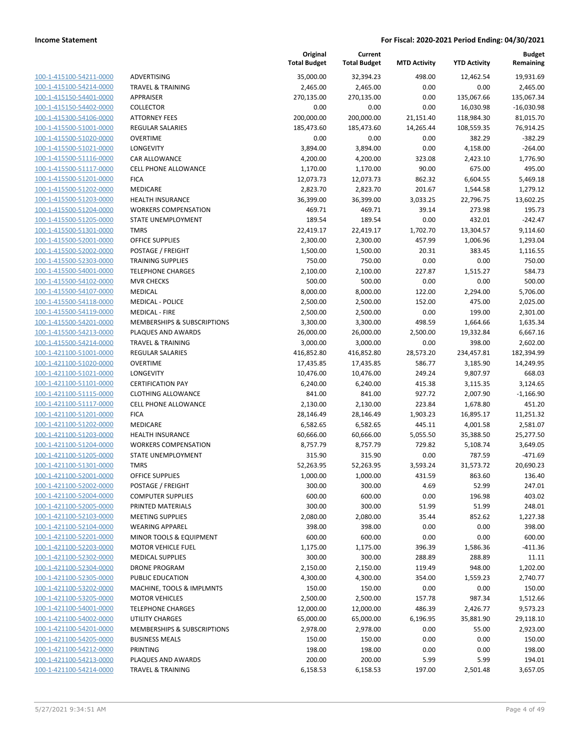**Income Statement** — **For Fiscal: 2020-2021 Period Ending: 04/30/2021**

| | | Original Total Budget | Current Total Budget | MTD Activity | YTD Activity | Budget Remaining |
|---|---|---|---|---|---|---|
| 100-1-415100-54211-0000 | ADVERTISING | 35,000.00 | 32,394.23 | 498.00 | 12,462.54 | 19,931.69 |
| 100-1-415100-54214-0000 | TRAVEL & TRAINING | 2,465.00 | 2,465.00 | 0.00 | 0.00 | 2,465.00 |
| 100-1-415150-54401-0000 | APPRAISER | 270,135.00 | 270,135.00 | 0.00 | 135,067.66 | 135,067.34 |
| 100-1-415150-54402-0000 | COLLECTOR | 0.00 | 0.00 | 0.00 | 16,030.98 | -16,030.98 |
| 100-1-415300-54106-0000 | ATTORNEY FEES | 200,000.00 | 200,000.00 | 21,151.40 | 118,984.30 | 81,015.70 |
| 100-1-415500-51001-0000 | REGULAR SALARIES | 185,473.60 | 185,473.60 | 14,265.44 | 108,559.35 | 76,914.25 |
| 100-1-415500-51020-0000 | OVERTIME | 0.00 | 0.00 | 0.00 | 382.29 | -382.29 |
| 100-1-415500-51021-0000 | LONGEVITY | 3,894.00 | 3,894.00 | 0.00 | 4,158.00 | -264.00 |
| 100-1-415500-51116-0000 | CAR ALLOWANCE | 4,200.00 | 4,200.00 | 323.08 | 2,423.10 | 1,776.90 |
| 100-1-415500-51117-0000 | CELL PHONE ALLOWANCE | 1,170.00 | 1,170.00 | 90.00 | 675.00 | 495.00 |
| 100-1-415500-51201-0000 | FICA | 12,073.73 | 12,073.73 | 862.32 | 6,604.55 | 5,469.18 |
| 100-1-415500-51202-0000 | MEDICARE | 2,823.70 | 2,823.70 | 201.67 | 1,544.58 | 1,279.12 |
| 100-1-415500-51203-0000 | HEALTH INSURANCE | 36,399.00 | 36,399.00 | 3,033.25 | 22,796.75 | 13,602.25 |
| 100-1-415500-51204-0000 | WORKERS COMPENSATION | 469.71 | 469.71 | 39.14 | 273.98 | 195.73 |
| 100-1-415500-51205-0000 | STATE UNEMPLOYMENT | 189.54 | 189.54 | 0.00 | 432.01 | -242.47 |
| 100-1-415500-51301-0000 | TMRS | 22,419.17 | 22,419.17 | 1,702.70 | 13,304.57 | 9,114.60 |
| 100-1-415500-52001-0000 | OFFICE SUPPLIES | 2,300.00 | 2,300.00 | 457.99 | 1,006.96 | 1,293.04 |
| 100-1-415500-52002-0000 | POSTAGE / FREIGHT | 1,500.00 | 1,500.00 | 20.31 | 383.45 | 1,116.55 |
| 100-1-415500-52303-0000 | TRAINING SUPPLIES | 750.00 | 750.00 | 0.00 | 0.00 | 750.00 |
| 100-1-415500-54001-0000 | TELEPHONE CHARGES | 2,100.00 | 2,100.00 | 227.87 | 1,515.27 | 584.73 |
| 100-1-415500-54102-0000 | MVR CHECKS | 500.00 | 500.00 | 0.00 | 0.00 | 500.00 |
| 100-1-415500-54107-0000 | MEDICAL | 8,000.00 | 8,000.00 | 122.00 | 2,294.00 | 5,706.00 |
| 100-1-415500-54118-0000 | MEDICAL - POLICE | 2,500.00 | 2,500.00 | 152.00 | 475.00 | 2,025.00 |
| 100-1-415500-54119-0000 | MEDICAL - FIRE | 2,500.00 | 2,500.00 | 0.00 | 199.00 | 2,301.00 |
| 100-1-415500-54201-0000 | MEMBERSHIPS & SUBSCRIPTIONS | 3,300.00 | 3,300.00 | 498.59 | 1,664.66 | 1,635.34 |
| 100-1-415500-54213-0000 | PLAQUES AND AWARDS | 26,000.00 | 26,000.00 | 2,500.00 | 19,332.84 | 6,667.16 |
| 100-1-415500-54214-0000 | TRAVEL & TRAINING | 3,000.00 | 3,000.00 | 0.00 | 398.00 | 2,602.00 |
| 100-1-421100-51001-0000 | REGULAR SALARIES | 416,852.80 | 416,852.80 | 28,573.20 | 234,457.81 | 182,394.99 |
| 100-1-421100-51020-0000 | OVERTIME | 17,435.85 | 17,435.85 | 586.77 | 3,185.90 | 14,249.95 |
| 100-1-421100-51021-0000 | LONGEVITY | 10,476.00 | 10,476.00 | 249.24 | 9,807.97 | 668.03 |
| 100-1-421100-51101-0000 | CERTIFICATION PAY | 6,240.00 | 6,240.00 | 415.38 | 3,115.35 | 3,124.65 |
| 100-1-421100-51115-0000 | CLOTHING ALLOWANCE | 841.00 | 841.00 | 927.72 | 2,007.90 | -1,166.90 |
| 100-1-421100-51117-0000 | CELL PHONE ALLOWANCE | 2,130.00 | 2,130.00 | 223.84 | 1,678.80 | 451.20 |
| 100-1-421100-51201-0000 | FICA | 28,146.49 | 28,146.49 | 1,903.23 | 16,895.17 | 11,251.32 |
| 100-1-421100-51202-0000 | MEDICARE | 6,582.65 | 6,582.65 | 445.11 | 4,001.58 | 2,581.07 |
| 100-1-421100-51203-0000 | HEALTH INSURANCE | 60,666.00 | 60,666.00 | 5,055.50 | 35,388.50 | 25,277.50 |
| 100-1-421100-51204-0000 | WORKERS COMPENSATION | 8,757.79 | 8,757.79 | 729.82 | 5,108.74 | 3,649.05 |
| 100-1-421100-51205-0000 | STATE UNEMPLOYMENT | 315.90 | 315.90 | 0.00 | 787.59 | -471.69 |
| 100-1-421100-51301-0000 | TMRS | 52,263.95 | 52,263.95 | 3,593.24 | 31,573.72 | 20,690.23 |
| 100-1-421100-52001-0000 | OFFICE SUPPLIES | 1,000.00 | 1,000.00 | 431.59 | 863.60 | 136.40 |
| 100-1-421100-52002-0000 | POSTAGE / FREIGHT | 300.00 | 300.00 | 4.69 | 52.99 | 247.01 |
| 100-1-421100-52004-0000 | COMPUTER SUPPLIES | 600.00 | 600.00 | 0.00 | 196.98 | 403.02 |
| 100-1-421100-52005-0000 | PRINTED MATERIALS | 300.00 | 300.00 | 51.99 | 51.99 | 248.01 |
| 100-1-421100-52103-0000 | MEETING SUPPLIES | 2,080.00 | 2,080.00 | 35.44 | 852.62 | 1,227.38 |
| 100-1-421100-52104-0000 | WEARING APPAREL | 398.00 | 398.00 | 0.00 | 0.00 | 398.00 |
| 100-1-421100-52201-0000 | MINOR TOOLS & EQUIPMENT | 600.00 | 600.00 | 0.00 | 0.00 | 600.00 |
| 100-1-421100-52203-0000 | MOTOR VEHICLE FUEL | 1,175.00 | 1,175.00 | 396.39 | 1,586.36 | -411.36 |
| 100-1-421100-52302-0000 | MEDICAL SUPPLIES | 300.00 | 300.00 | 288.89 | 288.89 | 11.11 |
| 100-1-421100-52304-0000 | DRONE PROGRAM | 2,150.00 | 2,150.00 | 119.49 | 948.00 | 1,202.00 |
| 100-1-421100-52305-0000 | PUBLIC EDUCATION | 4,300.00 | 4,300.00 | 354.00 | 1,559.23 | 2,740.77 |
| 100-1-421100-53202-0000 | MACHINE, TOOLS & IMPLMNTS | 150.00 | 150.00 | 0.00 | 0.00 | 150.00 |
| 100-1-421100-53205-0000 | MOTOR VEHICLES | 2,500.00 | 2,500.00 | 157.78 | 987.34 | 1,512.66 |
| 100-1-421100-54001-0000 | TELEPHONE CHARGES | 12,000.00 | 12,000.00 | 486.39 | 2,426.77 | 9,573.23 |
| 100-1-421100-54002-0000 | UTILITY CHARGES | 65,000.00 | 65,000.00 | 6,196.95 | 35,881.90 | 29,118.10 |
| 100-1-421100-54201-0000 | MEMBERSHIPS & SUBSCRIPTIONS | 2,978.00 | 2,978.00 | 0.00 | 55.00 | 2,923.00 |
| 100-1-421100-54205-0000 | BUSINESS MEALS | 150.00 | 150.00 | 0.00 | 0.00 | 150.00 |
| 100-1-421100-54212-0000 | PRINTING | 198.00 | 198.00 | 0.00 | 0.00 | 198.00 |
| 100-1-421100-54213-0000 | PLAQUES AND AWARDS | 200.00 | 200.00 | 5.99 | 5.99 | 194.01 |
| 100-1-421100-54214-0000 | TRAVEL & TRAINING | 6,158.53 | 6,158.53 | 197.00 | 2,501.48 | 3,657.05 |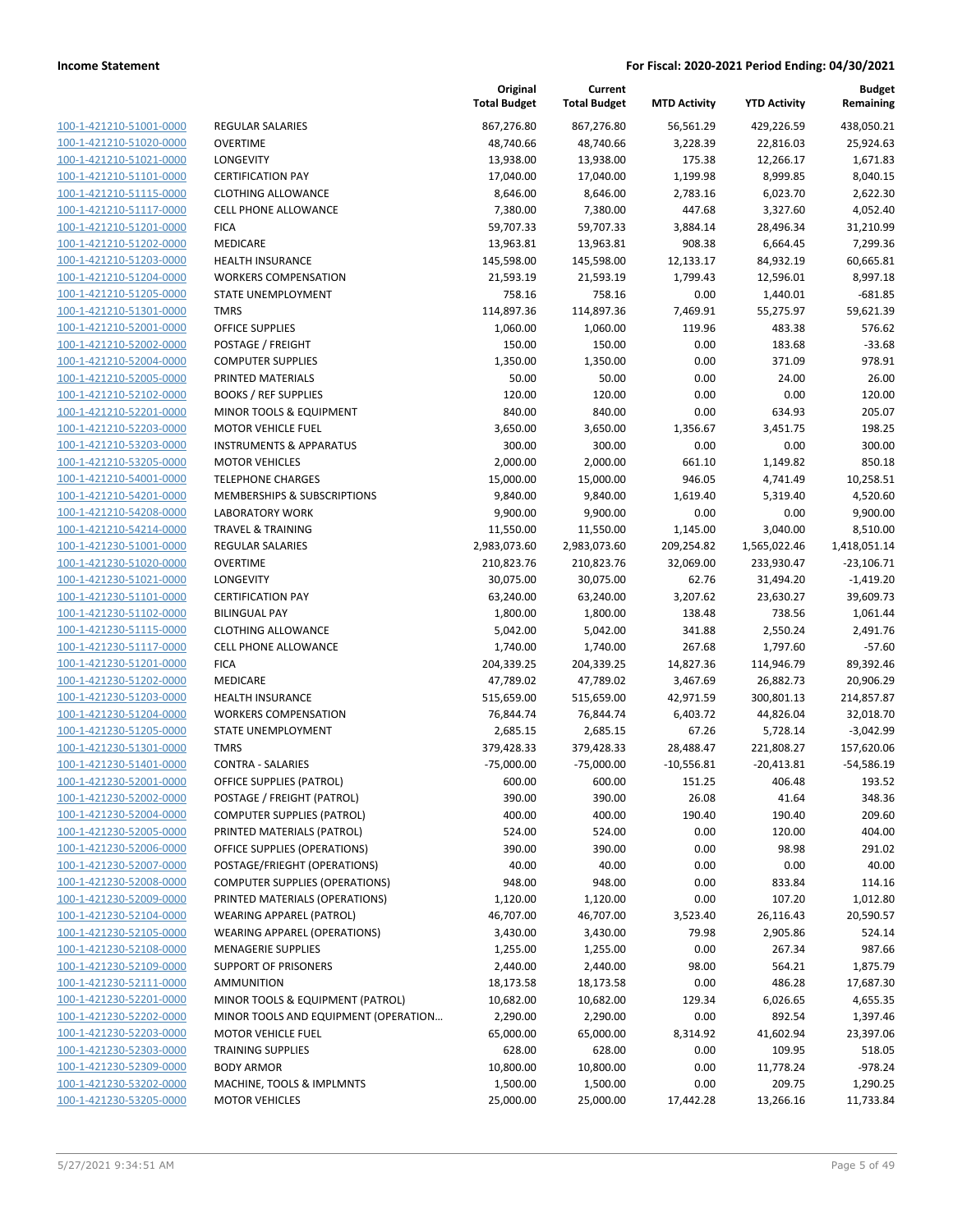| | | Original Total Budget | Current Total Budget | MTD Activity | YTD Activity | Budget Remaining |
|---|---|---|---|---|---|---|
| 100-1-421210-51001-0000 | REGULAR SALARIES | 867,276.80 | 867,276.80 | 56,561.29 | 429,226.59 | 438,050.21 |
| 100-1-421210-51020-0000 | OVERTIME | 48,740.66 | 48,740.66 | 3,228.39 | 22,816.03 | 25,924.63 |
| 100-1-421210-51021-0000 | LONGEVITY | 13,938.00 | 13,938.00 | 175.38 | 12,266.17 | 1,671.83 |
| 100-1-421210-51101-0000 | CERTIFICATION PAY | 17,040.00 | 17,040.00 | 1,199.98 | 8,999.85 | 8,040.15 |
| 100-1-421210-51115-0000 | CLOTHING ALLOWANCE | 8,646.00 | 8,646.00 | 2,783.16 | 6,023.70 | 2,622.30 |
| 100-1-421210-51117-0000 | CELL PHONE ALLOWANCE | 7,380.00 | 7,380.00 | 447.68 | 3,327.60 | 4,052.40 |
| 100-1-421210-51201-0000 | FICA | 59,707.33 | 59,707.33 | 3,884.14 | 28,496.34 | 31,210.99 |
| 100-1-421210-51202-0000 | MEDICARE | 13,963.81 | 13,963.81 | 908.38 | 6,664.45 | 7,299.36 |
| 100-1-421210-51203-0000 | HEALTH INSURANCE | 145,598.00 | 145,598.00 | 12,133.17 | 84,932.19 | 60,665.81 |
| 100-1-421210-51204-0000 | WORKERS COMPENSATION | 21,593.19 | 21,593.19 | 1,799.43 | 12,596.01 | 8,997.18 |
| 100-1-421210-51205-0000 | STATE UNEMPLOYMENT | 758.16 | 758.16 | 0.00 | 1,440.01 | -681.85 |
| 100-1-421210-51301-0000 | TMRS | 114,897.36 | 114,897.36 | 7,469.91 | 55,275.97 | 59,621.39 |
| 100-1-421210-52001-0000 | OFFICE SUPPLIES | 1,060.00 | 1,060.00 | 119.96 | 483.38 | 576.62 |
| 100-1-421210-52002-0000 | POSTAGE / FREIGHT | 150.00 | 150.00 | 0.00 | 183.68 | -33.68 |
| 100-1-421210-52004-0000 | COMPUTER SUPPLIES | 1,350.00 | 1,350.00 | 0.00 | 371.09 | 978.91 |
| 100-1-421210-52005-0000 | PRINTED MATERIALS | 50.00 | 50.00 | 0.00 | 24.00 | 26.00 |
| 100-1-421210-52102-0000 | BOOKS / REF SUPPLIES | 120.00 | 120.00 | 0.00 | 0.00 | 120.00 |
| 100-1-421210-52201-0000 | MINOR TOOLS & EQUIPMENT | 840.00 | 840.00 | 0.00 | 634.93 | 205.07 |
| 100-1-421210-52203-0000 | MOTOR VEHICLE FUEL | 3,650.00 | 3,650.00 | 1,356.67 | 3,451.75 | 198.25 |
| 100-1-421210-53203-0000 | INSTRUMENTS & APPARATUS | 300.00 | 300.00 | 0.00 | 0.00 | 300.00 |
| 100-1-421210-53205-0000 | MOTOR VEHICLES | 2,000.00 | 2,000.00 | 661.10 | 1,149.82 | 850.18 |
| 100-1-421210-54001-0000 | TELEPHONE CHARGES | 15,000.00 | 15,000.00 | 946.05 | 4,741.49 | 10,258.51 |
| 100-1-421210-54201-0000 | MEMBERSHIPS & SUBSCRIPTIONS | 9,840.00 | 9,840.00 | 1,619.40 | 5,319.40 | 4,520.60 |
| 100-1-421210-54208-0000 | LABORATORY WORK | 9,900.00 | 9,900.00 | 0.00 | 0.00 | 9,900.00 |
| 100-1-421210-54214-0000 | TRAVEL & TRAINING | 11,550.00 | 11,550.00 | 1,145.00 | 3,040.00 | 8,510.00 |
| 100-1-421230-51001-0000 | REGULAR SALARIES | 2,983,073.60 | 2,983,073.60 | 209,254.82 | 1,565,022.46 | 1,418,051.14 |
| 100-1-421230-51020-0000 | OVERTIME | 210,823.76 | 210,823.76 | 32,069.00 | 233,930.47 | -23,106.71 |
| 100-1-421230-51021-0000 | LONGEVITY | 30,075.00 | 30,075.00 | 62.76 | 31,494.20 | -1,419.20 |
| 100-1-421230-51101-0000 | CERTIFICATION PAY | 63,240.00 | 63,240.00 | 3,207.62 | 23,630.27 | 39,609.73 |
| 100-1-421230-51102-0000 | BILINGUAL PAY | 1,800.00 | 1,800.00 | 138.48 | 738.56 | 1,061.44 |
| 100-1-421230-51115-0000 | CLOTHING ALLOWANCE | 5,042.00 | 5,042.00 | 341.88 | 2,550.24 | 2,491.76 |
| 100-1-421230-51117-0000 | CELL PHONE ALLOWANCE | 1,740.00 | 1,740.00 | 267.68 | 1,797.60 | -57.60 |
| 100-1-421230-51201-0000 | FICA | 204,339.25 | 204,339.25 | 14,827.36 | 114,946.79 | 89,392.46 |
| 100-1-421230-51202-0000 | MEDICARE | 47,789.02 | 47,789.02 | 3,467.69 | 26,882.73 | 20,906.29 |
| 100-1-421230-51203-0000 | HEALTH INSURANCE | 515,659.00 | 515,659.00 | 42,971.59 | 300,801.13 | 214,857.87 |
| 100-1-421230-51204-0000 | WORKERS COMPENSATION | 76,844.74 | 76,844.74 | 6,403.72 | 44,826.04 | 32,018.70 |
| 100-1-421230-51205-0000 | STATE UNEMPLOYMENT | 2,685.15 | 2,685.15 | 67.26 | 5,728.14 | -3,042.99 |
| 100-1-421230-51301-0000 | TMRS | 379,428.33 | 379,428.33 | 28,488.47 | 221,808.27 | 157,620.06 |
| 100-1-421230-51401-0000 | CONTRA - SALARIES | -75,000.00 | -75,000.00 | -10,556.81 | -20,413.81 | -54,586.19 |
| 100-1-421230-52001-0000 | OFFICE SUPPLIES (PATROL) | 600.00 | 600.00 | 151.25 | 406.48 | 193.52 |
| 100-1-421230-52002-0000 | POSTAGE / FREIGHT (PATROL) | 390.00 | 390.00 | 26.08 | 41.64 | 348.36 |
| 100-1-421230-52004-0000 | COMPUTER SUPPLIES (PATROL) | 400.00 | 400.00 | 190.40 | 190.40 | 209.60 |
| 100-1-421230-52005-0000 | PRINTED MATERIALS (PATROL) | 524.00 | 524.00 | 0.00 | 120.00 | 404.00 |
| 100-1-421230-52006-0000 | OFFICE SUPPLIES (OPERATIONS) | 390.00 | 390.00 | 0.00 | 98.98 | 291.02 |
| 100-1-421230-52007-0000 | POSTAGE/FRIEGHT (OPERATIONS) | 40.00 | 40.00 | 0.00 | 0.00 | 40.00 |
| 100-1-421230-52008-0000 | COMPUTER SUPPLIES (OPERATIONS) | 948.00 | 948.00 | 0.00 | 833.84 | 114.16 |
| 100-1-421230-52009-0000 | PRINTED MATERIALS (OPERATIONS) | 1,120.00 | 1,120.00 | 0.00 | 107.20 | 1,012.80 |
| 100-1-421230-52104-0000 | WEARING APPAREL (PATROL) | 46,707.00 | 46,707.00 | 3,523.40 | 26,116.43 | 20,590.57 |
| 100-1-421230-52105-0000 | WEARING APPAREL (OPERATIONS) | 3,430.00 | 3,430.00 | 79.98 | 2,905.86 | 524.14 |
| 100-1-421230-52108-0000 | MENAGERIE SUPPLIES | 1,255.00 | 1,255.00 | 0.00 | 267.34 | 987.66 |
| 100-1-421230-52109-0000 | SUPPORT OF PRISONERS | 2,440.00 | 2,440.00 | 98.00 | 564.21 | 1,875.79 |
| 100-1-421230-52111-0000 | AMMUNITION | 18,173.58 | 18,173.58 | 0.00 | 486.28 | 17,687.30 |
| 100-1-421230-52201-0000 | MINOR TOOLS & EQUIPMENT (PATROL) | 10,682.00 | 10,682.00 | 129.34 | 6,026.65 | 4,655.35 |
| 100-1-421230-52202-0000 | MINOR TOOLS AND EQUIPMENT (OPERATION… | 2,290.00 | 2,290.00 | 0.00 | 892.54 | 1,397.46 |
| 100-1-421230-52203-0000 | MOTOR VEHICLE FUEL | 65,000.00 | 65,000.00 | 8,314.92 | 41,602.94 | 23,397.06 |
| 100-1-421230-52303-0000 | TRAINING SUPPLIES | 628.00 | 628.00 | 0.00 | 109.95 | 518.05 |
| 100-1-421230-52309-0000 | BODY ARMOR | 10,800.00 | 10,800.00 | 0.00 | 11,778.24 | -978.24 |
| 100-1-421230-53202-0000 | MACHINE, TOOLS & IMPLMNTS | 1,500.00 | 1,500.00 | 0.00 | 209.75 | 1,290.25 |
| 100-1-421230-53205-0000 | MOTOR VEHICLES | 25,000.00 | 25,000.00 | 17,442.28 | 13,266.16 | 11,733.84 |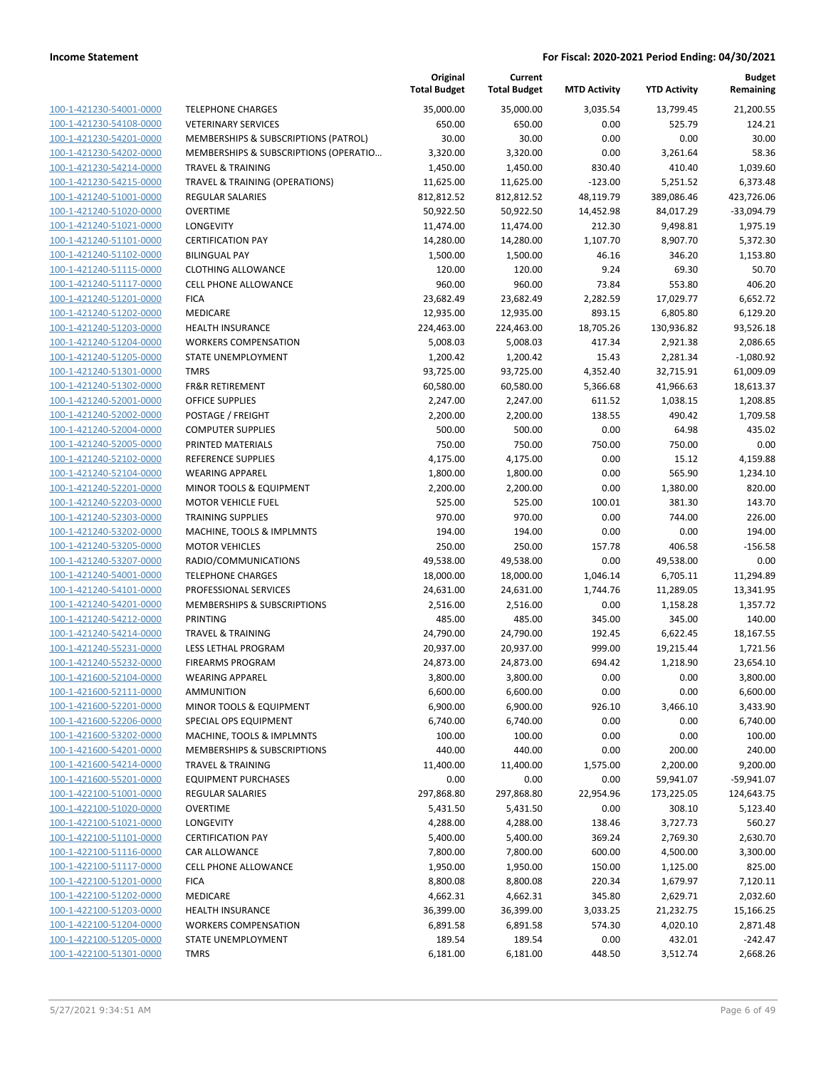| | | Original Total Budget | Current Total Budget | MTD Activity | YTD Activity | Budget Remaining |
|---|---|---|---|---|---|---|
| 100-1-421230-54001-0000 | TELEPHONE CHARGES | 35,000.00 | 35,000.00 | 3,035.54 | 13,799.45 | 21,200.55 |
| 100-1-421230-54108-0000 | VETERINARY SERVICES | 650.00 | 650.00 | 0.00 | 525.79 | 124.21 |
| 100-1-421230-54201-0000 | MEMBERSHIPS & SUBSCRIPTIONS (PATROL) | 30.00 | 30.00 | 0.00 | 0.00 | 30.00 |
| 100-1-421230-54202-0000 | MEMBERSHIPS & SUBSCRIPTIONS (OPERATIO… | 3,320.00 | 3,320.00 | 0.00 | 3,261.64 | 58.36 |
| 100-1-421230-54214-0000 | TRAVEL & TRAINING | 1,450.00 | 1,450.00 | 830.40 | 410.40 | 1,039.60 |
| 100-1-421230-54215-0000 | TRAVEL & TRAINING (OPERATIONS) | 11,625.00 | 11,625.00 | -123.00 | 5,251.52 | 6,373.48 |
| 100-1-421240-51001-0000 | REGULAR SALARIES | 812,812.52 | 812,812.52 | 48,119.79 | 389,086.46 | 423,726.06 |
| 100-1-421240-51020-0000 | OVERTIME | 50,922.50 | 50,922.50 | 14,452.98 | 84,017.29 | -33,094.79 |
| 100-1-421240-51021-0000 | LONGEVITY | 11,474.00 | 11,474.00 | 212.30 | 9,498.81 | 1,975.19 |
| 100-1-421240-51101-0000 | CERTIFICATION PAY | 14,280.00 | 14,280.00 | 1,107.70 | 8,907.70 | 5,372.30 |
| 100-1-421240-51102-0000 | BILINGUAL PAY | 1,500.00 | 1,500.00 | 46.16 | 346.20 | 1,153.80 |
| 100-1-421240-51115-0000 | CLOTHING ALLOWANCE | 120.00 | 120.00 | 9.24 | 69.30 | 50.70 |
| 100-1-421240-51117-0000 | CELL PHONE ALLOWANCE | 960.00 | 960.00 | 73.84 | 553.80 | 406.20 |
| 100-1-421240-51201-0000 | FICA | 23,682.49 | 23,682.49 | 2,282.59 | 17,029.77 | 6,652.72 |
| 100-1-421240-51202-0000 | MEDICARE | 12,935.00 | 12,935.00 | 893.15 | 6,805.80 | 6,129.20 |
| 100-1-421240-51203-0000 | HEALTH INSURANCE | 224,463.00 | 224,463.00 | 18,705.26 | 130,936.82 | 93,526.18 |
| 100-1-421240-51204-0000 | WORKERS COMPENSATION | 5,008.03 | 5,008.03 | 417.34 | 2,921.38 | 2,086.65 |
| 100-1-421240-51205-0000 | STATE UNEMPLOYMENT | 1,200.42 | 1,200.42 | 15.43 | 2,281.34 | -1,080.92 |
| 100-1-421240-51301-0000 | TMRS | 93,725.00 | 93,725.00 | 4,352.40 | 32,715.91 | 61,009.09 |
| 100-1-421240-51302-0000 | FR&R RETIREMENT | 60,580.00 | 60,580.00 | 5,366.68 | 41,966.63 | 18,613.37 |
| 100-1-421240-52001-0000 | OFFICE SUPPLIES | 2,247.00 | 2,247.00 | 611.52 | 1,038.15 | 1,208.85 |
| 100-1-421240-52002-0000 | POSTAGE / FREIGHT | 2,200.00 | 2,200.00 | 138.55 | 490.42 | 1,709.58 |
| 100-1-421240-52004-0000 | COMPUTER SUPPLIES | 500.00 | 500.00 | 0.00 | 64.98 | 435.02 |
| 100-1-421240-52005-0000 | PRINTED MATERIALS | 750.00 | 750.00 | 750.00 | 750.00 | 0.00 |
| 100-1-421240-52102-0000 | REFERENCE SUPPLIES | 4,175.00 | 4,175.00 | 0.00 | 15.12 | 4,159.88 |
| 100-1-421240-52104-0000 | WEARING APPAREL | 1,800.00 | 1,800.00 | 0.00 | 565.90 | 1,234.10 |
| 100-1-421240-52201-0000 | MINOR TOOLS & EQUIPMENT | 2,200.00 | 2,200.00 | 0.00 | 1,380.00 | 820.00 |
| 100-1-421240-52203-0000 | MOTOR VEHICLE FUEL | 525.00 | 525.00 | 100.01 | 381.30 | 143.70 |
| 100-1-421240-52303-0000 | TRAINING SUPPLIES | 970.00 | 970.00 | 0.00 | 744.00 | 226.00 |
| 100-1-421240-53202-0000 | MACHINE, TOOLS & IMPLMNTS | 194.00 | 194.00 | 0.00 | 0.00 | 194.00 |
| 100-1-421240-53205-0000 | MOTOR VEHICLES | 250.00 | 250.00 | 157.78 | 406.58 | -156.58 |
| 100-1-421240-53207-0000 | RADIO/COMMUNICATIONS | 49,538.00 | 49,538.00 | 0.00 | 49,538.00 | 0.00 |
| 100-1-421240-54001-0000 | TELEPHONE CHARGES | 18,000.00 | 18,000.00 | 1,046.14 | 6,705.11 | 11,294.89 |
| 100-1-421240-54101-0000 | PROFESSIONAL SERVICES | 24,631.00 | 24,631.00 | 1,744.76 | 11,289.05 | 13,341.95 |
| 100-1-421240-54201-0000 | MEMBERSHIPS & SUBSCRIPTIONS | 2,516.00 | 2,516.00 | 0.00 | 1,158.28 | 1,357.72 |
| 100-1-421240-54212-0000 | PRINTING | 485.00 | 485.00 | 345.00 | 345.00 | 140.00 |
| 100-1-421240-54214-0000 | TRAVEL & TRAINING | 24,790.00 | 24,790.00 | 192.45 | 6,622.45 | 18,167.55 |
| 100-1-421240-55231-0000 | LESS LETHAL PROGRAM | 20,937.00 | 20,937.00 | 999.00 | 19,215.44 | 1,721.56 |
| 100-1-421240-55232-0000 | FIREARMS PROGRAM | 24,873.00 | 24,873.00 | 694.42 | 1,218.90 | 23,654.10 |
| 100-1-421600-52104-0000 | WEARING APPAREL | 3,800.00 | 3,800.00 | 0.00 | 0.00 | 3,800.00 |
| 100-1-421600-52111-0000 | AMMUNITION | 6,600.00 | 6,600.00 | 0.00 | 0.00 | 6,600.00 |
| 100-1-421600-52201-0000 | MINOR TOOLS & EQUIPMENT | 6,900.00 | 6,900.00 | 926.10 | 3,466.10 | 3,433.90 |
| 100-1-421600-52206-0000 | SPECIAL OPS EQUIPMENT | 6,740.00 | 6,740.00 | 0.00 | 0.00 | 6,740.00 |
| 100-1-421600-53202-0000 | MACHINE, TOOLS & IMPLMNTS | 100.00 | 100.00 | 0.00 | 0.00 | 100.00 |
| 100-1-421600-54201-0000 | MEMBERSHIPS & SUBSCRIPTIONS | 440.00 | 440.00 | 0.00 | 200.00 | 240.00 |
| 100-1-421600-54214-0000 | TRAVEL & TRAINING | 11,400.00 | 11,400.00 | 1,575.00 | 2,200.00 | 9,200.00 |
| 100-1-421600-55201-0000 | EQUIPMENT PURCHASES | 0.00 | 0.00 | 0.00 | 59,941.07 | -59,941.07 |
| 100-1-422100-51001-0000 | REGULAR SALARIES | 297,868.80 | 297,868.80 | 22,954.96 | 173,225.05 | 124,643.75 |
| 100-1-422100-51020-0000 | OVERTIME | 5,431.50 | 5,431.50 | 0.00 | 308.10 | 5,123.40 |
| 100-1-422100-51021-0000 | LONGEVITY | 4,288.00 | 4,288.00 | 138.46 | 3,727.73 | 560.27 |
| 100-1-422100-51101-0000 | CERTIFICATION PAY | 5,400.00 | 5,400.00 | 369.24 | 2,769.30 | 2,630.70 |
| 100-1-422100-51116-0000 | CAR ALLOWANCE | 7,800.00 | 7,800.00 | 600.00 | 4,500.00 | 3,300.00 |
| 100-1-422100-51117-0000 | CELL PHONE ALLOWANCE | 1,950.00 | 1,950.00 | 150.00 | 1,125.00 | 825.00 |
| 100-1-422100-51201-0000 | FICA | 8,800.08 | 8,800.08 | 220.34 | 1,679.97 | 7,120.11 |
| 100-1-422100-51202-0000 | MEDICARE | 4,662.31 | 4,662.31 | 345.80 | 2,629.71 | 2,032.60 |
| 100-1-422100-51203-0000 | HEALTH INSURANCE | 36,399.00 | 36,399.00 | 3,033.25 | 21,232.75 | 15,166.25 |
| 100-1-422100-51204-0000 | WORKERS COMPENSATION | 6,891.58 | 6,891.58 | 574.30 | 4,020.10 | 2,871.48 |
| 100-1-422100-51205-0000 | STATE UNEMPLOYMENT | 189.54 | 189.54 | 0.00 | 432.01 | -242.47 |
| 100-1-422100-51301-0000 | TMRS | 6,181.00 | 6,181.00 | 448.50 | 3,512.74 | 2,668.26 |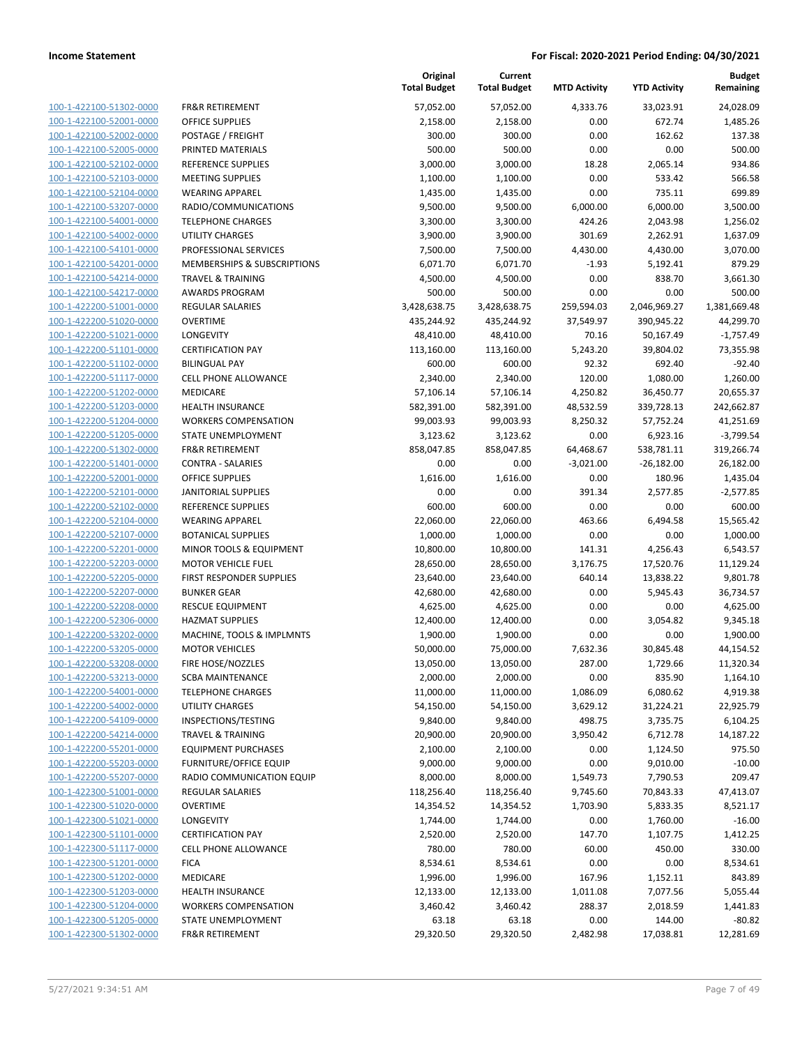**Income Statement** | **For Fiscal: 2020-2021 Period Ending: 04/30/2021**

| | | Original Total Budget | Current Total Budget | MTD Activity | YTD Activity | Budget Remaining |
|---|---|---|---|---|---|---|
| 100-1-422100-51302-0000 | FR&R RETIREMENT | 57,052.00 | 57,052.00 | 4,333.76 | 33,023.91 | 24,028.09 |
| 100-1-422100-52001-0000 | OFFICE SUPPLIES | 2,158.00 | 2,158.00 | 0.00 | 672.74 | 1,485.26 |
| 100-1-422100-52002-0000 | POSTAGE / FREIGHT | 300.00 | 300.00 | 0.00 | 162.62 | 137.38 |
| 100-1-422100-52005-0000 | PRINTED MATERIALS | 500.00 | 500.00 | 0.00 | 0.00 | 500.00 |
| 100-1-422100-52102-0000 | REFERENCE SUPPLIES | 3,000.00 | 3,000.00 | 18.28 | 2,065.14 | 934.86 |
| 100-1-422100-52103-0000 | MEETING SUPPLIES | 1,100.00 | 1,100.00 | 0.00 | 533.42 | 566.58 |
| 100-1-422100-52104-0000 | WEARING APPAREL | 1,435.00 | 1,435.00 | 0.00 | 735.11 | 699.89 |
| 100-1-422100-53207-0000 | RADIO/COMMUNICATIONS | 9,500.00 | 9,500.00 | 6,000.00 | 6,000.00 | 3,500.00 |
| 100-1-422100-54001-0000 | TELEPHONE CHARGES | 3,300.00 | 3,300.00 | 424.26 | 2,043.98 | 1,256.02 |
| 100-1-422100-54002-0000 | UTILITY CHARGES | 3,900.00 | 3,900.00 | 301.69 | 2,262.91 | 1,637.09 |
| 100-1-422100-54101-0000 | PROFESSIONAL SERVICES | 7,500.00 | 7,500.00 | 4,430.00 | 4,430.00 | 3,070.00 |
| 100-1-422100-54201-0000 | MEMBERSHIPS & SUBSCRIPTIONS | 6,071.70 | 6,071.70 | -1.93 | 5,192.41 | 879.29 |
| 100-1-422100-54214-0000 | TRAVEL & TRAINING | 4,500.00 | 4,500.00 | 0.00 | 838.70 | 3,661.30 |
| 100-1-422100-54217-0000 | AWARDS PROGRAM | 500.00 | 500.00 | 0.00 | 0.00 | 500.00 |
| 100-1-422200-51001-0000 | REGULAR SALARIES | 3,428,638.75 | 3,428,638.75 | 259,594.03 | 2,046,969.27 | 1,381,669.48 |
| 100-1-422200-51020-0000 | OVERTIME | 435,244.92 | 435,244.92 | 37,549.97 | 390,945.22 | 44,299.70 |
| 100-1-422200-51021-0000 | LONGEVITY | 48,410.00 | 48,410.00 | 70.16 | 50,167.49 | -1,757.49 |
| 100-1-422200-51101-0000 | CERTIFICATION PAY | 113,160.00 | 113,160.00 | 5,243.20 | 39,804.02 | 73,355.98 |
| 100-1-422200-51102-0000 | BILINGUAL PAY | 600.00 | 600.00 | 92.32 | 692.40 | -92.40 |
| 100-1-422200-51117-0000 | CELL PHONE ALLOWANCE | 2,340.00 | 2,340.00 | 120.00 | 1,080.00 | 1,260.00 |
| 100-1-422200-51202-0000 | MEDICARE | 57,106.14 | 57,106.14 | 4,250.82 | 36,450.77 | 20,655.37 |
| 100-1-422200-51203-0000 | HEALTH INSURANCE | 582,391.00 | 582,391.00 | 48,532.59 | 339,728.13 | 242,662.87 |
| 100-1-422200-51204-0000 | WORKERS COMPENSATION | 99,003.93 | 99,003.93 | 8,250.32 | 57,752.24 | 41,251.69 |
| 100-1-422200-51205-0000 | STATE UNEMPLOYMENT | 3,123.62 | 3,123.62 | 0.00 | 6,923.16 | -3,799.54 |
| 100-1-422200-51302-0000 | FR&R RETIREMENT | 858,047.85 | 858,047.85 | 64,468.67 | 538,781.11 | 319,266.74 |
| 100-1-422200-51401-0000 | CONTRA - SALARIES | 0.00 | 0.00 | -3,021.00 | -26,182.00 | 26,182.00 |
| 100-1-422200-52001-0000 | OFFICE SUPPLIES | 1,616.00 | 1,616.00 | 0.00 | 180.96 | 1,435.04 |
| 100-1-422200-52101-0000 | JANITORIAL SUPPLIES | 0.00 | 0.00 | 391.34 | 2,577.85 | -2,577.85 |
| 100-1-422200-52102-0000 | REFERENCE SUPPLIES | 600.00 | 600.00 | 0.00 | 0.00 | 600.00 |
| 100-1-422200-52104-0000 | WEARING APPAREL | 22,060.00 | 22,060.00 | 463.66 | 6,494.58 | 15,565.42 |
| 100-1-422200-52107-0000 | BOTANICAL SUPPLIES | 1,000.00 | 1,000.00 | 0.00 | 0.00 | 1,000.00 |
| 100-1-422200-52201-0000 | MINOR TOOLS & EQUIPMENT | 10,800.00 | 10,800.00 | 141.31 | 4,256.43 | 6,543.57 |
| 100-1-422200-52203-0000 | MOTOR VEHICLE FUEL | 28,650.00 | 28,650.00 | 3,176.75 | 17,520.76 | 11,129.24 |
| 100-1-422200-52205-0000 | FIRST RESPONDER SUPPLIES | 23,640.00 | 23,640.00 | 640.14 | 13,838.22 | 9,801.78 |
| 100-1-422200-52207-0000 | BUNKER GEAR | 42,680.00 | 42,680.00 | 0.00 | 5,945.43 | 36,734.57 |
| 100-1-422200-52208-0000 | RESCUE EQUIPMENT | 4,625.00 | 4,625.00 | 0.00 | 0.00 | 4,625.00 |
| 100-1-422200-52306-0000 | HAZMAT SUPPLIES | 12,400.00 | 12,400.00 | 0.00 | 3,054.82 | 9,345.18 |
| 100-1-422200-53202-0000 | MACHINE, TOOLS & IMPLMNTS | 1,900.00 | 1,900.00 | 0.00 | 0.00 | 1,900.00 |
| 100-1-422200-53205-0000 | MOTOR VEHICLES | 50,000.00 | 75,000.00 | 7,632.36 | 30,845.48 | 44,154.52 |
| 100-1-422200-53208-0000 | FIRE HOSE/NOZZLES | 13,050.00 | 13,050.00 | 287.00 | 1,729.66 | 11,320.34 |
| 100-1-422200-53213-0000 | SCBA MAINTENANCE | 2,000.00 | 2,000.00 | 0.00 | 835.90 | 1,164.10 |
| 100-1-422200-54001-0000 | TELEPHONE CHARGES | 11,000.00 | 11,000.00 | 1,086.09 | 6,080.62 | 4,919.38 |
| 100-1-422200-54002-0000 | UTILITY CHARGES | 54,150.00 | 54,150.00 | 3,629.12 | 31,224.21 | 22,925.79 |
| 100-1-422200-54109-0000 | INSPECTIONS/TESTING | 9,840.00 | 9,840.00 | 498.75 | 3,735.75 | 6,104.25 |
| 100-1-422200-54214-0000 | TRAVEL & TRAINING | 20,900.00 | 20,900.00 | 3,950.42 | 6,712.78 | 14,187.22 |
| 100-1-422200-55201-0000 | EQUIPMENT PURCHASES | 2,100.00 | 2,100.00 | 0.00 | 1,124.50 | 975.50 |
| 100-1-422200-55203-0000 | FURNITURE/OFFICE EQUIP | 9,000.00 | 9,000.00 | 0.00 | 9,010.00 | -10.00 |
| 100-1-422200-55207-0000 | RADIO COMMUNICATION EQUIP | 8,000.00 | 8,000.00 | 1,549.73 | 7,790.53 | 209.47 |
| 100-1-422300-51001-0000 | REGULAR SALARIES | 118,256.40 | 118,256.40 | 9,745.60 | 70,843.33 | 47,413.07 |
| 100-1-422300-51020-0000 | OVERTIME | 14,354.52 | 14,354.52 | 1,703.90 | 5,833.35 | 8,521.17 |
| 100-1-422300-51021-0000 | LONGEVITY | 1,744.00 | 1,744.00 | 0.00 | 1,760.00 | -16.00 |
| 100-1-422300-51101-0000 | CERTIFICATION PAY | 2,520.00 | 2,520.00 | 147.70 | 1,107.75 | 1,412.25 |
| 100-1-422300-51117-0000 | CELL PHONE ALLOWANCE | 780.00 | 780.00 | 60.00 | 450.00 | 330.00 |
| 100-1-422300-51201-0000 | FICA | 8,534.61 | 8,534.61 | 0.00 | 0.00 | 8,534.61 |
| 100-1-422300-51202-0000 | MEDICARE | 1,996.00 | 1,996.00 | 167.96 | 1,152.11 | 843.89 |
| 100-1-422300-51203-0000 | HEALTH INSURANCE | 12,133.00 | 12,133.00 | 1,011.08 | 7,077.56 | 5,055.44 |
| 100-1-422300-51204-0000 | WORKERS COMPENSATION | 3,460.42 | 3,460.42 | 288.37 | 2,018.59 | 1,441.83 |
| 100-1-422300-51205-0000 | STATE UNEMPLOYMENT | 63.18 | 63.18 | 0.00 | 144.00 | -80.82 |
| 100-1-422300-51302-0000 | FR&R RETIREMENT | 29,320.50 | 29,320.50 | 2,482.98 | 17,038.81 | 12,281.69 |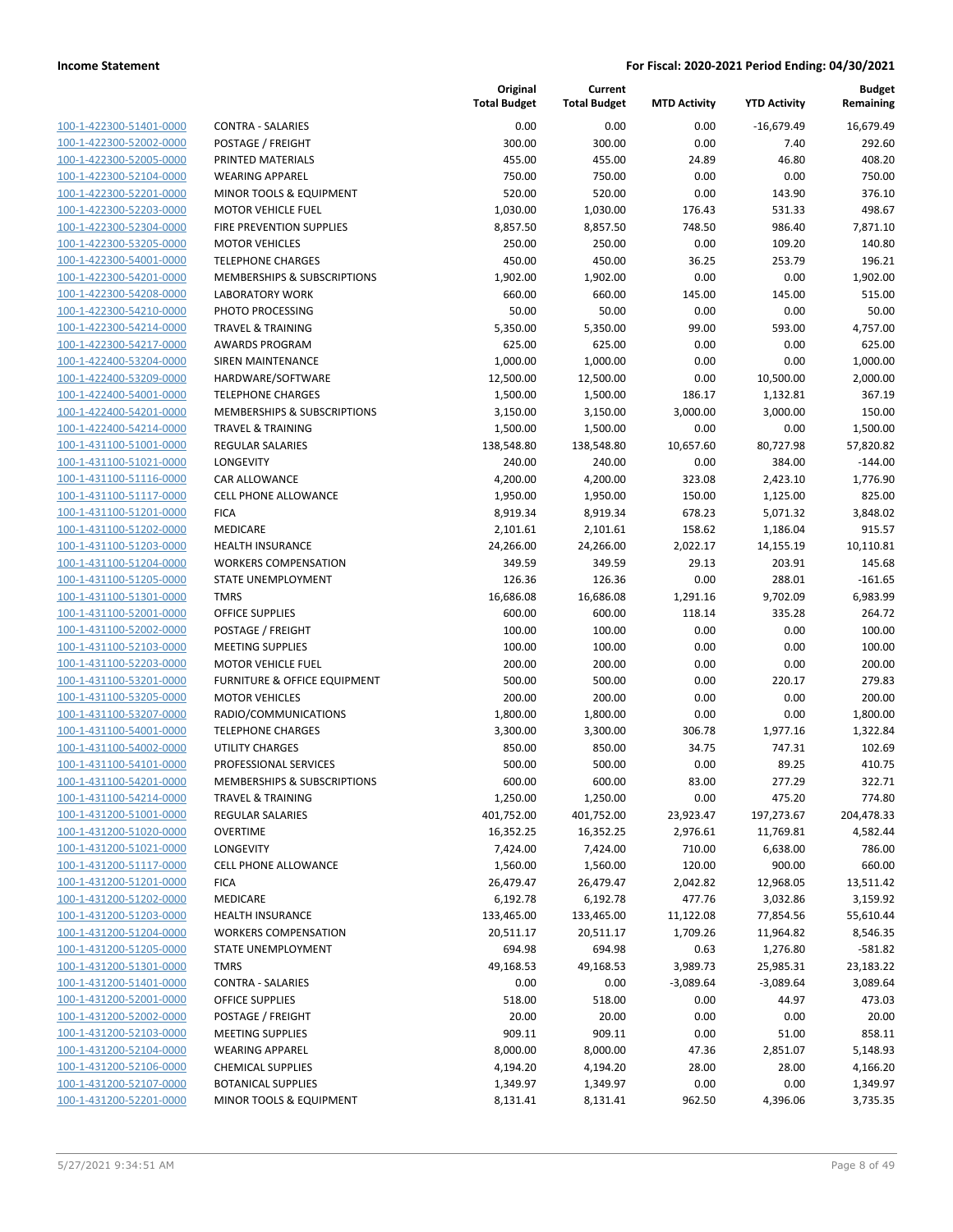| | | Original Total Budget | Current Total Budget | MTD Activity | YTD Activity | Budget Remaining |
|---|---|---|---|---|---|---|
| 100-1-422300-51401-0000 | CONTRA - SALARIES | 0.00 | 0.00 | 0.00 | -16,679.49 | 16,679.49 |
| 100-1-422300-52002-0000 | POSTAGE / FREIGHT | 300.00 | 300.00 | 0.00 | 7.40 | 292.60 |
| 100-1-422300-52005-0000 | PRINTED MATERIALS | 455.00 | 455.00 | 24.89 | 46.80 | 408.20 |
| 100-1-422300-52104-0000 | WEARING APPAREL | 750.00 | 750.00 | 0.00 | 0.00 | 750.00 |
| 100-1-422300-52201-0000 | MINOR TOOLS & EQUIPMENT | 520.00 | 520.00 | 0.00 | 143.90 | 376.10 |
| 100-1-422300-52203-0000 | MOTOR VEHICLE FUEL | 1,030.00 | 1,030.00 | 176.43 | 531.33 | 498.67 |
| 100-1-422300-52304-0000 | FIRE PREVENTION SUPPLIES | 8,857.50 | 8,857.50 | 748.50 | 986.40 | 7,871.10 |
| 100-1-422300-53205-0000 | MOTOR VEHICLES | 250.00 | 250.00 | 0.00 | 109.20 | 140.80 |
| 100-1-422300-54001-0000 | TELEPHONE CHARGES | 450.00 | 450.00 | 36.25 | 253.79 | 196.21 |
| 100-1-422300-54201-0000 | MEMBERSHIPS & SUBSCRIPTIONS | 1,902.00 | 1,902.00 | 0.00 | 0.00 | 1,902.00 |
| 100-1-422300-54208-0000 | LABORATORY WORK | 660.00 | 660.00 | 145.00 | 145.00 | 515.00 |
| 100-1-422300-54210-0000 | PHOTO PROCESSING | 50.00 | 50.00 | 0.00 | 0.00 | 50.00 |
| 100-1-422300-54214-0000 | TRAVEL & TRAINING | 5,350.00 | 5,350.00 | 99.00 | 593.00 | 4,757.00 |
| 100-1-422300-54217-0000 | AWARDS PROGRAM | 625.00 | 625.00 | 0.00 | 0.00 | 625.00 |
| 100-1-422400-53204-0000 | SIREN MAINTENANCE | 1,000.00 | 1,000.00 | 0.00 | 0.00 | 1,000.00 |
| 100-1-422400-53209-0000 | HARDWARE/SOFTWARE | 12,500.00 | 12,500.00 | 0.00 | 10,500.00 | 2,000.00 |
| 100-1-422400-54001-0000 | TELEPHONE CHARGES | 1,500.00 | 1,500.00 | 186.17 | 1,132.81 | 367.19 |
| 100-1-422400-54201-0000 | MEMBERSHIPS & SUBSCRIPTIONS | 3,150.00 | 3,150.00 | 3,000.00 | 3,000.00 | 150.00 |
| 100-1-422400-54214-0000 | TRAVEL & TRAINING | 1,500.00 | 1,500.00 | 0.00 | 0.00 | 1,500.00 |
| 100-1-431100-51001-0000 | REGULAR SALARIES | 138,548.80 | 138,548.80 | 10,657.60 | 80,727.98 | 57,820.82 |
| 100-1-431100-51021-0000 | LONGEVITY | 240.00 | 240.00 | 0.00 | 384.00 | -144.00 |
| 100-1-431100-51116-0000 | CAR ALLOWANCE | 4,200.00 | 4,200.00 | 323.08 | 2,423.10 | 1,776.90 |
| 100-1-431100-51117-0000 | CELL PHONE ALLOWANCE | 1,950.00 | 1,950.00 | 150.00 | 1,125.00 | 825.00 |
| 100-1-431100-51201-0000 | FICA | 8,919.34 | 8,919.34 | 678.23 | 5,071.32 | 3,848.02 |
| 100-1-431100-51202-0000 | MEDICARE | 2,101.61 | 2,101.61 | 158.62 | 1,186.04 | 915.57 |
| 100-1-431100-51203-0000 | HEALTH INSURANCE | 24,266.00 | 24,266.00 | 2,022.17 | 14,155.19 | 10,110.81 |
| 100-1-431100-51204-0000 | WORKERS COMPENSATION | 349.59 | 349.59 | 29.13 | 203.91 | 145.68 |
| 100-1-431100-51205-0000 | STATE UNEMPLOYMENT | 126.36 | 126.36 | 0.00 | 288.01 | -161.65 |
| 100-1-431100-51301-0000 | TMRS | 16,686.08 | 16,686.08 | 1,291.16 | 9,702.09 | 6,983.99 |
| 100-1-431100-52001-0000 | OFFICE SUPPLIES | 600.00 | 600.00 | 118.14 | 335.28 | 264.72 |
| 100-1-431100-52002-0000 | POSTAGE / FREIGHT | 100.00 | 100.00 | 0.00 | 0.00 | 100.00 |
| 100-1-431100-52103-0000 | MEETING SUPPLIES | 100.00 | 100.00 | 0.00 | 0.00 | 100.00 |
| 100-1-431100-52203-0000 | MOTOR VEHICLE FUEL | 200.00 | 200.00 | 0.00 | 0.00 | 200.00 |
| 100-1-431100-53201-0000 | FURNITURE & OFFICE EQUIPMENT | 500.00 | 500.00 | 0.00 | 220.17 | 279.83 |
| 100-1-431100-53205-0000 | MOTOR VEHICLES | 200.00 | 200.00 | 0.00 | 0.00 | 200.00 |
| 100-1-431100-53207-0000 | RADIO/COMMUNICATIONS | 1,800.00 | 1,800.00 | 0.00 | 0.00 | 1,800.00 |
| 100-1-431100-54001-0000 | TELEPHONE CHARGES | 3,300.00 | 3,300.00 | 306.78 | 1,977.16 | 1,322.84 |
| 100-1-431100-54002-0000 | UTILITY CHARGES | 850.00 | 850.00 | 34.75 | 747.31 | 102.69 |
| 100-1-431100-54101-0000 | PROFESSIONAL SERVICES | 500.00 | 500.00 | 0.00 | 89.25 | 410.75 |
| 100-1-431100-54201-0000 | MEMBERSHIPS & SUBSCRIPTIONS | 600.00 | 600.00 | 83.00 | 277.29 | 322.71 |
| 100-1-431100-54214-0000 | TRAVEL & TRAINING | 1,250.00 | 1,250.00 | 0.00 | 475.20 | 774.80 |
| 100-1-431200-51001-0000 | REGULAR SALARIES | 401,752.00 | 401,752.00 | 23,923.47 | 197,273.67 | 204,478.33 |
| 100-1-431200-51020-0000 | OVERTIME | 16,352.25 | 16,352.25 | 2,976.61 | 11,769.81 | 4,582.44 |
| 100-1-431200-51021-0000 | LONGEVITY | 7,424.00 | 7,424.00 | 710.00 | 6,638.00 | 786.00 |
| 100-1-431200-51117-0000 | CELL PHONE ALLOWANCE | 1,560.00 | 1,560.00 | 120.00 | 900.00 | 660.00 |
| 100-1-431200-51201-0000 | FICA | 26,479.47 | 26,479.47 | 2,042.82 | 12,968.05 | 13,511.42 |
| 100-1-431200-51202-0000 | MEDICARE | 6,192.78 | 6,192.78 | 477.76 | 3,032.86 | 3,159.92 |
| 100-1-431200-51203-0000 | HEALTH INSURANCE | 133,465.00 | 133,465.00 | 11,122.08 | 77,854.56 | 55,610.44 |
| 100-1-431200-51204-0000 | WORKERS COMPENSATION | 20,511.17 | 20,511.17 | 1,709.26 | 11,964.82 | 8,546.35 |
| 100-1-431200-51205-0000 | STATE UNEMPLOYMENT | 694.98 | 694.98 | 0.63 | 1,276.80 | -581.82 |
| 100-1-431200-51301-0000 | TMRS | 49,168.53 | 49,168.53 | 3,989.73 | 25,985.31 | 23,183.22 |
| 100-1-431200-51401-0000 | CONTRA - SALARIES | 0.00 | 0.00 | -3,089.64 | -3,089.64 | 3,089.64 |
| 100-1-431200-52001-0000 | OFFICE SUPPLIES | 518.00 | 518.00 | 0.00 | 44.97 | 473.03 |
| 100-1-431200-52002-0000 | POSTAGE / FREIGHT | 20.00 | 20.00 | 0.00 | 0.00 | 20.00 |
| 100-1-431200-52103-0000 | MEETING SUPPLIES | 909.11 | 909.11 | 0.00 | 51.00 | 858.11 |
| 100-1-431200-52104-0000 | WEARING APPAREL | 8,000.00 | 8,000.00 | 47.36 | 2,851.07 | 5,148.93 |
| 100-1-431200-52106-0000 | CHEMICAL SUPPLIES | 4,194.20 | 4,194.20 | 28.00 | 28.00 | 4,166.20 |
| 100-1-431200-52107-0000 | BOTANICAL SUPPLIES | 1,349.97 | 1,349.97 | 0.00 | 0.00 | 1,349.97 |
| 100-1-431200-52201-0000 | MINOR TOOLS & EQUIPMENT | 8,131.41 | 8,131.41 | 962.50 | 4,396.06 | 3,735.35 |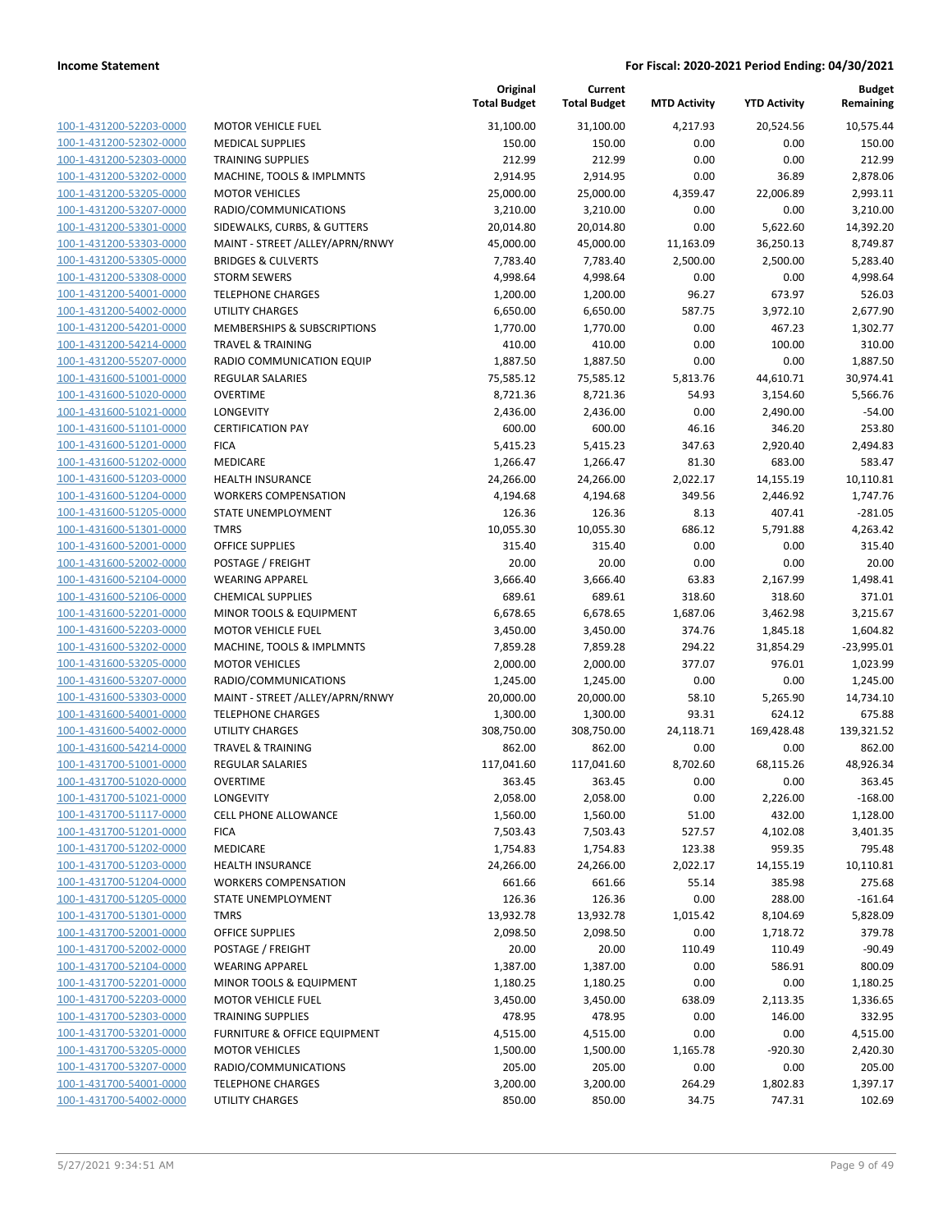| | | Original Total Budget | Current Total Budget | MTD Activity | YTD Activity | Budget Remaining |
|---|---|---|---|---|---|---|
| 100-1-431200-52203-0000 | MOTOR VEHICLE FUEL | 31,100.00 | 31,100.00 | 4,217.93 | 20,524.56 | 10,575.44 |
| 100-1-431200-52302-0000 | MEDICAL SUPPLIES | 150.00 | 150.00 | 0.00 | 0.00 | 150.00 |
| 100-1-431200-52303-0000 | TRAINING SUPPLIES | 212.99 | 212.99 | 0.00 | 0.00 | 212.99 |
| 100-1-431200-53202-0000 | MACHINE, TOOLS & IMPLMNTS | 2,914.95 | 2,914.95 | 0.00 | 36.89 | 2,878.06 |
| 100-1-431200-53205-0000 | MOTOR VEHICLES | 25,000.00 | 25,000.00 | 4,359.47 | 22,006.89 | 2,993.11 |
| 100-1-431200-53207-0000 | RADIO/COMMUNICATIONS | 3,210.00 | 3,210.00 | 0.00 | 0.00 | 3,210.00 |
| 100-1-431200-53301-0000 | SIDEWALKS, CURBS, & GUTTERS | 20,014.80 | 20,014.80 | 0.00 | 5,622.60 | 14,392.20 |
| 100-1-431200-53303-0000 | MAINT - STREET /ALLEY/APRN/RNWY | 45,000.00 | 45,000.00 | 11,163.09 | 36,250.13 | 8,749.87 |
| 100-1-431200-53305-0000 | BRIDGES & CULVERTS | 7,783.40 | 7,783.40 | 2,500.00 | 2,500.00 | 5,283.40 |
| 100-1-431200-53308-0000 | STORM SEWERS | 4,998.64 | 4,998.64 | 0.00 | 0.00 | 4,998.64 |
| 100-1-431200-54001-0000 | TELEPHONE CHARGES | 1,200.00 | 1,200.00 | 96.27 | 673.97 | 526.03 |
| 100-1-431200-54002-0000 | UTILITY CHARGES | 6,650.00 | 6,650.00 | 587.75 | 3,972.10 | 2,677.90 |
| 100-1-431200-54201-0000 | MEMBERSHIPS & SUBSCRIPTIONS | 1,770.00 | 1,770.00 | 0.00 | 467.23 | 1,302.77 |
| 100-1-431200-54214-0000 | TRAVEL & TRAINING | 410.00 | 410.00 | 0.00 | 100.00 | 310.00 |
| 100-1-431200-55207-0000 | RADIO COMMUNICATION EQUIP | 1,887.50 | 1,887.50 | 0.00 | 0.00 | 1,887.50 |
| 100-1-431600-51001-0000 | REGULAR SALARIES | 75,585.12 | 75,585.12 | 5,813.76 | 44,610.71 | 30,974.41 |
| 100-1-431600-51020-0000 | OVERTIME | 8,721.36 | 8,721.36 | 54.93 | 3,154.60 | 5,566.76 |
| 100-1-431600-51021-0000 | LONGEVITY | 2,436.00 | 2,436.00 | 0.00 | 2,490.00 | -54.00 |
| 100-1-431600-51101-0000 | CERTIFICATION PAY | 600.00 | 600.00 | 46.16 | 346.20 | 253.80 |
| 100-1-431600-51201-0000 | FICA | 5,415.23 | 5,415.23 | 347.63 | 2,920.40 | 2,494.83 |
| 100-1-431600-51202-0000 | MEDICARE | 1,266.47 | 1,266.47 | 81.30 | 683.00 | 583.47 |
| 100-1-431600-51203-0000 | HEALTH INSURANCE | 24,266.00 | 24,266.00 | 2,022.17 | 14,155.19 | 10,110.81 |
| 100-1-431600-51204-0000 | WORKERS COMPENSATION | 4,194.68 | 4,194.68 | 349.56 | 2,446.92 | 1,747.76 |
| 100-1-431600-51205-0000 | STATE UNEMPLOYMENT | 126.36 | 126.36 | 8.13 | 407.41 | -281.05 |
| 100-1-431600-51301-0000 | TMRS | 10,055.30 | 10,055.30 | 686.12 | 5,791.88 | 4,263.42 |
| 100-1-431600-52001-0000 | OFFICE SUPPLIES | 315.40 | 315.40 | 0.00 | 0.00 | 315.40 |
| 100-1-431600-52002-0000 | POSTAGE / FREIGHT | 20.00 | 20.00 | 0.00 | 0.00 | 20.00 |
| 100-1-431600-52104-0000 | WEARING APPAREL | 3,666.40 | 3,666.40 | 63.83 | 2,167.99 | 1,498.41 |
| 100-1-431600-52106-0000 | CHEMICAL SUPPLIES | 689.61 | 689.61 | 318.60 | 318.60 | 371.01 |
| 100-1-431600-52201-0000 | MINOR TOOLS & EQUIPMENT | 6,678.65 | 6,678.65 | 1,687.06 | 3,462.98 | 3,215.67 |
| 100-1-431600-52203-0000 | MOTOR VEHICLE FUEL | 3,450.00 | 3,450.00 | 374.76 | 1,845.18 | 1,604.82 |
| 100-1-431600-53202-0000 | MACHINE, TOOLS & IMPLMNTS | 7,859.28 | 7,859.28 | 294.22 | 31,854.29 | -23,995.01 |
| 100-1-431600-53205-0000 | MOTOR VEHICLES | 2,000.00 | 2,000.00 | 377.07 | 976.01 | 1,023.99 |
| 100-1-431600-53207-0000 | RADIO/COMMUNICATIONS | 1,245.00 | 1,245.00 | 0.00 | 0.00 | 1,245.00 |
| 100-1-431600-53303-0000 | MAINT - STREET /ALLEY/APRN/RNWY | 20,000.00 | 20,000.00 | 58.10 | 5,265.90 | 14,734.10 |
| 100-1-431600-54001-0000 | TELEPHONE CHARGES | 1,300.00 | 1,300.00 | 93.31 | 624.12 | 675.88 |
| 100-1-431600-54002-0000 | UTILITY CHARGES | 308,750.00 | 308,750.00 | 24,118.71 | 169,428.48 | 139,321.52 |
| 100-1-431600-54214-0000 | TRAVEL & TRAINING | 862.00 | 862.00 | 0.00 | 0.00 | 862.00 |
| 100-1-431700-51001-0000 | REGULAR SALARIES | 117,041.60 | 117,041.60 | 8,702.60 | 68,115.26 | 48,926.34 |
| 100-1-431700-51020-0000 | OVERTIME | 363.45 | 363.45 | 0.00 | 0.00 | 363.45 |
| 100-1-431700-51021-0000 | LONGEVITY | 2,058.00 | 2,058.00 | 0.00 | 2,226.00 | -168.00 |
| 100-1-431700-51117-0000 | CELL PHONE ALLOWANCE | 1,560.00 | 1,560.00 | 51.00 | 432.00 | 1,128.00 |
| 100-1-431700-51201-0000 | FICA | 7,503.43 | 7,503.43 | 527.57 | 4,102.08 | 3,401.35 |
| 100-1-431700-51202-0000 | MEDICARE | 1,754.83 | 1,754.83 | 123.38 | 959.35 | 795.48 |
| 100-1-431700-51203-0000 | HEALTH INSURANCE | 24,266.00 | 24,266.00 | 2,022.17 | 14,155.19 | 10,110.81 |
| 100-1-431700-51204-0000 | WORKERS COMPENSATION | 661.66 | 661.66 | 55.14 | 385.98 | 275.68 |
| 100-1-431700-51205-0000 | STATE UNEMPLOYMENT | 126.36 | 126.36 | 0.00 | 288.00 | -161.64 |
| 100-1-431700-51301-0000 | TMRS | 13,932.78 | 13,932.78 | 1,015.42 | 8,104.69 | 5,828.09 |
| 100-1-431700-52001-0000 | OFFICE SUPPLIES | 2,098.50 | 2,098.50 | 0.00 | 1,718.72 | 379.78 |
| 100-1-431700-52002-0000 | POSTAGE / FREIGHT | 20.00 | 20.00 | 110.49 | 110.49 | -90.49 |
| 100-1-431700-52104-0000 | WEARING APPAREL | 1,387.00 | 1,387.00 | 0.00 | 586.91 | 800.09 |
| 100-1-431700-52201-0000 | MINOR TOOLS & EQUIPMENT | 1,180.25 | 1,180.25 | 0.00 | 0.00 | 1,180.25 |
| 100-1-431700-52203-0000 | MOTOR VEHICLE FUEL | 3,450.00 | 3,450.00 | 638.09 | 2,113.35 | 1,336.65 |
| 100-1-431700-52303-0000 | TRAINING SUPPLIES | 478.95 | 478.95 | 0.00 | 146.00 | 332.95 |
| 100-1-431700-53201-0000 | FURNITURE & OFFICE EQUIPMENT | 4,515.00 | 4,515.00 | 0.00 | 0.00 | 4,515.00 |
| 100-1-431700-53205-0000 | MOTOR VEHICLES | 1,500.00 | 1,500.00 | 1,165.78 | -920.30 | 2,420.30 |
| 100-1-431700-53207-0000 | RADIO/COMMUNICATIONS | 205.00 | 205.00 | 0.00 | 0.00 | 205.00 |
| 100-1-431700-54001-0000 | TELEPHONE CHARGES | 3,200.00 | 3,200.00 | 264.29 | 1,802.83 | 1,397.17 |
| 100-1-431700-54002-0000 | UTILITY CHARGES | 850.00 | 850.00 | 34.75 | 747.31 | 102.69 |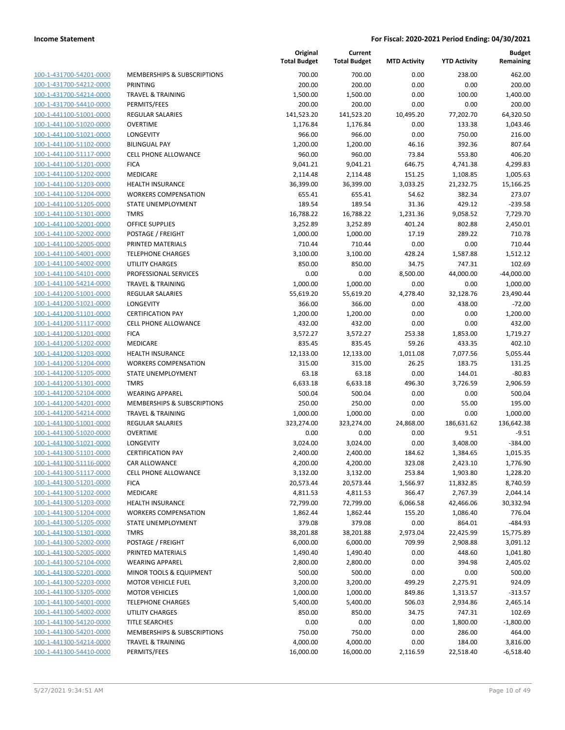**Income Statement** — **For Fiscal: 2020-2021 Period Ending: 04/30/2021**

| | | Original Total Budget | Current Total Budget | MTD Activity | YTD Activity | Budget Remaining |
|---|---|---|---|---|---|---|
| 100-1-431700-54201-0000 | MEMBERSHIPS & SUBSCRIPTIONS | 700.00 | 700.00 | 0.00 | 238.00 | 462.00 |
| 100-1-431700-54212-0000 | PRINTING | 200.00 | 200.00 | 0.00 | 0.00 | 200.00 |
| 100-1-431700-54214-0000 | TRAVEL & TRAINING | 1,500.00 | 1,500.00 | 0.00 | 100.00 | 1,400.00 |
| 100-1-431700-54410-0000 | PERMITS/FEES | 200.00 | 200.00 | 0.00 | 0.00 | 200.00 |
| 100-1-441100-51001-0000 | REGULAR SALARIES | 141,523.20 | 141,523.20 | 10,495.20 | 77,202.70 | 64,320.50 |
| 100-1-441100-51020-0000 | OVERTIME | 1,176.84 | 1,176.84 | 0.00 | 133.38 | 1,043.46 |
| 100-1-441100-51021-0000 | LONGEVITY | 966.00 | 966.00 | 0.00 | 750.00 | 216.00 |
| 100-1-441100-51102-0000 | BILINGUAL PAY | 1,200.00 | 1,200.00 | 46.16 | 392.36 | 807.64 |
| 100-1-441100-51117-0000 | CELL PHONE ALLOWANCE | 960.00 | 960.00 | 73.84 | 553.80 | 406.20 |
| 100-1-441100-51201-0000 | FICA | 9,041.21 | 9,041.21 | 646.75 | 4,741.38 | 4,299.83 |
| 100-1-441100-51202-0000 | MEDICARE | 2,114.48 | 2,114.48 | 151.25 | 1,108.85 | 1,005.63 |
| 100-1-441100-51203-0000 | HEALTH INSURANCE | 36,399.00 | 36,399.00 | 3,033.25 | 21,232.75 | 15,166.25 |
| 100-1-441100-51204-0000 | WORKERS COMPENSATION | 655.41 | 655.41 | 54.62 | 382.34 | 273.07 |
| 100-1-441100-51205-0000 | STATE UNEMPLOYMENT | 189.54 | 189.54 | 31.36 | 429.12 | -239.58 |
| 100-1-441100-51301-0000 | TMRS | 16,788.22 | 16,788.22 | 1,231.36 | 9,058.52 | 7,729.70 |
| 100-1-441100-52001-0000 | OFFICE SUPPLIES | 3,252.89 | 3,252.89 | 401.24 | 802.88 | 2,450.01 |
| 100-1-441100-52002-0000 | POSTAGE / FREIGHT | 1,000.00 | 1,000.00 | 17.19 | 289.22 | 710.78 |
| 100-1-441100-52005-0000 | PRINTED MATERIALS | 710.44 | 710.44 | 0.00 | 0.00 | 710.44 |
| 100-1-441100-54001-0000 | TELEPHONE CHARGES | 3,100.00 | 3,100.00 | 428.24 | 1,587.88 | 1,512.12 |
| 100-1-441100-54002-0000 | UTILITY CHARGES | 850.00 | 850.00 | 34.75 | 747.31 | 102.69 |
| 100-1-441100-54101-0000 | PROFESSIONAL SERVICES | 0.00 | 0.00 | 8,500.00 | 44,000.00 | -44,000.00 |
| 100-1-441100-54214-0000 | TRAVEL & TRAINING | 1,000.00 | 1,000.00 | 0.00 | 0.00 | 1,000.00 |
| 100-1-441200-51001-0000 | REGULAR SALARIES | 55,619.20 | 55,619.20 | 4,278.40 | 32,128.76 | 23,490.44 |
| 100-1-441200-51021-0000 | LONGEVITY | 366.00 | 366.00 | 0.00 | 438.00 | -72.00 |
| 100-1-441200-51101-0000 | CERTIFICATION PAY | 1,200.00 | 1,200.00 | 0.00 | 0.00 | 1,200.00 |
| 100-1-441200-51117-0000 | CELL PHONE ALLOWANCE | 432.00 | 432.00 | 0.00 | 0.00 | 432.00 |
| 100-1-441200-51201-0000 | FICA | 3,572.27 | 3,572.27 | 253.38 | 1,853.00 | 1,719.27 |
| 100-1-441200-51202-0000 | MEDICARE | 835.45 | 835.45 | 59.26 | 433.35 | 402.10 |
| 100-1-441200-51203-0000 | HEALTH INSURANCE | 12,133.00 | 12,133.00 | 1,011.08 | 7,077.56 | 5,055.44 |
| 100-1-441200-51204-0000 | WORKERS COMPENSATION | 315.00 | 315.00 | 26.25 | 183.75 | 131.25 |
| 100-1-441200-51205-0000 | STATE UNEMPLOYMENT | 63.18 | 63.18 | 0.00 | 144.01 | -80.83 |
| 100-1-441200-51301-0000 | TMRS | 6,633.18 | 6,633.18 | 496.30 | 3,726.59 | 2,906.59 |
| 100-1-441200-52104-0000 | WEARING APPAREL | 500.04 | 500.04 | 0.00 | 0.00 | 500.04 |
| 100-1-441200-54201-0000 | MEMBERSHIPS & SUBSCRIPTIONS | 250.00 | 250.00 | 0.00 | 55.00 | 195.00 |
| 100-1-441200-54214-0000 | TRAVEL & TRAINING | 1,000.00 | 1,000.00 | 0.00 | 0.00 | 1,000.00 |
| 100-1-441300-51001-0000 | REGULAR SALARIES | 323,274.00 | 323,274.00 | 24,868.00 | 186,631.62 | 136,642.38 |
| 100-1-441300-51020-0000 | OVERTIME | 0.00 | 0.00 | 0.00 | 9.51 | -9.51 |
| 100-1-441300-51021-0000 | LONGEVITY | 3,024.00 | 3,024.00 | 0.00 | 3,408.00 | -384.00 |
| 100-1-441300-51101-0000 | CERTIFICATION PAY | 2,400.00 | 2,400.00 | 184.62 | 1,384.65 | 1,015.35 |
| 100-1-441300-51116-0000 | CAR ALLOWANCE | 4,200.00 | 4,200.00 | 323.08 | 2,423.10 | 1,776.90 |
| 100-1-441300-51117-0000 | CELL PHONE ALLOWANCE | 3,132.00 | 3,132.00 | 253.84 | 1,903.80 | 1,228.20 |
| 100-1-441300-51201-0000 | FICA | 20,573.44 | 20,573.44 | 1,566.97 | 11,832.85 | 8,740.59 |
| 100-1-441300-51202-0000 | MEDICARE | 4,811.53 | 4,811.53 | 366.47 | 2,767.39 | 2,044.14 |
| 100-1-441300-51203-0000 | HEALTH INSURANCE | 72,799.00 | 72,799.00 | 6,066.58 | 42,466.06 | 30,332.94 |
| 100-1-441300-51204-0000 | WORKERS COMPENSATION | 1,862.44 | 1,862.44 | 155.20 | 1,086.40 | 776.04 |
| 100-1-441300-51205-0000 | STATE UNEMPLOYMENT | 379.08 | 379.08 | 0.00 | 864.01 | -484.93 |
| 100-1-441300-51301-0000 | TMRS | 38,201.88 | 38,201.88 | 2,973.04 | 22,425.99 | 15,775.89 |
| 100-1-441300-52002-0000 | POSTAGE / FREIGHT | 6,000.00 | 6,000.00 | 709.99 | 2,908.88 | 3,091.12 |
| 100-1-441300-52005-0000 | PRINTED MATERIALS | 1,490.40 | 1,490.40 | 0.00 | 448.60 | 1,041.80 |
| 100-1-441300-52104-0000 | WEARING APPAREL | 2,800.00 | 2,800.00 | 0.00 | 394.98 | 2,405.02 |
| 100-1-441300-52201-0000 | MINOR TOOLS & EQUIPMENT | 500.00 | 500.00 | 0.00 | 0.00 | 500.00 |
| 100-1-441300-52203-0000 | MOTOR VEHICLE FUEL | 3,200.00 | 3,200.00 | 499.29 | 2,275.91 | 924.09 |
| 100-1-441300-53205-0000 | MOTOR VEHICLES | 1,000.00 | 1,000.00 | 849.86 | 1,313.57 | -313.57 |
| 100-1-441300-54001-0000 | TELEPHONE CHARGES | 5,400.00 | 5,400.00 | 506.03 | 2,934.86 | 2,465.14 |
| 100-1-441300-54002-0000 | UTILITY CHARGES | 850.00 | 850.00 | 34.75 | 747.31 | 102.69 |
| 100-1-441300-54120-0000 | TITLE SEARCHES | 0.00 | 0.00 | 0.00 | 1,800.00 | -1,800.00 |
| 100-1-441300-54201-0000 | MEMBERSHIPS & SUBSCRIPTIONS | 750.00 | 750.00 | 0.00 | 286.00 | 464.00 |
| 100-1-441300-54214-0000 | TRAVEL & TRAINING | 4,000.00 | 4,000.00 | 0.00 | 184.00 | 3,816.00 |
| 100-1-441300-54410-0000 | PERMITS/FEES | 16,000.00 | 16,000.00 | 2,116.59 | 22,518.40 | -6,518.40 |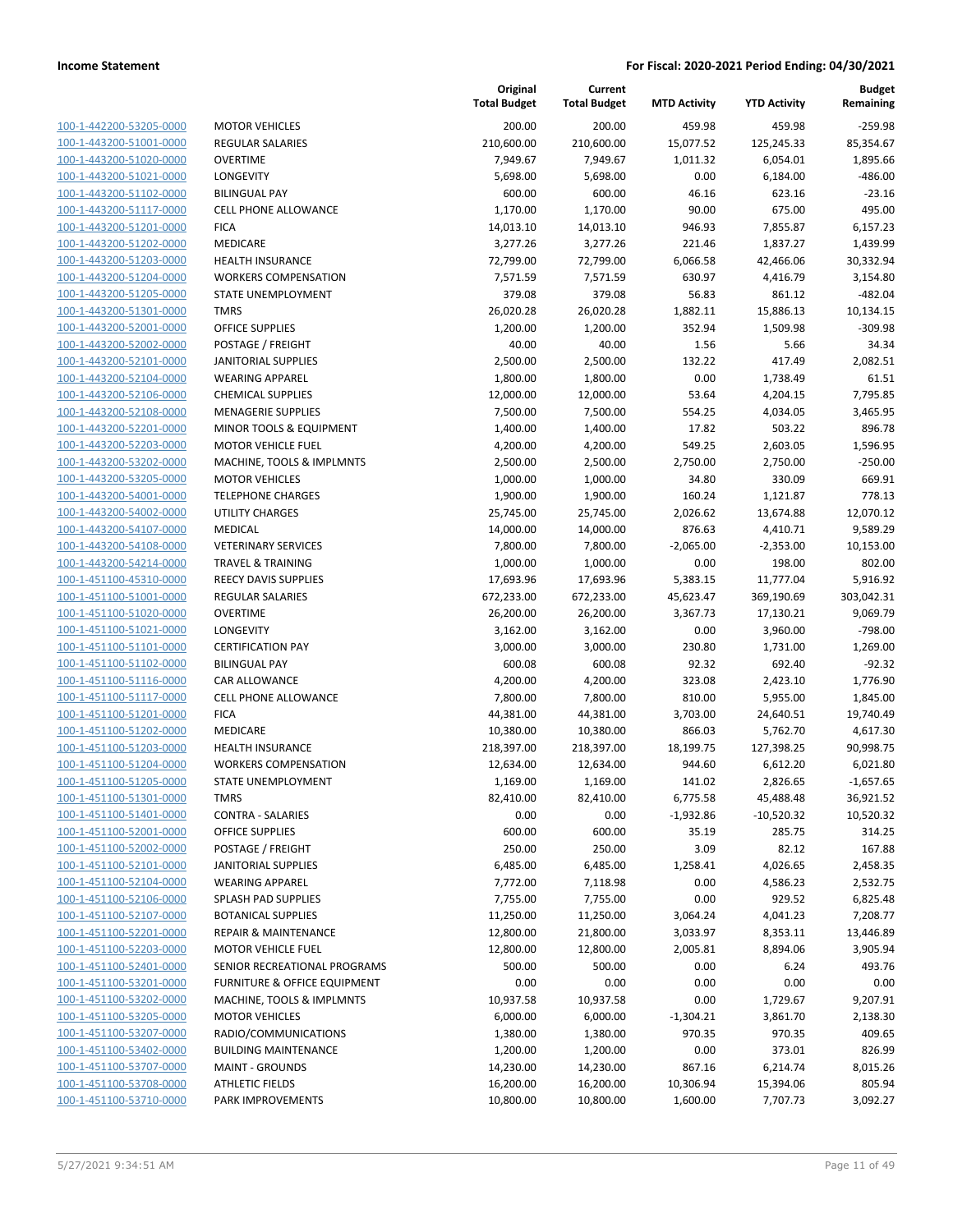| | | Original Total Budget | Current Total Budget | MTD Activity | YTD Activity | Budget Remaining |
|---|---|---|---|---|---|---|
| 100-1-442200-53205-0000 | MOTOR VEHICLES | 200.00 | 200.00 | 459.98 | 459.98 | -259.98 |
| 100-1-443200-51001-0000 | REGULAR SALARIES | 210,600.00 | 210,600.00 | 15,077.52 | 125,245.33 | 85,354.67 |
| 100-1-443200-51020-0000 | OVERTIME | 7,949.67 | 7,949.67 | 1,011.32 | 6,054.01 | 1,895.66 |
| 100-1-443200-51021-0000 | LONGEVITY | 5,698.00 | 5,698.00 | 0.00 | 6,184.00 | -486.00 |
| 100-1-443200-51102-0000 | BILINGUAL PAY | 600.00 | 600.00 | 46.16 | 623.16 | -23.16 |
| 100-1-443200-51117-0000 | CELL PHONE ALLOWANCE | 1,170.00 | 1,170.00 | 90.00 | 675.00 | 495.00 |
| 100-1-443200-51201-0000 | FICA | 14,013.10 | 14,013.10 | 946.93 | 7,855.87 | 6,157.23 |
| 100-1-443200-51202-0000 | MEDICARE | 3,277.26 | 3,277.26 | 221.46 | 1,837.27 | 1,439.99 |
| 100-1-443200-51203-0000 | HEALTH INSURANCE | 72,799.00 | 72,799.00 | 6,066.58 | 42,466.06 | 30,332.94 |
| 100-1-443200-51204-0000 | WORKERS COMPENSATION | 7,571.59 | 7,571.59 | 630.97 | 4,416.79 | 3,154.80 |
| 100-1-443200-51205-0000 | STATE UNEMPLOYMENT | 379.08 | 379.08 | 56.83 | 861.12 | -482.04 |
| 100-1-443200-51301-0000 | TMRS | 26,020.28 | 26,020.28 | 1,882.11 | 15,886.13 | 10,134.15 |
| 100-1-443200-52001-0000 | OFFICE SUPPLIES | 1,200.00 | 1,200.00 | 352.94 | 1,509.98 | -309.98 |
| 100-1-443200-52002-0000 | POSTAGE / FREIGHT | 40.00 | 40.00 | 1.56 | 5.66 | 34.34 |
| 100-1-443200-52101-0000 | JANITORIAL SUPPLIES | 2,500.00 | 2,500.00 | 132.22 | 417.49 | 2,082.51 |
| 100-1-443200-52104-0000 | WEARING APPAREL | 1,800.00 | 1,800.00 | 0.00 | 1,738.49 | 61.51 |
| 100-1-443200-52106-0000 | CHEMICAL SUPPLIES | 12,000.00 | 12,000.00 | 53.64 | 4,204.15 | 7,795.85 |
| 100-1-443200-52108-0000 | MENAGERIE SUPPLIES | 7,500.00 | 7,500.00 | 554.25 | 4,034.05 | 3,465.95 |
| 100-1-443200-52201-0000 | MINOR TOOLS & EQUIPMENT | 1,400.00 | 1,400.00 | 17.82 | 503.22 | 896.78 |
| 100-1-443200-52203-0000 | MOTOR VEHICLE FUEL | 4,200.00 | 4,200.00 | 549.25 | 2,603.05 | 1,596.95 |
| 100-1-443200-53202-0000 | MACHINE, TOOLS & IMPLMNTS | 2,500.00 | 2,500.00 | 2,750.00 | 2,750.00 | -250.00 |
| 100-1-443200-53205-0000 | MOTOR VEHICLES | 1,000.00 | 1,000.00 | 34.80 | 330.09 | 669.91 |
| 100-1-443200-54001-0000 | TELEPHONE CHARGES | 1,900.00 | 1,900.00 | 160.24 | 1,121.87 | 778.13 |
| 100-1-443200-54002-0000 | UTILITY CHARGES | 25,745.00 | 25,745.00 | 2,026.62 | 13,674.88 | 12,070.12 |
| 100-1-443200-54107-0000 | MEDICAL | 14,000.00 | 14,000.00 | 876.63 | 4,410.71 | 9,589.29 |
| 100-1-443200-54108-0000 | VETERINARY SERVICES | 7,800.00 | 7,800.00 | -2,065.00 | -2,353.00 | 10,153.00 |
| 100-1-443200-54214-0000 | TRAVEL & TRAINING | 1,000.00 | 1,000.00 | 0.00 | 198.00 | 802.00 |
| 100-1-443200-45310-0000 | REECY DAVIS SUPPLIES | 17,693.96 | 17,693.96 | 5,383.15 | 11,777.04 | 5,916.92 |
| 100-1-451100-51001-0000 | REGULAR SALARIES | 672,233.00 | 672,233.00 | 45,623.47 | 369,190.69 | 303,042.31 |
| 100-1-451100-51020-0000 | OVERTIME | 26,200.00 | 26,200.00 | 3,367.73 | 17,130.21 | 9,069.79 |
| 100-1-451100-51021-0000 | LONGEVITY | 3,162.00 | 3,162.00 | 0.00 | 3,960.00 | -798.00 |
| 100-1-451100-51101-0000 | CERTIFICATION PAY | 3,000.00 | 3,000.00 | 230.80 | 1,731.00 | 1,269.00 |
| 100-1-451100-51102-0000 | BILINGUAL PAY | 600.08 | 600.08 | 92.32 | 692.40 | -92.32 |
| 100-1-451100-51116-0000 | CAR ALLOWANCE | 4,200.00 | 4,200.00 | 323.08 | 2,423.10 | 1,776.90 |
| 100-1-451100-51117-0000 | CELL PHONE ALLOWANCE | 7,800.00 | 7,800.00 | 810.00 | 5,955.00 | 1,845.00 |
| 100-1-451100-51201-0000 | FICA | 44,381.00 | 44,381.00 | 3,703.00 | 24,640.51 | 19,740.49 |
| 100-1-451100-51202-0000 | MEDICARE | 10,380.00 | 10,380.00 | 866.03 | 5,762.70 | 4,617.30 |
| 100-1-451100-51203-0000 | HEALTH INSURANCE | 218,397.00 | 218,397.00 | 18,199.75 | 127,398.25 | 90,998.75 |
| 100-1-451100-51204-0000 | WORKERS COMPENSATION | 12,634.00 | 12,634.00 | 944.60 | 6,612.20 | 6,021.80 |
| 100-1-451100-51205-0000 | STATE UNEMPLOYMENT | 1,169.00 | 1,169.00 | 141.02 | 2,826.65 | -1,657.65 |
| 100-1-451100-51301-0000 | TMRS | 82,410.00 | 82,410.00 | 6,775.58 | 45,488.48 | 36,921.52 |
| 100-1-451100-51401-0000 | CONTRA - SALARIES | 0.00 | 0.00 | -1,932.86 | -10,520.32 | 10,520.32 |
| 100-1-451100-52001-0000 | OFFICE SUPPLIES | 600.00 | 600.00 | 35.19 | 285.75 | 314.25 |
| 100-1-451100-52002-0000 | POSTAGE / FREIGHT | 250.00 | 250.00 | 3.09 | 82.12 | 167.88 |
| 100-1-451100-52101-0000 | JANITORIAL SUPPLIES | 6,485.00 | 6,485.00 | 1,258.41 | 4,026.65 | 2,458.35 |
| 100-1-451100-52104-0000 | WEARING APPAREL | 7,772.00 | 7,118.98 | 0.00 | 4,586.23 | 2,532.75 |
| 100-1-451100-52106-0000 | SPLASH PAD SUPPLIES | 7,755.00 | 7,755.00 | 0.00 | 929.52 | 6,825.48 |
| 100-1-451100-52107-0000 | BOTANICAL SUPPLIES | 11,250.00 | 11,250.00 | 3,064.24 | 4,041.23 | 7,208.77 |
| 100-1-451100-52201-0000 | REPAIR & MAINTENANCE | 12,800.00 | 21,800.00 | 3,033.97 | 8,353.11 | 13,446.89 |
| 100-1-451100-52203-0000 | MOTOR VEHICLE FUEL | 12,800.00 | 12,800.00 | 2,005.81 | 8,894.06 | 3,905.94 |
| 100-1-451100-52401-0000 | SENIOR RECREATIONAL PROGRAMS | 500.00 | 500.00 | 0.00 | 6.24 | 493.76 |
| 100-1-451100-53201-0000 | FURNITURE & OFFICE EQUIPMENT | 0.00 | 0.00 | 0.00 | 0.00 | 0.00 |
| 100-1-451100-53202-0000 | MACHINE, TOOLS & IMPLMNTS | 10,937.58 | 10,937.58 | 0.00 | 1,729.67 | 9,207.91 |
| 100-1-451100-53205-0000 | MOTOR VEHICLES | 6,000.00 | 6,000.00 | -1,304.21 | 3,861.70 | 2,138.30 |
| 100-1-451100-53207-0000 | RADIO/COMMUNICATIONS | 1,380.00 | 1,380.00 | 970.35 | 970.35 | 409.65 |
| 100-1-451100-53402-0000 | BUILDING MAINTENANCE | 1,200.00 | 1,200.00 | 0.00 | 373.01 | 826.99 |
| 100-1-451100-53707-0000 | MAINT - GROUNDS | 14,230.00 | 14,230.00 | 867.16 | 6,214.74 | 8,015.26 |
| 100-1-451100-53708-0000 | ATHLETIC FIELDS | 16,200.00 | 16,200.00 | 10,306.94 | 15,394.06 | 805.94 |
| 100-1-451100-53710-0000 | PARK IMPROVEMENTS | 10,800.00 | 10,800.00 | 1,600.00 | 7,707.73 | 3,092.27 |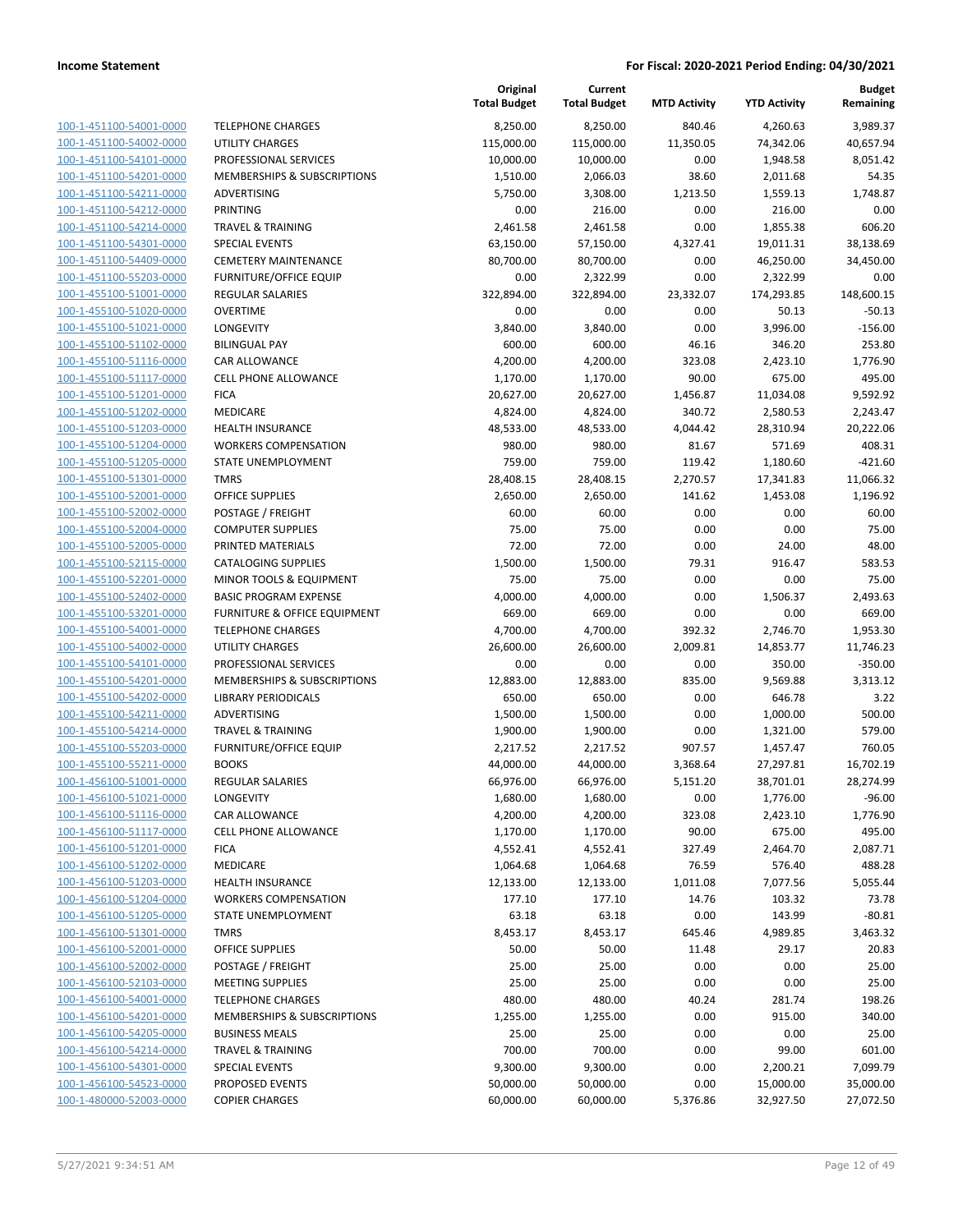| | | Original Total Budget | Current Total Budget | MTD Activity | YTD Activity | Budget Remaining |
|---|---|---|---|---|---|---|
| 100-1-451100-54001-0000 | TELEPHONE CHARGES | 8,250.00 | 8,250.00 | 840.46 | 4,260.63 | 3,989.37 |
| 100-1-451100-54002-0000 | UTILITY CHARGES | 115,000.00 | 115,000.00 | 11,350.05 | 74,342.06 | 40,657.94 |
| 100-1-451100-54101-0000 | PROFESSIONAL SERVICES | 10,000.00 | 10,000.00 | 0.00 | 1,948.58 | 8,051.42 |
| 100-1-451100-54201-0000 | MEMBERSHIPS & SUBSCRIPTIONS | 1,510.00 | 2,066.03 | 38.60 | 2,011.68 | 54.35 |
| 100-1-451100-54211-0000 | ADVERTISING | 5,750.00 | 3,308.00 | 1,213.50 | 1,559.13 | 1,748.87 |
| 100-1-451100-54212-0000 | PRINTING | 0.00 | 216.00 | 0.00 | 216.00 | 0.00 |
| 100-1-451100-54214-0000 | TRAVEL & TRAINING | 2,461.58 | 2,461.58 | 0.00 | 1,855.38 | 606.20 |
| 100-1-451100-54301-0000 | SPECIAL EVENTS | 63,150.00 | 57,150.00 | 4,327.41 | 19,011.31 | 38,138.69 |
| 100-1-451100-54409-0000 | CEMETERY MAINTENANCE | 80,700.00 | 80,700.00 | 0.00 | 46,250.00 | 34,450.00 |
| 100-1-451100-55203-0000 | FURNITURE/OFFICE EQUIP | 0.00 | 2,322.99 | 0.00 | 2,322.99 | 0.00 |
| 100-1-455100-51001-0000 | REGULAR SALARIES | 322,894.00 | 322,894.00 | 23,332.07 | 174,293.85 | 148,600.15 |
| 100-1-455100-51020-0000 | OVERTIME | 0.00 | 0.00 | 0.00 | 50.13 | -50.13 |
| 100-1-455100-51021-0000 | LONGEVITY | 3,840.00 | 3,840.00 | 0.00 | 3,996.00 | -156.00 |
| 100-1-455100-51102-0000 | BILINGUAL PAY | 600.00 | 600.00 | 46.16 | 346.20 | 253.80 |
| 100-1-455100-51116-0000 | CAR ALLOWANCE | 4,200.00 | 4,200.00 | 323.08 | 2,423.10 | 1,776.90 |
| 100-1-455100-51117-0000 | CELL PHONE ALLOWANCE | 1,170.00 | 1,170.00 | 90.00 | 675.00 | 495.00 |
| 100-1-455100-51201-0000 | FICA | 20,627.00 | 20,627.00 | 1,456.87 | 11,034.08 | 9,592.92 |
| 100-1-455100-51202-0000 | MEDICARE | 4,824.00 | 4,824.00 | 340.72 | 2,580.53 | 2,243.47 |
| 100-1-455100-51203-0000 | HEALTH INSURANCE | 48,533.00 | 48,533.00 | 4,044.42 | 28,310.94 | 20,222.06 |
| 100-1-455100-51204-0000 | WORKERS COMPENSATION | 980.00 | 980.00 | 81.67 | 571.69 | 408.31 |
| 100-1-455100-51205-0000 | STATE UNEMPLOYMENT | 759.00 | 759.00 | 119.42 | 1,180.60 | -421.60 |
| 100-1-455100-51301-0000 | TMRS | 28,408.15 | 28,408.15 | 2,270.57 | 17,341.83 | 11,066.32 |
| 100-1-455100-52001-0000 | OFFICE SUPPLIES | 2,650.00 | 2,650.00 | 141.62 | 1,453.08 | 1,196.92 |
| 100-1-455100-52002-0000 | POSTAGE / FREIGHT | 60.00 | 60.00 | 0.00 | 0.00 | 60.00 |
| 100-1-455100-52004-0000 | COMPUTER SUPPLIES | 75.00 | 75.00 | 0.00 | 0.00 | 75.00 |
| 100-1-455100-52005-0000 | PRINTED MATERIALS | 72.00 | 72.00 | 0.00 | 24.00 | 48.00 |
| 100-1-455100-52115-0000 | CATALOGING SUPPLIES | 1,500.00 | 1,500.00 | 79.31 | 916.47 | 583.53 |
| 100-1-455100-52201-0000 | MINOR TOOLS & EQUIPMENT | 75.00 | 75.00 | 0.00 | 0.00 | 75.00 |
| 100-1-455100-52402-0000 | BASIC PROGRAM EXPENSE | 4,000.00 | 4,000.00 | 0.00 | 1,506.37 | 2,493.63 |
| 100-1-455100-53201-0000 | FURNITURE & OFFICE EQUIPMENT | 669.00 | 669.00 | 0.00 | 0.00 | 669.00 |
| 100-1-455100-54001-0000 | TELEPHONE CHARGES | 4,700.00 | 4,700.00 | 392.32 | 2,746.70 | 1,953.30 |
| 100-1-455100-54002-0000 | UTILITY CHARGES | 26,600.00 | 26,600.00 | 2,009.81 | 14,853.77 | 11,746.23 |
| 100-1-455100-54101-0000 | PROFESSIONAL SERVICES | 0.00 | 0.00 | 0.00 | 350.00 | -350.00 |
| 100-1-455100-54201-0000 | MEMBERSHIPS & SUBSCRIPTIONS | 12,883.00 | 12,883.00 | 835.00 | 9,569.88 | 3,313.12 |
| 100-1-455100-54202-0000 | LIBRARY PERIODICALS | 650.00 | 650.00 | 0.00 | 646.78 | 3.22 |
| 100-1-455100-54211-0000 | ADVERTISING | 1,500.00 | 1,500.00 | 0.00 | 1,000.00 | 500.00 |
| 100-1-455100-54214-0000 | TRAVEL & TRAINING | 1,900.00 | 1,900.00 | 0.00 | 1,321.00 | 579.00 |
| 100-1-455100-55203-0000 | FURNITURE/OFFICE EQUIP | 2,217.52 | 2,217.52 | 907.57 | 1,457.47 | 760.05 |
| 100-1-455100-55211-0000 | BOOKS | 44,000.00 | 44,000.00 | 3,368.64 | 27,297.81 | 16,702.19 |
| 100-1-456100-51001-0000 | REGULAR SALARIES | 66,976.00 | 66,976.00 | 5,151.20 | 38,701.01 | 28,274.99 |
| 100-1-456100-51021-0000 | LONGEVITY | 1,680.00 | 1,680.00 | 0.00 | 1,776.00 | -96.00 |
| 100-1-456100-51116-0000 | CAR ALLOWANCE | 4,200.00 | 4,200.00 | 323.08 | 2,423.10 | 1,776.90 |
| 100-1-456100-51117-0000 | CELL PHONE ALLOWANCE | 1,170.00 | 1,170.00 | 90.00 | 675.00 | 495.00 |
| 100-1-456100-51201-0000 | FICA | 4,552.41 | 4,552.41 | 327.49 | 2,464.70 | 2,087.71 |
| 100-1-456100-51202-0000 | MEDICARE | 1,064.68 | 1,064.68 | 76.59 | 576.40 | 488.28 |
| 100-1-456100-51203-0000 | HEALTH INSURANCE | 12,133.00 | 12,133.00 | 1,011.08 | 7,077.56 | 5,055.44 |
| 100-1-456100-51204-0000 | WORKERS COMPENSATION | 177.10 | 177.10 | 14.76 | 103.32 | 73.78 |
| 100-1-456100-51205-0000 | STATE UNEMPLOYMENT | 63.18 | 63.18 | 0.00 | 143.99 | -80.81 |
| 100-1-456100-51301-0000 | TMRS | 8,453.17 | 8,453.17 | 645.46 | 4,989.85 | 3,463.32 |
| 100-1-456100-52001-0000 | OFFICE SUPPLIES | 50.00 | 50.00 | 11.48 | 29.17 | 20.83 |
| 100-1-456100-52002-0000 | POSTAGE / FREIGHT | 25.00 | 25.00 | 0.00 | 0.00 | 25.00 |
| 100-1-456100-52103-0000 | MEETING SUPPLIES | 25.00 | 25.00 | 0.00 | 0.00 | 25.00 |
| 100-1-456100-54001-0000 | TELEPHONE CHARGES | 480.00 | 480.00 | 40.24 | 281.74 | 198.26 |
| 100-1-456100-54201-0000 | MEMBERSHIPS & SUBSCRIPTIONS | 1,255.00 | 1,255.00 | 0.00 | 915.00 | 340.00 |
| 100-1-456100-54205-0000 | BUSINESS MEALS | 25.00 | 25.00 | 0.00 | 0.00 | 25.00 |
| 100-1-456100-54214-0000 | TRAVEL & TRAINING | 700.00 | 700.00 | 0.00 | 99.00 | 601.00 |
| 100-1-456100-54301-0000 | SPECIAL EVENTS | 9,300.00 | 9,300.00 | 0.00 | 2,200.21 | 7,099.79 |
| 100-1-456100-54523-0000 | PROPOSED EVENTS | 50,000.00 | 50,000.00 | 0.00 | 15,000.00 | 35,000.00 |
| 100-1-480000-52003-0000 | COPIER CHARGES | 60,000.00 | 60,000.00 | 5,376.86 | 32,927.50 | 27,072.50 |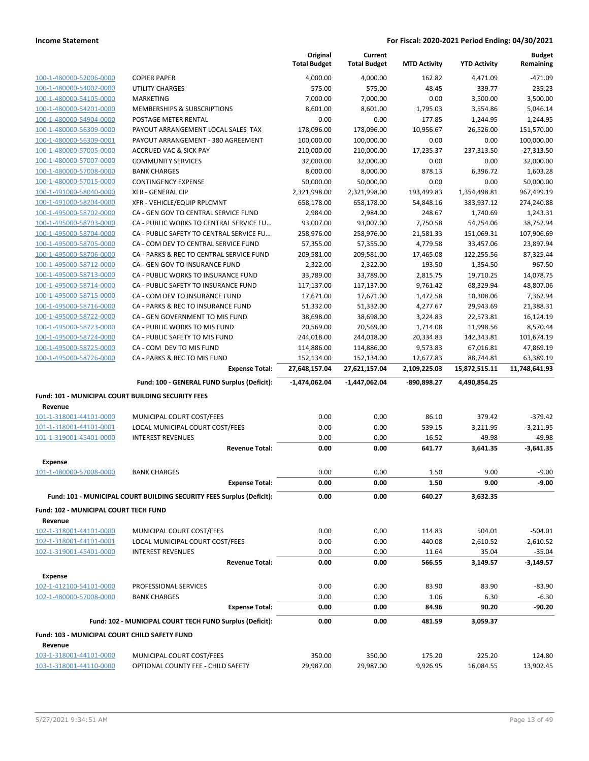**Income Statement** | **For Fiscal: 2020-2021 Period Ending: 04/30/2021**

| | | Original Total Budget | Current Total Budget | MTD Activity | YTD Activity | Budget Remaining |
|---|---|---|---|---|---|---|
| 100-1-480000-52006-0000 | COPIER PAPER | 4,000.00 | 4,000.00 | 162.82 | 4,471.09 | -471.09 |
| 100-1-480000-54002-0000 | UTILITY CHARGES | 575.00 | 575.00 | 48.45 | 339.77 | 235.23 |
| 100-1-480000-54105-0000 | MARKETING | 7,000.00 | 7,000.00 | 0.00 | 3,500.00 | 3,500.00 |
| 100-1-480000-54201-0000 | MEMBERSHIPS & SUBSCRIPTIONS | 8,601.00 | 8,601.00 | 1,795.03 | 3,554.86 | 5,046.14 |
| 100-1-480000-54904-0000 | POSTAGE METER RENTAL | 0.00 | 0.00 | -177.85 | -1,244.95 | 1,244.95 |
| 100-1-480000-56309-0000 | PAYOUT ARRANGEMENT LOCAL SALES TAX | 178,096.00 | 178,096.00 | 10,956.67 | 26,526.00 | 151,570.00 |
| 100-1-480000-56309-0001 | PAYOUT ARRANGEMENT - 380 AGREEMENT | 100,000.00 | 100,000.00 | 0.00 | 0.00 | 100,000.00 |
| 100-1-480000-57005-0000 | ACCRUED VAC & SICK PAY | 210,000.00 | 210,000.00 | 17,235.37 | 237,313.50 | -27,313.50 |
| 100-1-480000-57007-0000 | COMMUNITY SERVICES | 32,000.00 | 32,000.00 | 0.00 | 0.00 | 32,000.00 |
| 100-1-480000-57008-0000 | BANK CHARGES | 8,000.00 | 8,000.00 | 878.13 | 6,396.72 | 1,603.28 |
| 100-1-480000-57015-0000 | CONTINGENCY EXPENSE | 50,000.00 | 50,000.00 | 0.00 | 0.00 | 50,000.00 |
| 100-1-491000-58040-0000 | XFR - GENERAL CIP | 2,321,998.00 | 2,321,998.00 | 193,499.83 | 1,354,498.81 | 967,499.19 |
| 100-1-491000-58204-0000 | XFR - VEHICLE/EQUIP RPLCMNT | 658,178.00 | 658,178.00 | 54,848.16 | 383,937.12 | 274,240.88 |
| 100-1-495000-58702-0000 | CA - GEN GOV TO CENTRAL SERVICE FUND | 2,984.00 | 2,984.00 | 248.67 | 1,740.69 | 1,243.31 |
| 100-1-495000-58703-0000 | CA - PUBLIC WORKS TO CENTRAL SERVICE FU… | 93,007.00 | 93,007.00 | 7,750.58 | 54,254.06 | 38,752.94 |
| 100-1-495000-58704-0000 | CA - PUBLIC SAFETY TO CENTRAL SERVICE FU… | 258,976.00 | 258,976.00 | 21,581.33 | 151,069.31 | 107,906.69 |
| 100-1-495000-58705-0000 | CA - COM DEV TO CENTRAL SERVICE FUND | 57,355.00 | 57,355.00 | 4,779.58 | 33,457.06 | 23,897.94 |
| 100-1-495000-58706-0000 | CA - PARKS & REC TO CENTRAL SERVICE FUND | 209,581.00 | 209,581.00 | 17,465.08 | 122,255.56 | 87,325.44 |
| 100-1-495000-58712-0000 | CA - GEN GOV TO INSURANCE FUND | 2,322.00 | 2,322.00 | 193.50 | 1,354.50 | 967.50 |
| 100-1-495000-58713-0000 | CA - PUBLIC WORKS TO INSURANCE FUND | 33,789.00 | 33,789.00 | 2,815.75 | 19,710.25 | 14,078.75 |
| 100-1-495000-58714-0000 | CA - PUBLIC SAFETY TO INSURANCE FUND | 117,137.00 | 117,137.00 | 9,761.42 | 68,329.94 | 48,807.06 |
| 100-1-495000-58715-0000 | CA - COM DEV TO INSURANCE FUND | 17,671.00 | 17,671.00 | 1,472.58 | 10,308.06 | 7,362.94 |
| 100-1-495000-58716-0000 | CA - PARKS & REC TO INSURANCE FUND | 51,332.00 | 51,332.00 | 4,277.67 | 29,943.69 | 21,388.31 |
| 100-1-495000-58722-0000 | CA - GEN GOVERNMENT TO MIS FUND | 38,698.00 | 38,698.00 | 3,224.83 | 22,573.81 | 16,124.19 |
| 100-1-495000-58723-0000 | CA - PUBLIC WORKS TO MIS FUND | 20,569.00 | 20,569.00 | 1,714.08 | 11,998.56 | 8,570.44 |
| 100-1-495000-58724-0000 | CA - PUBLIC SAFETY TO MIS FUND | 244,018.00 | 244,018.00 | 20,334.83 | 142,343.81 | 101,674.19 |
| 100-1-495000-58725-0000 | CA - COM DEV TO MIS FUND | 114,886.00 | 114,886.00 | 9,573.83 | 67,016.81 | 47,869.19 |
| 100-1-495000-58726-0000 | CA - PARKS & REC TO MIS FUND | 152,134.00 | 152,134.00 | 12,677.83 | 88,744.81 | 63,389.19 |
| | **Expense Total:** | **27,648,157.04** | **27,621,157.04** | **2,109,225.03** | **15,872,515.11** | **11,748,641.93** |
| | **Fund: 100 - GENERAL FUND Surplus (Deficit):** | **-1,474,062.04** | **-1,447,062.04** | **-890,898.27** | **4,490,854.25** | |

**Fund: 101 - MUNICIPAL COURT BUILDING SECURITY FEES**

| | | Original Total Budget | Current Total Budget | MTD Activity | YTD Activity | Budget Remaining |
|---|---|---|---|---|---|---|
| **Revenue** | | | | | | |
| 101-1-318001-44101-0000 | MUNICIPAL COURT COST/FEES | 0.00 | 0.00 | 86.10 | 379.42 | -379.42 |
| 101-1-318001-44101-0001 | LOCAL MUNICIPAL COURT COST/FEES | 0.00 | 0.00 | 539.15 | 3,211.95 | -3,211.95 |
| 101-1-319001-45401-0000 | INTEREST REVENUES | 0.00 | 0.00 | 16.52 | 49.98 | -49.98 |
| | **Revenue Total:** | **0.00** | **0.00** | **641.77** | **3,641.35** | **-3,641.35** |
| **Expense** | | | | | | |
| 101-1-480000-57008-0000 | BANK CHARGES | 0.00 | 0.00 | 1.50 | 9.00 | -9.00 |
| | **Expense Total:** | **0.00** | **0.00** | **1.50** | **9.00** | **-9.00** |
| | **Fund: 101 - MUNICIPAL COURT BUILDING SECURITY FEES Surplus (Deficit):** | **0.00** | **0.00** | **640.27** | **3,632.35** | |

**Fund: 102 - MUNICIPAL COURT TECH FUND**

| | | Original Total Budget | Current Total Budget | MTD Activity | YTD Activity | Budget Remaining |
|---|---|---|---|---|---|---|
| **Revenue** | | | | | | |
| 102-1-318001-44101-0000 | MUNICIPAL COURT COST/FEES | 0.00 | 0.00 | 114.83 | 504.01 | -504.01 |
| 102-1-318001-44101-0001 | LOCAL MUNICIPAL COURT COST/FEES | 0.00 | 0.00 | 440.08 | 2,610.52 | -2,610.52 |
| 102-1-319001-45401-0000 | INTEREST REVENUES | 0.00 | 0.00 | 11.64 | 35.04 | -35.04 |
| | **Revenue Total:** | **0.00** | **0.00** | **566.55** | **3,149.57** | **-3,149.57** |
| **Expense** | | | | | | |
| 102-1-412100-54101-0000 | PROFESSIONAL SERVICES | 0.00 | 0.00 | 83.90 | 83.90 | -83.90 |
| 102-1-480000-57008-0000 | BANK CHARGES | 0.00 | 0.00 | 1.06 | 6.30 | -6.30 |
| | **Expense Total:** | **0.00** | **0.00** | **84.96** | **90.20** | **-90.20** |
| | **Fund: 102 - MUNICIPAL COURT TECH FUND Surplus (Deficit):** | **0.00** | **0.00** | **481.59** | **3,059.37** | |

**Fund: 103 - MUNICIPAL COURT CHILD SAFETY FUND**

| | | Original Total Budget | Current Total Budget | MTD Activity | YTD Activity | Budget Remaining |
|---|---|---|---|---|---|---|
| **Revenue** | | | | | | |
| 103-1-318001-44101-0000 | MUNICIPAL COURT COST/FEES | 350.00 | 350.00 | 175.20 | 225.20 | 124.80 |
| 103-1-318001-44110-0000 | OPTIONAL COUNTY FEE - CHILD SAFETY | 29,987.00 | 29,987.00 | 9,926.95 | 16,084.55 | 13,902.45 |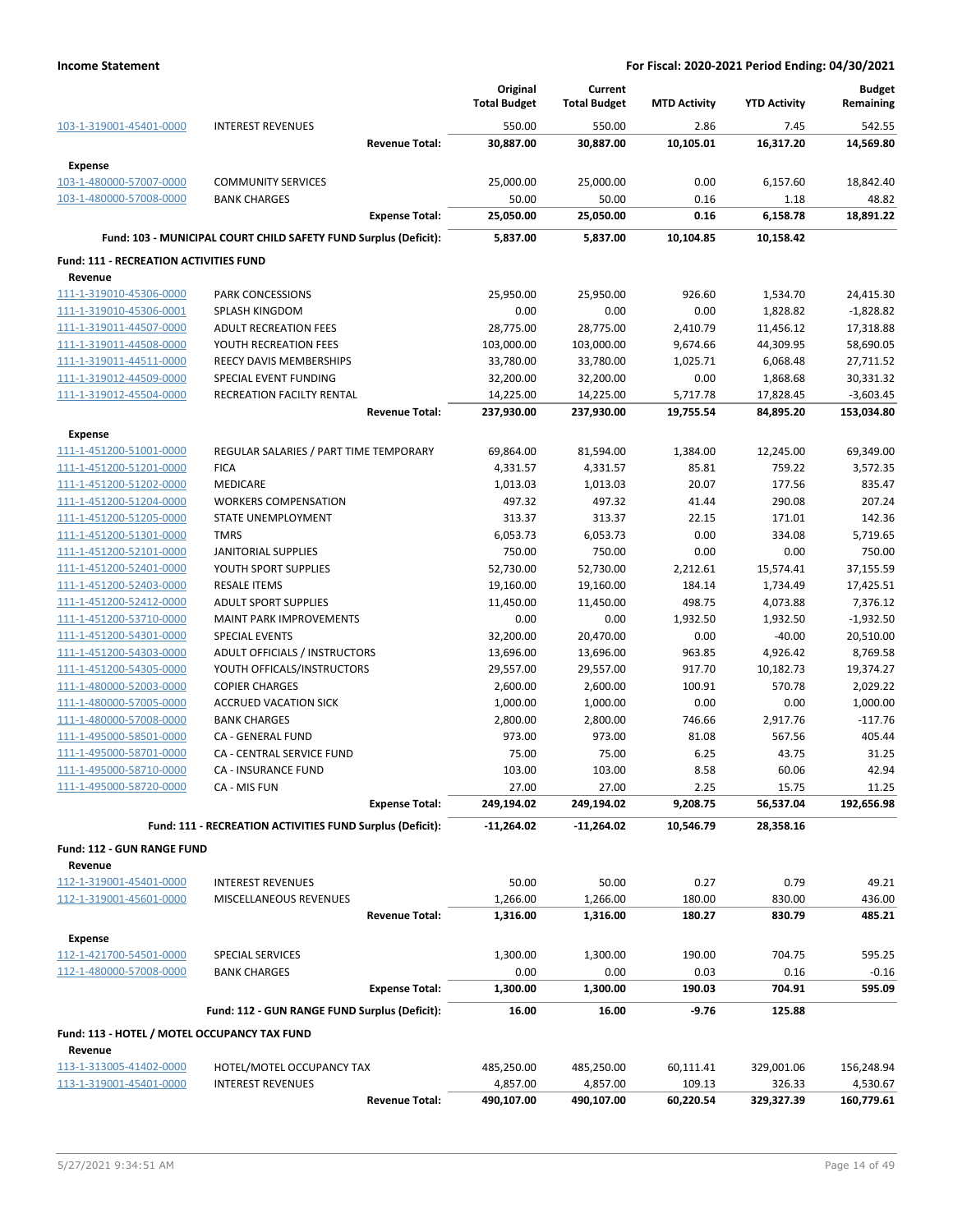| | | Original Total Budget | Current Total Budget | MTD Activity | YTD Activity | Budget Remaining |
|---|---|---|---|---|---|---|
| 103-1-319001-45401-0000 | INTEREST REVENUES | 550.00 | 550.00 | 2.86 | 7.45 | 542.55 |
| | **Revenue Total:** | **30,887.00** | **30,887.00** | **10,105.01** | **16,317.20** | **14,569.80** |
| **Expense** | | | | | | |
| 103-1-480000-57007-0000 | COMMUNITY SERVICES | 25,000.00 | 25,000.00 | 0.00 | 6,157.60 | 18,842.40 |
| 103-1-480000-57008-0000 | BANK CHARGES | 50.00 | 50.00 | 0.16 | 1.18 | 48.82 |
| | **Expense Total:** | **25,050.00** | **25,050.00** | **0.16** | **6,158.78** | **18,891.22** |
| | **Fund: 103 - MUNICIPAL COURT CHILD SAFETY FUND Surplus (Deficit):** | **5,837.00** | **5,837.00** | **10,104.85** | **10,158.42** | |
| **Fund: 111 - RECREATION ACTIVITIES FUND** | | | | | | |
| **Revenue** | | | | | | |
| 111-1-319010-45306-0000 | PARK CONCESSIONS | 25,950.00 | 25,950.00 | 926.60 | 1,534.70 | 24,415.30 |
| 111-1-319010-45306-0001 | SPLASH KINGDOM | 0.00 | 0.00 | 0.00 | 1,828.82 | -1,828.82 |
| 111-1-319011-44507-0000 | ADULT RECREATION FEES | 28,775.00 | 28,775.00 | 2,410.79 | 11,456.12 | 17,318.88 |
| 111-1-319011-44508-0000 | YOUTH RECREATION FEES | 103,000.00 | 103,000.00 | 9,674.66 | 44,309.95 | 58,690.05 |
| 111-1-319011-44511-0000 | REECY DAVIS MEMBERSHIPS | 33,780.00 | 33,780.00 | 1,025.71 | 6,068.48 | 27,711.52 |
| 111-1-319012-44509-0000 | SPECIAL EVENT FUNDING | 32,200.00 | 32,200.00 | 0.00 | 1,868.68 | 30,331.32 |
| 111-1-319012-45504-0000 | RECREATION FACILTY RENTAL | 14,225.00 | 14,225.00 | 5,717.78 | 17,828.45 | -3,603.45 |
| | **Revenue Total:** | **237,930.00** | **237,930.00** | **19,755.54** | **84,895.20** | **153,034.80** |
| **Expense** | | | | | | |
| 111-1-451200-51001-0000 | REGULAR SALARIES / PART TIME TEMPORARY | 69,864.00 | 81,594.00 | 1,384.00 | 12,245.00 | 69,349.00 |
| 111-1-451200-51201-0000 | FICA | 4,331.57 | 4,331.57 | 85.81 | 759.22 | 3,572.35 |
| 111-1-451200-51202-0000 | MEDICARE | 1,013.03 | 1,013.03 | 20.07 | 177.56 | 835.47 |
| 111-1-451200-51204-0000 | WORKERS COMPENSATION | 497.32 | 497.32 | 41.44 | 290.08 | 207.24 |
| 111-1-451200-51205-0000 | STATE UNEMPLOYMENT | 313.37 | 313.37 | 22.15 | 171.01 | 142.36 |
| 111-1-451200-51301-0000 | TMRS | 6,053.73 | 6,053.73 | 0.00 | 334.08 | 5,719.65 |
| 111-1-451200-52101-0000 | JANITORIAL SUPPLIES | 750.00 | 750.00 | 0.00 | 0.00 | 750.00 |
| 111-1-451200-52401-0000 | YOUTH SPORT SUPPLIES | 52,730.00 | 52,730.00 | 2,212.61 | 15,574.41 | 37,155.59 |
| 111-1-451200-52403-0000 | RESALE ITEMS | 19,160.00 | 19,160.00 | 184.14 | 1,734.49 | 17,425.51 |
| 111-1-451200-52412-0000 | ADULT SPORT SUPPLIES | 11,450.00 | 11,450.00 | 498.75 | 4,073.88 | 7,376.12 |
| 111-1-451200-53710-0000 | MAINT PARK IMPROVEMENTS | 0.00 | 0.00 | 1,932.50 | 1,932.50 | -1,932.50 |
| 111-1-451200-54301-0000 | SPECIAL EVENTS | 32,200.00 | 20,470.00 | 0.00 | -40.00 | 20,510.00 |
| 111-1-451200-54303-0000 | ADULT OFFICIALS / INSTRUCTORS | 13,696.00 | 13,696.00 | 963.85 | 4,926.42 | 8,769.58 |
| 111-1-451200-54305-0000 | YOUTH OFFICALS/INSTRUCTORS | 29,557.00 | 29,557.00 | 917.70 | 10,182.73 | 19,374.27 |
| 111-1-480000-52003-0000 | COPIER CHARGES | 2,600.00 | 2,600.00 | 100.91 | 570.78 | 2,029.22 |
| 111-1-480000-57005-0000 | ACCRUED VACATION SICK | 1,000.00 | 1,000.00 | 0.00 | 0.00 | 1,000.00 |
| 111-1-480000-57008-0000 | BANK CHARGES | 2,800.00 | 2,800.00 | 746.66 | 2,917.76 | -117.76 |
| 111-1-495000-58501-0000 | CA - GENERAL FUND | 973.00 | 973.00 | 81.08 | 567.56 | 405.44 |
| 111-1-495000-58701-0000 | CA - CENTRAL SERVICE FUND | 75.00 | 75.00 | 6.25 | 43.75 | 31.25 |
| 111-1-495000-58710-0000 | CA - INSURANCE FUND | 103.00 | 103.00 | 8.58 | 60.06 | 42.94 |
| 111-1-495000-58720-0000 | CA - MIS FUN | 27.00 | 27.00 | 2.25 | 15.75 | 11.25 |
| | **Expense Total:** | **249,194.02** | **249,194.02** | **9,208.75** | **56,537.04** | **192,656.98** |
| | **Fund: 111 - RECREATION ACTIVITIES FUND Surplus (Deficit):** | **-11,264.02** | **-11,264.02** | **10,546.79** | **28,358.16** | |
| **Fund: 112 - GUN RANGE FUND** | | | | | | |
| **Revenue** | | | | | | |
| 112-1-319001-45401-0000 | INTEREST REVENUES | 50.00 | 50.00 | 0.27 | 0.79 | 49.21 |
| 112-1-319001-45601-0000 | MISCELLANEOUS REVENUES | 1,266.00 | 1,266.00 | 180.00 | 830.00 | 436.00 |
| | **Revenue Total:** | **1,316.00** | **1,316.00** | **180.27** | **830.79** | **485.21** |
| **Expense** | | | | | | |
| 112-1-421700-54501-0000 | SPECIAL SERVICES | 1,300.00 | 1,300.00 | 190.00 | 704.75 | 595.25 |
| 112-1-480000-57008-0000 | BANK CHARGES | 0.00 | 0.00 | 0.03 | 0.16 | -0.16 |
| | **Expense Total:** | **1,300.00** | **1,300.00** | **190.03** | **704.91** | **595.09** |
| | **Fund: 112 - GUN RANGE FUND Surplus (Deficit):** | **16.00** | **16.00** | **-9.76** | **125.88** | |
| **Fund: 113 - HOTEL / MOTEL OCCUPANCY TAX FUND** | | | | | | |
| **Revenue** | | | | | | |
| 113-1-313005-41402-0000 | HOTEL/MOTEL OCCUPANCY TAX | 485,250.00 | 485,250.00 | 60,111.41 | 329,001.06 | 156,248.94 |
| 113-1-319001-45401-0000 | INTEREST REVENUES | 4,857.00 | 4,857.00 | 109.13 | 326.33 | 4,530.67 |
| | **Revenue Total:** | **490,107.00** | **490,107.00** | **60,220.54** | **329,327.39** | **160,779.61** |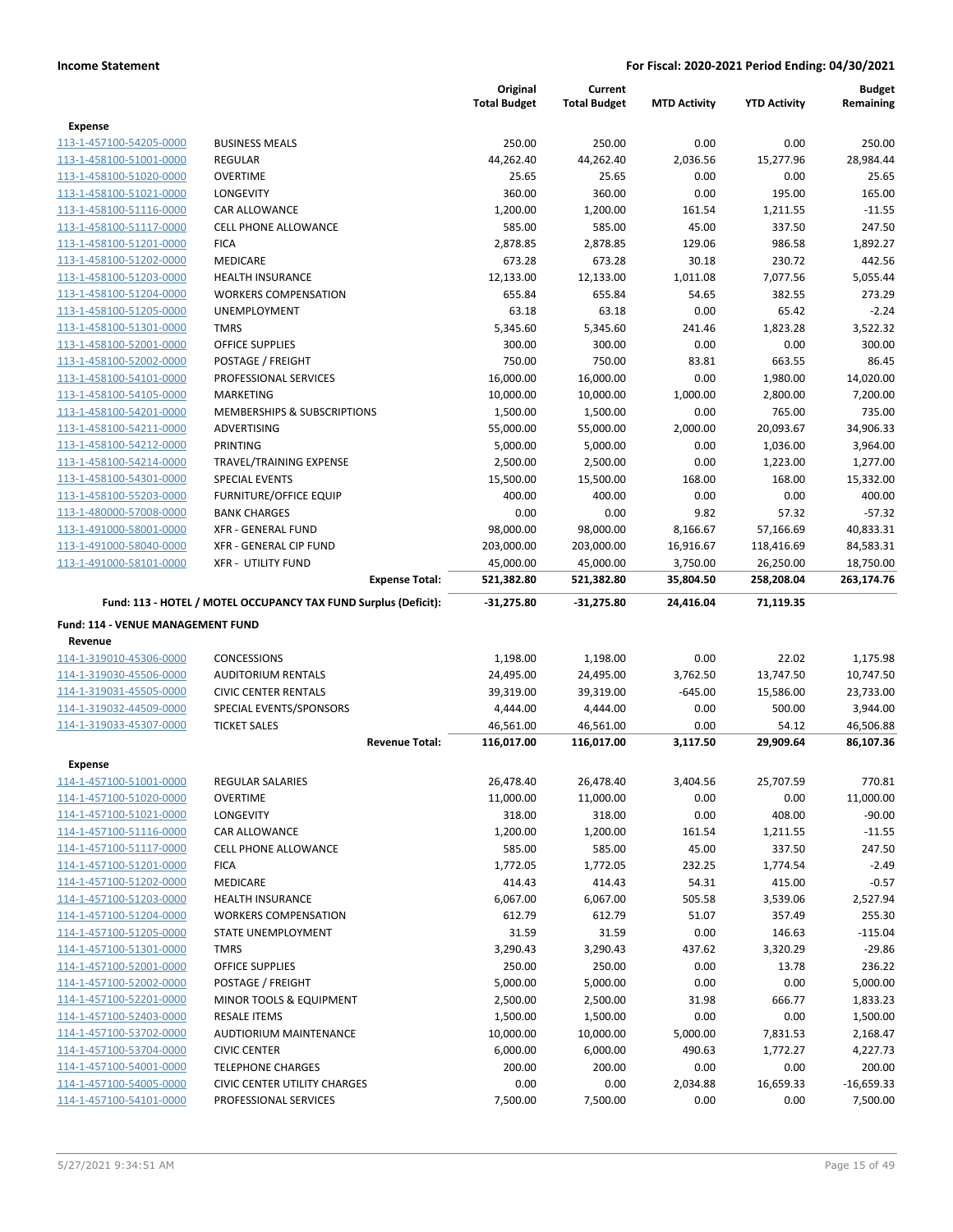**Income Statement** **For Fiscal: 2020-2021 Period Ending: 04/30/2021**

| | | Original Total Budget | Current Total Budget | MTD Activity | YTD Activity | Budget Remaining |
|---|---|---|---|---|---|---|
| **Expense** | | | | | | |
| 113-1-457100-54205-0000 | BUSINESS MEALS | 250.00 | 250.00 | 0.00 | 0.00 | 250.00 |
| 113-1-458100-51001-0000 | REGULAR | 44,262.40 | 44,262.40 | 2,036.56 | 15,277.96 | 28,984.44 |
| 113-1-458100-51020-0000 | OVERTIME | 25.65 | 25.65 | 0.00 | 0.00 | 25.65 |
| 113-1-458100-51021-0000 | LONGEVITY | 360.00 | 360.00 | 0.00 | 195.00 | 165.00 |
| 113-1-458100-51116-0000 | CAR ALLOWANCE | 1,200.00 | 1,200.00 | 161.54 | 1,211.55 | -11.55 |
| 113-1-458100-51117-0000 | CELL PHONE ALLOWANCE | 585.00 | 585.00 | 45.00 | 337.50 | 247.50 |
| 113-1-458100-51201-0000 | FICA | 2,878.85 | 2,878.85 | 129.06 | 986.58 | 1,892.27 |
| 113-1-458100-51202-0000 | MEDICARE | 673.28 | 673.28 | 30.18 | 230.72 | 442.56 |
| 113-1-458100-51203-0000 | HEALTH INSURANCE | 12,133.00 | 12,133.00 | 1,011.08 | 7,077.56 | 5,055.44 |
| 113-1-458100-51204-0000 | WORKERS COMPENSATION | 655.84 | 655.84 | 54.65 | 382.55 | 273.29 |
| 113-1-458100-51205-0000 | UNEMPLOYMENT | 63.18 | 63.18 | 0.00 | 65.42 | -2.24 |
| 113-1-458100-51301-0000 | TMRS | 5,345.60 | 5,345.60 | 241.46 | 1,823.28 | 3,522.32 |
| 113-1-458100-52001-0000 | OFFICE SUPPLIES | 300.00 | 300.00 | 0.00 | 0.00 | 300.00 |
| 113-1-458100-52002-0000 | POSTAGE / FREIGHT | 750.00 | 750.00 | 83.81 | 663.55 | 86.45 |
| 113-1-458100-54101-0000 | PROFESSIONAL SERVICES | 16,000.00 | 16,000.00 | 0.00 | 1,980.00 | 14,020.00 |
| 113-1-458100-54105-0000 | MARKETING | 10,000.00 | 10,000.00 | 1,000.00 | 2,800.00 | 7,200.00 |
| 113-1-458100-54201-0000 | MEMBERSHIPS & SUBSCRIPTIONS | 1,500.00 | 1,500.00 | 0.00 | 765.00 | 735.00 |
| 113-1-458100-54211-0000 | ADVERTISING | 55,000.00 | 55,000.00 | 2,000.00 | 20,093.67 | 34,906.33 |
| 113-1-458100-54212-0000 | PRINTING | 5,000.00 | 5,000.00 | 0.00 | 1,036.00 | 3,964.00 |
| 113-1-458100-54214-0000 | TRAVEL/TRAINING EXPENSE | 2,500.00 | 2,500.00 | 0.00 | 1,223.00 | 1,277.00 |
| 113-1-458100-54301-0000 | SPECIAL EVENTS | 15,500.00 | 15,500.00 | 168.00 | 168.00 | 15,332.00 |
| 113-1-458100-55203-0000 | FURNITURE/OFFICE EQUIP | 400.00 | 400.00 | 0.00 | 0.00 | 400.00 |
| 113-1-480000-57008-0000 | BANK CHARGES | 0.00 | 0.00 | 9.82 | 57.32 | -57.32 |
| 113-1-491000-58001-0000 | XFR - GENERAL FUND | 98,000.00 | 98,000.00 | 8,166.67 | 57,166.69 | 40,833.31 |
| 113-1-491000-58040-0000 | XFR - GENERAL CIP FUND | 203,000.00 | 203,000.00 | 16,916.67 | 118,416.69 | 84,583.31 |
| 113-1-491000-58101-0000 | XFR - UTILITY FUND | 45,000.00 | 45,000.00 | 3,750.00 | 26,250.00 | 18,750.00 |
| | **Expense Total:** | **521,382.80** | **521,382.80** | **35,804.50** | **258,208.04** | **263,174.76** |
| | **Fund: 113 - HOTEL / MOTEL OCCUPANCY TAX FUND Surplus (Deficit):** | **-31,275.80** | **-31,275.80** | **24,416.04** | **71,119.35** | |
| **Fund: 114 - VENUE MANAGEMENT FUND** | | | | | | |
| **Revenue** | | | | | | |
| 114-1-319010-45306-0000 | CONCESSIONS | 1,198.00 | 1,198.00 | 0.00 | 22.02 | 1,175.98 |
| 114-1-319030-45506-0000 | AUDITORIUM RENTALS | 24,495.00 | 24,495.00 | 3,762.50 | 13,747.50 | 10,747.50 |
| 114-1-319031-45505-0000 | CIVIC CENTER RENTALS | 39,319.00 | 39,319.00 | -645.00 | 15,586.00 | 23,733.00 |
| 114-1-319032-44509-0000 | SPECIAL EVENTS/SPONSORS | 4,444.00 | 4,444.00 | 0.00 | 500.00 | 3,944.00 |
| 114-1-319033-45307-0000 | TICKET SALES | 46,561.00 | 46,561.00 | 0.00 | 54.12 | 46,506.88 |
| | **Revenue Total:** | **116,017.00** | **116,017.00** | **3,117.50** | **29,909.64** | **86,107.36** |
| **Expense** | | | | | | |
| 114-1-457100-51001-0000 | REGULAR SALARIES | 26,478.40 | 26,478.40 | 3,404.56 | 25,707.59 | 770.81 |
| 114-1-457100-51020-0000 | OVERTIME | 11,000.00 | 11,000.00 | 0.00 | 0.00 | 11,000.00 |
| 114-1-457100-51021-0000 | LONGEVITY | 318.00 | 318.00 | 0.00 | 408.00 | -90.00 |
| 114-1-457100-51116-0000 | CAR ALLOWANCE | 1,200.00 | 1,200.00 | 161.54 | 1,211.55 | -11.55 |
| 114-1-457100-51117-0000 | CELL PHONE ALLOWANCE | 585.00 | 585.00 | 45.00 | 337.50 | 247.50 |
| 114-1-457100-51201-0000 | FICA | 1,772.05 | 1,772.05 | 232.25 | 1,774.54 | -2.49 |
| 114-1-457100-51202-0000 | MEDICARE | 414.43 | 414.43 | 54.31 | 415.00 | -0.57 |
| 114-1-457100-51203-0000 | HEALTH INSURANCE | 6,067.00 | 6,067.00 | 505.58 | 3,539.06 | 2,527.94 |
| 114-1-457100-51204-0000 | WORKERS COMPENSATION | 612.79 | 612.79 | 51.07 | 357.49 | 255.30 |
| 114-1-457100-51205-0000 | STATE UNEMPLOYMENT | 31.59 | 31.59 | 0.00 | 146.63 | -115.04 |
| 114-1-457100-51301-0000 | TMRS | 3,290.43 | 3,290.43 | 437.62 | 3,320.29 | -29.86 |
| 114-1-457100-52001-0000 | OFFICE SUPPLIES | 250.00 | 250.00 | 0.00 | 13.78 | 236.22 |
| 114-1-457100-52002-0000 | POSTAGE / FREIGHT | 5,000.00 | 5,000.00 | 0.00 | 0.00 | 5,000.00 |
| 114-1-457100-52201-0000 | MINOR TOOLS & EQUIPMENT | 2,500.00 | 2,500.00 | 31.98 | 666.77 | 1,833.23 |
| 114-1-457100-52403-0000 | RESALE ITEMS | 1,500.00 | 1,500.00 | 0.00 | 0.00 | 1,500.00 |
| 114-1-457100-53702-0000 | AUDTIORIUM MAINTENANCE | 10,000.00 | 10,000.00 | 5,000.00 | 7,831.53 | 2,168.47 |
| 114-1-457100-53704-0000 | CIVIC CENTER | 6,000.00 | 6,000.00 | 490.63 | 1,772.27 | 4,227.73 |
| 114-1-457100-54001-0000 | TELEPHONE CHARGES | 200.00 | 200.00 | 0.00 | 0.00 | 200.00 |
| 114-1-457100-54005-0000 | CIVIC CENTER UTILITY CHARGES | 0.00 | 0.00 | 2,034.88 | 16,659.33 | -16,659.33 |
| 114-1-457100-54101-0000 | PROFESSIONAL SERVICES | 7,500.00 | 7,500.00 | 0.00 | 0.00 | 7,500.00 |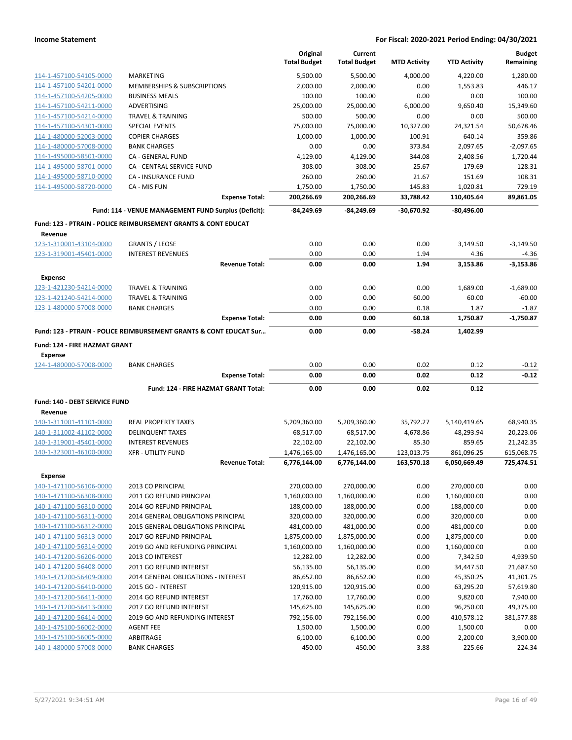| | | Original Total Budget | Current Total Budget | MTD Activity | YTD Activity | Budget Remaining |
|---|---|---|---|---|---|---|
| 114-1-457100-54105-0000 | MARKETING | 5,500.00 | 5,500.00 | 4,000.00 | 4,220.00 | 1,280.00 |
| 114-1-457100-54201-0000 | MEMBERSHIPS & SUBSCRIPTIONS | 2,000.00 | 2,000.00 | 0.00 | 1,553.83 | 446.17 |
| 114-1-457100-54205-0000 | BUSINESS MEALS | 100.00 | 100.00 | 0.00 | 0.00 | 100.00 |
| 114-1-457100-54211-0000 | ADVERTISING | 25,000.00 | 25,000.00 | 6,000.00 | 9,650.40 | 15,349.60 |
| 114-1-457100-54214-0000 | TRAVEL & TRAINING | 500.00 | 500.00 | 0.00 | 0.00 | 500.00 |
| 114-1-457100-54301-0000 | SPECIAL EVENTS | 75,000.00 | 75,000.00 | 10,327.00 | 24,321.54 | 50,678.46 |
| 114-1-480000-52003-0000 | COPIER CHARGES | 1,000.00 | 1,000.00 | 100.91 | 640.14 | 359.86 |
| 114-1-480000-57008-0000 | BANK CHARGES | 0.00 | 0.00 | 373.84 | 2,097.65 | -2,097.65 |
| 114-1-495000-58501-0000 | CA - GENERAL FUND | 4,129.00 | 4,129.00 | 344.08 | 2,408.56 | 1,720.44 |
| 114-1-495000-58701-0000 | CA - CENTRAL SERVICE FUND | 308.00 | 308.00 | 25.67 | 179.69 | 128.31 |
| 114-1-495000-58710-0000 | CA - INSURANCE FUND | 260.00 | 260.00 | 21.67 | 151.69 | 108.31 |
| 114-1-495000-58720-0000 | CA - MIS FUN | 1,750.00 | 1,750.00 | 145.83 | 1,020.81 | 729.19 |
| | **Expense Total:** | **200,266.69** | **200,266.69** | **33,788.42** | **110,405.64** | **89,861.05** |
| | **Fund: 114 - VENUE MANAGEMENT FUND Surplus (Deficit):** | **-84,249.69** | **-84,249.69** | **-30,670.92** | **-80,496.00** | |
| **Fund: 123 - PTRAIN - POLICE REIMBURSEMENT GRANTS & CONT EDUCAT** | | | | | | |
| **Revenue** | | | | | | |
| 123-1-310001-43104-0000 | GRANTS / LEOSE | 0.00 | 0.00 | 0.00 | 3,149.50 | -3,149.50 |
| 123-1-319001-45401-0000 | INTEREST REVENUES | 0.00 | 0.00 | 1.94 | 4.36 | -4.36 |
| | **Revenue Total:** | **0.00** | **0.00** | **1.94** | **3,153.86** | **-3,153.86** |
| **Expense** | | | | | | |
| 123-1-421230-54214-0000 | TRAVEL & TRAINING | 0.00 | 0.00 | 0.00 | 1,689.00 | -1,689.00 |
| 123-1-421240-54214-0000 | TRAVEL & TRAINING | 0.00 | 0.00 | 60.00 | 60.00 | -60.00 |
| 123-1-480000-57008-0000 | BANK CHARGES | 0.00 | 0.00 | 0.18 | 1.87 | -1.87 |
| | **Expense Total:** | **0.00** | **0.00** | **60.18** | **1,750.87** | **-1,750.87** |
| | **Fund: 123 - PTRAIN - POLICE REIMBURSEMENT GRANTS & CONT EDUCAT Sur...** | **0.00** | **0.00** | **-58.24** | **1,402.99** | |
| **Fund: 124 - FIRE HAZMAT GRANT** | | | | | | |
| **Expense** | | | | | | |
| 124-1-480000-57008-0000 | BANK CHARGES | 0.00 | 0.00 | 0.02 | 0.12 | -0.12 |
| | **Expense Total:** | **0.00** | **0.00** | **0.02** | **0.12** | **-0.12** |
| | **Fund: 124 - FIRE HAZMAT GRANT Total:** | **0.00** | **0.00** | **0.02** | **0.12** | |
| **Fund: 140 - DEBT SERVICE FUND** | | | | | | |
| **Revenue** | | | | | | |
| 140-1-311001-41101-0000 | REAL PROPERTY TAXES | 5,209,360.00 | 5,209,360.00 | 35,792.27 | 5,140,419.65 | 68,940.35 |
| 140-1-311002-41102-0000 | DELINQUENT TAXES | 68,517.00 | 68,517.00 | 4,678.86 | 48,293.94 | 20,223.06 |
| 140-1-319001-45401-0000 | INTEREST REVENUES | 22,102.00 | 22,102.00 | 85.30 | 859.65 | 21,242.35 |
| 140-1-323001-46100-0000 | XFR - UTILITY FUND | 1,476,165.00 | 1,476,165.00 | 123,013.75 | 861,096.25 | 615,068.75 |
| | **Revenue Total:** | **6,776,144.00** | **6,776,144.00** | **163,570.18** | **6,050,669.49** | **725,474.51** |
| **Expense** | | | | | | |
| 140-1-471100-56106-0000 | 2013 CO PRINCIPAL | 270,000.00 | 270,000.00 | 0.00 | 270,000.00 | 0.00 |
| 140-1-471100-56308-0000 | 2011 GO REFUND PRINCIPAL | 1,160,000.00 | 1,160,000.00 | 0.00 | 1,160,000.00 | 0.00 |
| 140-1-471100-56310-0000 | 2014 GO REFUND PRINCIPAL | 188,000.00 | 188,000.00 | 0.00 | 188,000.00 | 0.00 |
| 140-1-471100-56311-0000 | 2014 GENERAL OBLIGATIONS PRINCIPAL | 320,000.00 | 320,000.00 | 0.00 | 320,000.00 | 0.00 |
| 140-1-471100-56312-0000 | 2015 GENERAL OBLIGATIONS PRINCIPAL | 481,000.00 | 481,000.00 | 0.00 | 481,000.00 | 0.00 |
| 140-1-471100-56313-0000 | 2017 GO REFUND PRINCIPAL | 1,875,000.00 | 1,875,000.00 | 0.00 | 1,875,000.00 | 0.00 |
| 140-1-471100-56314-0000 | 2019 GO AND REFUNDING PRINCIPAL | 1,160,000.00 | 1,160,000.00 | 0.00 | 1,160,000.00 | 0.00 |
| 140-1-471200-56206-0000 | 2013 CO INTEREST | 12,282.00 | 12,282.00 | 0.00 | 7,342.50 | 4,939.50 |
| 140-1-471200-56408-0000 | 2011 GO REFUND INTEREST | 56,135.00 | 56,135.00 | 0.00 | 34,447.50 | 21,687.50 |
| 140-1-471200-56409-0000 | 2014 GENERAL OBLIGATIONS - INTEREST | 86,652.00 | 86,652.00 | 0.00 | 45,350.25 | 41,301.75 |
| 140-1-471200-56410-0000 | 2015 GO - INTEREST | 120,915.00 | 120,915.00 | 0.00 | 63,295.20 | 57,619.80 |
| 140-1-471200-56411-0000 | 2014 GO REFUND INTEREST | 17,760.00 | 17,760.00 | 0.00 | 9,820.00 | 7,940.00 |
| 140-1-471200-56413-0000 | 2017 GO REFUND INTEREST | 145,625.00 | 145,625.00 | 0.00 | 96,250.00 | 49,375.00 |
| 140-1-471200-56414-0000 | 2019 GO AND REFUNDING INTEREST | 792,156.00 | 792,156.00 | 0.00 | 410,578.12 | 381,577.88 |
| 140-1-475100-56002-0000 | AGENT FEE | 1,500.00 | 1,500.00 | 0.00 | 1,500.00 | 0.00 |
| 140-1-475100-56005-0000 | ARBITRAGE | 6,100.00 | 6,100.00 | 0.00 | 2,200.00 | 3,900.00 |
| 140-1-480000-57008-0000 | BANK CHARGES | 450.00 | 450.00 | 3.88 | 225.66 | 224.34 |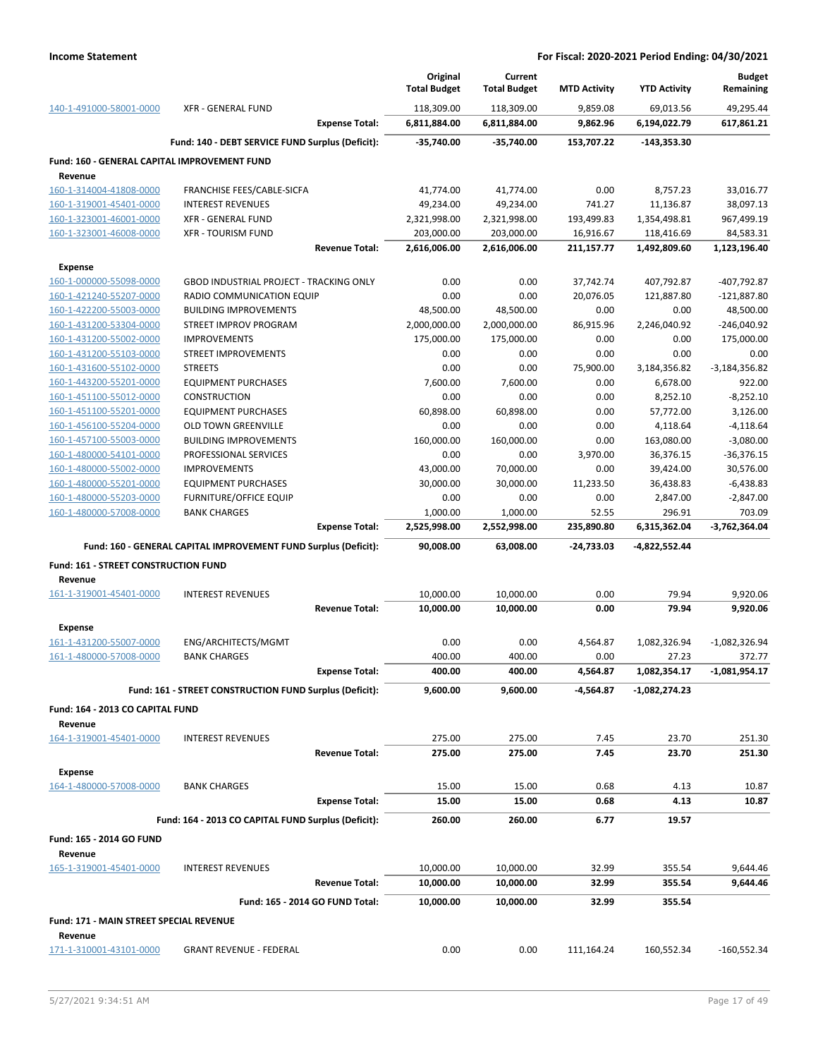| | | Original Total Budget | Current Total Budget | MTD Activity | YTD Activity | Budget Remaining |
|---|---|---|---|---|---|---|
| 140-1-491000-58001-0000 | XFR - GENERAL FUND | 118,309.00 | 118,309.00 | 9,859.08 | 69,013.56 | 49,295.44 |
| | **Expense Total:** | **6,811,884.00** | **6,811,884.00** | **9,862.96** | **6,194,022.79** | **617,861.21** |
| | **Fund: 140 - DEBT SERVICE FUND Surplus (Deficit):** | **-35,740.00** | **-35,740.00** | **153,707.22** | **-143,353.30** | |
| **Fund: 160 - GENERAL CAPITAL IMPROVEMENT FUND** | | | | | | |
| **Revenue** | | | | | | |
| 160-1-314004-41808-0000 | FRANCHISE FEES/CABLE-SICFA | 41,774.00 | 41,774.00 | 0.00 | 8,757.23 | 33,016.77 |
| 160-1-319001-45401-0000 | INTEREST REVENUES | 49,234.00 | 49,234.00 | 741.27 | 11,136.87 | 38,097.13 |
| 160-1-323001-46001-0000 | XFR - GENERAL FUND | 2,321,998.00 | 2,321,998.00 | 193,499.83 | 1,354,498.81 | 967,499.19 |
| 160-1-323001-46008-0000 | XFR - TOURISM FUND | 203,000.00 | 203,000.00 | 16,916.67 | 118,416.69 | 84,583.31 |
| | **Revenue Total:** | **2,616,006.00** | **2,616,006.00** | **211,157.77** | **1,492,809.60** | **1,123,196.40** |
| **Expense** | | | | | | |
| 160-1-000000-55098-0000 | GBOD INDUSTRIAL PROJECT - TRACKING ONLY | 0.00 | 0.00 | 37,742.74 | 407,792.87 | -407,792.87 |
| 160-1-421240-55207-0000 | RADIO COMMUNICATION EQUIP | 0.00 | 0.00 | 20,076.05 | 121,887.80 | -121,887.80 |
| 160-1-422200-55003-0000 | BUILDING IMPROVEMENTS | 48,500.00 | 48,500.00 | 0.00 | 0.00 | 48,500.00 |
| 160-1-431200-53304-0000 | STREET IMPROV PROGRAM | 2,000,000.00 | 2,000,000.00 | 86,915.96 | 2,246,040.92 | -246,040.92 |
| 160-1-431200-55002-0000 | IMPROVEMENTS | 175,000.00 | 175,000.00 | 0.00 | 0.00 | 175,000.00 |
| 160-1-431200-55103-0000 | STREET IMPROVEMENTS | 0.00 | 0.00 | 0.00 | 0.00 | 0.00 |
| 160-1-431600-55102-0000 | STREETS | 0.00 | 0.00 | 75,900.00 | 3,184,356.82 | -3,184,356.82 |
| 160-1-443200-55201-0000 | EQUIPMENT PURCHASES | 7,600.00 | 7,600.00 | 0.00 | 6,678.00 | 922.00 |
| 160-1-451100-55012-0000 | CONSTRUCTION | 0.00 | 0.00 | 0.00 | 8,252.10 | -8,252.10 |
| 160-1-451100-55201-0000 | EQUIPMENT PURCHASES | 60,898.00 | 60,898.00 | 0.00 | 57,772.00 | 3,126.00 |
| 160-1-456100-55204-0000 | OLD TOWN GREENVILLE | 0.00 | 0.00 | 0.00 | 4,118.64 | -4,118.64 |
| 160-1-457100-55003-0000 | BUILDING IMPROVEMENTS | 160,000.00 | 160,000.00 | 0.00 | 163,080.00 | -3,080.00 |
| 160-1-480000-54101-0000 | PROFESSIONAL SERVICES | 0.00 | 0.00 | 3,970.00 | 36,376.15 | -36,376.15 |
| 160-1-480000-55002-0000 | IMPROVEMENTS | 43,000.00 | 70,000.00 | 0.00 | 39,424.00 | 30,576.00 |
| 160-1-480000-55201-0000 | EQUIPMENT PURCHASES | 30,000.00 | 30,000.00 | 11,233.50 | 36,438.83 | -6,438.83 |
| 160-1-480000-55203-0000 | FURNITURE/OFFICE EQUIP | 0.00 | 0.00 | 0.00 | 2,847.00 | -2,847.00 |
| 160-1-480000-57008-0000 | BANK CHARGES | 1,000.00 | 1,000.00 | 52.55 | 296.91 | 703.09 |
| | **Expense Total:** | **2,525,998.00** | **2,552,998.00** | **235,890.80** | **6,315,362.04** | **-3,762,364.04** |
| | **Fund: 160 - GENERAL CAPITAL IMPROVEMENT FUND Surplus (Deficit):** | **90,008.00** | **63,008.00** | **-24,733.03** | **-4,822,552.44** | |
| **Fund: 161 - STREET CONSTRUCTION FUND** | | | | | | |
| **Revenue** | | | | | | |
| 161-1-319001-45401-0000 | INTEREST REVENUES | 10,000.00 | 10,000.00 | 0.00 | 79.94 | 9,920.06 |
| | **Revenue Total:** | **10,000.00** | **10,000.00** | **0.00** | **79.94** | **9,920.06** |
| **Expense** | | | | | | |
| 161-1-431200-55007-0000 | ENG/ARCHITECTS/MGMT | 0.00 | 0.00 | 4,564.87 | 1,082,326.94 | -1,082,326.94 |
| 161-1-480000-57008-0000 | BANK CHARGES | 400.00 | 400.00 | 0.00 | 27.23 | 372.77 |
| | **Expense Total:** | **400.00** | **400.00** | **4,564.87** | **1,082,354.17** | **-1,081,954.17** |
| | **Fund: 161 - STREET CONSTRUCTION FUND Surplus (Deficit):** | **9,600.00** | **9,600.00** | **-4,564.87** | **-1,082,274.23** | |
| **Fund: 164 - 2013 CO CAPITAL FUND** | | | | | | |
| **Revenue** | | | | | | |
| 164-1-319001-45401-0000 | INTEREST REVENUES | 275.00 | 275.00 | 7.45 | 23.70 | 251.30 |
| | **Revenue Total:** | **275.00** | **275.00** | **7.45** | **23.70** | **251.30** |
| **Expense** | | | | | | |
| 164-1-480000-57008-0000 | BANK CHARGES | 15.00 | 15.00 | 0.68 | 4.13 | 10.87 |
| | **Expense Total:** | **15.00** | **15.00** | **0.68** | **4.13** | **10.87** |
| | **Fund: 164 - 2013 CO CAPITAL FUND Surplus (Deficit):** | **260.00** | **260.00** | **6.77** | **19.57** | |
| **Fund: 165 - 2014 GO FUND** | | | | | | |
| **Revenue** | | | | | | |
| 165-1-319001-45401-0000 | INTEREST REVENUES | 10,000.00 | 10,000.00 | 32.99 | 355.54 | 9,644.46 |
| | **Revenue Total:** | **10,000.00** | **10,000.00** | **32.99** | **355.54** | **9,644.46** |
| | **Fund: 165 - 2014 GO FUND Total:** | **10,000.00** | **10,000.00** | **32.99** | **355.54** | |
| **Fund: 171 - MAIN STREET SPECIAL REVENUE** | | | | | | |
| **Revenue** | | | | | | |
| 171-1-310001-43101-0000 | GRANT REVENUE - FEDERAL | 0.00 | 0.00 | 111,164.24 | 160,552.34 | -160,552.34 |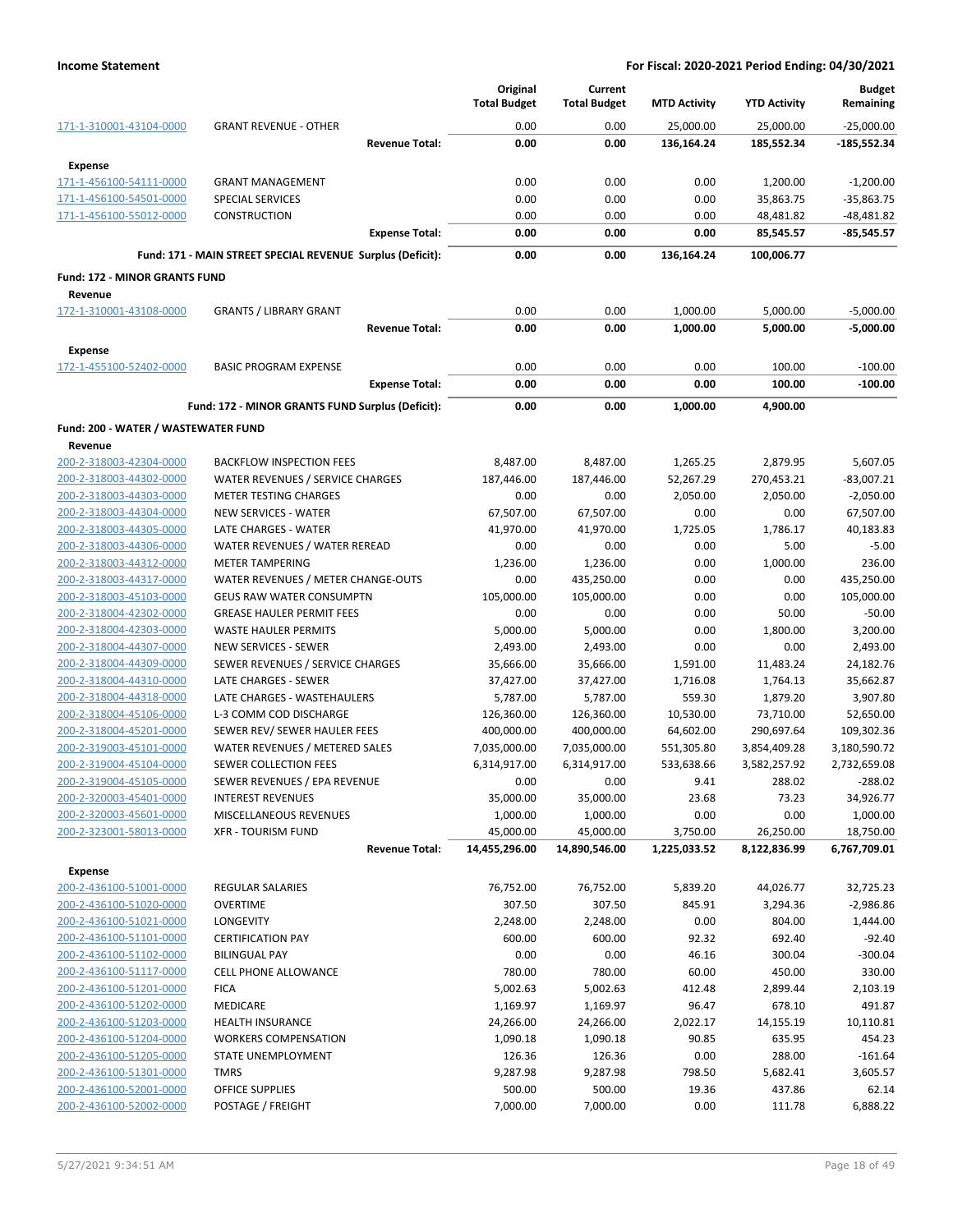| | | Original Total Budget | Current Total Budget | MTD Activity | YTD Activity | Budget Remaining |
|---|---|---|---|---|---|---|
| 171-1-310001-43104-0000 | GRANT REVENUE - OTHER | 0.00 | 0.00 | 25,000.00 | 25,000.00 | -25,000.00 |
| | **Revenue Total:** | **0.00** | **0.00** | **136,164.24** | **185,552.34** | **-185,552.34** |
| **Expense** | | | | | | |
| 171-1-456100-54111-0000 | GRANT MANAGEMENT | 0.00 | 0.00 | 0.00 | 1,200.00 | -1,200.00 |
| 171-1-456100-54501-0000 | SPECIAL SERVICES | 0.00 | 0.00 | 0.00 | 35,863.75 | -35,863.75 |
| 171-1-456100-55012-0000 | CONSTRUCTION | 0.00 | 0.00 | 0.00 | 48,481.82 | -48,481.82 |
| | **Expense Total:** | **0.00** | **0.00** | **0.00** | **85,545.57** | **-85,545.57** |
| | **Fund: 171 - MAIN STREET SPECIAL REVENUE Surplus (Deficit):** | **0.00** | **0.00** | **136,164.24** | **100,006.77** | |
| **Fund: 172 - MINOR GRANTS FUND** | | | | | | |
| **Revenue** | | | | | | |
| 172-1-310001-43108-0000 | GRANTS / LIBRARY GRANT | 0.00 | 0.00 | 1,000.00 | 5,000.00 | -5,000.00 |
| | **Revenue Total:** | **0.00** | **0.00** | **1,000.00** | **5,000.00** | **-5,000.00** |
| **Expense** | | | | | | |
| 172-1-455100-52402-0000 | BASIC PROGRAM EXPENSE | 0.00 | 0.00 | 0.00 | 100.00 | -100.00 |
| | **Expense Total:** | **0.00** | **0.00** | **0.00** | **100.00** | **-100.00** |
| | **Fund: 172 - MINOR GRANTS FUND Surplus (Deficit):** | **0.00** | **0.00** | **1,000.00** | **4,900.00** | |
| **Fund: 200 - WATER / WASTEWATER FUND** | | | | | | |
| **Revenue** | | | | | | |
| 200-2-318003-42304-0000 | BACKFLOW INSPECTION FEES | 8,487.00 | 8,487.00 | 1,265.25 | 2,879.95 | 5,607.05 |
| 200-2-318003-44302-0000 | WATER REVENUES / SERVICE CHARGES | 187,446.00 | 187,446.00 | 52,267.29 | 270,453.21 | -83,007.21 |
| 200-2-318003-44303-0000 | METER TESTING CHARGES | 0.00 | 0.00 | 2,050.00 | 2,050.00 | -2,050.00 |
| 200-2-318003-44304-0000 | NEW SERVICES - WATER | 67,507.00 | 67,507.00 | 0.00 | 0.00 | 67,507.00 |
| 200-2-318003-44305-0000 | LATE CHARGES - WATER | 41,970.00 | 41,970.00 | 1,725.05 | 1,786.17 | 40,183.83 |
| 200-2-318003-44306-0000 | WATER REVENUES / WATER REREAD | 0.00 | 0.00 | 0.00 | 5.00 | -5.00 |
| 200-2-318003-44312-0000 | METER TAMPERING | 1,236.00 | 1,236.00 | 0.00 | 1,000.00 | 236.00 |
| 200-2-318003-44317-0000 | WATER REVENUES / METER CHANGE-OUTS | 0.00 | 435,250.00 | 0.00 | 0.00 | 435,250.00 |
| 200-2-318003-45103-0000 | GEUS RAW WATER CONSUMPTN | 105,000.00 | 105,000.00 | 0.00 | 0.00 | 105,000.00 |
| 200-2-318004-42302-0000 | GREASE HAULER PERMIT FEES | 0.00 | 0.00 | 0.00 | 50.00 | -50.00 |
| 200-2-318004-42303-0000 | WASTE HAULER PERMITS | 5,000.00 | 5,000.00 | 0.00 | 1,800.00 | 3,200.00 |
| 200-2-318004-44307-0000 | NEW SERVICES - SEWER | 2,493.00 | 2,493.00 | 0.00 | 0.00 | 2,493.00 |
| 200-2-318004-44309-0000 | SEWER REVENUES / SERVICE CHARGES | 35,666.00 | 35,666.00 | 1,591.00 | 11,483.24 | 24,182.76 |
| 200-2-318004-44310-0000 | LATE CHARGES - SEWER | 37,427.00 | 37,427.00 | 1,716.08 | 1,764.13 | 35,662.87 |
| 200-2-318004-44318-0000 | LATE CHARGES - WASTEHAULERS | 5,787.00 | 5,787.00 | 559.30 | 1,879.20 | 3,907.80 |
| 200-2-318004-45106-0000 | L-3 COMM COD DISCHARGE | 126,360.00 | 126,360.00 | 10,530.00 | 73,710.00 | 52,650.00 |
| 200-2-318004-45201-0000 | SEWER REV/ SEWER HAULER FEES | 400,000.00 | 400,000.00 | 64,602.00 | 290,697.64 | 109,302.36 |
| 200-2-319003-45101-0000 | WATER REVENUES / METERED SALES | 7,035,000.00 | 7,035,000.00 | 551,305.80 | 3,854,409.28 | 3,180,590.72 |
| 200-2-319004-45104-0000 | SEWER COLLECTION FEES | 6,314,917.00 | 6,314,917.00 | 533,638.66 | 3,582,257.92 | 2,732,659.08 |
| 200-2-319004-45105-0000 | SEWER REVENUES / EPA REVENUE | 0.00 | 0.00 | 9.41 | 288.02 | -288.02 |
| 200-2-320003-45401-0000 | INTEREST REVENUES | 35,000.00 | 35,000.00 | 23.68 | 73.23 | 34,926.77 |
| 200-2-320003-45601-0000 | MISCELLANEOUS REVENUES | 1,000.00 | 1,000.00 | 0.00 | 0.00 | 1,000.00 |
| 200-2-323001-58013-0000 | XFR - TOURISM FUND | 45,000.00 | 45,000.00 | 3,750.00 | 26,250.00 | 18,750.00 |
| | **Revenue Total:** | **14,455,296.00** | **14,890,546.00** | **1,225,033.52** | **8,122,836.99** | **6,767,709.01** |
| **Expense** | | | | | | |
| 200-2-436100-51001-0000 | REGULAR SALARIES | 76,752.00 | 76,752.00 | 5,839.20 | 44,026.77 | 32,725.23 |
| 200-2-436100-51020-0000 | OVERTIME | 307.50 | 307.50 | 845.91 | 3,294.36 | -2,986.86 |
| 200-2-436100-51021-0000 | LONGEVITY | 2,248.00 | 2,248.00 | 0.00 | 804.00 | 1,444.00 |
| 200-2-436100-51101-0000 | CERTIFICATION PAY | 600.00 | 600.00 | 92.32 | 692.40 | -92.40 |
| 200-2-436100-51102-0000 | BILINGUAL PAY | 0.00 | 0.00 | 46.16 | 300.04 | -300.04 |
| 200-2-436100-51117-0000 | CELL PHONE ALLOWANCE | 780.00 | 780.00 | 60.00 | 450.00 | 330.00 |
| 200-2-436100-51201-0000 | FICA | 5,002.63 | 5,002.63 | 412.48 | 2,899.44 | 2,103.19 |
| 200-2-436100-51202-0000 | MEDICARE | 1,169.97 | 1,169.97 | 96.47 | 678.10 | 491.87 |
| 200-2-436100-51203-0000 | HEALTH INSURANCE | 24,266.00 | 24,266.00 | 2,022.17 | 14,155.19 | 10,110.81 |
| 200-2-436100-51204-0000 | WORKERS COMPENSATION | 1,090.18 | 1,090.18 | 90.85 | 635.95 | 454.23 |
| 200-2-436100-51205-0000 | STATE UNEMPLOYMENT | 126.36 | 126.36 | 0.00 | 288.00 | -161.64 |
| 200-2-436100-51301-0000 | TMRS | 9,287.98 | 9,287.98 | 798.50 | 5,682.41 | 3,605.57 |
| 200-2-436100-52001-0000 | OFFICE SUPPLIES | 500.00 | 500.00 | 19.36 | 437.86 | 62.14 |
| 200-2-436100-52002-0000 | POSTAGE / FREIGHT | 7,000.00 | 7,000.00 | 0.00 | 111.78 | 6,888.22 |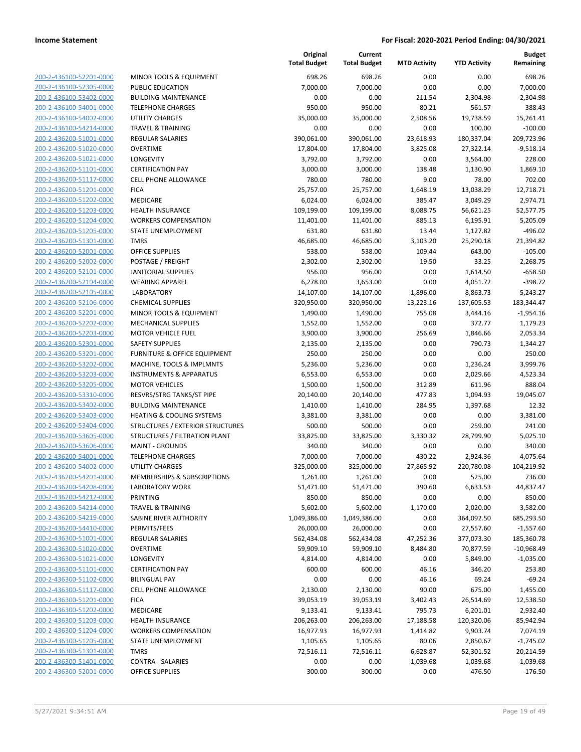**Income Statement** **For Fiscal: 2020-2021 Period Ending: 04/30/2021**

| | | Original Total Budget | Current Total Budget | MTD Activity | YTD Activity | Budget Remaining |
|---|---|---|---|---|---|---|
| 200-2-436100-52201-0000 | MINOR TOOLS & EQUIPMENT | 698.26 | 698.26 | 0.00 | 0.00 | 698.26 |
| 200-2-436100-52305-0000 | PUBLIC EDUCATION | 7,000.00 | 7,000.00 | 0.00 | 0.00 | 7,000.00 |
| 200-2-436100-53402-0000 | BUILDING MAINTENANCE | 0.00 | 0.00 | 211.54 | 2,304.98 | -2,304.98 |
| 200-2-436100-54001-0000 | TELEPHONE CHARGES | 950.00 | 950.00 | 80.21 | 561.57 | 388.43 |
| 200-2-436100-54002-0000 | UTILITY CHARGES | 35,000.00 | 35,000.00 | 2,508.56 | 19,738.59 | 15,261.41 |
| 200-2-436100-54214-0000 | TRAVEL & TRAINING | 0.00 | 0.00 | 0.00 | 100.00 | -100.00 |
| 200-2-436200-51001-0000 | REGULAR SALARIES | 390,061.00 | 390,061.00 | 23,618.93 | 180,337.04 | 209,723.96 |
| 200-2-436200-51020-0000 | OVERTIME | 17,804.00 | 17,804.00 | 3,825.08 | 27,322.14 | -9,518.14 |
| 200-2-436200-51021-0000 | LONGEVITY | 3,792.00 | 3,792.00 | 0.00 | 3,564.00 | 228.00 |
| 200-2-436200-51101-0000 | CERTIFICATION PAY | 3,000.00 | 3,000.00 | 138.48 | 1,130.90 | 1,869.10 |
| 200-2-436200-51117-0000 | CELL PHONE ALLOWANCE | 780.00 | 780.00 | 9.00 | 78.00 | 702.00 |
| 200-2-436200-51201-0000 | FICA | 25,757.00 | 25,757.00 | 1,648.19 | 13,038.29 | 12,718.71 |
| 200-2-436200-51202-0000 | MEDICARE | 6,024.00 | 6,024.00 | 385.47 | 3,049.29 | 2,974.71 |
| 200-2-436200-51203-0000 | HEALTH INSURANCE | 109,199.00 | 109,199.00 | 8,088.75 | 56,621.25 | 52,577.75 |
| 200-2-436200-51204-0000 | WORKERS COMPENSATION | 11,401.00 | 11,401.00 | 885.13 | 6,195.91 | 5,205.09 |
| 200-2-436200-51205-0000 | STATE UNEMPLOYMENT | 631.80 | 631.80 | 13.44 | 1,127.82 | -496.02 |
| 200-2-436200-51301-0000 | TMRS | 46,685.00 | 46,685.00 | 3,103.20 | 25,290.18 | 21,394.82 |
| 200-2-436200-52001-0000 | OFFICE SUPPLIES | 538.00 | 538.00 | 109.44 | 643.00 | -105.00 |
| 200-2-436200-52002-0000 | POSTAGE / FREIGHT | 2,302.00 | 2,302.00 | 19.50 | 33.25 | 2,268.75 |
| 200-2-436200-52101-0000 | JANITORIAL SUPPLIES | 956.00 | 956.00 | 0.00 | 1,614.50 | -658.50 |
| 200-2-436200-52104-0000 | WEARING APPAREL | 6,278.00 | 3,653.00 | 0.00 | 4,051.72 | -398.72 |
| 200-2-436200-52105-0000 | LABORATORY | 14,107.00 | 14,107.00 | 1,896.00 | 8,863.73 | 5,243.27 |
| 200-2-436200-52106-0000 | CHEMICAL SUPPLIES | 320,950.00 | 320,950.00 | 13,223.16 | 137,605.53 | 183,344.47 |
| 200-2-436200-52201-0000 | MINOR TOOLS & EQUIPMENT | 1,490.00 | 1,490.00 | 755.08 | 3,444.16 | -1,954.16 |
| 200-2-436200-52202-0000 | MECHANICAL SUPPLIES | 1,552.00 | 1,552.00 | 0.00 | 372.77 | 1,179.23 |
| 200-2-436200-52203-0000 | MOTOR VEHICLE FUEL | 3,900.00 | 3,900.00 | 256.69 | 1,846.66 | 2,053.34 |
| 200-2-436200-52301-0000 | SAFETY SUPPLIES | 2,135.00 | 2,135.00 | 0.00 | 790.73 | 1,344.27 |
| 200-2-436200-53201-0000 | FURNITURE & OFFICE EQUIPMENT | 250.00 | 250.00 | 0.00 | 0.00 | 250.00 |
| 200-2-436200-53202-0000 | MACHINE, TOOLS & IMPLMNTS | 5,236.00 | 5,236.00 | 0.00 | 1,236.24 | 3,999.76 |
| 200-2-436200-53203-0000 | INSTRUMENTS & APPARATUS | 6,553.00 | 6,553.00 | 0.00 | 2,029.66 | 4,523.34 |
| 200-2-436200-53205-0000 | MOTOR VEHICLES | 1,500.00 | 1,500.00 | 312.89 | 611.96 | 888.04 |
| 200-2-436200-53310-0000 | RESVRS/STRG TANKS/ST PIPE | 20,140.00 | 20,140.00 | 477.83 | 1,094.93 | 19,045.07 |
| 200-2-436200-53402-0000 | BUILDING MAINTENANCE | 1,410.00 | 1,410.00 | 284.95 | 1,397.68 | 12.32 |
| 200-2-436200-53403-0000 | HEATING & COOLING SYSTEMS | 3,381.00 | 3,381.00 | 0.00 | 0.00 | 3,381.00 |
| 200-2-436200-53404-0000 | STRUCTURES / EXTERIOR STRUCTURES | 500.00 | 500.00 | 0.00 | 259.00 | 241.00 |
| 200-2-436200-53605-0000 | STRUCTURES / FILTRATION PLANT | 33,825.00 | 33,825.00 | 3,330.32 | 28,799.90 | 5,025.10 |
| 200-2-436200-53606-0000 | MAINT - GROUNDS | 340.00 | 340.00 | 0.00 | 0.00 | 340.00 |
| 200-2-436200-54001-0000 | TELEPHONE CHARGES | 7,000.00 | 7,000.00 | 430.22 | 2,924.36 | 4,075.64 |
| 200-2-436200-54002-0000 | UTILITY CHARGES | 325,000.00 | 325,000.00 | 27,865.92 | 220,780.08 | 104,219.92 |
| 200-2-436200-54201-0000 | MEMBERSHIPS & SUBSCRIPTIONS | 1,261.00 | 1,261.00 | 0.00 | 525.00 | 736.00 |
| 200-2-436200-54208-0000 | LABORATORY WORK | 51,471.00 | 51,471.00 | 390.60 | 6,633.53 | 44,837.47 |
| 200-2-436200-54212-0000 | PRINTING | 850.00 | 850.00 | 0.00 | 0.00 | 850.00 |
| 200-2-436200-54214-0000 | TRAVEL & TRAINING | 5,602.00 | 5,602.00 | 1,170.00 | 2,020.00 | 3,582.00 |
| 200-2-436200-54219-0000 | SABINE RIVER AUTHORITY | 1,049,386.00 | 1,049,386.00 | 0.00 | 364,092.50 | 685,293.50 |
| 200-2-436200-54410-0000 | PERMITS/FEES | 26,000.00 | 26,000.00 | 0.00 | 27,557.60 | -1,557.60 |
| 200-2-436300-51001-0000 | REGULAR SALARIES | 562,434.08 | 562,434.08 | 47,252.36 | 377,073.30 | 185,360.78 |
| 200-2-436300-51020-0000 | OVERTIME | 59,909.10 | 59,909.10 | 8,484.80 | 70,877.59 | -10,968.49 |
| 200-2-436300-51021-0000 | LONGEVITY | 4,814.00 | 4,814.00 | 0.00 | 5,849.00 | -1,035.00 |
| 200-2-436300-51101-0000 | CERTIFICATION PAY | 600.00 | 600.00 | 46.16 | 346.20 | 253.80 |
| 200-2-436300-51102-0000 | BILINGUAL PAY | 0.00 | 0.00 | 46.16 | 69.24 | -69.24 |
| 200-2-436300-51117-0000 | CELL PHONE ALLOWANCE | 2,130.00 | 2,130.00 | 90.00 | 675.00 | 1,455.00 |
| 200-2-436300-51201-0000 | FICA | 39,053.19 | 39,053.19 | 3,402.43 | 26,514.69 | 12,538.50 |
| 200-2-436300-51202-0000 | MEDICARE | 9,133.41 | 9,133.41 | 795.73 | 6,201.01 | 2,932.40 |
| 200-2-436300-51203-0000 | HEALTH INSURANCE | 206,263.00 | 206,263.00 | 17,188.58 | 120,320.06 | 85,942.94 |
| 200-2-436300-51204-0000 | WORKERS COMPENSATION | 16,977.93 | 16,977.93 | 1,414.82 | 9,903.74 | 7,074.19 |
| 200-2-436300-51205-0000 | STATE UNEMPLOYMENT | 1,105.65 | 1,105.65 | 80.06 | 2,850.67 | -1,745.02 |
| 200-2-436300-51301-0000 | TMRS | 72,516.11 | 72,516.11 | 6,628.87 | 52,301.52 | 20,214.59 |
| 200-2-436300-51401-0000 | CONTRA - SALARIES | 0.00 | 0.00 | 1,039.68 | 1,039.68 | -1,039.68 |
| 200-2-436300-52001-0000 | OFFICE SUPPLIES | 300.00 | 300.00 | 0.00 | 476.50 | -176.50 |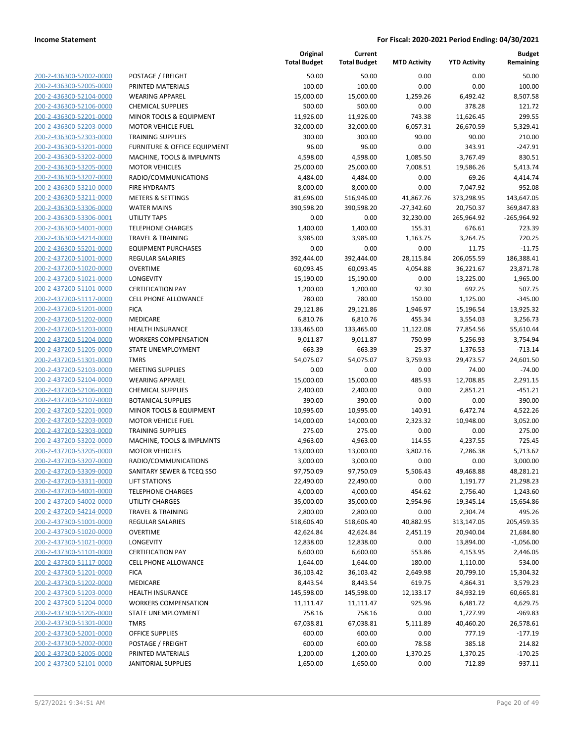**Income Statement** **For Fiscal: 2020-2021 Period Ending: 04/30/2021**

| | | Original Total Budget | Current Total Budget | MTD Activity | YTD Activity | Budget Remaining |
|---|---|---|---|---|---|---|
| 200-2-436300-52002-0000 | POSTAGE / FREIGHT | 50.00 | 50.00 | 0.00 | 0.00 | 50.00 |
| 200-2-436300-52005-0000 | PRINTED MATERIALS | 100.00 | 100.00 | 0.00 | 0.00 | 100.00 |
| 200-2-436300-52104-0000 | WEARING APPAREL | 15,000.00 | 15,000.00 | 1,259.26 | 6,492.42 | 8,507.58 |
| 200-2-436300-52106-0000 | CHEMICAL SUPPLIES | 500.00 | 500.00 | 0.00 | 378.28 | 121.72 |
| 200-2-436300-52201-0000 | MINOR TOOLS & EQUIPMENT | 11,926.00 | 11,926.00 | 743.38 | 11,626.45 | 299.55 |
| 200-2-436300-52203-0000 | MOTOR VEHICLE FUEL | 32,000.00 | 32,000.00 | 6,057.31 | 26,670.59 | 5,329.41 |
| 200-2-436300-52303-0000 | TRAINING SUPPLIES | 300.00 | 300.00 | 90.00 | 90.00 | 210.00 |
| 200-2-436300-53201-0000 | FURNITURE & OFFICE EQUIPMENT | 96.00 | 96.00 | 0.00 | 343.91 | -247.91 |
| 200-2-436300-53202-0000 | MACHINE, TOOLS & IMPLMNTS | 4,598.00 | 4,598.00 | 1,085.50 | 3,767.49 | 830.51 |
| 200-2-436300-53205-0000 | MOTOR VEHICLES | 25,000.00 | 25,000.00 | 7,008.51 | 19,586.26 | 5,413.74 |
| 200-2-436300-53207-0000 | RADIO/COMMUNICATIONS | 4,484.00 | 4,484.00 | 0.00 | 69.26 | 4,414.74 |
| 200-2-436300-53210-0000 | FIRE HYDRANTS | 8,000.00 | 8,000.00 | 0.00 | 7,047.92 | 952.08 |
| 200-2-436300-53211-0000 | METERS & SETTINGS | 81,696.00 | 516,946.00 | 41,867.76 | 373,298.95 | 143,647.05 |
| 200-2-436300-53306-0000 | WATER MAINS | 390,598.20 | 390,598.20 | -27,342.60 | 20,750.37 | 369,847.83 |
| 200-2-436300-53306-0001 | UTILITY TAPS | 0.00 | 0.00 | 32,230.00 | 265,964.92 | -265,964.92 |
| 200-2-436300-54001-0000 | TELEPHONE CHARGES | 1,400.00 | 1,400.00 | 155.31 | 676.61 | 723.39 |
| 200-2-436300-54214-0000 | TRAVEL & TRAINING | 3,985.00 | 3,985.00 | 1,163.75 | 3,264.75 | 720.25 |
| 200-2-436300-55201-0000 | EQUIPMENT PURCHASES | 0.00 | 0.00 | 0.00 | 11.75 | -11.75 |
| 200-2-437200-51001-0000 | REGULAR SALARIES | 392,444.00 | 392,444.00 | 28,115.84 | 206,055.59 | 186,388.41 |
| 200-2-437200-51020-0000 | OVERTIME | 60,093.45 | 60,093.45 | 4,054.88 | 36,221.67 | 23,871.78 |
| 200-2-437200-51021-0000 | LONGEVITY | 15,190.00 | 15,190.00 | 0.00 | 13,225.00 | 1,965.00 |
| 200-2-437200-51101-0000 | CERTIFICATION PAY | 1,200.00 | 1,200.00 | 92.30 | 692.25 | 507.75 |
| 200-2-437200-51117-0000 | CELL PHONE ALLOWANCE | 780.00 | 780.00 | 150.00 | 1,125.00 | -345.00 |
| 200-2-437200-51201-0000 | FICA | 29,121.86 | 29,121.86 | 1,946.97 | 15,196.54 | 13,925.32 |
| 200-2-437200-51202-0000 | MEDICARE | 6,810.76 | 6,810.76 | 455.34 | 3,554.03 | 3,256.73 |
| 200-2-437200-51203-0000 | HEALTH INSURANCE | 133,465.00 | 133,465.00 | 11,122.08 | 77,854.56 | 55,610.44 |
| 200-2-437200-51204-0000 | WORKERS COMPENSATION | 9,011.87 | 9,011.87 | 750.99 | 5,256.93 | 3,754.94 |
| 200-2-437200-51205-0000 | STATE UNEMPLOYMENT | 663.39 | 663.39 | 25.37 | 1,376.53 | -713.14 |
| 200-2-437200-51301-0000 | TMRS | 54,075.07 | 54,075.07 | 3,759.93 | 29,473.57 | 24,601.50 |
| 200-2-437200-52103-0000 | MEETING SUPPLIES | 0.00 | 0.00 | 0.00 | 74.00 | -74.00 |
| 200-2-437200-52104-0000 | WEARING APPAREL | 15,000.00 | 15,000.00 | 485.93 | 12,708.85 | 2,291.15 |
| 200-2-437200-52106-0000 | CHEMICAL SUPPLIES | 2,400.00 | 2,400.00 | 0.00 | 2,851.21 | -451.21 |
| 200-2-437200-52107-0000 | BOTANICAL SUPPLIES | 390.00 | 390.00 | 0.00 | 0.00 | 390.00 |
| 200-2-437200-52201-0000 | MINOR TOOLS & EQUIPMENT | 10,995.00 | 10,995.00 | 140.91 | 6,472.74 | 4,522.26 |
| 200-2-437200-52203-0000 | MOTOR VEHICLE FUEL | 14,000.00 | 14,000.00 | 2,323.32 | 10,948.00 | 3,052.00 |
| 200-2-437200-52303-0000 | TRAINING SUPPLIES | 275.00 | 275.00 | 0.00 | 0.00 | 275.00 |
| 200-2-437200-53202-0000 | MACHINE, TOOLS & IMPLMNTS | 4,963.00 | 4,963.00 | 114.55 | 4,237.55 | 725.45 |
| 200-2-437200-53205-0000 | MOTOR VEHICLES | 13,000.00 | 13,000.00 | 3,802.16 | 7,286.38 | 5,713.62 |
| 200-2-437200-53207-0000 | RADIO/COMMUNICATIONS | 3,000.00 | 3,000.00 | 0.00 | 0.00 | 3,000.00 |
| 200-2-437200-53309-0000 | SANITARY SEWER & TCEQ SSO | 97,750.09 | 97,750.09 | 5,506.43 | 49,468.88 | 48,281.21 |
| 200-2-437200-53311-0000 | LIFT STATIONS | 22,490.00 | 22,490.00 | 0.00 | 1,191.77 | 21,298.23 |
| 200-2-437200-54001-0000 | TELEPHONE CHARGES | 4,000.00 | 4,000.00 | 454.62 | 2,756.40 | 1,243.60 |
| 200-2-437200-54002-0000 | UTILITY CHARGES | 35,000.00 | 35,000.00 | 2,954.96 | 19,345.14 | 15,654.86 |
| 200-2-437200-54214-0000 | TRAVEL & TRAINING | 2,800.00 | 2,800.00 | 0.00 | 2,304.74 | 495.26 |
| 200-2-437300-51001-0000 | REGULAR SALARIES | 518,606.40 | 518,606.40 | 40,882.95 | 313,147.05 | 205,459.35 |
| 200-2-437300-51020-0000 | OVERTIME | 42,624.84 | 42,624.84 | 2,451.19 | 20,940.04 | 21,684.80 |
| 200-2-437300-51021-0000 | LONGEVITY | 12,838.00 | 12,838.00 | 0.00 | 13,894.00 | -1,056.00 |
| 200-2-437300-51101-0000 | CERTIFICATION PAY | 6,600.00 | 6,600.00 | 553.86 | 4,153.95 | 2,446.05 |
| 200-2-437300-51117-0000 | CELL PHONE ALLOWANCE | 1,644.00 | 1,644.00 | 180.00 | 1,110.00 | 534.00 |
| 200-2-437300-51201-0000 | FICA | 36,103.42 | 36,103.42 | 2,649.98 | 20,799.10 | 15,304.32 |
| 200-2-437300-51202-0000 | MEDICARE | 8,443.54 | 8,443.54 | 619.75 | 4,864.31 | 3,579.23 |
| 200-2-437300-51203-0000 | HEALTH INSURANCE | 145,598.00 | 145,598.00 | 12,133.17 | 84,932.19 | 60,665.81 |
| 200-2-437300-51204-0000 | WORKERS COMPENSATION | 11,111.47 | 11,111.47 | 925.96 | 6,481.72 | 4,629.75 |
| 200-2-437300-51205-0000 | STATE UNEMPLOYMENT | 758.16 | 758.16 | 0.00 | 1,727.99 | -969.83 |
| 200-2-437300-51301-0000 | TMRS | 67,038.81 | 67,038.81 | 5,111.89 | 40,460.20 | 26,578.61 |
| 200-2-437300-52001-0000 | OFFICE SUPPLIES | 600.00 | 600.00 | 0.00 | 777.19 | -177.19 |
| 200-2-437300-52002-0000 | POSTAGE / FREIGHT | 600.00 | 600.00 | 78.58 | 385.18 | 214.82 |
| 200-2-437300-52005-0000 | PRINTED MATERIALS | 1,200.00 | 1,200.00 | 1,370.25 | 1,370.25 | -170.25 |
| 200-2-437300-52101-0000 | JANITORIAL SUPPLIES | 1,650.00 | 1,650.00 | 0.00 | 712.89 | 937.11 |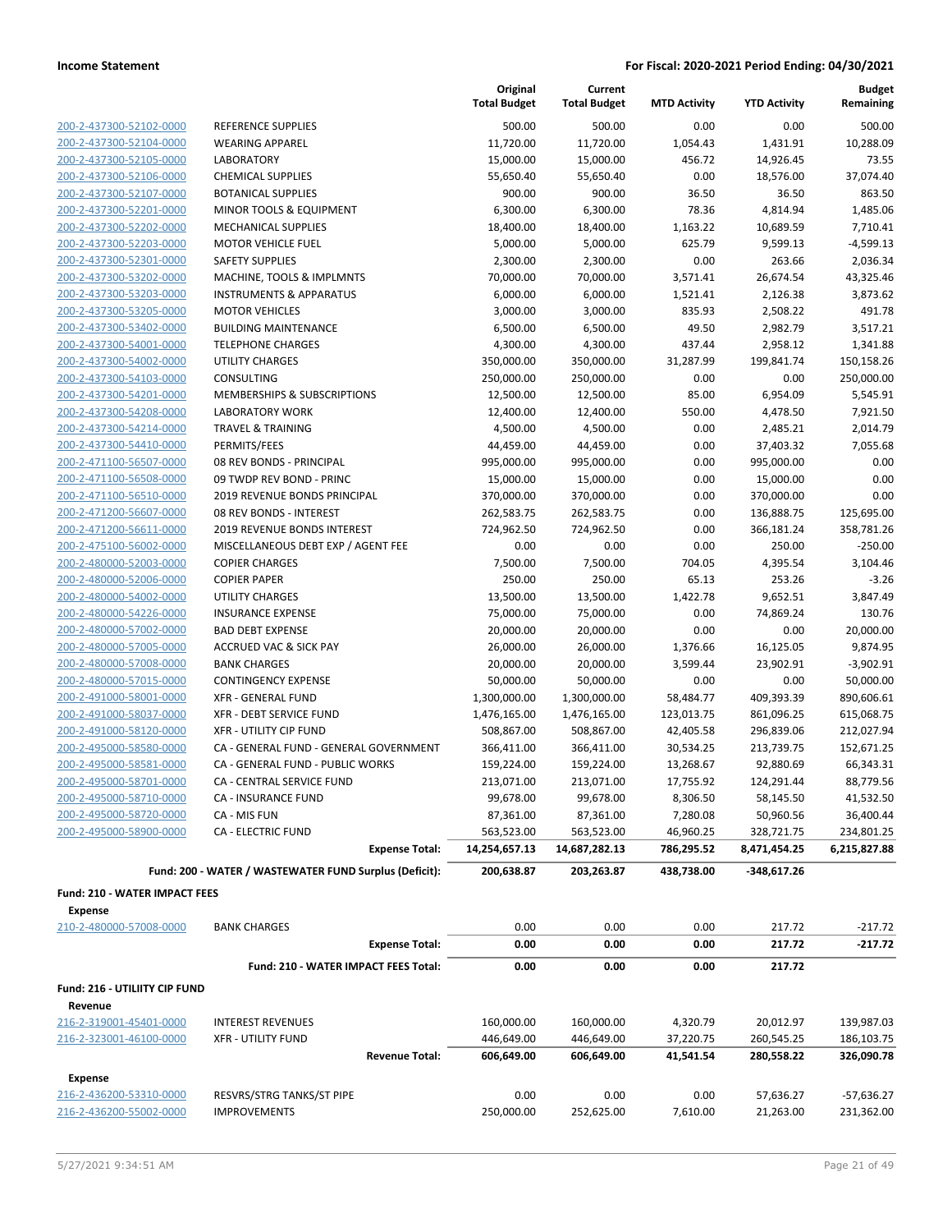**Income Statement** — For Fiscal: 2020-2021 Period Ending: 04/30/2021

| | | Original Total Budget | Current Total Budget | MTD Activity | YTD Activity | Budget Remaining |
|---|---|---|---|---|---|---|
| 200-2-437300-52102-0000 | REFERENCE SUPPLIES | 500.00 | 500.00 | 0.00 | 0.00 | 500.00 |
| 200-2-437300-52104-0000 | WEARING APPAREL | 11,720.00 | 11,720.00 | 1,054.43 | 1,431.91 | 10,288.09 |
| 200-2-437300-52105-0000 | LABORATORY | 15,000.00 | 15,000.00 | 456.72 | 14,926.45 | 73.55 |
| 200-2-437300-52106-0000 | CHEMICAL SUPPLIES | 55,650.40 | 55,650.40 | 0.00 | 18,576.00 | 37,074.40 |
| 200-2-437300-52107-0000 | BOTANICAL SUPPLIES | 900.00 | 900.00 | 36.50 | 36.50 | 863.50 |
| 200-2-437300-52201-0000 | MINOR TOOLS & EQUIPMENT | 6,300.00 | 6,300.00 | 78.36 | 4,814.94 | 1,485.06 |
| 200-2-437300-52202-0000 | MECHANICAL SUPPLIES | 18,400.00 | 18,400.00 | 1,163.22 | 10,689.59 | 7,710.41 |
| 200-2-437300-52203-0000 | MOTOR VEHICLE FUEL | 5,000.00 | 5,000.00 | 625.79 | 9,599.13 | -4,599.13 |
| 200-2-437300-52301-0000 | SAFETY SUPPLIES | 2,300.00 | 2,300.00 | 0.00 | 263.66 | 2,036.34 |
| 200-2-437300-53202-0000 | MACHINE, TOOLS & IMPLMNTS | 70,000.00 | 70,000.00 | 3,571.41 | 26,674.54 | 43,325.46 |
| 200-2-437300-53203-0000 | INSTRUMENTS & APPARATUS | 6,000.00 | 6,000.00 | 1,521.41 | 2,126.38 | 3,873.62 |
| 200-2-437300-53205-0000 | MOTOR VEHICLES | 3,000.00 | 3,000.00 | 835.93 | 2,508.22 | 491.78 |
| 200-2-437300-53402-0000 | BUILDING MAINTENANCE | 6,500.00 | 6,500.00 | 49.50 | 2,982.79 | 3,517.21 |
| 200-2-437300-54001-0000 | TELEPHONE CHARGES | 4,300.00 | 4,300.00 | 437.44 | 2,958.12 | 1,341.88 |
| 200-2-437300-54002-0000 | UTILITY CHARGES | 350,000.00 | 350,000.00 | 31,287.99 | 199,841.74 | 150,158.26 |
| 200-2-437300-54103-0000 | CONSULTING | 250,000.00 | 250,000.00 | 0.00 | 0.00 | 250,000.00 |
| 200-2-437300-54201-0000 | MEMBERSHIPS & SUBSCRIPTIONS | 12,500.00 | 12,500.00 | 85.00 | 6,954.09 | 5,545.91 |
| 200-2-437300-54208-0000 | LABORATORY WORK | 12,400.00 | 12,400.00 | 550.00 | 4,478.50 | 7,921.50 |
| 200-2-437300-54214-0000 | TRAVEL & TRAINING | 4,500.00 | 4,500.00 | 0.00 | 2,485.21 | 2,014.79 |
| 200-2-437300-54410-0000 | PERMITS/FEES | 44,459.00 | 44,459.00 | 0.00 | 37,403.32 | 7,055.68 |
| 200-2-471100-56507-0000 | 08 REV BONDS - PRINCIPAL | 995,000.00 | 995,000.00 | 0.00 | 995,000.00 | 0.00 |
| 200-2-471100-56508-0000 | 09 TWDP REV BOND - PRINC | 15,000.00 | 15,000.00 | 0.00 | 15,000.00 | 0.00 |
| 200-2-471100-56510-0000 | 2019 REVENUE BONDS PRINCIPAL | 370,000.00 | 370,000.00 | 0.00 | 370,000.00 | 0.00 |
| 200-2-471200-56607-0000 | 08 REV BONDS - INTEREST | 262,583.75 | 262,583.75 | 0.00 | 136,888.75 | 125,695.00 |
| 200-2-471200-56611-0000 | 2019 REVENUE BONDS INTEREST | 724,962.50 | 724,962.50 | 0.00 | 366,181.24 | 358,781.26 |
| 200-2-475100-56002-0000 | MISCELLANEOUS DEBT EXP / AGENT FEE | 0.00 | 0.00 | 0.00 | 250.00 | -250.00 |
| 200-2-480000-52003-0000 | COPIER CHARGES | 7,500.00 | 7,500.00 | 704.05 | 4,395.54 | 3,104.46 |
| 200-2-480000-52006-0000 | COPIER PAPER | 250.00 | 250.00 | 65.13 | 253.26 | -3.26 |
| 200-2-480000-54002-0000 | UTILITY CHARGES | 13,500.00 | 13,500.00 | 1,422.78 | 9,652.51 | 3,847.49 |
| 200-2-480000-54226-0000 | INSURANCE EXPENSE | 75,000.00 | 75,000.00 | 0.00 | 74,869.24 | 130.76 |
| 200-2-480000-57002-0000 | BAD DEBT EXPENSE | 20,000.00 | 20,000.00 | 0.00 | 0.00 | 20,000.00 |
| 200-2-480000-57005-0000 | ACCRUED VAC & SICK PAY | 26,000.00 | 26,000.00 | 1,376.66 | 16,125.05 | 9,874.95 |
| 200-2-480000-57008-0000 | BANK CHARGES | 20,000.00 | 20,000.00 | 3,599.44 | 23,902.91 | -3,902.91 |
| 200-2-480000-57015-0000 | CONTINGENCY EXPENSE | 50,000.00 | 50,000.00 | 0.00 | 0.00 | 50,000.00 |
| 200-2-491000-58001-0000 | XFR - GENERAL FUND | 1,300,000.00 | 1,300,000.00 | 58,484.77 | 409,393.39 | 890,606.61 |
| 200-2-491000-58037-0000 | XFR - DEBT SERVICE FUND | 1,476,165.00 | 1,476,165.00 | 123,013.75 | 861,096.25 | 615,068.75 |
| 200-2-491000-58120-0000 | XFR - UTILITY CIP FUND | 508,867.00 | 508,867.00 | 42,405.58 | 296,839.06 | 212,027.94 |
| 200-2-495000-58580-0000 | CA - GENERAL FUND - GENERAL GOVERNMENT | 366,411.00 | 366,411.00 | 30,534.25 | 213,739.75 | 152,671.25 |
| 200-2-495000-58581-0000 | CA - GENERAL FUND - PUBLIC WORKS | 159,224.00 | 159,224.00 | 13,268.67 | 92,880.69 | 66,343.31 |
| 200-2-495000-58701-0000 | CA - CENTRAL SERVICE FUND | 213,071.00 | 213,071.00 | 17,755.92 | 124,291.44 | 88,779.56 |
| 200-2-495000-58710-0000 | CA - INSURANCE FUND | 99,678.00 | 99,678.00 | 8,306.50 | 58,145.50 | 41,532.50 |
| 200-2-495000-58720-0000 | CA - MIS FUN | 87,361.00 | 87,361.00 | 7,280.08 | 50,960.56 | 36,400.44 |
| 200-2-495000-58900-0000 | CA - ELECTRIC FUND | 563,523.00 | 563,523.00 | 46,960.25 | 328,721.75 | 234,801.25 |
| | **Expense Total:** | **14,254,657.13** | **14,687,282.13** | **786,295.52** | **8,471,454.25** | **6,215,827.88** |
| | **Fund: 200 - WATER / WASTEWATER FUND Surplus (Deficit):** | **200,638.87** | **203,263.87** | **438,738.00** | **-348,617.26** | |

**Fund: 210 - WATER IMPACT FEES**

**Expense**

| | | Original Total Budget | Current Total Budget | MTD Activity | YTD Activity | Budget Remaining |
|---|---|---|---|---|---|---|
| 210-2-480000-57008-0000 | BANK CHARGES | 0.00 | 0.00 | 0.00 | 217.72 | -217.72 |
| | **Expense Total:** | **0.00** | **0.00** | **0.00** | **217.72** | **-217.72** |
| | **Fund: 210 - WATER IMPACT FEES Total:** | **0.00** | **0.00** | **0.00** | **217.72** | |

**Fund: 216 - UTILIITY CIP FUND**

**Revenue**

| | | Original Total Budget | Current Total Budget | MTD Activity | YTD Activity | Budget Remaining |
|---|---|---|---|---|---|---|
| 216-2-319001-45401-0000 | INTEREST REVENUES | 160,000.00 | 160,000.00 | 4,320.79 | 20,012.97 | 139,987.03 |
| 216-2-323001-46100-0000 | XFR - UTILITY FUND | 446,649.00 | 446,649.00 | 37,220.75 | 260,545.25 | 186,103.75 |
| | **Revenue Total:** | **606,649.00** | **606,649.00** | **41,541.54** | **280,558.22** | **326,090.78** |

**Expense**

| | | Original Total Budget | Current Total Budget | MTD Activity | YTD Activity | Budget Remaining |
|---|---|---|---|---|---|---|
| 216-2-436200-53310-0000 | RESVRS/STRG TANKS/ST PIPE | 0.00 | 0.00 | 0.00 | 57,636.27 | -57,636.27 |
| 216-2-436200-55002-0000 | IMPROVEMENTS | 250,000.00 | 252,625.00 | 7,610.00 | 21,263.00 | 231,362.00 |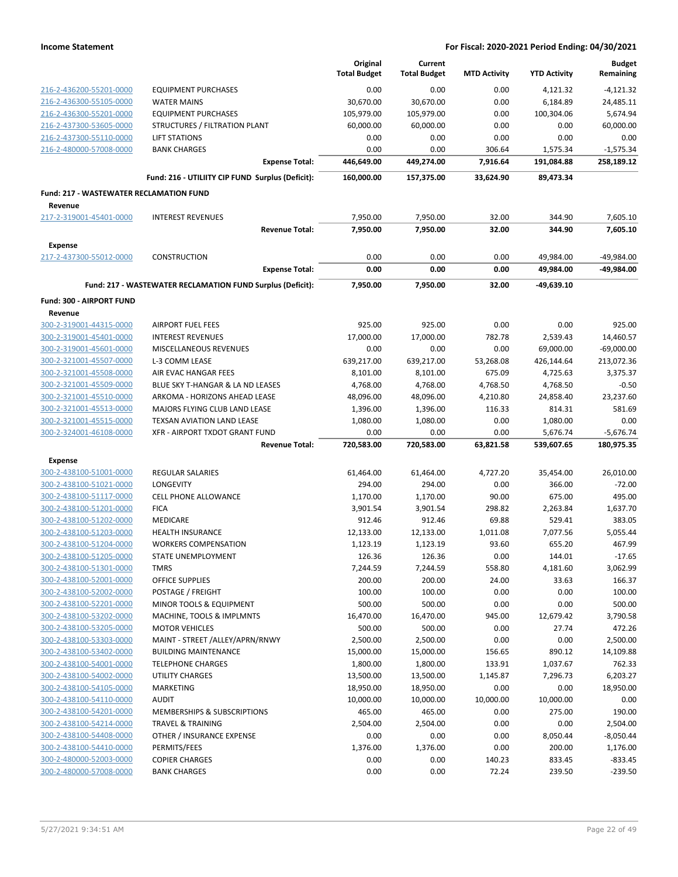| | | Original Total Budget | Current Total Budget | MTD Activity | YTD Activity | Budget Remaining |
|---|---|---|---|---|---|---|
| 216-2-436200-55201-0000 | EQUIPMENT PURCHASES | 0.00 | 0.00 | 0.00 | 4,121.32 | -4,121.32 |
| 216-2-436300-55105-0000 | WATER MAINS | 30,670.00 | 30,670.00 | 0.00 | 6,184.89 | 24,485.11 |
| 216-2-436300-55201-0000 | EQUIPMENT PURCHASES | 105,979.00 | 105,979.00 | 0.00 | 100,304.06 | 5,674.94 |
| 216-2-437300-53605-0000 | STRUCTURES / FILTRATION PLANT | 60,000.00 | 60,000.00 | 0.00 | 0.00 | 60,000.00 |
| 216-2-437300-55110-0000 | LIFT STATIONS | 0.00 | 0.00 | 0.00 | 0.00 | 0.00 |
| 216-2-480000-57008-0000 | BANK CHARGES | 0.00 | 0.00 | 306.64 | 1,575.34 | -1,575.34 |
| | **Expense Total:** | **446,649.00** | **449,274.00** | **7,916.64** | **191,084.88** | **258,189.12** |
| | **Fund: 216 - UTILIITY CIP FUND Surplus (Deficit):** | **160,000.00** | **157,375.00** | **33,624.90** | **89,473.34** | |
| **Fund: 217 - WASTEWATER RECLAMATION FUND** | | | | | | |
| **Revenue** | | | | | | |
| 217-2-319001-45401-0000 | INTEREST REVENUES | 7,950.00 | 7,950.00 | 32.00 | 344.90 | 7,605.10 |
| | **Revenue Total:** | **7,950.00** | **7,950.00** | **32.00** | **344.90** | **7,605.10** |
| **Expense** | | | | | | |
| 217-2-437300-55012-0000 | CONSTRUCTION | 0.00 | 0.00 | 0.00 | 49,984.00 | -49,984.00 |
| | **Expense Total:** | **0.00** | **0.00** | **0.00** | **49,984.00** | **-49,984.00** |
| | **Fund: 217 - WASTEWATER RECLAMATION FUND Surplus (Deficit):** | **7,950.00** | **7,950.00** | **32.00** | **-49,639.10** | |
| **Fund: 300 - AIRPORT FUND** | | | | | | |
| **Revenue** | | | | | | |
| 300-2-319001-44315-0000 | AIRPORT FUEL FEES | 925.00 | 925.00 | 0.00 | 0.00 | 925.00 |
| 300-2-319001-45401-0000 | INTEREST REVENUES | 17,000.00 | 17,000.00 | 782.78 | 2,539.43 | 14,460.57 |
| 300-2-319001-45601-0000 | MISCELLANEOUS REVENUES | 0.00 | 0.00 | 0.00 | 69,000.00 | -69,000.00 |
| 300-2-321001-45507-0000 | L-3 COMM LEASE | 639,217.00 | 639,217.00 | 53,268.08 | 426,144.64 | 213,072.36 |
| 300-2-321001-45508-0000 | AIR EVAC HANGAR FEES | 8,101.00 | 8,101.00 | 675.09 | 4,725.63 | 3,375.37 |
| 300-2-321001-45509-0000 | BLUE SKY T-HANGAR & LA ND LEASES | 4,768.00 | 4,768.00 | 4,768.50 | 4,768.50 | -0.50 |
| 300-2-321001-45510-0000 | ARKOMA - HORIZONS AHEAD LEASE | 48,096.00 | 48,096.00 | 4,210.80 | 24,858.40 | 23,237.60 |
| 300-2-321001-45513-0000 | MAJORS FLYING CLUB LAND LEASE | 1,396.00 | 1,396.00 | 116.33 | 814.31 | 581.69 |
| 300-2-321001-45515-0000 | TEXSAN AVIATION LAND LEASE | 1,080.00 | 1,080.00 | 0.00 | 1,080.00 | 0.00 |
| 300-2-324001-46108-0000 | XFR - AIRPORT TXDOT GRANT FUND | 0.00 | 0.00 | 0.00 | 5,676.74 | -5,676.74 |
| | **Revenue Total:** | **720,583.00** | **720,583.00** | **63,821.58** | **539,607.65** | **180,975.35** |
| **Expense** | | | | | | |
| 300-2-438100-51001-0000 | REGULAR SALARIES | 61,464.00 | 61,464.00 | 4,727.20 | 35,454.00 | 26,010.00 |
| 300-2-438100-51021-0000 | LONGEVITY | 294.00 | 294.00 | 0.00 | 366.00 | -72.00 |
| 300-2-438100-51117-0000 | CELL PHONE ALLOWANCE | 1,170.00 | 1,170.00 | 90.00 | 675.00 | 495.00 |
| 300-2-438100-51201-0000 | FICA | 3,901.54 | 3,901.54 | 298.82 | 2,263.84 | 1,637.70 |
| 300-2-438100-51202-0000 | MEDICARE | 912.46 | 912.46 | 69.88 | 529.41 | 383.05 |
| 300-2-438100-51203-0000 | HEALTH INSURANCE | 12,133.00 | 12,133.00 | 1,011.08 | 7,077.56 | 5,055.44 |
| 300-2-438100-51204-0000 | WORKERS COMPENSATION | 1,123.19 | 1,123.19 | 93.60 | 655.20 | 467.99 |
| 300-2-438100-51205-0000 | STATE UNEMPLOYMENT | 126.36 | 126.36 | 0.00 | 144.01 | -17.65 |
| 300-2-438100-51301-0000 | TMRS | 7,244.59 | 7,244.59 | 558.80 | 4,181.60 | 3,062.99 |
| 300-2-438100-52001-0000 | OFFICE SUPPLIES | 200.00 | 200.00 | 24.00 | 33.63 | 166.37 |
| 300-2-438100-52002-0000 | POSTAGE / FREIGHT | 100.00 | 100.00 | 0.00 | 0.00 | 100.00 |
| 300-2-438100-52201-0000 | MINOR TOOLS & EQUIPMENT | 500.00 | 500.00 | 0.00 | 0.00 | 500.00 |
| 300-2-438100-53202-0000 | MACHINE, TOOLS & IMPLMNTS | 16,470.00 | 16,470.00 | 945.00 | 12,679.42 | 3,790.58 |
| 300-2-438100-53205-0000 | MOTOR VEHICLES | 500.00 | 500.00 | 0.00 | 27.74 | 472.26 |
| 300-2-438100-53303-0000 | MAINT - STREET /ALLEY/APRN/RNWY | 2,500.00 | 2,500.00 | 0.00 | 0.00 | 2,500.00 |
| 300-2-438100-53402-0000 | BUILDING MAINTENANCE | 15,000.00 | 15,000.00 | 156.65 | 890.12 | 14,109.88 |
| 300-2-438100-54001-0000 | TELEPHONE CHARGES | 1,800.00 | 1,800.00 | 133.91 | 1,037.67 | 762.33 |
| 300-2-438100-54002-0000 | UTILITY CHARGES | 13,500.00 | 13,500.00 | 1,145.87 | 7,296.73 | 6,203.27 |
| 300-2-438100-54105-0000 | MARKETING | 18,950.00 | 18,950.00 | 0.00 | 0.00 | 18,950.00 |
| 300-2-438100-54110-0000 | AUDIT | 10,000.00 | 10,000.00 | 10,000.00 | 10,000.00 | 0.00 |
| 300-2-438100-54201-0000 | MEMBERSHIPS & SUBSCRIPTIONS | 465.00 | 465.00 | 0.00 | 275.00 | 190.00 |
| 300-2-438100-54214-0000 | TRAVEL & TRAINING | 2,504.00 | 2,504.00 | 0.00 | 0.00 | 2,504.00 |
| 300-2-438100-54408-0000 | OTHER / INSURANCE EXPENSE | 0.00 | 0.00 | 0.00 | 8,050.44 | -8,050.44 |
| 300-2-438100-54410-0000 | PERMITS/FEES | 1,376.00 | 1,376.00 | 0.00 | 200.00 | 1,176.00 |
| 300-2-480000-52003-0000 | COPIER CHARGES | 0.00 | 0.00 | 140.23 | 833.45 | -833.45 |
| 300-2-480000-57008-0000 | BANK CHARGES | 0.00 | 0.00 | 72.24 | 239.50 | -239.50 |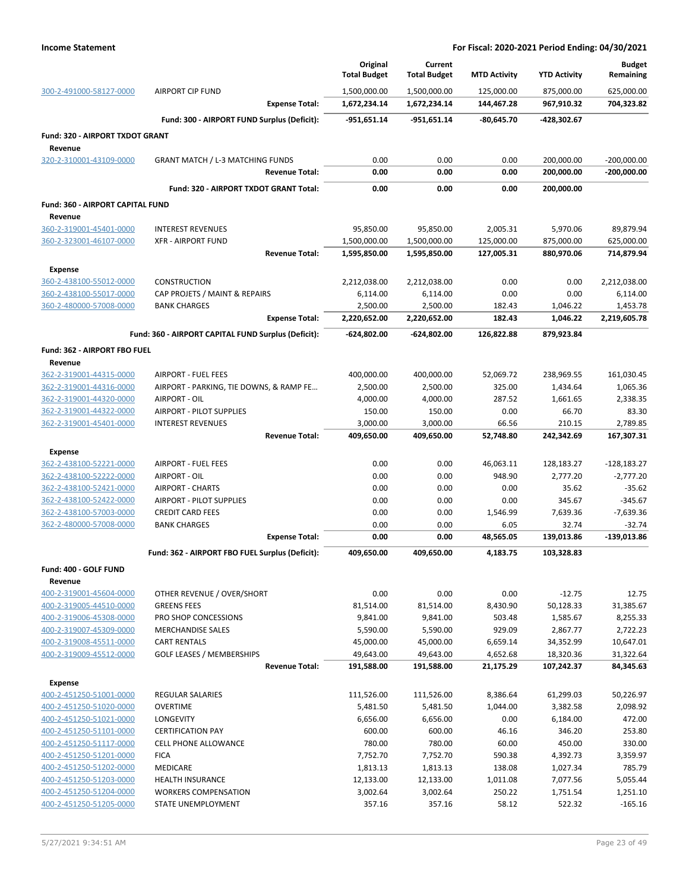**Income Statement** — **For Fiscal: 2020-2021 Period Ending: 04/30/2021**

| | | Original Total Budget | Current Total Budget | MTD Activity | YTD Activity | Budget Remaining |
|---|---|---|---|---|---|---|
| 300-2-491000-58127-0000 | AIRPORT CIP FUND | 1,500,000.00 | 1,500,000.00 | 125,000.00 | 875,000.00 | 625,000.00 |
| | **Expense Total:** | **1,672,234.14** | **1,672,234.14** | **144,467.28** | **967,910.32** | **704,323.82** |
| | **Fund: 300 - AIRPORT FUND Surplus (Deficit):** | **-951,651.14** | **-951,651.14** | **-80,645.70** | **-428,302.67** | |
| **Fund: 320 - AIRPORT TXDOT GRANT** | | | | | | |
| **Revenue** | | | | | | |
| 320-2-310001-43109-0000 | GRANT MATCH / L-3 MATCHING FUNDS | 0.00 | 0.00 | 0.00 | 200,000.00 | -200,000.00 |
| | **Revenue Total:** | **0.00** | **0.00** | **0.00** | **200,000.00** | **-200,000.00** |
| | **Fund: 320 - AIRPORT TXDOT GRANT Total:** | **0.00** | **0.00** | **0.00** | **200,000.00** | |
| **Fund: 360 - AIRPORT CAPITAL FUND** | | | | | | |
| **Revenue** | | | | | | |
| 360-2-319001-45401-0000 | INTEREST REVENUES | 95,850.00 | 95,850.00 | 2,005.31 | 5,970.06 | 89,879.94 |
| 360-2-323001-46107-0000 | XFR - AIRPORT FUND | 1,500,000.00 | 1,500,000.00 | 125,000.00 | 875,000.00 | 625,000.00 |
| | **Revenue Total:** | **1,595,850.00** | **1,595,850.00** | **127,005.31** | **880,970.06** | **714,879.94** |
| **Expense** | | | | | | |
| 360-2-438100-55012-0000 | CONSTRUCTION | 2,212,038.00 | 2,212,038.00 | 0.00 | 0.00 | 2,212,038.00 |
| 360-2-438100-55017-0000 | CAP PROJETS / MAINT & REPAIRS | 6,114.00 | 6,114.00 | 0.00 | 0.00 | 6,114.00 |
| 360-2-480000-57008-0000 | BANK CHARGES | 2,500.00 | 2,500.00 | 182.43 | 1,046.22 | 1,453.78 |
| | **Expense Total:** | **2,220,652.00** | **2,220,652.00** | **182.43** | **1,046.22** | **2,219,605.78** |
| | **Fund: 360 - AIRPORT CAPITAL FUND Surplus (Deficit):** | **-624,802.00** | **-624,802.00** | **126,822.88** | **879,923.84** | |
| **Fund: 362 - AIRPORT FBO FUEL** | | | | | | |
| **Revenue** | | | | | | |
| 362-2-319001-44315-0000 | AIRPORT - FUEL FEES | 400,000.00 | 400,000.00 | 52,069.72 | 238,969.55 | 161,030.45 |
| 362-2-319001-44316-0000 | AIRPORT - PARKING, TIE DOWNS, & RAMP FE... | 2,500.00 | 2,500.00 | 325.00 | 1,434.64 | 1,065.36 |
| 362-2-319001-44320-0000 | AIRPORT - OIL | 4,000.00 | 4,000.00 | 287.52 | 1,661.65 | 2,338.35 |
| 362-2-319001-44322-0000 | AIRPORT - PILOT SUPPLIES | 150.00 | 150.00 | 0.00 | 66.70 | 83.30 |
| 362-2-319001-45401-0000 | INTEREST REVENUES | 3,000.00 | 3,000.00 | 66.56 | 210.15 | 2,789.85 |
| | **Revenue Total:** | **409,650.00** | **409,650.00** | **52,748.80** | **242,342.69** | **167,307.31** |
| **Expense** | | | | | | |
| 362-2-438100-52221-0000 | AIRPORT - FUEL FEES | 0.00 | 0.00 | 46,063.11 | 128,183.27 | -128,183.27 |
| 362-2-438100-52222-0000 | AIRPORT - OIL | 0.00 | 0.00 | 948.90 | 2,777.20 | -2,777.20 |
| 362-2-438100-52421-0000 | AIRPORT - CHARTS | 0.00 | 0.00 | 0.00 | 35.62 | -35.62 |
| 362-2-438100-52422-0000 | AIRPORT - PILOT SUPPLIES | 0.00 | 0.00 | 0.00 | 345.67 | -345.67 |
| 362-2-438100-57003-0000 | CREDIT CARD FEES | 0.00 | 0.00 | 1,546.99 | 7,639.36 | -7,639.36 |
| 362-2-480000-57008-0000 | BANK CHARGES | 0.00 | 0.00 | 6.05 | 32.74 | -32.74 |
| | **Expense Total:** | **0.00** | **0.00** | **48,565.05** | **139,013.86** | **-139,013.86** |
| | **Fund: 362 - AIRPORT FBO FUEL Surplus (Deficit):** | **409,650.00** | **409,650.00** | **4,183.75** | **103,328.83** | |
| **Fund: 400 - GOLF FUND** | | | | | | |
| **Revenue** | | | | | | |
| 400-2-319001-45604-0000 | OTHER REVENUE / OVER/SHORT | 0.00 | 0.00 | 0.00 | -12.75 | 12.75 |
| 400-2-319005-44510-0000 | GREENS FEES | 81,514.00 | 81,514.00 | 8,430.90 | 50,128.33 | 31,385.67 |
| 400-2-319006-45308-0000 | PRO SHOP CONCESSIONS | 9,841.00 | 9,841.00 | 503.48 | 1,585.67 | 8,255.33 |
| 400-2-319007-45309-0000 | MERCHANDISE SALES | 5,590.00 | 5,590.00 | 929.09 | 2,867.77 | 2,722.23 |
| 400-2-319008-45511-0000 | CART RENTALS | 45,000.00 | 45,000.00 | 6,659.14 | 34,352.99 | 10,647.01 |
| 400-2-319009-45512-0000 | GOLF LEASES / MEMBERSHIPS | 49,643.00 | 49,643.00 | 4,652.68 | 18,320.36 | 31,322.64 |
| | **Revenue Total:** | **191,588.00** | **191,588.00** | **21,175.29** | **107,242.37** | **84,345.63** |
| **Expense** | | | | | | |
| 400-2-451250-51001-0000 | REGULAR SALARIES | 111,526.00 | 111,526.00 | 8,386.64 | 61,299.03 | 50,226.97 |
| 400-2-451250-51020-0000 | OVERTIME | 5,481.50 | 5,481.50 | 1,044.00 | 3,382.58 | 2,098.92 |
| 400-2-451250-51021-0000 | LONGEVITY | 6,656.00 | 6,656.00 | 0.00 | 6,184.00 | 472.00 |
| 400-2-451250-51101-0000 | CERTIFICATION PAY | 600.00 | 600.00 | 46.16 | 346.20 | 253.80 |
| 400-2-451250-51117-0000 | CELL PHONE ALLOWANCE | 780.00 | 780.00 | 60.00 | 450.00 | 330.00 |
| 400-2-451250-51201-0000 | FICA | 7,752.70 | 7,752.70 | 590.38 | 4,392.73 | 3,359.97 |
| 400-2-451250-51202-0000 | MEDICARE | 1,813.13 | 1,813.13 | 138.08 | 1,027.34 | 785.79 |
| 400-2-451250-51203-0000 | HEALTH INSURANCE | 12,133.00 | 12,133.00 | 1,011.08 | 7,077.56 | 5,055.44 |
| 400-2-451250-51204-0000 | WORKERS COMPENSATION | 3,002.64 | 3,002.64 | 250.22 | 1,751.54 | 1,251.10 |
| 400-2-451250-51205-0000 | STATE UNEMPLOYMENT | 357.16 | 357.16 | 58.12 | 522.32 | -165.16 |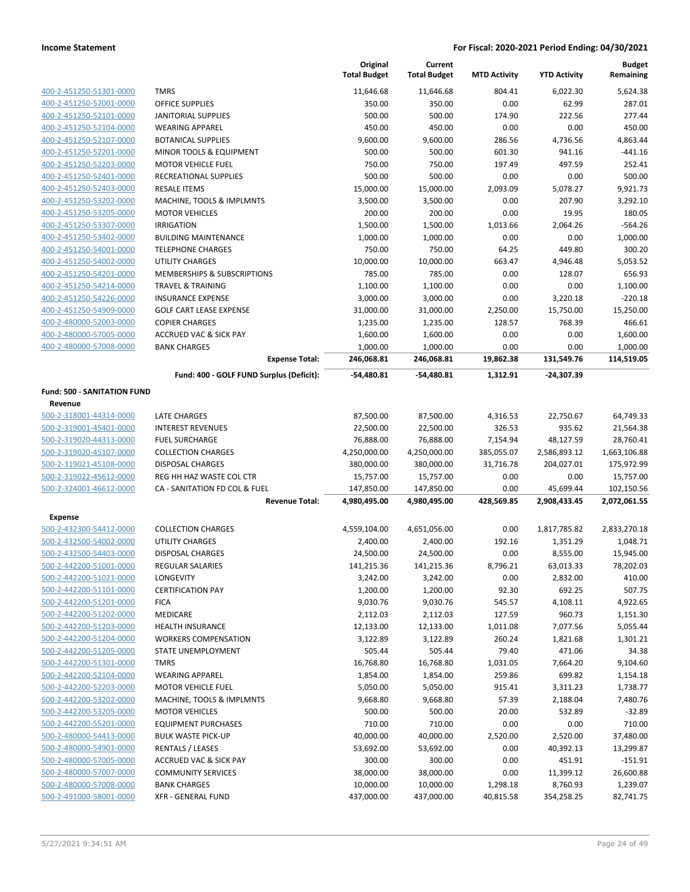**Income Statement** **For Fiscal: 2020-2021 Period Ending: 04/30/2021**

| | | Original Total Budget | Current Total Budget | MTD Activity | YTD Activity | Budget Remaining |
|---|---|---|---|---|---|---|
| 400-2-451250-51301-0000 | TMRS | 11,646.68 | 11,646.68 | 804.41 | 6,022.30 | 5,624.38 |
| 400-2-451250-52001-0000 | OFFICE SUPPLIES | 350.00 | 350.00 | 0.00 | 62.99 | 287.01 |
| 400-2-451250-52101-0000 | JANITORIAL SUPPLIES | 500.00 | 500.00 | 174.90 | 222.56 | 277.44 |
| 400-2-451250-52104-0000 | WEARING APPAREL | 450.00 | 450.00 | 0.00 | 0.00 | 450.00 |
| 400-2-451250-52107-0000 | BOTANICAL SUPPLIES | 9,600.00 | 9,600.00 | 286.56 | 4,736.56 | 4,863.44 |
| 400-2-451250-52201-0000 | MINOR TOOLS & EQUIPMENT | 500.00 | 500.00 | 601.30 | 941.16 | -441.16 |
| 400-2-451250-52203-0000 | MOTOR VEHICLE FUEL | 750.00 | 750.00 | 197.49 | 497.59 | 252.41 |
| 400-2-451250-52401-0000 | RECREATIONAL SUPPLIES | 500.00 | 500.00 | 0.00 | 0.00 | 500.00 |
| 400-2-451250-52403-0000 | RESALE ITEMS | 15,000.00 | 15,000.00 | 2,093.09 | 5,078.27 | 9,921.73 |
| 400-2-451250-53202-0000 | MACHINE, TOOLS & IMPLMNTS | 3,500.00 | 3,500.00 | 0.00 | 207.90 | 3,292.10 |
| 400-2-451250-53205-0000 | MOTOR VEHICLES | 200.00 | 200.00 | 0.00 | 19.95 | 180.05 |
| 400-2-451250-53307-0000 | IRRIGATION | 1,500.00 | 1,500.00 | 1,013.66 | 2,064.26 | -564.26 |
| 400-2-451250-53402-0000 | BUILDING MAINTENANCE | 1,000.00 | 1,000.00 | 0.00 | 0.00 | 1,000.00 |
| 400-2-451250-54001-0000 | TELEPHONE CHARGES | 750.00 | 750.00 | 64.25 | 449.80 | 300.20 |
| 400-2-451250-54002-0000 | UTILITY CHARGES | 10,000.00 | 10,000.00 | 663.47 | 4,946.48 | 5,053.52 |
| 400-2-451250-54201-0000 | MEMBERSHIPS & SUBSCRIPTIONS | 785.00 | 785.00 | 0.00 | 128.07 | 656.93 |
| 400-2-451250-54214-0000 | TRAVEL & TRAINING | 1,100.00 | 1,100.00 | 0.00 | 0.00 | 1,100.00 |
| 400-2-451250-54226-0000 | INSURANCE EXPENSE | 3,000.00 | 3,000.00 | 0.00 | 3,220.18 | -220.18 |
| 400-2-451250-54909-0000 | GOLF CART LEASE EXPENSE | 31,000.00 | 31,000.00 | 2,250.00 | 15,750.00 | 15,250.00 |
| 400-2-480000-52003-0000 | COPIER CHARGES | 1,235.00 | 1,235.00 | 128.57 | 768.39 | 466.61 |
| 400-2-480000-57005-0000 | ACCRUED VAC & SICK PAY | 1,600.00 | 1,600.00 | 0.00 | 0.00 | 1,600.00 |
| 400-2-480000-57008-0000 | BANK CHARGES | 1,000.00 | 1,000.00 | 0.00 | 0.00 | 1,000.00 |
| | **Expense Total:** | **246,068.81** | **246,068.81** | **19,862.38** | **131,549.76** | **114,519.05** |
| | **Fund: 400 - GOLF FUND Surplus (Deficit):** | **-54,480.81** | **-54,480.81** | **1,312.91** | **-24,307.39** | |
| **Fund: 500 - SANITATION FUND** | | | | | | |
| **Revenue** | | | | | | |
| 500-2-318001-44314-0000 | LATE CHARGES | 87,500.00 | 87,500.00 | 4,316.53 | 22,750.67 | 64,749.33 |
| 500-2-319001-45401-0000 | INTEREST REVENUES | 22,500.00 | 22,500.00 | 326.53 | 935.62 | 21,564.38 |
| 500-2-319020-44313-0000 | FUEL SURCHARGE | 76,888.00 | 76,888.00 | 7,154.94 | 48,127.59 | 28,760.41 |
| 500-2-319020-45107-0000 | COLLECTION CHARGES | 4,250,000.00 | 4,250,000.00 | 385,055.07 | 2,586,893.12 | 1,663,106.88 |
| 500-2-319021-45108-0000 | DISPOSAL CHARGES | 380,000.00 | 380,000.00 | 31,716.78 | 204,027.01 | 175,972.99 |
| 500-2-319022-45612-0000 | REG HH HAZ WASTE COL CTR | 15,757.00 | 15,757.00 | 0.00 | 0.00 | 15,757.00 |
| 500-2-324001-46612-0000 | CA - SANITATION FD COL & FUEL | 147,850.00 | 147,850.00 | 0.00 | 45,699.44 | 102,150.56 |
| | **Revenue Total:** | **4,980,495.00** | **4,980,495.00** | **428,569.85** | **2,908,433.45** | **2,072,061.55** |
| **Expense** | | | | | | |
| 500-2-432300-54412-0000 | COLLECTION CHARGES | 4,559,104.00 | 4,651,056.00 | 0.00 | 1,817,785.82 | 2,833,270.18 |
| 500-2-432500-54002-0000 | UTILITY CHARGES | 2,400.00 | 2,400.00 | 192.16 | 1,351.29 | 1,048.71 |
| 500-2-432500-54403-0000 | DISPOSAL CHARGES | 24,500.00 | 24,500.00 | 0.00 | 8,555.00 | 15,945.00 |
| 500-2-442200-51001-0000 | REGULAR SALARIES | 141,215.36 | 141,215.36 | 8,796.21 | 63,013.33 | 78,202.03 |
| 500-2-442200-51021-0000 | LONGEVITY | 3,242.00 | 3,242.00 | 0.00 | 2,832.00 | 410.00 |
| 500-2-442200-51101-0000 | CERTIFICATION PAY | 1,200.00 | 1,200.00 | 92.30 | 692.25 | 507.75 |
| 500-2-442200-51201-0000 | FICA | 9,030.76 | 9,030.76 | 545.57 | 4,108.11 | 4,922.65 |
| 500-2-442200-51202-0000 | MEDICARE | 2,112.03 | 2,112.03 | 127.59 | 960.73 | 1,151.30 |
| 500-2-442200-51203-0000 | HEALTH INSURANCE | 12,133.00 | 12,133.00 | 1,011.08 | 7,077.56 | 5,055.44 |
| 500-2-442200-51204-0000 | WORKERS COMPENSATION | 3,122.89 | 3,122.89 | 260.24 | 1,821.68 | 1,301.21 |
| 500-2-442200-51205-0000 | STATE UNEMPLOYMENT | 505.44 | 505.44 | 79.40 | 471.06 | 34.38 |
| 500-2-442200-51301-0000 | TMRS | 16,768.80 | 16,768.80 | 1,031.05 | 7,664.20 | 9,104.60 |
| 500-2-442200-52104-0000 | WEARING APPAREL | 1,854.00 | 1,854.00 | 259.86 | 699.82 | 1,154.18 |
| 500-2-442200-52203-0000 | MOTOR VEHICLE FUEL | 5,050.00 | 5,050.00 | 915.41 | 3,311.23 | 1,738.77 |
| 500-2-442200-53202-0000 | MACHINE, TOOLS & IMPLMNTS | 9,668.80 | 9,668.80 | 57.39 | 2,188.04 | 7,480.76 |
| 500-2-442200-53205-0000 | MOTOR VEHICLES | 500.00 | 500.00 | 20.00 | 532.89 | -32.89 |
| 500-2-442200-55201-0000 | EQUIPMENT PURCHASES | 710.00 | 710.00 | 0.00 | 0.00 | 710.00 |
| 500-2-480000-54413-0000 | BULK WASTE PICK-UP | 40,000.00 | 40,000.00 | 2,520.00 | 2,520.00 | 37,480.00 |
| 500-2-480000-54901-0000 | RENTALS / LEASES | 53,692.00 | 53,692.00 | 0.00 | 40,392.13 | 13,299.87 |
| 500-2-480000-57005-0000 | ACCRUED VAC & SICK PAY | 300.00 | 300.00 | 0.00 | 451.91 | -151.91 |
| 500-2-480000-57007-0000 | COMMUNITY SERVICES | 38,000.00 | 38,000.00 | 0.00 | 11,399.12 | 26,600.88 |
| 500-2-480000-57008-0000 | BANK CHARGES | 10,000.00 | 10,000.00 | 1,298.18 | 8,760.93 | 1,239.07 |
| 500-2-491000-58001-0000 | XFR - GENERAL FUND | 437,000.00 | 437,000.00 | 40,815.58 | 354,258.25 | 82,741.75 |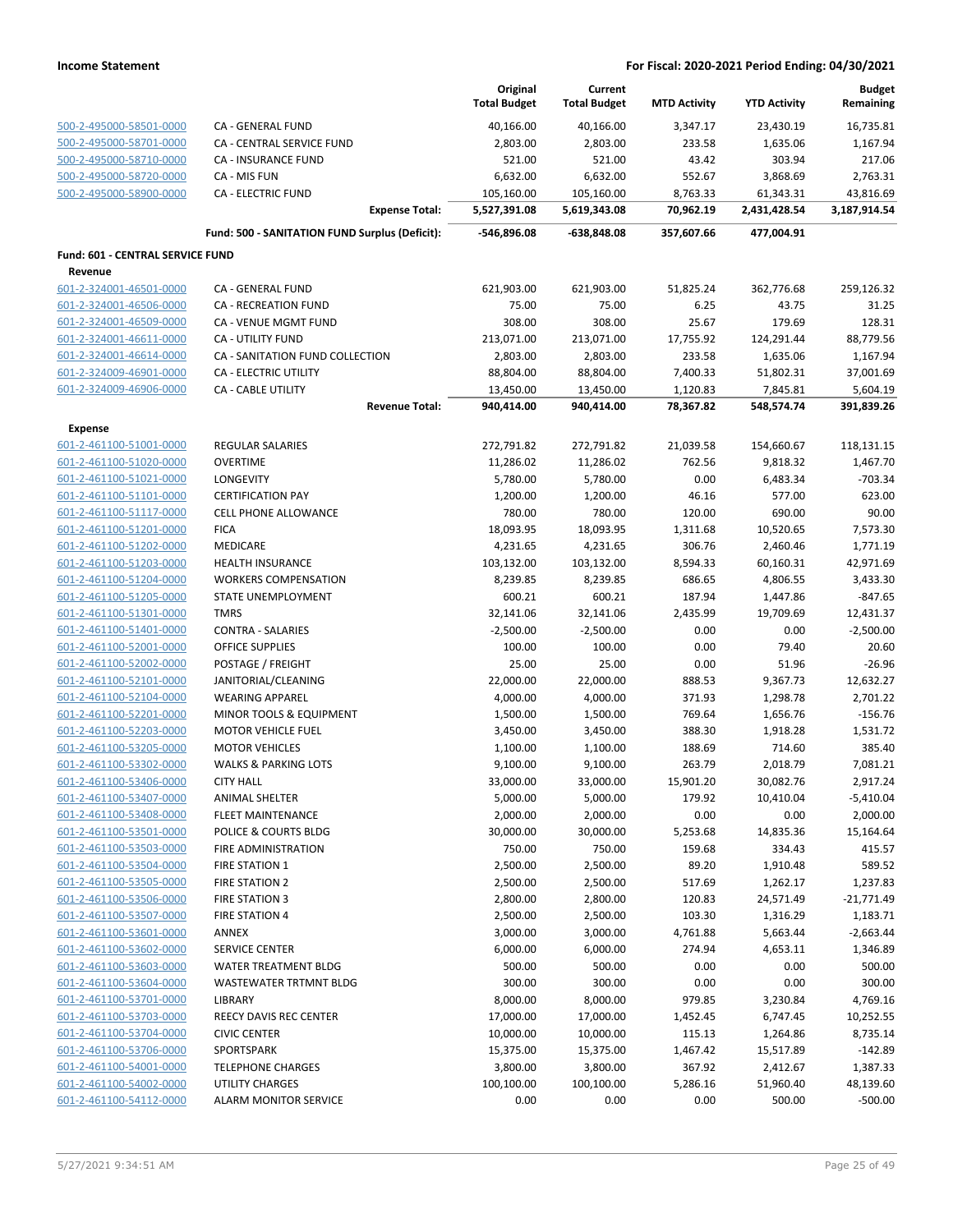**Income Statement** | **For Fiscal: 2020-2021 Period Ending: 04/30/2021**

| | | Original Total Budget | Current Total Budget | MTD Activity | YTD Activity | Budget Remaining |
|---|---|---|---|---|---|---|
| 500-2-495000-58501-0000 | CA - GENERAL FUND | 40,166.00 | 40,166.00 | 3,347.17 | 23,430.19 | 16,735.81 |
| 500-2-495000-58701-0000 | CA - CENTRAL SERVICE FUND | 2,803.00 | 2,803.00 | 233.58 | 1,635.06 | 1,167.94 |
| 500-2-495000-58710-0000 | CA - INSURANCE FUND | 521.00 | 521.00 | 43.42 | 303.94 | 217.06 |
| 500-2-495000-58720-0000 | CA - MIS FUN | 6,632.00 | 6,632.00 | 552.67 | 3,868.69 | 2,763.31 |
| 500-2-495000-58900-0000 | CA - ELECTRIC FUND | 105,160.00 | 105,160.00 | 8,763.33 | 61,343.31 | 43,816.69 |
| | **Expense Total:** | **5,527,391.08** | **5,619,343.08** | **70,962.19** | **2,431,428.54** | **3,187,914.54** |
| | **Fund: 500 - SANITATION FUND Surplus (Deficit):** | **-546,896.08** | **-638,848.08** | **357,607.66** | **477,004.91** | |
| **Fund: 601 - CENTRAL SERVICE FUND** | | | | | | |
| **Revenue** | | | | | | |
| 601-2-324001-46501-0000 | CA - GENERAL FUND | 621,903.00 | 621,903.00 | 51,825.24 | 362,776.68 | 259,126.32 |
| 601-2-324001-46506-0000 | CA - RECREATION FUND | 75.00 | 75.00 | 6.25 | 43.75 | 31.25 |
| 601-2-324001-46509-0000 | CA - VENUE MGMT FUND | 308.00 | 308.00 | 25.67 | 179.69 | 128.31 |
| 601-2-324001-46611-0000 | CA - UTILITY FUND | 213,071.00 | 213,071.00 | 17,755.92 | 124,291.44 | 88,779.56 |
| 601-2-324001-46614-0000 | CA - SANITATION FUND COLLECTION | 2,803.00 | 2,803.00 | 233.58 | 1,635.06 | 1,167.94 |
| 601-2-324009-46901-0000 | CA - ELECTRIC UTILITY | 88,804.00 | 88,804.00 | 7,400.33 | 51,802.31 | 37,001.69 |
| 601-2-324009-46906-0000 | CA - CABLE UTILITY | 13,450.00 | 13,450.00 | 1,120.83 | 7,845.81 | 5,604.19 |
| | **Revenue Total:** | **940,414.00** | **940,414.00** | **78,367.82** | **548,574.74** | **391,839.26** |
| **Expense** | | | | | | |
| 601-2-461100-51001-0000 | REGULAR SALARIES | 272,791.82 | 272,791.82 | 21,039.58 | 154,660.67 | 118,131.15 |
| 601-2-461100-51020-0000 | OVERTIME | 11,286.02 | 11,286.02 | 762.56 | 9,818.32 | 1,467.70 |
| 601-2-461100-51021-0000 | LONGEVITY | 5,780.00 | 5,780.00 | 0.00 | 6,483.34 | -703.34 |
| 601-2-461100-51101-0000 | CERTIFICATION PAY | 1,200.00 | 1,200.00 | 46.16 | 577.00 | 623.00 |
| 601-2-461100-51117-0000 | CELL PHONE ALLOWANCE | 780.00 | 780.00 | 120.00 | 690.00 | 90.00 |
| 601-2-461100-51201-0000 | FICA | 18,093.95 | 18,093.95 | 1,311.68 | 10,520.65 | 7,573.30 |
| 601-2-461100-51202-0000 | MEDICARE | 4,231.65 | 4,231.65 | 306.76 | 2,460.46 | 1,771.19 |
| 601-2-461100-51203-0000 | HEALTH INSURANCE | 103,132.00 | 103,132.00 | 8,594.33 | 60,160.31 | 42,971.69 |
| 601-2-461100-51204-0000 | WORKERS COMPENSATION | 8,239.85 | 8,239.85 | 686.65 | 4,806.55 | 3,433.30 |
| 601-2-461100-51205-0000 | STATE UNEMPLOYMENT | 600.21 | 600.21 | 187.94 | 1,447.86 | -847.65 |
| 601-2-461100-51301-0000 | TMRS | 32,141.06 | 32,141.06 | 2,435.99 | 19,709.69 | 12,431.37 |
| 601-2-461100-51401-0000 | CONTRA - SALARIES | -2,500.00 | -2,500.00 | 0.00 | 0.00 | -2,500.00 |
| 601-2-461100-52001-0000 | OFFICE SUPPLIES | 100.00 | 100.00 | 0.00 | 79.40 | 20.60 |
| 601-2-461100-52002-0000 | POSTAGE / FREIGHT | 25.00 | 25.00 | 0.00 | 51.96 | -26.96 |
| 601-2-461100-52101-0000 | JANITORIAL/CLEANING | 22,000.00 | 22,000.00 | 888.53 | 9,367.73 | 12,632.27 |
| 601-2-461100-52104-0000 | WEARING APPAREL | 4,000.00 | 4,000.00 | 371.93 | 1,298.78 | 2,701.22 |
| 601-2-461100-52201-0000 | MINOR TOOLS & EQUIPMENT | 1,500.00 | 1,500.00 | 769.64 | 1,656.76 | -156.76 |
| 601-2-461100-52203-0000 | MOTOR VEHICLE FUEL | 3,450.00 | 3,450.00 | 388.30 | 1,918.28 | 1,531.72 |
| 601-2-461100-53205-0000 | MOTOR VEHICLES | 1,100.00 | 1,100.00 | 188.69 | 714.60 | 385.40 |
| 601-2-461100-53302-0000 | WALKS & PARKING LOTS | 9,100.00 | 9,100.00 | 263.79 | 2,018.79 | 7,081.21 |
| 601-2-461100-53406-0000 | CITY HALL | 33,000.00 | 33,000.00 | 15,901.20 | 30,082.76 | 2,917.24 |
| 601-2-461100-53407-0000 | ANIMAL SHELTER | 5,000.00 | 5,000.00 | 179.92 | 10,410.04 | -5,410.04 |
| 601-2-461100-53408-0000 | FLEET MAINTENANCE | 2,000.00 | 2,000.00 | 0.00 | 0.00 | 2,000.00 |
| 601-2-461100-53501-0000 | POLICE & COURTS BLDG | 30,000.00 | 30,000.00 | 5,253.68 | 14,835.36 | 15,164.64 |
| 601-2-461100-53503-0000 | FIRE ADMINISTRATION | 750.00 | 750.00 | 159.68 | 334.43 | 415.57 |
| 601-2-461100-53504-0000 | FIRE STATION 1 | 2,500.00 | 2,500.00 | 89.20 | 1,910.48 | 589.52 |
| 601-2-461100-53505-0000 | FIRE STATION 2 | 2,500.00 | 2,500.00 | 517.69 | 1,262.17 | 1,237.83 |
| 601-2-461100-53506-0000 | FIRE STATION 3 | 2,800.00 | 2,800.00 | 120.83 | 24,571.49 | -21,771.49 |
| 601-2-461100-53507-0000 | FIRE STATION 4 | 2,500.00 | 2,500.00 | 103.30 | 1,316.29 | 1,183.71 |
| 601-2-461100-53601-0000 | ANNEX | 3,000.00 | 3,000.00 | 4,761.88 | 5,663.44 | -2,663.44 |
| 601-2-461100-53602-0000 | SERVICE CENTER | 6,000.00 | 6,000.00 | 274.94 | 4,653.11 | 1,346.89 |
| 601-2-461100-53603-0000 | WATER TREATMENT BLDG | 500.00 | 500.00 | 0.00 | 0.00 | 500.00 |
| 601-2-461100-53604-0000 | WASTEWATER TRTMNT BLDG | 300.00 | 300.00 | 0.00 | 0.00 | 300.00 |
| 601-2-461100-53701-0000 | LIBRARY | 8,000.00 | 8,000.00 | 979.85 | 3,230.84 | 4,769.16 |
| 601-2-461100-53703-0000 | REECY DAVIS REC CENTER | 17,000.00 | 17,000.00 | 1,452.45 | 6,747.45 | 10,252.55 |
| 601-2-461100-53704-0000 | CIVIC CENTER | 10,000.00 | 10,000.00 | 115.13 | 1,264.86 | 8,735.14 |
| 601-2-461100-53706-0000 | SPORTSPARK | 15,375.00 | 15,375.00 | 1,467.42 | 15,517.89 | -142.89 |
| 601-2-461100-54001-0000 | TELEPHONE CHARGES | 3,800.00 | 3,800.00 | 367.92 | 2,412.67 | 1,387.33 |
| 601-2-461100-54002-0000 | UTILITY CHARGES | 100,100.00 | 100,100.00 | 5,286.16 | 51,960.40 | 48,139.60 |
| 601-2-461100-54112-0000 | ALARM MONITOR SERVICE | 0.00 | 0.00 | 0.00 | 500.00 | -500.00 |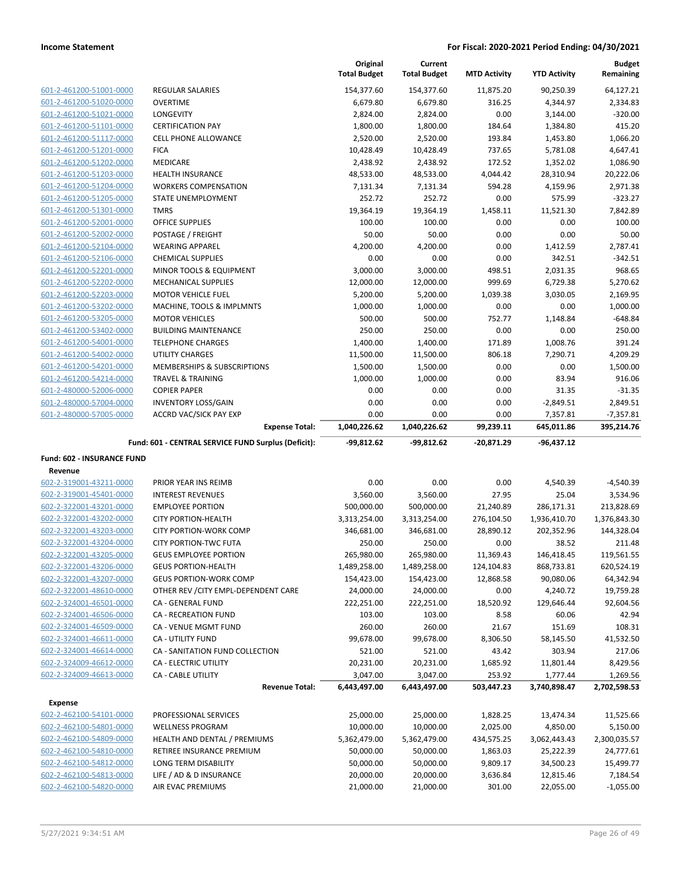**Income Statement** **For Fiscal: 2020-2021 Period Ending: 04/30/2021**

| | | Original Total Budget | Current Total Budget | MTD Activity | YTD Activity | Budget Remaining |
|---|---|---|---|---|---|---|
| 601-2-461200-51001-0000 | REGULAR SALARIES | 154,377.60 | 154,377.60 | 11,875.20 | 90,250.39 | 64,127.21 |
| 601-2-461200-51020-0000 | OVERTIME | 6,679.80 | 6,679.80 | 316.25 | 4,344.97 | 2,334.83 |
| 601-2-461200-51021-0000 | LONGEVITY | 2,824.00 | 2,824.00 | 0.00 | 3,144.00 | -320.00 |
| 601-2-461200-51101-0000 | CERTIFICATION PAY | 1,800.00 | 1,800.00 | 184.64 | 1,384.80 | 415.20 |
| 601-2-461200-51117-0000 | CELL PHONE ALLOWANCE | 2,520.00 | 2,520.00 | 193.84 | 1,453.80 | 1,066.20 |
| 601-2-461200-51201-0000 | FICA | 10,428.49 | 10,428.49 | 737.65 | 5,781.08 | 4,647.41 |
| 601-2-461200-51202-0000 | MEDICARE | 2,438.92 | 2,438.92 | 172.52 | 1,352.02 | 1,086.90 |
| 601-2-461200-51203-0000 | HEALTH INSURANCE | 48,533.00 | 48,533.00 | 4,044.42 | 28,310.94 | 20,222.06 |
| 601-2-461200-51204-0000 | WORKERS COMPENSATION | 7,131.34 | 7,131.34 | 594.28 | 4,159.96 | 2,971.38 |
| 601-2-461200-51205-0000 | STATE UNEMPLOYMENT | 252.72 | 252.72 | 0.00 | 575.99 | -323.27 |
| 601-2-461200-51301-0000 | TMRS | 19,364.19 | 19,364.19 | 1,458.11 | 11,521.30 | 7,842.89 |
| 601-2-461200-52001-0000 | OFFICE SUPPLIES | 100.00 | 100.00 | 0.00 | 0.00 | 100.00 |
| 601-2-461200-52002-0000 | POSTAGE / FREIGHT | 50.00 | 50.00 | 0.00 | 0.00 | 50.00 |
| 601-2-461200-52104-0000 | WEARING APPAREL | 4,200.00 | 4,200.00 | 0.00 | 1,412.59 | 2,787.41 |
| 601-2-461200-52106-0000 | CHEMICAL SUPPLIES | 0.00 | 0.00 | 0.00 | 342.51 | -342.51 |
| 601-2-461200-52201-0000 | MINOR TOOLS & EQUIPMENT | 3,000.00 | 3,000.00 | 498.51 | 2,031.35 | 968.65 |
| 601-2-461200-52202-0000 | MECHANICAL SUPPLIES | 12,000.00 | 12,000.00 | 999.69 | 6,729.38 | 5,270.62 |
| 601-2-461200-52203-0000 | MOTOR VEHICLE FUEL | 5,200.00 | 5,200.00 | 1,039.38 | 3,030.05 | 2,169.95 |
| 601-2-461200-53202-0000 | MACHINE, TOOLS & IMPLMNTS | 1,000.00 | 1,000.00 | 0.00 | 0.00 | 1,000.00 |
| 601-2-461200-53205-0000 | MOTOR VEHICLES | 500.00 | 500.00 | 752.77 | 1,148.84 | -648.84 |
| 601-2-461200-53402-0000 | BUILDING MAINTENANCE | 250.00 | 250.00 | 0.00 | 0.00 | 250.00 |
| 601-2-461200-54001-0000 | TELEPHONE CHARGES | 1,400.00 | 1,400.00 | 171.89 | 1,008.76 | 391.24 |
| 601-2-461200-54002-0000 | UTILITY CHARGES | 11,500.00 | 11,500.00 | 806.18 | 7,290.71 | 4,209.29 |
| 601-2-461200-54201-0000 | MEMBERSHIPS & SUBSCRIPTIONS | 1,500.00 | 1,500.00 | 0.00 | 0.00 | 1,500.00 |
| 601-2-461200-54214-0000 | TRAVEL & TRAINING | 1,000.00 | 1,000.00 | 0.00 | 83.94 | 916.06 |
| 601-2-480000-52006-0000 | COPIER PAPER | 0.00 | 0.00 | 0.00 | 31.35 | -31.35 |
| 601-2-480000-57004-0000 | INVENTORY LOSS/GAIN | 0.00 | 0.00 | 0.00 | -2,849.51 | 2,849.51 |
| 601-2-480000-57005-0000 | ACCRD VAC/SICK PAY EXP | 0.00 | 0.00 | 0.00 | 7,357.81 | -7,357.81 |
| | **Expense Total:** | **1,040,226.62** | **1,040,226.62** | **99,239.11** | **645,011.86** | **395,214.76** |
| | **Fund: 601 - CENTRAL SERVICE FUND Surplus (Deficit):** | **-99,812.62** | **-99,812.62** | **-20,871.29** | **-96,437.12** | |

**Fund: 602 - INSURANCE FUND**

**Revenue**

| | | Original Total Budget | Current Total Budget | MTD Activity | YTD Activity | Budget Remaining |
|---|---|---|---|---|---|---|
| 602-2-319001-43211-0000 | PRIOR YEAR INS REIMB | 0.00 | 0.00 | 0.00 | 4,540.39 | -4,540.39 |
| 602-2-319001-45401-0000 | INTEREST REVENUES | 3,560.00 | 3,560.00 | 27.95 | 25.04 | 3,534.96 |
| 602-2-322001-43201-0000 | EMPLOYEE PORTION | 500,000.00 | 500,000.00 | 21,240.89 | 286,171.31 | 213,828.69 |
| 602-2-322001-43202-0000 | CITY PORTION-HEALTH | 3,313,254.00 | 3,313,254.00 | 276,104.50 | 1,936,410.70 | 1,376,843.30 |
| 602-2-322001-43203-0000 | CITY PORTION-WORK COMP | 346,681.00 | 346,681.00 | 28,890.12 | 202,352.96 | 144,328.04 |
| 602-2-322001-43204-0000 | CITY PORTION-TWC FUTA | 250.00 | 250.00 | 0.00 | 38.52 | 211.48 |
| 602-2-322001-43205-0000 | GEUS EMPLOYEE PORTION | 265,980.00 | 265,980.00 | 11,369.43 | 146,418.45 | 119,561.55 |
| 602-2-322001-43206-0000 | GEUS PORTION-HEALTH | 1,489,258.00 | 1,489,258.00 | 124,104.83 | 868,733.81 | 620,524.19 |
| 602-2-322001-43207-0000 | GEUS PORTION-WORK COMP | 154,423.00 | 154,423.00 | 12,868.58 | 90,080.06 | 64,342.94 |
| 602-2-322001-48610-0000 | OTHER REV /CITY EMPL-DEPENDENT CARE | 24,000.00 | 24,000.00 | 0.00 | 4,240.72 | 19,759.28 |
| 602-2-324001-46501-0000 | CA - GENERAL FUND | 222,251.00 | 222,251.00 | 18,520.92 | 129,646.44 | 92,604.56 |
| 602-2-324001-46506-0000 | CA - RECREATION FUND | 103.00 | 103.00 | 8.58 | 60.06 | 42.94 |
| 602-2-324001-46509-0000 | CA - VENUE MGMT FUND | 260.00 | 260.00 | 21.67 | 151.69 | 108.31 |
| 602-2-324001-46611-0000 | CA - UTILITY FUND | 99,678.00 | 99,678.00 | 8,306.50 | 58,145.50 | 41,532.50 |
| 602-2-324001-46614-0000 | CA - SANITATION FUND COLLECTION | 521.00 | 521.00 | 43.42 | 303.94 | 217.06 |
| 602-2-324009-46612-0000 | CA - ELECTRIC UTILITY | 20,231.00 | 20,231.00 | 1,685.92 | 11,801.44 | 8,429.56 |
| 602-2-324009-46613-0000 | CA - CABLE UTILITY | 3,047.00 | 3,047.00 | 253.92 | 1,777.44 | 1,269.56 |
| | **Revenue Total:** | **6,443,497.00** | **6,443,497.00** | **503,447.23** | **3,740,898.47** | **2,702,598.53** |

**Expense**

| | | Original Total Budget | Current Total Budget | MTD Activity | YTD Activity | Budget Remaining |
|---|---|---|---|---|---|---|
| 602-2-462100-54101-0000 | PROFESSIONAL SERVICES | 25,000.00 | 25,000.00 | 1,828.25 | 13,474.34 | 11,525.66 |
| 602-2-462100-54801-0000 | WELLNESS PROGRAM | 10,000.00 | 10,000.00 | 2,025.00 | 4,850.00 | 5,150.00 |
| 602-2-462100-54809-0000 | HEALTH AND DENTAL / PREMIUMS | 5,362,479.00 | 5,362,479.00 | 434,575.25 | 3,062,443.43 | 2,300,035.57 |
| 602-2-462100-54810-0000 | RETIREE INSURANCE PREMIUM | 50,000.00 | 50,000.00 | 1,863.03 | 25,222.39 | 24,777.61 |
| 602-2-462100-54812-0000 | LONG TERM DISABILITY | 50,000.00 | 50,000.00 | 9,809.17 | 34,500.23 | 15,499.77 |
| 602-2-462100-54813-0000 | LIFE / AD & D INSURANCE | 20,000.00 | 20,000.00 | 3,636.84 | 12,815.46 | 7,184.54 |
| 602-2-462100-54820-0000 | AIR EVAC PREMIUMS | 21,000.00 | 21,000.00 | 301.00 | 22,055.00 | -1,055.00 |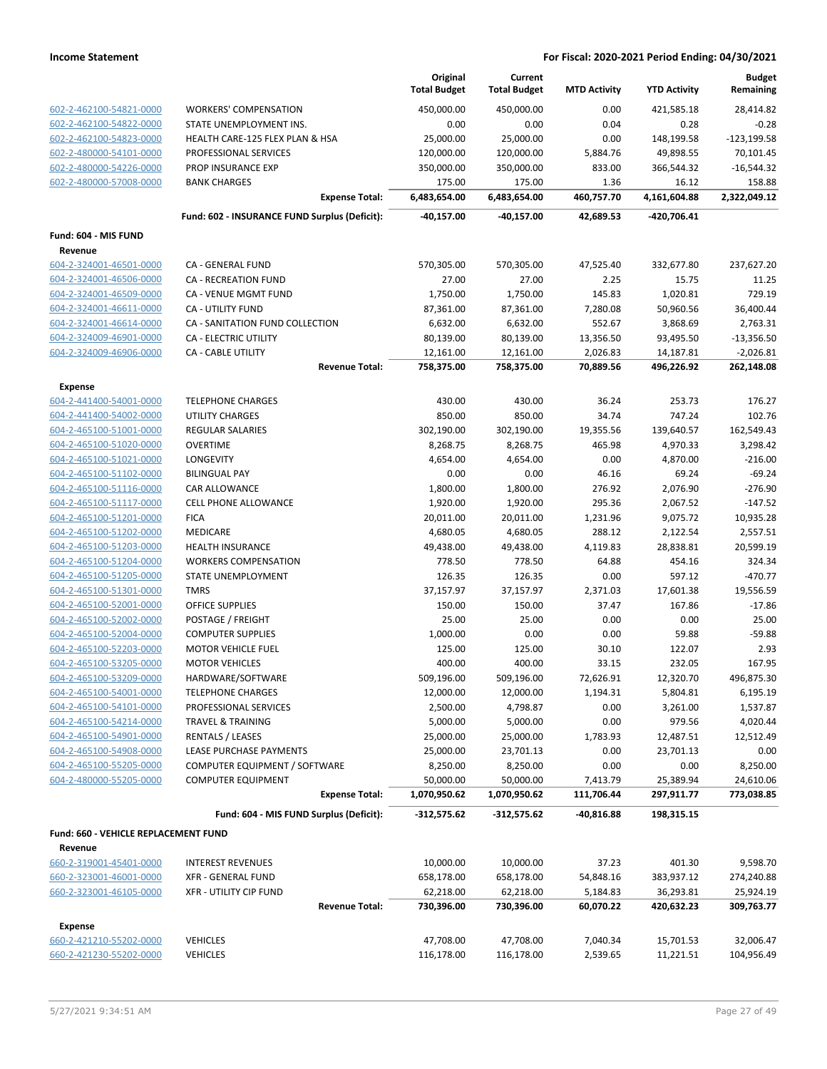**Income Statement** | **For Fiscal: 2020-2021 Period Ending: 04/30/2021**

| | | Original Total Budget | Current Total Budget | MTD Activity | YTD Activity | Budget Remaining |
|---|---|---|---|---|---|---|
| 602-2-462100-54821-0000 | WORKERS' COMPENSATION | 450,000.00 | 450,000.00 | 0.00 | 421,585.18 | 28,414.82 |
| 602-2-462100-54822-0000 | STATE UNEMPLOYMENT INS. | 0.00 | 0.00 | 0.04 | 0.28 | -0.28 |
| 602-2-462100-54823-0000 | HEALTH CARE-125 FLEX PLAN & HSA | 25,000.00 | 25,000.00 | 0.00 | 148,199.58 | -123,199.58 |
| 602-2-480000-54101-0000 | PROFESSIONAL SERVICES | 120,000.00 | 120,000.00 | 5,884.76 | 49,898.55 | 70,101.45 |
| 602-2-480000-54226-0000 | PROP INSURANCE EXP | 350,000.00 | 350,000.00 | 833.00 | 366,544.32 | -16,544.32 |
| 602-2-480000-57008-0000 | BANK CHARGES | 175.00 | 175.00 | 1.36 | 16.12 | 158.88 |
| | **Expense Total:** | **6,483,654.00** | **6,483,654.00** | **460,757.70** | **4,161,604.88** | **2,322,049.12** |
| | **Fund: 602 - INSURANCE FUND Surplus (Deficit):** | **-40,157.00** | **-40,157.00** | **42,689.53** | **-420,706.41** | |
| **Fund: 604 - MIS FUND** | | | | | | |
| **Revenue** | | | | | | |
| 604-2-324001-46501-0000 | CA - GENERAL FUND | 570,305.00 | 570,305.00 | 47,525.40 | 332,677.80 | 237,627.20 |
| 604-2-324001-46506-0000 | CA - RECREATION FUND | 27.00 | 27.00 | 2.25 | 15.75 | 11.25 |
| 604-2-324001-46509-0000 | CA - VENUE MGMT FUND | 1,750.00 | 1,750.00 | 145.83 | 1,020.81 | 729.19 |
| 604-2-324001-46611-0000 | CA - UTILITY FUND | 87,361.00 | 87,361.00 | 7,280.08 | 50,960.56 | 36,400.44 |
| 604-2-324001-46614-0000 | CA - SANITATION FUND COLLECTION | 6,632.00 | 6,632.00 | 552.67 | 3,868.69 | 2,763.31 |
| 604-2-324009-46901-0000 | CA - ELECTRIC UTILITY | 80,139.00 | 80,139.00 | 13,356.50 | 93,495.50 | -13,356.50 |
| 604-2-324009-46906-0000 | CA - CABLE UTILITY | 12,161.00 | 12,161.00 | 2,026.83 | 14,187.81 | -2,026.81 |
| | **Revenue Total:** | **758,375.00** | **758,375.00** | **70,889.56** | **496,226.92** | **262,148.08** |
| **Expense** | | | | | | |
| 604-2-441400-54001-0000 | TELEPHONE CHARGES | 430.00 | 430.00 | 36.24 | 253.73 | 176.27 |
| 604-2-441400-54002-0000 | UTILITY CHARGES | 850.00 | 850.00 | 34.74 | 747.24 | 102.76 |
| 604-2-465100-51001-0000 | REGULAR SALARIES | 302,190.00 | 302,190.00 | 19,355.56 | 139,640.57 | 162,549.43 |
| 604-2-465100-51020-0000 | OVERTIME | 8,268.75 | 8,268.75 | 465.98 | 4,970.33 | 3,298.42 |
| 604-2-465100-51021-0000 | LONGEVITY | 4,654.00 | 4,654.00 | 0.00 | 4,870.00 | -216.00 |
| 604-2-465100-51102-0000 | BILINGUAL PAY | 0.00 | 0.00 | 46.16 | 69.24 | -69.24 |
| 604-2-465100-51116-0000 | CAR ALLOWANCE | 1,800.00 | 1,800.00 | 276.92 | 2,076.90 | -276.90 |
| 604-2-465100-51117-0000 | CELL PHONE ALLOWANCE | 1,920.00 | 1,920.00 | 295.36 | 2,067.52 | -147.52 |
| 604-2-465100-51201-0000 | FICA | 20,011.00 | 20,011.00 | 1,231.96 | 9,075.72 | 10,935.28 |
| 604-2-465100-51202-0000 | MEDICARE | 4,680.05 | 4,680.05 | 288.12 | 2,122.54 | 2,557.51 |
| 604-2-465100-51203-0000 | HEALTH INSURANCE | 49,438.00 | 49,438.00 | 4,119.83 | 28,838.81 | 20,599.19 |
| 604-2-465100-51204-0000 | WORKERS COMPENSATION | 778.50 | 778.50 | 64.88 | 454.16 | 324.34 |
| 604-2-465100-51205-0000 | STATE UNEMPLOYMENT | 126.35 | 126.35 | 0.00 | 597.12 | -470.77 |
| 604-2-465100-51301-0000 | TMRS | 37,157.97 | 37,157.97 | 2,371.03 | 17,601.38 | 19,556.59 |
| 604-2-465100-52001-0000 | OFFICE SUPPLIES | 150.00 | 150.00 | 37.47 | 167.86 | -17.86 |
| 604-2-465100-52002-0000 | POSTAGE / FREIGHT | 25.00 | 25.00 | 0.00 | 0.00 | 25.00 |
| 604-2-465100-52004-0000 | COMPUTER SUPPLIES | 1,000.00 | 0.00 | 0.00 | 59.88 | -59.88 |
| 604-2-465100-52203-0000 | MOTOR VEHICLE FUEL | 125.00 | 125.00 | 30.10 | 122.07 | 2.93 |
| 604-2-465100-53205-0000 | MOTOR VEHICLES | 400.00 | 400.00 | 33.15 | 232.05 | 167.95 |
| 604-2-465100-53209-0000 | HARDWARE/SOFTWARE | 509,196.00 | 509,196.00 | 72,626.91 | 12,320.70 | 496,875.30 |
| 604-2-465100-54001-0000 | TELEPHONE CHARGES | 12,000.00 | 12,000.00 | 1,194.31 | 5,804.81 | 6,195.19 |
| 604-2-465100-54101-0000 | PROFESSIONAL SERVICES | 2,500.00 | 4,798.87 | 0.00 | 3,261.00 | 1,537.87 |
| 604-2-465100-54214-0000 | TRAVEL & TRAINING | 5,000.00 | 5,000.00 | 0.00 | 979.56 | 4,020.44 |
| 604-2-465100-54901-0000 | RENTALS / LEASES | 25,000.00 | 25,000.00 | 1,783.93 | 12,487.51 | 12,512.49 |
| 604-2-465100-54908-0000 | LEASE PURCHASE PAYMENTS | 25,000.00 | 23,701.13 | 0.00 | 23,701.13 | 0.00 |
| 604-2-465100-55205-0000 | COMPUTER EQUIPMENT / SOFTWARE | 8,250.00 | 8,250.00 | 0.00 | 0.00 | 8,250.00 |
| 604-2-480000-55205-0000 | COMPUTER EQUIPMENT | 50,000.00 | 50,000.00 | 7,413.79 | 25,389.94 | 24,610.06 |
| | **Expense Total:** | **1,070,950.62** | **1,070,950.62** | **111,706.44** | **297,911.77** | **773,038.85** |
| | **Fund: 604 - MIS FUND Surplus (Deficit):** | **-312,575.62** | **-312,575.62** | **-40,816.88** | **198,315.15** | |
| **Fund: 660 - VEHICLE REPLACEMENT FUND** | | | | | | |
| **Revenue** | | | | | | |
| 660-2-319001-45401-0000 | INTEREST REVENUES | 10,000.00 | 10,000.00 | 37.23 | 401.30 | 9,598.70 |
| 660-2-323001-46001-0000 | XFR - GENERAL FUND | 658,178.00 | 658,178.00 | 54,848.16 | 383,937.12 | 274,240.88 |
| 660-2-323001-46105-0000 | XFR - UTILITY CIP FUND | 62,218.00 | 62,218.00 | 5,184.83 | 36,293.81 | 25,924.19 |
| | **Revenue Total:** | **730,396.00** | **730,396.00** | **60,070.22** | **420,632.23** | **309,763.77** |
| **Expense** | | | | | | |
| 660-2-421210-55202-0000 | VEHICLES | 47,708.00 | 47,708.00 | 7,040.34 | 15,701.53 | 32,006.47 |
| 660-2-421230-55202-0000 | VEHICLES | 116,178.00 | 116,178.00 | 2,539.65 | 11,221.51 | 104,956.49 |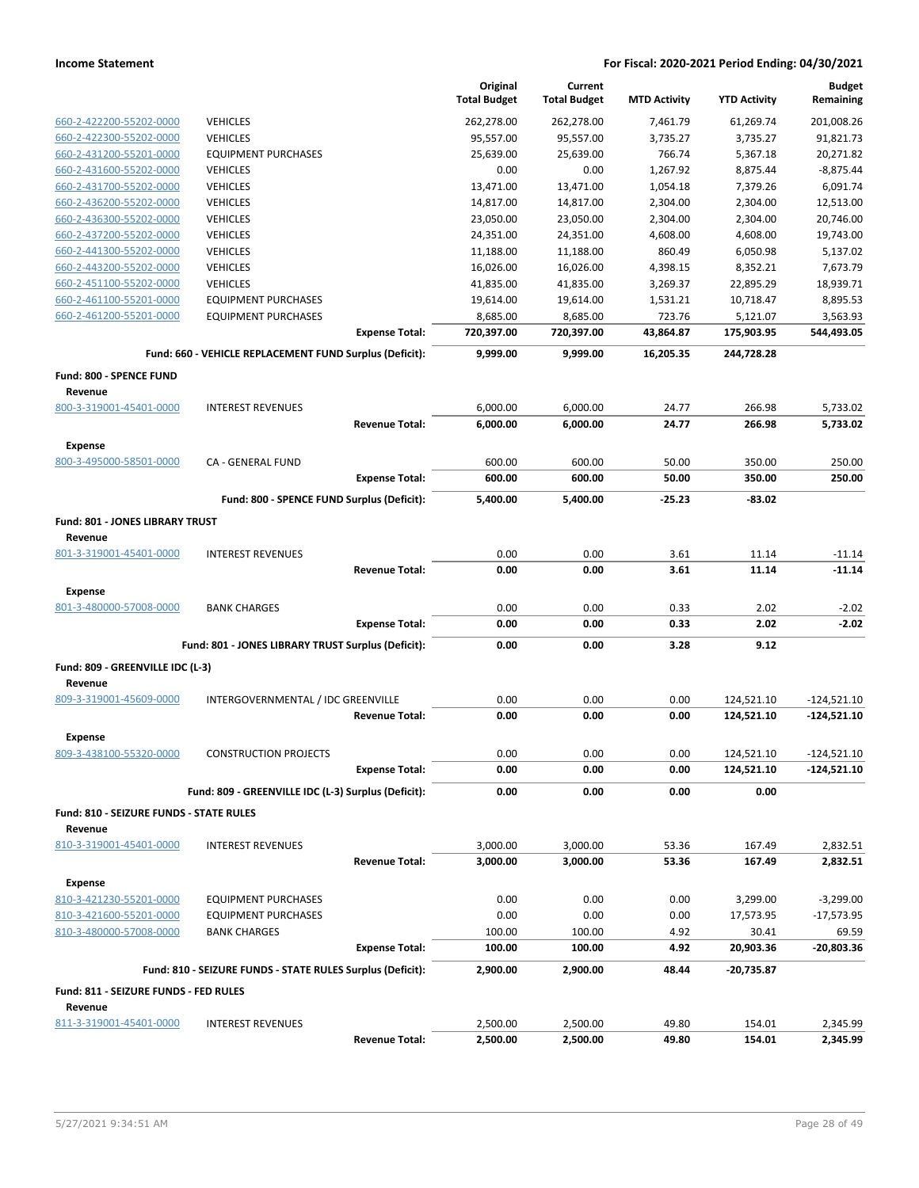| | | Original Total Budget | Current Total Budget | MTD Activity | YTD Activity | Budget Remaining |
|---|---|---|---|---|---|---|
| 660-2-422200-55202-0000 | VEHICLES | 262,278.00 | 262,278.00 | 7,461.79 | 61,269.74 | 201,008.26 |
| 660-2-422300-55202-0000 | VEHICLES | 95,557.00 | 95,557.00 | 3,735.27 | 3,735.27 | 91,821.73 |
| 660-2-431200-55201-0000 | EQUIPMENT PURCHASES | 25,639.00 | 25,639.00 | 766.74 | 5,367.18 | 20,271.82 |
| 660-2-431600-55202-0000 | VEHICLES | 0.00 | 0.00 | 1,267.92 | 8,875.44 | -8,875.44 |
| 660-2-431700-55202-0000 | VEHICLES | 13,471.00 | 13,471.00 | 1,054.18 | 7,379.26 | 6,091.74 |
| 660-2-436200-55202-0000 | VEHICLES | 14,817.00 | 14,817.00 | 2,304.00 | 2,304.00 | 12,513.00 |
| 660-2-436300-55202-0000 | VEHICLES | 23,050.00 | 23,050.00 | 2,304.00 | 2,304.00 | 20,746.00 |
| 660-2-437200-55202-0000 | VEHICLES | 24,351.00 | 24,351.00 | 4,608.00 | 4,608.00 | 19,743.00 |
| 660-2-441300-55202-0000 | VEHICLES | 11,188.00 | 11,188.00 | 860.49 | 6,050.98 | 5,137.02 |
| 660-2-443200-55202-0000 | VEHICLES | 16,026.00 | 16,026.00 | 4,398.15 | 8,352.21 | 7,673.79 |
| 660-2-451100-55202-0000 | VEHICLES | 41,835.00 | 41,835.00 | 3,269.37 | 22,895.29 | 18,939.71 |
| 660-2-461100-55201-0000 | EQUIPMENT PURCHASES | 19,614.00 | 19,614.00 | 1,531.21 | 10,718.47 | 8,895.53 |
| 660-2-461200-55201-0000 | EQUIPMENT PURCHASES | 8,685.00 | 8,685.00 | 723.76 | 5,121.07 | 3,563.93 |
| | **Expense Total:** | **720,397.00** | **720,397.00** | **43,864.87** | **175,903.95** | **544,493.05** |
| | **Fund: 660 - VEHICLE REPLACEMENT FUND Surplus (Deficit):** | **9,999.00** | **9,999.00** | **16,205.35** | **244,728.28** | |
| **Fund: 800 - SPENCE FUND** | | | | | | |
| **Revenue** | | | | | | |
| 800-3-319001-45401-0000 | INTEREST REVENUES | 6,000.00 | 6,000.00 | 24.77 | 266.98 | 5,733.02 |
| | **Revenue Total:** | **6,000.00** | **6,000.00** | **24.77** | **266.98** | **5,733.02** |
| **Expense** | | | | | | |
| 800-3-495000-58501-0000 | CA - GENERAL FUND | 600.00 | 600.00 | 50.00 | 350.00 | 250.00 |
| | **Expense Total:** | **600.00** | **600.00** | **50.00** | **350.00** | **250.00** |
| | **Fund: 800 - SPENCE FUND Surplus (Deficit):** | **5,400.00** | **5,400.00** | **-25.23** | **-83.02** | |
| **Fund: 801 - JONES LIBRARY TRUST** | | | | | | |
| **Revenue** | | | | | | |
| 801-3-319001-45401-0000 | INTEREST REVENUES | 0.00 | 0.00 | 3.61 | 11.14 | -11.14 |
| | **Revenue Total:** | **0.00** | **0.00** | **3.61** | **11.14** | **-11.14** |
| **Expense** | | | | | | |
| 801-3-480000-57008-0000 | BANK CHARGES | 0.00 | 0.00 | 0.33 | 2.02 | -2.02 |
| | **Expense Total:** | **0.00** | **0.00** | **0.33** | **2.02** | **-2.02** |
| | **Fund: 801 - JONES LIBRARY TRUST Surplus (Deficit):** | **0.00** | **0.00** | **3.28** | **9.12** | |
| **Fund: 809 - GREENVILLE IDC (L-3)** | | | | | | |
| **Revenue** | | | | | | |
| 809-3-319001-45609-0000 | INTERGOVERNMENTAL / IDC GREENVILLE | 0.00 | 0.00 | 0.00 | 124,521.10 | -124,521.10 |
| | **Revenue Total:** | **0.00** | **0.00** | **0.00** | **124,521.10** | **-124,521.10** |
| **Expense** | | | | | | |
| 809-3-438100-55320-0000 | CONSTRUCTION PROJECTS | 0.00 | 0.00 | 0.00 | 124,521.10 | -124,521.10 |
| | **Expense Total:** | **0.00** | **0.00** | **0.00** | **124,521.10** | **-124,521.10** |
| | **Fund: 809 - GREENVILLE IDC (L-3) Surplus (Deficit):** | **0.00** | **0.00** | **0.00** | **0.00** | |
| **Fund: 810 - SEIZURE FUNDS - STATE RULES** | | | | | | |
| **Revenue** | | | | | | |
| 810-3-319001-45401-0000 | INTEREST REVENUES | 3,000.00 | 3,000.00 | 53.36 | 167.49 | 2,832.51 |
| | **Revenue Total:** | **3,000.00** | **3,000.00** | **53.36** | **167.49** | **2,832.51** |
| **Expense** | | | | | | |
| 810-3-421230-55201-0000 | EQUIPMENT PURCHASES | 0.00 | 0.00 | 0.00 | 3,299.00 | -3,299.00 |
| 810-3-421600-55201-0000 | EQUIPMENT PURCHASES | 0.00 | 0.00 | 0.00 | 17,573.95 | -17,573.95 |
| 810-3-480000-57008-0000 | BANK CHARGES | 100.00 | 100.00 | 4.92 | 30.41 | 69.59 |
| | **Expense Total:** | **100.00** | **100.00** | **4.92** | **20,903.36** | **-20,803.36** |
| | **Fund: 810 - SEIZURE FUNDS - STATE RULES Surplus (Deficit):** | **2,900.00** | **2,900.00** | **48.44** | **-20,735.87** | |
| **Fund: 811 - SEIZURE FUNDS - FED RULES** | | | | | | |
| **Revenue** | | | | | | |
| 811-3-319001-45401-0000 | INTEREST REVENUES | 2,500.00 | 2,500.00 | 49.80 | 154.01 | 2,345.99 |
| | **Revenue Total:** | **2,500.00** | **2,500.00** | **49.80** | **154.01** | **2,345.99** |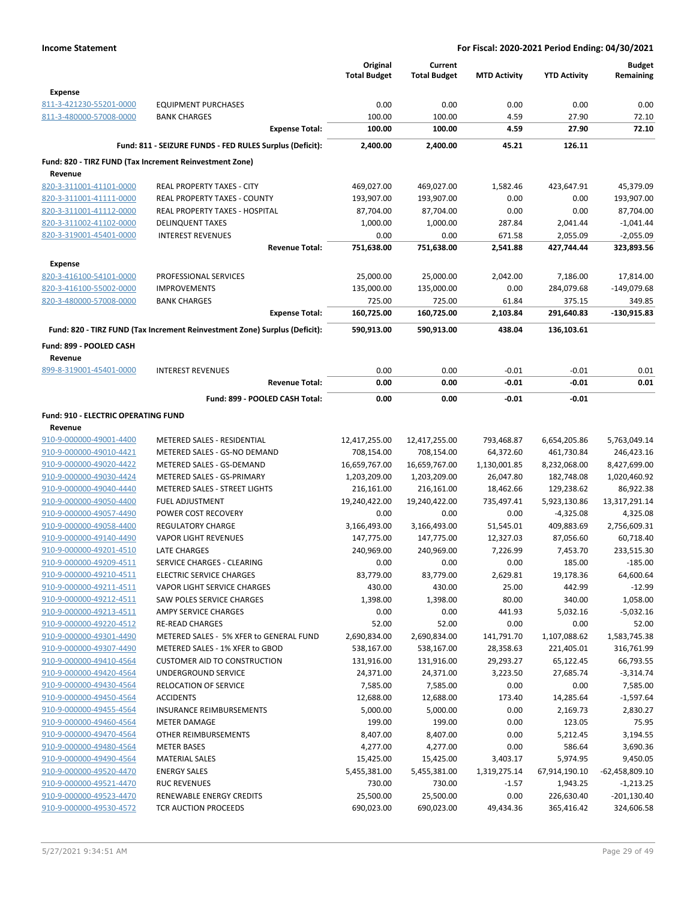**Income Statement** | **For Fiscal: 2020-2021 Period Ending: 04/30/2021**

| | | Original Total Budget | Current Total Budget | MTD Activity | YTD Activity | Budget Remaining |
|---|---|---|---|---|---|---|
| **Expense** | | | | | | |
| 811-3-421230-55201-0000 | EQUIPMENT PURCHASES | 0.00 | 0.00 | 0.00 | 0.00 | 0.00 |
| 811-3-480000-57008-0000 | BANK CHARGES | 100.00 | 100.00 | 4.59 | 27.90 | 72.10 |
| | **Expense Total:** | **100.00** | **100.00** | **4.59** | **27.90** | **72.10** |
| | **Fund: 811 - SEIZURE FUNDS - FED RULES Surplus (Deficit):** | **2,400.00** | **2,400.00** | **45.21** | **126.11** | |
| **Fund: 820 - TIRZ FUND (Tax Increment Reinvestment Zone)** | | | | | | |
| **Revenue** | | | | | | |
| 820-3-311001-41101-0000 | REAL PROPERTY TAXES - CITY | 469,027.00 | 469,027.00 | 1,582.46 | 423,647.91 | 45,379.09 |
| 820-3-311001-41111-0000 | REAL PROPERTY TAXES - COUNTY | 193,907.00 | 193,907.00 | 0.00 | 0.00 | 193,907.00 |
| 820-3-311001-41112-0000 | REAL PROPERTY TAXES - HOSPITAL | 87,704.00 | 87,704.00 | 0.00 | 0.00 | 87,704.00 |
| 820-3-311002-41102-0000 | DELINQUENT TAXES | 1,000.00 | 1,000.00 | 287.84 | 2,041.44 | -1,041.44 |
| 820-3-319001-45401-0000 | INTEREST REVENUES | 0.00 | 0.00 | 671.58 | 2,055.09 | -2,055.09 |
| | **Revenue Total:** | **751,638.00** | **751,638.00** | **2,541.88** | **427,744.44** | **323,893.56** |
| **Expense** | | | | | | |
| 820-3-416100-54101-0000 | PROFESSIONAL SERVICES | 25,000.00 | 25,000.00 | 2,042.00 | 7,186.00 | 17,814.00 |
| 820-3-416100-55002-0000 | IMPROVEMENTS | 135,000.00 | 135,000.00 | 0.00 | 284,079.68 | -149,079.68 |
| 820-3-480000-57008-0000 | BANK CHARGES | 725.00 | 725.00 | 61.84 | 375.15 | 349.85 |
| | **Expense Total:** | **160,725.00** | **160,725.00** | **2,103.84** | **291,640.83** | **-130,915.83** |
| | **Fund: 820 - TIRZ FUND (Tax Increment Reinvestment Zone) Surplus (Deficit):** | **590,913.00** | **590,913.00** | **438.04** | **136,103.61** | |
| **Fund: 899 - POOLED CASH** | | | | | | |
| **Revenue** | | | | | | |
| 899-8-319001-45401-0000 | INTEREST REVENUES | 0.00 | 0.00 | -0.01 | -0.01 | 0.01 |
| | **Revenue Total:** | **0.00** | **0.00** | **-0.01** | **-0.01** | **0.01** |
| | **Fund: 899 - POOLED CASH Total:** | **0.00** | **0.00** | **-0.01** | **-0.01** | |
| **Fund: 910 - ELECTRIC OPERATING FUND** | | | | | | |
| **Revenue** | | | | | | |
| 910-9-000000-49001-4400 | METERED SALES - RESIDENTIAL | 12,417,255.00 | 12,417,255.00 | 793,468.87 | 6,654,205.86 | 5,763,049.14 |
| 910-9-000000-49010-4421 | METERED SALES - GS-NO DEMAND | 708,154.00 | 708,154.00 | 64,372.60 | 461,730.84 | 246,423.16 |
| 910-9-000000-49020-4422 | METERED SALES - GS-DEMAND | 16,659,767.00 | 16,659,767.00 | 1,130,001.85 | 8,232,068.00 | 8,427,699.00 |
| 910-9-000000-49030-4424 | METERED SALES - GS-PRIMARY | 1,203,209.00 | 1,203,209.00 | 26,047.80 | 182,748.08 | 1,020,460.92 |
| 910-9-000000-49040-4440 | METERED SALES - STREET LIGHTS | 216,161.00 | 216,161.00 | 18,462.66 | 129,238.62 | 86,922.38 |
| 910-9-000000-49050-4400 | FUEL ADJUSTMENT | 19,240,422.00 | 19,240,422.00 | 735,497.41 | 5,923,130.86 | 13,317,291.14 |
| 910-9-000000-49057-4490 | POWER COST RECOVERY | 0.00 | 0.00 | 0.00 | -4,325.08 | 4,325.08 |
| 910-9-000000-49058-4400 | REGULATORY CHARGE | 3,166,493.00 | 3,166,493.00 | 51,545.01 | 409,883.69 | 2,756,609.31 |
| 910-9-000000-49140-4490 | VAPOR LIGHT REVENUES | 147,775.00 | 147,775.00 | 12,327.03 | 87,056.60 | 60,718.40 |
| 910-9-000000-49201-4510 | LATE CHARGES | 240,969.00 | 240,969.00 | 7,226.99 | 7,453.70 | 233,515.30 |
| 910-9-000000-49209-4511 | SERVICE CHARGES - CLEARING | 0.00 | 0.00 | 0.00 | 185.00 | -185.00 |
| 910-9-000000-49210-4511 | ELECTRIC SERVICE CHARGES | 83,779.00 | 83,779.00 | 2,629.81 | 19,178.36 | 64,600.64 |
| 910-9-000000-49211-4511 | VAPOR LIGHT SERVICE CHARGES | 430.00 | 430.00 | 25.00 | 442.99 | -12.99 |
| 910-9-000000-49212-4511 | SAW POLES SERVICE CHARGES | 1,398.00 | 1,398.00 | 80.00 | 340.00 | 1,058.00 |
| 910-9-000000-49213-4511 | AMPY SERVICE CHARGES | 0.00 | 0.00 | 441.93 | 5,032.16 | -5,032.16 |
| 910-9-000000-49220-4512 | RE-READ CHARGES | 52.00 | 52.00 | 0.00 | 0.00 | 52.00 |
| 910-9-000000-49301-4490 | METERED SALES - 5% XFER to GENERAL FUND | 2,690,834.00 | 2,690,834.00 | 141,791.70 | 1,107,088.62 | 1,583,745.38 |
| 910-9-000000-49307-4490 | METERED SALES - 1% XFER to GBOD | 538,167.00 | 538,167.00 | 28,358.63 | 221,405.01 | 316,761.99 |
| 910-9-000000-49410-4564 | CUSTOMER AID TO CONSTRUCTION | 131,916.00 | 131,916.00 | 29,293.27 | 65,122.45 | 66,793.55 |
| 910-9-000000-49420-4564 | UNDERGROUND SERVICE | 24,371.00 | 24,371.00 | 3,223.50 | 27,685.74 | -3,314.74 |
| 910-9-000000-49430-4564 | RELOCATION OF SERVICE | 7,585.00 | 7,585.00 | 0.00 | 0.00 | 7,585.00 |
| 910-9-000000-49450-4564 | ACCIDENTS | 12,688.00 | 12,688.00 | 173.40 | 14,285.64 | -1,597.64 |
| 910-9-000000-49455-4564 | INSURANCE REIMBURSEMENTS | 5,000.00 | 5,000.00 | 0.00 | 2,169.73 | 2,830.27 |
| 910-9-000000-49460-4564 | METER DAMAGE | 199.00 | 199.00 | 0.00 | 123.05 | 75.95 |
| 910-9-000000-49470-4564 | OTHER REIMBURSEMENTS | 8,407.00 | 8,407.00 | 0.00 | 5,212.45 | 3,194.55 |
| 910-9-000000-49480-4564 | METER BASES | 4,277.00 | 4,277.00 | 0.00 | 586.64 | 3,690.36 |
| 910-9-000000-49490-4564 | MATERIAL SALES | 15,425.00 | 15,425.00 | 3,403.17 | 5,974.95 | 9,450.05 |
| 910-9-000000-49520-4470 | ENERGY SALES | 5,455,381.00 | 5,455,381.00 | 1,319,275.14 | 67,914,190.10 | -62,458,809.10 |
| 910-9-000000-49521-4470 | RUC REVENUES | 730.00 | 730.00 | -1.57 | 1,943.25 | -1,213.25 |
| 910-9-000000-49523-4470 | RENEWABLE ENERGY CREDITS | 25,500.00 | 25,500.00 | 0.00 | 226,630.40 | -201,130.40 |
| 910-9-000000-49530-4572 | TCR AUCTION PROCEEDS | 690,023.00 | 690,023.00 | 49,434.36 | 365,416.42 | 324,606.58 |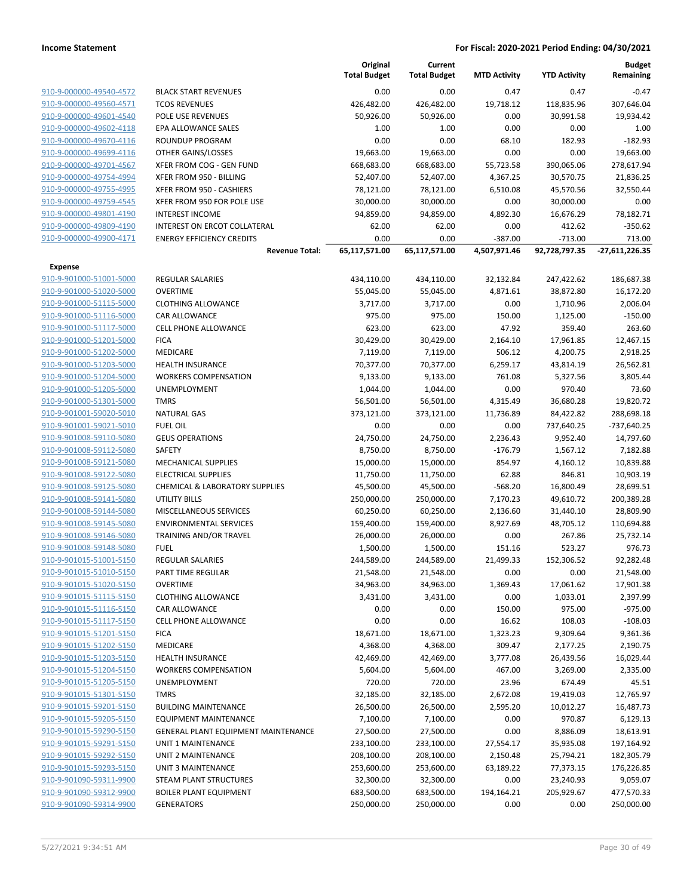**Income Statement** — For Fiscal: 2020-2021 Period Ending: 04/30/2021

| | | Original Total Budget | Current Total Budget | MTD Activity | YTD Activity | Budget Remaining |
|---|---|---|---|---|---|---|
| 910-9-000000-49540-4572 | BLACK START REVENUES | 0.00 | 0.00 | 0.47 | 0.47 | -0.47 |
| 910-9-000000-49560-4571 | TCOS REVENUES | 426,482.00 | 426,482.00 | 19,718.12 | 118,835.96 | 307,646.04 |
| 910-9-000000-49601-4540 | POLE USE REVENUES | 50,926.00 | 50,926.00 | 0.00 | 30,991.58 | 19,934.42 |
| 910-9-000000-49602-4118 | EPA ALLOWANCE SALES | 1.00 | 1.00 | 0.00 | 0.00 | 1.00 |
| 910-9-000000-49670-4116 | ROUNDUP PROGRAM | 0.00 | 0.00 | 68.10 | 182.93 | -182.93 |
| 910-9-000000-49699-4116 | OTHER GAINS/LOSSES | 19,663.00 | 19,663.00 | 0.00 | 0.00 | 19,663.00 |
| 910-9-000000-49701-4567 | XFER FROM COG - GEN FUND | 668,683.00 | 668,683.00 | 55,723.58 | 390,065.06 | 278,617.94 |
| 910-9-000000-49754-4994 | XFER FROM 950 - BILLING | 52,407.00 | 52,407.00 | 4,367.25 | 30,570.75 | 21,836.25 |
| 910-9-000000-49755-4995 | XFER FROM 950 - CASHIERS | 78,121.00 | 78,121.00 | 6,510.08 | 45,570.56 | 32,550.44 |
| 910-9-000000-49759-4545 | XFER FROM 950 FOR POLE USE | 30,000.00 | 30,000.00 | 0.00 | 30,000.00 | 0.00 |
| 910-9-000000-49801-4190 | INTEREST INCOME | 94,859.00 | 94,859.00 | 4,892.30 | 16,676.29 | 78,182.71 |
| 910-9-000000-49809-4190 | INTEREST ON ERCOT COLLATERAL | 62.00 | 62.00 | 0.00 | 412.62 | -350.62 |
| 910-9-000000-49900-4171 | ENERGY EFFICIENCY CREDITS | 0.00 | 0.00 | -387.00 | -713.00 | 713.00 |
| | **Revenue Total:** | **65,117,571.00** | **65,117,571.00** | **4,507,971.46** | **92,728,797.35** | **-27,611,226.35** |
| **Expense** | | | | | | |
| 910-9-901000-51001-5000 | REGULAR SALARIES | 434,110.00 | 434,110.00 | 32,132.84 | 247,422.62 | 186,687.38 |
| 910-9-901000-51020-5000 | OVERTIME | 55,045.00 | 55,045.00 | 4,871.61 | 38,872.80 | 16,172.20 |
| 910-9-901000-51115-5000 | CLOTHING ALLOWANCE | 3,717.00 | 3,717.00 | 0.00 | 1,710.96 | 2,006.04 |
| 910-9-901000-51116-5000 | CAR ALLOWANCE | 975.00 | 975.00 | 150.00 | 1,125.00 | -150.00 |
| 910-9-901000-51117-5000 | CELL PHONE ALLOWANCE | 623.00 | 623.00 | 47.92 | 359.40 | 263.60 |
| 910-9-901000-51201-5000 | FICA | 30,429.00 | 30,429.00 | 2,164.10 | 17,961.85 | 12,467.15 |
| 910-9-901000-51202-5000 | MEDICARE | 7,119.00 | 7,119.00 | 506.12 | 4,200.75 | 2,918.25 |
| 910-9-901000-51203-5000 | HEALTH INSURANCE | 70,377.00 | 70,377.00 | 6,259.17 | 43,814.19 | 26,562.81 |
| 910-9-901000-51204-5000 | WORKERS COMPENSATION | 9,133.00 | 9,133.00 | 761.08 | 5,327.56 | 3,805.44 |
| 910-9-901000-51205-5000 | UNEMPLOYMENT | 1,044.00 | 1,044.00 | 0.00 | 970.40 | 73.60 |
| 910-9-901000-51301-5000 | TMRS | 56,501.00 | 56,501.00 | 4,315.49 | 36,680.28 | 19,820.72 |
| 910-9-901001-59020-5010 | NATURAL GAS | 373,121.00 | 373,121.00 | 11,736.89 | 84,422.82 | 288,698.18 |
| 910-9-901001-59021-5010 | FUEL OIL | 0.00 | 0.00 | 0.00 | 737,640.25 | -737,640.25 |
| 910-9-901008-59110-5080 | GEUS OPERATIONS | 24,750.00 | 24,750.00 | 2,236.43 | 9,952.40 | 14,797.60 |
| 910-9-901008-59112-5080 | SAFETY | 8,750.00 | 8,750.00 | -176.79 | 1,567.12 | 7,182.88 |
| 910-9-901008-59121-5080 | MECHANICAL SUPPLIES | 15,000.00 | 15,000.00 | 854.97 | 4,160.12 | 10,839.88 |
| 910-9-901008-59122-5080 | ELECTRICAL SUPPLIES | 11,750.00 | 11,750.00 | 62.88 | 846.81 | 10,903.19 |
| 910-9-901008-59125-5080 | CHEMICAL & LABORATORY SUPPLIES | 45,500.00 | 45,500.00 | -568.20 | 16,800.49 | 28,699.51 |
| 910-9-901008-59141-5080 | UTILITY BILLS | 250,000.00 | 250,000.00 | 7,170.23 | 49,610.72 | 200,389.28 |
| 910-9-901008-59144-5080 | MISCELLANEOUS SERVICES | 60,250.00 | 60,250.00 | 2,136.60 | 31,440.10 | 28,809.90 |
| 910-9-901008-59145-5080 | ENVIRONMENTAL SERVICES | 159,400.00 | 159,400.00 | 8,927.69 | 48,705.12 | 110,694.88 |
| 910-9-901008-59146-5080 | TRAINING AND/OR TRAVEL | 26,000.00 | 26,000.00 | 0.00 | 267.86 | 25,732.14 |
| 910-9-901008-59148-5080 | FUEL | 1,500.00 | 1,500.00 | 151.16 | 523.27 | 976.73 |
| 910-9-901015-51001-5150 | REGULAR SALARIES | 244,589.00 | 244,589.00 | 21,499.33 | 152,306.52 | 92,282.48 |
| 910-9-901015-51010-5150 | PART TIME REGULAR | 21,548.00 | 21,548.00 | 0.00 | 0.00 | 21,548.00 |
| 910-9-901015-51020-5150 | OVERTIME | 34,963.00 | 34,963.00 | 1,369.43 | 17,061.62 | 17,901.38 |
| 910-9-901015-51115-5150 | CLOTHING ALLOWANCE | 3,431.00 | 3,431.00 | 0.00 | 1,033.01 | 2,397.99 |
| 910-9-901015-51116-5150 | CAR ALLOWANCE | 0.00 | 0.00 | 150.00 | 975.00 | -975.00 |
| 910-9-901015-51117-5150 | CELL PHONE ALLOWANCE | 0.00 | 0.00 | 16.62 | 108.03 | -108.03 |
| 910-9-901015-51201-5150 | FICA | 18,671.00 | 18,671.00 | 1,323.23 | 9,309.64 | 9,361.36 |
| 910-9-901015-51202-5150 | MEDICARE | 4,368.00 | 4,368.00 | 309.47 | 2,177.25 | 2,190.75 |
| 910-9-901015-51203-5150 | HEALTH INSURANCE | 42,469.00 | 42,469.00 | 3,777.08 | 26,439.56 | 16,029.44 |
| 910-9-901015-51204-5150 | WORKERS COMPENSATION | 5,604.00 | 5,604.00 | 467.00 | 3,269.00 | 2,335.00 |
| 910-9-901015-51205-5150 | UNEMPLOYMENT | 720.00 | 720.00 | 23.96 | 674.49 | 45.51 |
| 910-9-901015-51301-5150 | TMRS | 32,185.00 | 32,185.00 | 2,672.08 | 19,419.03 | 12,765.97 |
| 910-9-901015-59201-5150 | BUILDING MAINTENANCE | 26,500.00 | 26,500.00 | 2,595.20 | 10,012.27 | 16,487.73 |
| 910-9-901015-59205-5150 | EQUIPMENT MAINTENANCE | 7,100.00 | 7,100.00 | 0.00 | 970.87 | 6,129.13 |
| 910-9-901015-59290-5150 | GENERAL PLANT EQUIPMENT MAINTENANCE | 27,500.00 | 27,500.00 | 0.00 | 8,886.09 | 18,613.91 |
| 910-9-901015-59291-5150 | UNIT 1 MAINTENANCE | 233,100.00 | 233,100.00 | 27,554.17 | 35,935.08 | 197,164.92 |
| 910-9-901015-59292-5150 | UNIT 2 MAINTENANCE | 208,100.00 | 208,100.00 | 2,150.48 | 25,794.21 | 182,305.79 |
| 910-9-901015-59293-5150 | UNIT 3 MAINTENANCE | 253,600.00 | 253,600.00 | 63,189.22 | 77,373.15 | 176,226.85 |
| 910-9-901090-59311-9900 | STEAM PLANT STRUCTURES | 32,300.00 | 32,300.00 | 0.00 | 23,240.93 | 9,059.07 |
| 910-9-901090-59312-9900 | BOILER PLANT EQUIPMENT | 683,500.00 | 683,500.00 | 194,164.21 | 205,929.67 | 477,570.33 |
| 910-9-901090-59314-9900 | GENERATORS | 250,000.00 | 250,000.00 | 0.00 | 0.00 | 250,000.00 |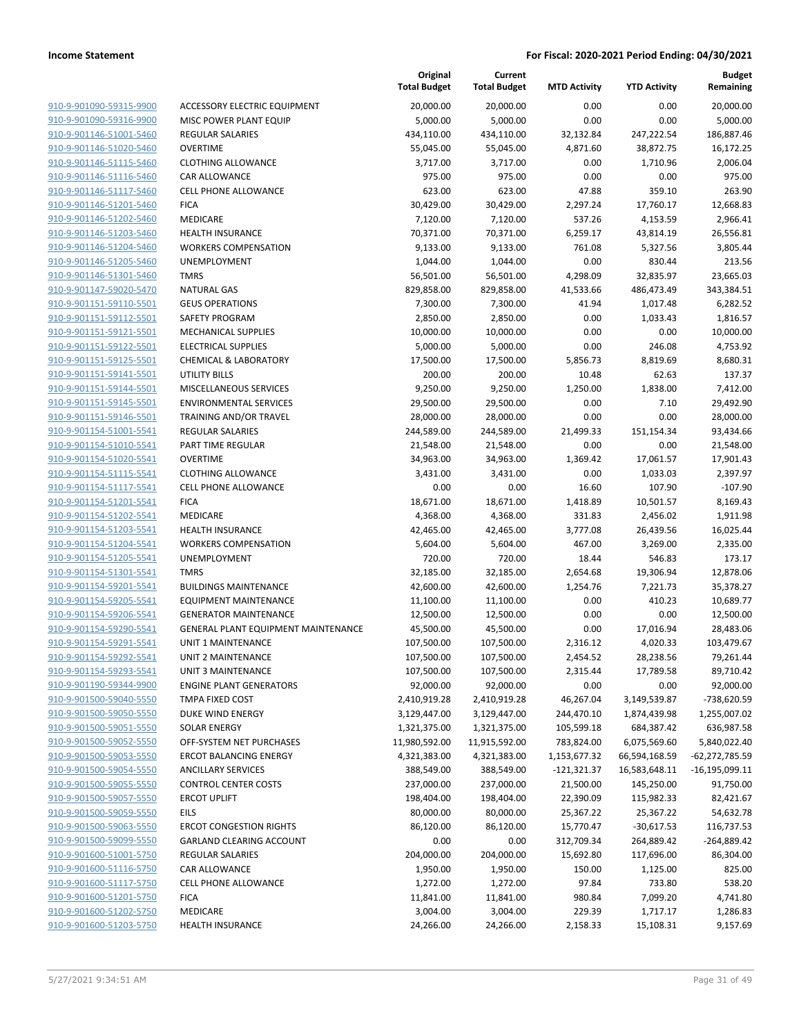**Income Statement** | **For Fiscal: 2020-2021 Period Ending: 04/30/2021**

| | | Original Total Budget | Current Total Budget | MTD Activity | YTD Activity | Budget Remaining |
|---|---|---|---|---|---|---|
| 910-9-901090-59315-9900 | ACCESSORY ELECTRIC EQUIPMENT | 20,000.00 | 20,000.00 | 0.00 | 0.00 | 20,000.00 |
| 910-9-901090-59316-9900 | MISC POWER PLANT EQUIP | 5,000.00 | 5,000.00 | 0.00 | 0.00 | 5,000.00 |
| 910-9-901146-51001-5460 | REGULAR SALARIES | 434,110.00 | 434,110.00 | 32,132.84 | 247,222.54 | 186,887.46 |
| 910-9-901146-51020-5460 | OVERTIME | 55,045.00 | 55,045.00 | 4,871.60 | 38,872.75 | 16,172.25 |
| 910-9-901146-51115-5460 | CLOTHING ALLOWANCE | 3,717.00 | 3,717.00 | 0.00 | 1,710.96 | 2,006.04 |
| 910-9-901146-51116-5460 | CAR ALLOWANCE | 975.00 | 975.00 | 0.00 | 0.00 | 975.00 |
| 910-9-901146-51117-5460 | CELL PHONE ALLOWANCE | 623.00 | 623.00 | 47.88 | 359.10 | 263.90 |
| 910-9-901146-51201-5460 | FICA | 30,429.00 | 30,429.00 | 2,297.24 | 17,760.17 | 12,668.83 |
| 910-9-901146-51202-5460 | MEDICARE | 7,120.00 | 7,120.00 | 537.26 | 4,153.59 | 2,966.41 |
| 910-9-901146-51203-5460 | HEALTH INSURANCE | 70,371.00 | 70,371.00 | 6,259.17 | 43,814.19 | 26,556.81 |
| 910-9-901146-51204-5460 | WORKERS COMPENSATION | 9,133.00 | 9,133.00 | 761.08 | 5,327.56 | 3,805.44 |
| 910-9-901146-51205-5460 | UNEMPLOYMENT | 1,044.00 | 1,044.00 | 0.00 | 830.44 | 213.56 |
| 910-9-901146-51301-5460 | TMRS | 56,501.00 | 56,501.00 | 4,298.09 | 32,835.97 | 23,665.03 |
| 910-9-901147-59020-5470 | NATURAL GAS | 829,858.00 | 829,858.00 | 41,533.66 | 486,473.49 | 343,384.51 |
| 910-9-901151-59110-5501 | GEUS OPERATIONS | 7,300.00 | 7,300.00 | 41.94 | 1,017.48 | 6,282.52 |
| 910-9-901151-59112-5501 | SAFETY PROGRAM | 2,850.00 | 2,850.00 | 0.00 | 1,033.43 | 1,816.57 |
| 910-9-901151-59121-5501 | MECHANICAL SUPPLIES | 10,000.00 | 10,000.00 | 0.00 | 0.00 | 10,000.00 |
| 910-9-901151-59122-5501 | ELECTRICAL SUPPLIES | 5,000.00 | 5,000.00 | 0.00 | 246.08 | 4,753.92 |
| 910-9-901151-59125-5501 | CHEMICAL & LABORATORY | 17,500.00 | 17,500.00 | 5,856.73 | 8,819.69 | 8,680.31 |
| 910-9-901151-59141-5501 | UTILITY BILLS | 200.00 | 200.00 | 10.48 | 62.63 | 137.37 |
| 910-9-901151-59144-5501 | MISCELLANEOUS SERVICES | 9,250.00 | 9,250.00 | 1,250.00 | 1,838.00 | 7,412.00 |
| 910-9-901151-59145-5501 | ENVIRONMENTAL SERVICES | 29,500.00 | 29,500.00 | 0.00 | 7.10 | 29,492.90 |
| 910-9-901151-59146-5501 | TRAINING AND/OR TRAVEL | 28,000.00 | 28,000.00 | 0.00 | 0.00 | 28,000.00 |
| 910-9-901154-51001-5541 | REGULAR SALARIES | 244,589.00 | 244,589.00 | 21,499.33 | 151,154.34 | 93,434.66 |
| 910-9-901154-51010-5541 | PART TIME REGULAR | 21,548.00 | 21,548.00 | 0.00 | 0.00 | 21,548.00 |
| 910-9-901154-51020-5541 | OVERTIME | 34,963.00 | 34,963.00 | 1,369.42 | 17,061.57 | 17,901.43 |
| 910-9-901154-51115-5541 | CLOTHING ALLOWANCE | 3,431.00 | 3,431.00 | 0.00 | 1,033.03 | 2,397.97 |
| 910-9-901154-51117-5541 | CELL PHONE ALLOWANCE | 0.00 | 0.00 | 16.60 | 107.90 | -107.90 |
| 910-9-901154-51201-5541 | FICA | 18,671.00 | 18,671.00 | 1,418.89 | 10,501.57 | 8,169.43 |
| 910-9-901154-51202-5541 | MEDICARE | 4,368.00 | 4,368.00 | 331.83 | 2,456.02 | 1,911.98 |
| 910-9-901154-51203-5541 | HEALTH INSURANCE | 42,465.00 | 42,465.00 | 3,777.08 | 26,439.56 | 16,025.44 |
| 910-9-901154-51204-5541 | WORKERS COMPENSATION | 5,604.00 | 5,604.00 | 467.00 | 3,269.00 | 2,335.00 |
| 910-9-901154-51205-5541 | UNEMPLOYMENT | 720.00 | 720.00 | 18.44 | 546.83 | 173.17 |
| 910-9-901154-51301-5541 | TMRS | 32,185.00 | 32,185.00 | 2,654.68 | 19,306.94 | 12,878.06 |
| 910-9-901154-59201-5541 | BUILDINGS MAINTENANCE | 42,600.00 | 42,600.00 | 1,254.76 | 7,221.73 | 35,378.27 |
| 910-9-901154-59205-5541 | EQUIPMENT MAINTENANCE | 11,100.00 | 11,100.00 | 0.00 | 410.23 | 10,689.77 |
| 910-9-901154-59206-5541 | GENERATOR MAINTENANCE | 12,500.00 | 12,500.00 | 0.00 | 0.00 | 12,500.00 |
| 910-9-901154-59290-5541 | GENERAL PLANT EQUIPMENT MAINTENANCE | 45,500.00 | 45,500.00 | 0.00 | 17,016.94 | 28,483.06 |
| 910-9-901154-59291-5541 | UNIT 1 MAINTENANCE | 107,500.00 | 107,500.00 | 2,316.12 | 4,020.33 | 103,479.67 |
| 910-9-901154-59292-5541 | UNIT 2 MAINTENANCE | 107,500.00 | 107,500.00 | 2,454.52 | 28,238.56 | 79,261.44 |
| 910-9-901154-59293-5541 | UNIT 3 MAINTENANCE | 107,500.00 | 107,500.00 | 2,315.44 | 17,789.58 | 89,710.42 |
| 910-9-901190-59344-9900 | ENGINE PLANT GENERATORS | 92,000.00 | 92,000.00 | 0.00 | 0.00 | 92,000.00 |
| 910-9-901500-59040-5550 | TMPA FIXED COST | 2,410,919.28 | 2,410,919.28 | 46,267.04 | 3,149,539.87 | -738,620.59 |
| 910-9-901500-59050-5550 | DUKE WIND ENERGY | 3,129,447.00 | 3,129,447.00 | 244,470.10 | 1,874,439.98 | 1,255,007.02 |
| 910-9-901500-59051-5550 | SOLAR ENERGY | 1,321,375.00 | 1,321,375.00 | 105,599.18 | 684,387.42 | 636,987.58 |
| 910-9-901500-59052-5550 | OFF-SYSTEM NET PURCHASES | 11,980,592.00 | 11,915,592.00 | 783,824.00 | 6,075,569.60 | 5,840,022.40 |
| 910-9-901500-59053-5550 | ERCOT BALANCING ENERGY | 4,321,383.00 | 4,321,383.00 | 1,153,677.32 | 66,594,168.59 | -62,272,785.59 |
| 910-9-901500-59054-5550 | ANCILLARY SERVICES | 388,549.00 | 388,549.00 | -121,321.37 | 16,583,648.11 | -16,195,099.11 |
| 910-9-901500-59055-5550 | CONTROL CENTER COSTS | 237,000.00 | 237,000.00 | 21,500.00 | 145,250.00 | 91,750.00 |
| 910-9-901500-59057-5550 | ERCOT UPLIFT | 198,404.00 | 198,404.00 | 22,390.09 | 115,982.33 | 82,421.67 |
| 910-9-901500-59059-5550 | EILS | 80,000.00 | 80,000.00 | 25,367.22 | 25,367.22 | 54,632.78 |
| 910-9-901500-59063-5550 | ERCOT CONGESTION RIGHTS | 86,120.00 | 86,120.00 | 15,770.47 | -30,617.53 | 116,737.53 |
| 910-9-901500-59099-5550 | GARLAND CLEARING ACCOUNT | 0.00 | 0.00 | 312,709.34 | 264,889.42 | -264,889.42 |
| 910-9-901600-51001-5750 | REGULAR SALARIES | 204,000.00 | 204,000.00 | 15,692.80 | 117,696.00 | 86,304.00 |
| 910-9-901600-51116-5750 | CAR ALLOWANCE | 1,950.00 | 1,950.00 | 150.00 | 1,125.00 | 825.00 |
| 910-9-901600-51117-5750 | CELL PHONE ALLOWANCE | 1,272.00 | 1,272.00 | 97.84 | 733.80 | 538.20 |
| 910-9-901600-51201-5750 | FICA | 11,841.00 | 11,841.00 | 980.84 | 7,099.20 | 4,741.80 |
| 910-9-901600-51202-5750 | MEDICARE | 3,004.00 | 3,004.00 | 229.39 | 1,717.17 | 1,286.83 |
| 910-9-901600-51203-5750 | HEALTH INSURANCE | 24,266.00 | 24,266.00 | 2,158.33 | 15,108.31 | 9,157.69 |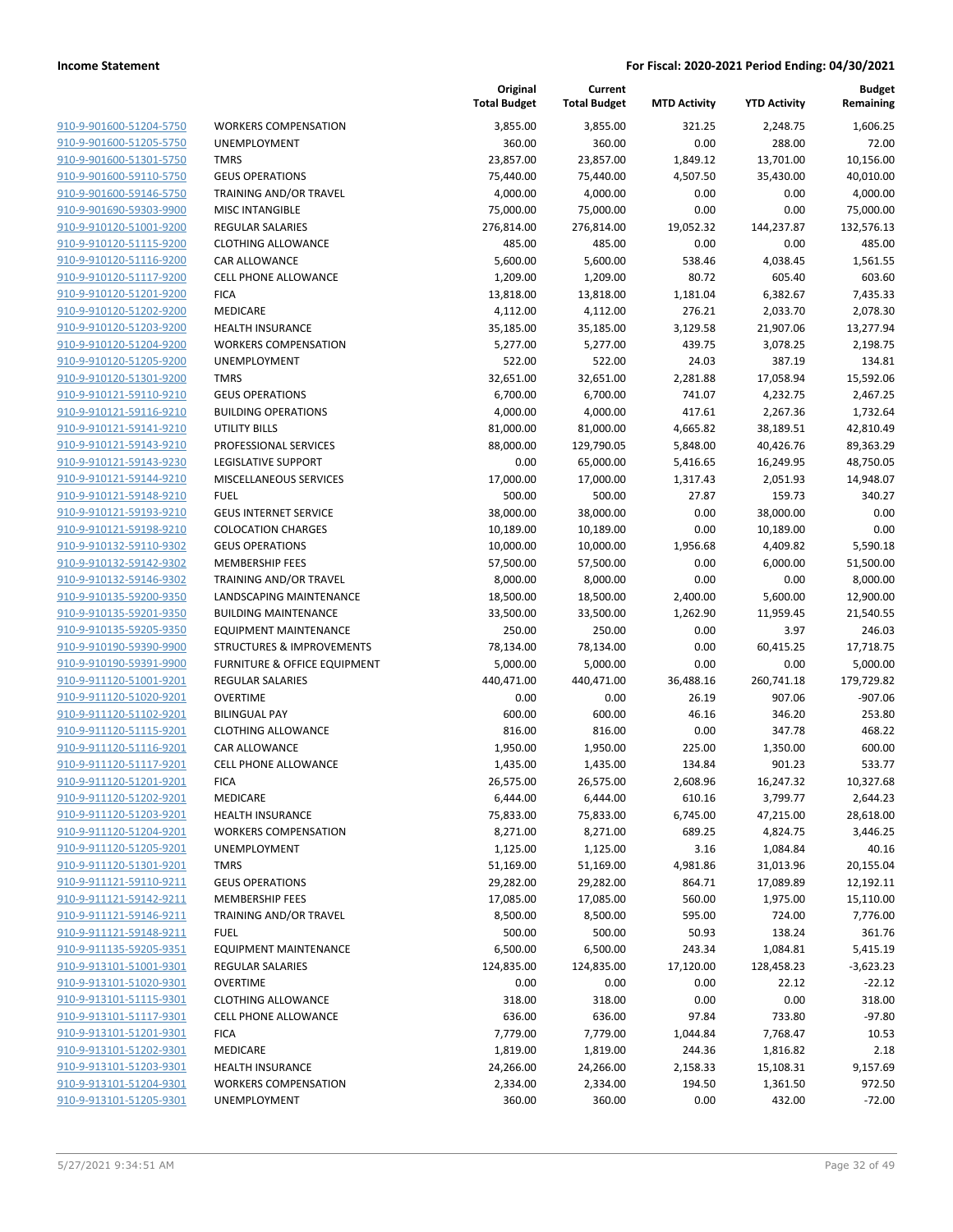**Income Statement** **For Fiscal: 2020-2021 Period Ending: 04/30/2021**

| | | Original Total Budget | Current Total Budget | MTD Activity | YTD Activity | Budget Remaining |
|---|---|---|---|---|---|---|
| 910-9-901600-51204-5750 | WORKERS COMPENSATION | 3,855.00 | 3,855.00 | 321.25 | 2,248.75 | 1,606.25 |
| 910-9-901600-51205-5750 | UNEMPLOYMENT | 360.00 | 360.00 | 0.00 | 288.00 | 72.00 |
| 910-9-901600-51301-5750 | TMRS | 23,857.00 | 23,857.00 | 1,849.12 | 13,701.00 | 10,156.00 |
| 910-9-901600-59110-5750 | GEUS OPERATIONS | 75,440.00 | 75,440.00 | 4,507.50 | 35,430.00 | 40,010.00 |
| 910-9-901600-59146-5750 | TRAINING AND/OR TRAVEL | 4,000.00 | 4,000.00 | 0.00 | 0.00 | 4,000.00 |
| 910-9-901690-59303-9900 | MISC INTANGIBLE | 75,000.00 | 75,000.00 | 0.00 | 0.00 | 75,000.00 |
| 910-9-910120-51001-9200 | REGULAR SALARIES | 276,814.00 | 276,814.00 | 19,052.32 | 144,237.87 | 132,576.13 |
| 910-9-910120-51115-9200 | CLOTHING ALLOWANCE | 485.00 | 485.00 | 0.00 | 0.00 | 485.00 |
| 910-9-910120-51116-9200 | CAR ALLOWANCE | 5,600.00 | 5,600.00 | 538.46 | 4,038.45 | 1,561.55 |
| 910-9-910120-51117-9200 | CELL PHONE ALLOWANCE | 1,209.00 | 1,209.00 | 80.72 | 605.40 | 603.60 |
| 910-9-910120-51201-9200 | FICA | 13,818.00 | 13,818.00 | 1,181.04 | 6,382.67 | 7,435.33 |
| 910-9-910120-51202-9200 | MEDICARE | 4,112.00 | 4,112.00 | 276.21 | 2,033.70 | 2,078.30 |
| 910-9-910120-51203-9200 | HEALTH INSURANCE | 35,185.00 | 35,185.00 | 3,129.58 | 21,907.06 | 13,277.94 |
| 910-9-910120-51204-9200 | WORKERS COMPENSATION | 5,277.00 | 5,277.00 | 439.75 | 3,078.25 | 2,198.75 |
| 910-9-910120-51205-9200 | UNEMPLOYMENT | 522.00 | 522.00 | 24.03 | 387.19 | 134.81 |
| 910-9-910120-51301-9200 | TMRS | 32,651.00 | 32,651.00 | 2,281.88 | 17,058.94 | 15,592.06 |
| 910-9-910121-59110-9210 | GEUS OPERATIONS | 6,700.00 | 6,700.00 | 741.07 | 4,232.75 | 2,467.25 |
| 910-9-910121-59116-9210 | BUILDING OPERATIONS | 4,000.00 | 4,000.00 | 417.61 | 2,267.36 | 1,732.64 |
| 910-9-910121-59141-9210 | UTILITY BILLS | 81,000.00 | 81,000.00 | 4,665.82 | 38,189.51 | 42,810.49 |
| 910-9-910121-59143-9210 | PROFESSIONAL SERVICES | 88,000.00 | 129,790.05 | 5,848.00 | 40,426.76 | 89,363.29 |
| 910-9-910121-59143-9230 | LEGISLATIVE SUPPORT | 0.00 | 65,000.00 | 5,416.65 | 16,249.95 | 48,750.05 |
| 910-9-910121-59144-9210 | MISCELLANEOUS SERVICES | 17,000.00 | 17,000.00 | 1,317.43 | 2,051.93 | 14,948.07 |
| 910-9-910121-59148-9210 | FUEL | 500.00 | 500.00 | 27.87 | 159.73 | 340.27 |
| 910-9-910121-59193-9210 | GEUS INTERNET SERVICE | 38,000.00 | 38,000.00 | 0.00 | 38,000.00 | 0.00 |
| 910-9-910121-59198-9210 | COLOCATION CHARGES | 10,189.00 | 10,189.00 | 0.00 | 10,189.00 | 0.00 |
| 910-9-910132-59110-9302 | GEUS OPERATIONS | 10,000.00 | 10,000.00 | 1,956.68 | 4,409.82 | 5,590.18 |
| 910-9-910132-59142-9302 | MEMBERSHIP FEES | 57,500.00 | 57,500.00 | 0.00 | 6,000.00 | 51,500.00 |
| 910-9-910132-59146-9302 | TRAINING AND/OR TRAVEL | 8,000.00 | 8,000.00 | 0.00 | 0.00 | 8,000.00 |
| 910-9-910135-59200-9350 | LANDSCAPING MAINTENANCE | 18,500.00 | 18,500.00 | 2,400.00 | 5,600.00 | 12,900.00 |
| 910-9-910135-59201-9350 | BUILDING MAINTENANCE | 33,500.00 | 33,500.00 | 1,262.90 | 11,959.45 | 21,540.55 |
| 910-9-910135-59205-9350 | EQUIPMENT MAINTENANCE | 250.00 | 250.00 | 0.00 | 3.97 | 246.03 |
| 910-9-910190-59390-9900 | STRUCTURES & IMPROVEMENTS | 78,134.00 | 78,134.00 | 0.00 | 60,415.25 | 17,718.75 |
| 910-9-910190-59391-9900 | FURNITURE & OFFICE EQUIPMENT | 5,000.00 | 5,000.00 | 0.00 | 0.00 | 5,000.00 |
| 910-9-911120-51001-9201 | REGULAR SALARIES | 440,471.00 | 440,471.00 | 36,488.16 | 260,741.18 | 179,729.82 |
| 910-9-911120-51020-9201 | OVERTIME | 0.00 | 0.00 | 26.19 | 907.06 | -907.06 |
| 910-9-911120-51102-9201 | BILINGUAL PAY | 600.00 | 600.00 | 46.16 | 346.20 | 253.80 |
| 910-9-911120-51115-9201 | CLOTHING ALLOWANCE | 816.00 | 816.00 | 0.00 | 347.78 | 468.22 |
| 910-9-911120-51116-9201 | CAR ALLOWANCE | 1,950.00 | 1,950.00 | 225.00 | 1,350.00 | 600.00 |
| 910-9-911120-51117-9201 | CELL PHONE ALLOWANCE | 1,435.00 | 1,435.00 | 134.84 | 901.23 | 533.77 |
| 910-9-911120-51201-9201 | FICA | 26,575.00 | 26,575.00 | 2,608.96 | 16,247.32 | 10,327.68 |
| 910-9-911120-51202-9201 | MEDICARE | 6,444.00 | 6,444.00 | 610.16 | 3,799.77 | 2,644.23 |
| 910-9-911120-51203-9201 | HEALTH INSURANCE | 75,833.00 | 75,833.00 | 6,745.00 | 47,215.00 | 28,618.00 |
| 910-9-911120-51204-9201 | WORKERS COMPENSATION | 8,271.00 | 8,271.00 | 689.25 | 4,824.75 | 3,446.25 |
| 910-9-911120-51205-9201 | UNEMPLOYMENT | 1,125.00 | 1,125.00 | 3.16 | 1,084.84 | 40.16 |
| 910-9-911120-51301-9201 | TMRS | 51,169.00 | 51,169.00 | 4,981.86 | 31,013.96 | 20,155.04 |
| 910-9-911121-59110-9211 | GEUS OPERATIONS | 29,282.00 | 29,282.00 | 864.71 | 17,089.89 | 12,192.11 |
| 910-9-911121-59142-9211 | MEMBERSHIP FEES | 17,085.00 | 17,085.00 | 560.00 | 1,975.00 | 15,110.00 |
| 910-9-911121-59146-9211 | TRAINING AND/OR TRAVEL | 8,500.00 | 8,500.00 | 595.00 | 724.00 | 7,776.00 |
| 910-9-911121-59148-9211 | FUEL | 500.00 | 500.00 | 50.93 | 138.24 | 361.76 |
| 910-9-911135-59205-9351 | EQUIPMENT MAINTENANCE | 6,500.00 | 6,500.00 | 243.34 | 1,084.81 | 5,415.19 |
| 910-9-913101-51001-9301 | REGULAR SALARIES | 124,835.00 | 124,835.00 | 17,120.00 | 128,458.23 | -3,623.23 |
| 910-9-913101-51020-9301 | OVERTIME | 0.00 | 0.00 | 0.00 | 22.12 | -22.12 |
| 910-9-913101-51115-9301 | CLOTHING ALLOWANCE | 318.00 | 318.00 | 0.00 | 0.00 | 318.00 |
| 910-9-913101-51117-9301 | CELL PHONE ALLOWANCE | 636.00 | 636.00 | 97.84 | 733.80 | -97.80 |
| 910-9-913101-51201-9301 | FICA | 7,779.00 | 7,779.00 | 1,044.84 | 7,768.47 | 10.53 |
| 910-9-913101-51202-9301 | MEDICARE | 1,819.00 | 1,819.00 | 244.36 | 1,816.82 | 2.18 |
| 910-9-913101-51203-9301 | HEALTH INSURANCE | 24,266.00 | 24,266.00 | 2,158.33 | 15,108.31 | 9,157.69 |
| 910-9-913101-51204-9301 | WORKERS COMPENSATION | 2,334.00 | 2,334.00 | 194.50 | 1,361.50 | 972.50 |
| 910-9-913101-51205-9301 | UNEMPLOYMENT | 360.00 | 360.00 | 0.00 | 432.00 | -72.00 |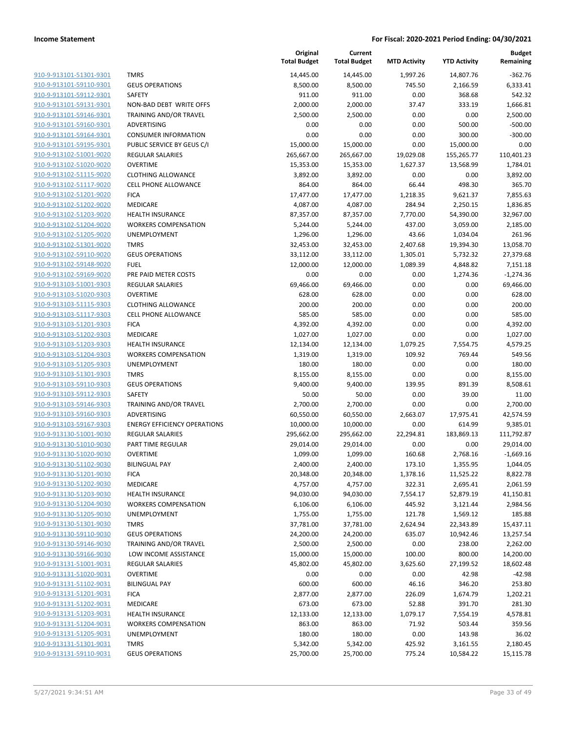**Income Statement** **For Fiscal: 2020-2021 Period Ending: 04/30/2021**

| | | Original Total Budget | Current Total Budget | MTD Activity | YTD Activity | Budget Remaining |
|---|---|---|---|---|---|---|
| 910-9-913101-51301-9301 | TMRS | 14,445.00 | 14,445.00 | 1,997.26 | 14,807.76 | -362.76 |
| 910-9-913101-59110-9301 | GEUS OPERATIONS | 8,500.00 | 8,500.00 | 745.50 | 2,166.59 | 6,333.41 |
| 910-9-913101-59112-9301 | SAFETY | 911.00 | 911.00 | 0.00 | 368.68 | 542.32 |
| 910-9-913101-59131-9301 | NON-BAD DEBT WRITE OFFS | 2,000.00 | 2,000.00 | 37.47 | 333.19 | 1,666.81 |
| 910-9-913101-59146-9301 | TRAINING AND/OR TRAVEL | 2,500.00 | 2,500.00 | 0.00 | 0.00 | 2,500.00 |
| 910-9-913101-59160-9301 | ADVERTISING | 0.00 | 0.00 | 0.00 | 500.00 | -500.00 |
| 910-9-913101-59164-9301 | CONSUMER INFORMATION | 0.00 | 0.00 | 0.00 | 300.00 | -300.00 |
| 910-9-913101-59195-9301 | PUBLIC SERVICE BY GEUS C/I | 15,000.00 | 15,000.00 | 0.00 | 15,000.00 | 0.00 |
| 910-9-913102-51001-9020 | REGULAR SALARIES | 265,667.00 | 265,667.00 | 19,029.08 | 155,265.77 | 110,401.23 |
| 910-9-913102-51020-9020 | OVERTIME | 15,353.00 | 15,353.00 | 1,627.37 | 13,568.99 | 1,784.01 |
| 910-9-913102-51115-9020 | CLOTHING ALLOWANCE | 3,892.00 | 3,892.00 | 0.00 | 0.00 | 3,892.00 |
| 910-9-913102-51117-9020 | CELL PHONE ALLOWANCE | 864.00 | 864.00 | 66.44 | 498.30 | 365.70 |
| 910-9-913102-51201-9020 | FICA | 17,477.00 | 17,477.00 | 1,218.35 | 9,621.37 | 7,855.63 |
| 910-9-913102-51202-9020 | MEDICARE | 4,087.00 | 4,087.00 | 284.94 | 2,250.15 | 1,836.85 |
| 910-9-913102-51203-9020 | HEALTH INSURANCE | 87,357.00 | 87,357.00 | 7,770.00 | 54,390.00 | 32,967.00 |
| 910-9-913102-51204-9020 | WORKERS COMPENSATION | 5,244.00 | 5,244.00 | 437.00 | 3,059.00 | 2,185.00 |
| 910-9-913102-51205-9020 | UNEMPLOYMENT | 1,296.00 | 1,296.00 | 43.66 | 1,034.04 | 261.96 |
| 910-9-913102-51301-9020 | TMRS | 32,453.00 | 32,453.00 | 2,407.68 | 19,394.30 | 13,058.70 |
| 910-9-913102-59110-9020 | GEUS OPERATIONS | 33,112.00 | 33,112.00 | 1,305.01 | 5,732.32 | 27,379.68 |
| 910-9-913102-59148-9020 | FUEL | 12,000.00 | 12,000.00 | 1,089.39 | 4,848.82 | 7,151.18 |
| 910-9-913102-59169-9020 | PRE PAID METER COSTS | 0.00 | 0.00 | 0.00 | 1,274.36 | -1,274.36 |
| 910-9-913103-51001-9303 | REGULAR SALARIES | 69,466.00 | 69,466.00 | 0.00 | 0.00 | 69,466.00 |
| 910-9-913103-51020-9303 | OVERTIME | 628.00 | 628.00 | 0.00 | 0.00 | 628.00 |
| 910-9-913103-51115-9303 | CLOTHING ALLOWANCE | 200.00 | 200.00 | 0.00 | 0.00 | 200.00 |
| 910-9-913103-51117-9303 | CELL PHONE ALLOWANCE | 585.00 | 585.00 | 0.00 | 0.00 | 585.00 |
| 910-9-913103-51201-9303 | FICA | 4,392.00 | 4,392.00 | 0.00 | 0.00 | 4,392.00 |
| 910-9-913103-51202-9303 | MEDICARE | 1,027.00 | 1,027.00 | 0.00 | 0.00 | 1,027.00 |
| 910-9-913103-51203-9303 | HEALTH INSURANCE | 12,134.00 | 12,134.00 | 1,079.25 | 7,554.75 | 4,579.25 |
| 910-9-913103-51204-9303 | WORKERS COMPENSATION | 1,319.00 | 1,319.00 | 109.92 | 769.44 | 549.56 |
| 910-9-913103-51205-9303 | UNEMPLOYMENT | 180.00 | 180.00 | 0.00 | 0.00 | 180.00 |
| 910-9-913103-51301-9303 | TMRS | 8,155.00 | 8,155.00 | 0.00 | 0.00 | 8,155.00 |
| 910-9-913103-59110-9303 | GEUS OPERATIONS | 9,400.00 | 9,400.00 | 139.95 | 891.39 | 8,508.61 |
| 910-9-913103-59112-9303 | SAFETY | 50.00 | 50.00 | 0.00 | 39.00 | 11.00 |
| 910-9-913103-59146-9303 | TRAINING AND/OR TRAVEL | 2,700.00 | 2,700.00 | 0.00 | 0.00 | 2,700.00 |
| 910-9-913103-59160-9303 | ADVERTISING | 60,550.00 | 60,550.00 | 2,663.07 | 17,975.41 | 42,574.59 |
| 910-9-913103-59167-9303 | ENERGY EFFICIENCY OPERATIONS | 10,000.00 | 10,000.00 | 0.00 | 614.99 | 9,385.01 |
| 910-9-913130-51001-9030 | REGULAR SALARIES | 295,662.00 | 295,662.00 | 22,294.81 | 183,869.13 | 111,792.87 |
| 910-9-913130-51010-9030 | PART TIME REGULAR | 29,014.00 | 29,014.00 | 0.00 | 0.00 | 29,014.00 |
| 910-9-913130-51020-9030 | OVERTIME | 1,099.00 | 1,099.00 | 160.68 | 2,768.16 | -1,669.16 |
| 910-9-913130-51102-9030 | BILINGUAL PAY | 2,400.00 | 2,400.00 | 173.10 | 1,355.95 | 1,044.05 |
| 910-9-913130-51201-9030 | FICA | 20,348.00 | 20,348.00 | 1,378.16 | 11,525.22 | 8,822.78 |
| 910-9-913130-51202-9030 | MEDICARE | 4,757.00 | 4,757.00 | 322.31 | 2,695.41 | 2,061.59 |
| 910-9-913130-51203-9030 | HEALTH INSURANCE | 94,030.00 | 94,030.00 | 7,554.17 | 52,879.19 | 41,150.81 |
| 910-9-913130-51204-9030 | WORKERS COMPENSATION | 6,106.00 | 6,106.00 | 445.92 | 3,121.44 | 2,984.56 |
| 910-9-913130-51205-9030 | UNEMPLOYMENT | 1,755.00 | 1,755.00 | 121.78 | 1,569.12 | 185.88 |
| 910-9-913130-51301-9030 | TMRS | 37,781.00 | 37,781.00 | 2,624.94 | 22,343.89 | 15,437.11 |
| 910-9-913130-59110-9030 | GEUS OPERATIONS | 24,200.00 | 24,200.00 | 635.07 | 10,942.46 | 13,257.54 |
| 910-9-913130-59146-9030 | TRAINING AND/OR TRAVEL | 2,500.00 | 2,500.00 | 0.00 | 238.00 | 2,262.00 |
| 910-9-913130-59166-9030 | LOW INCOME ASSISTANCE | 15,000.00 | 15,000.00 | 100.00 | 800.00 | 14,200.00 |
| 910-9-913131-51001-9031 | REGULAR SALARIES | 45,802.00 | 45,802.00 | 3,625.60 | 27,199.52 | 18,602.48 |
| 910-9-913131-51020-9031 | OVERTIME | 0.00 | 0.00 | 0.00 | 42.98 | -42.98 |
| 910-9-913131-51102-9031 | BILINGUAL PAY | 600.00 | 600.00 | 46.16 | 346.20 | 253.80 |
| 910-9-913131-51201-9031 | FICA | 2,877.00 | 2,877.00 | 226.09 | 1,674.79 | 1,202.21 |
| 910-9-913131-51202-9031 | MEDICARE | 673.00 | 673.00 | 52.88 | 391.70 | 281.30 |
| 910-9-913131-51203-9031 | HEALTH INSURANCE | 12,133.00 | 12,133.00 | 1,079.17 | 7,554.19 | 4,578.81 |
| 910-9-913131-51204-9031 | WORKERS COMPENSATION | 863.00 | 863.00 | 71.92 | 503.44 | 359.56 |
| 910-9-913131-51205-9031 | UNEMPLOYMENT | 180.00 | 180.00 | 0.00 | 143.98 | 36.02 |
| 910-9-913131-51301-9031 | TMRS | 5,342.00 | 5,342.00 | 425.92 | 3,161.55 | 2,180.45 |
| 910-9-913131-59110-9031 | GEUS OPERATIONS | 25,700.00 | 25,700.00 | 775.24 | 10,584.22 | 15,115.78 |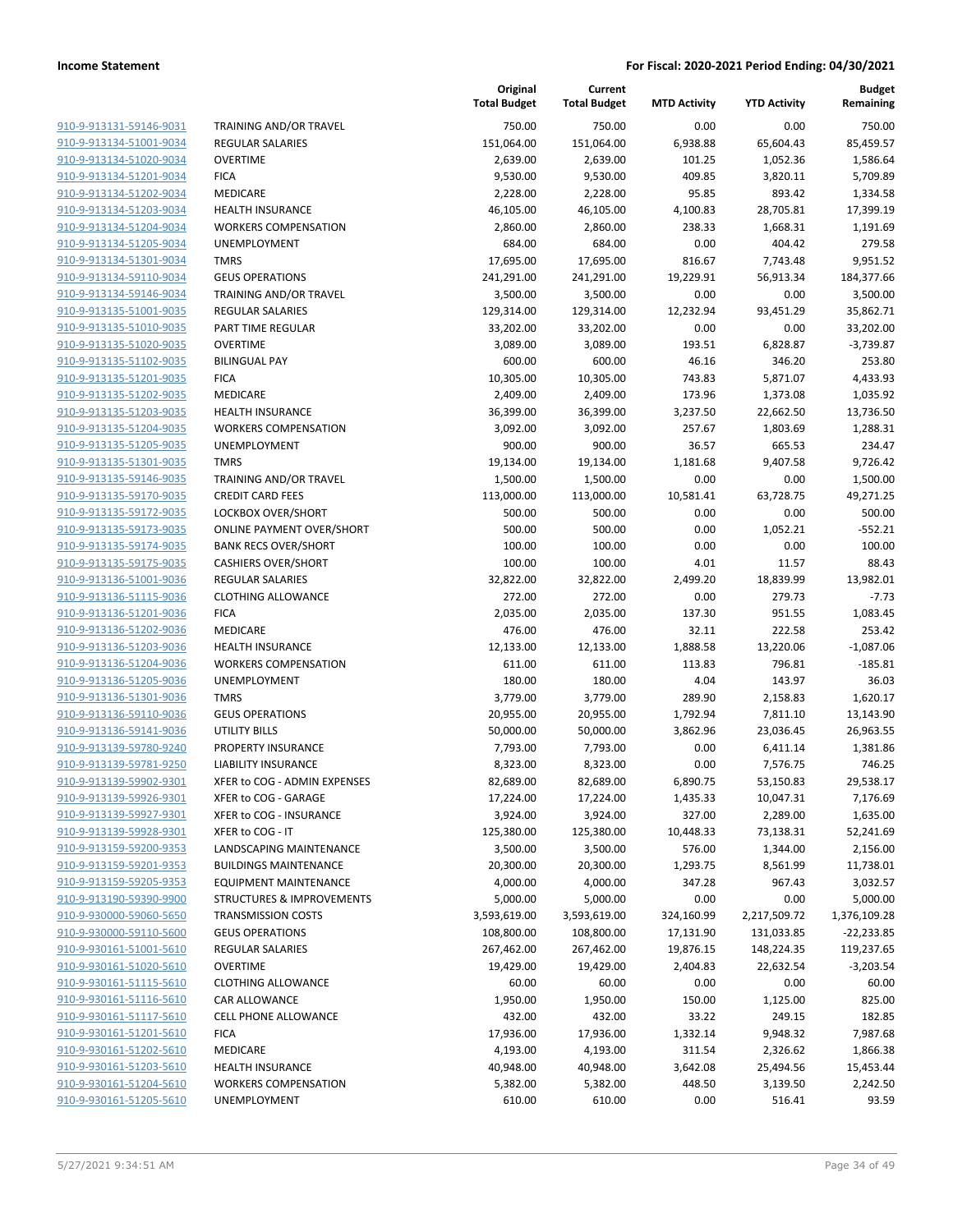**Income Statement** — **For Fiscal: 2020-2021 Period Ending: 04/30/2021**

| | | Original Total Budget | Current Total Budget | MTD Activity | YTD Activity | Budget Remaining |
|---|---|---|---|---|---|---|
| 910-9-913131-59146-9031 | TRAINING AND/OR TRAVEL | 750.00 | 750.00 | 0.00 | 0.00 | 750.00 |
| 910-9-913134-51001-9034 | REGULAR SALARIES | 151,064.00 | 151,064.00 | 6,938.88 | 65,604.43 | 85,459.57 |
| 910-9-913134-51020-9034 | OVERTIME | 2,639.00 | 2,639.00 | 101.25 | 1,052.36 | 1,586.64 |
| 910-9-913134-51201-9034 | FICA | 9,530.00 | 9,530.00 | 409.85 | 3,820.11 | 5,709.89 |
| 910-9-913134-51202-9034 | MEDICARE | 2,228.00 | 2,228.00 | 95.85 | 893.42 | 1,334.58 |
| 910-9-913134-51203-9034 | HEALTH INSURANCE | 46,105.00 | 46,105.00 | 4,100.83 | 28,705.81 | 17,399.19 |
| 910-9-913134-51204-9034 | WORKERS COMPENSATION | 2,860.00 | 2,860.00 | 238.33 | 1,668.31 | 1,191.69 |
| 910-9-913134-51205-9034 | UNEMPLOYMENT | 684.00 | 684.00 | 0.00 | 404.42 | 279.58 |
| 910-9-913134-51301-9034 | TMRS | 17,695.00 | 17,695.00 | 816.67 | 7,743.48 | 9,951.52 |
| 910-9-913134-59110-9034 | GEUS OPERATIONS | 241,291.00 | 241,291.00 | 19,229.91 | 56,913.34 | 184,377.66 |
| 910-9-913134-59146-9034 | TRAINING AND/OR TRAVEL | 3,500.00 | 3,500.00 | 0.00 | 0.00 | 3,500.00 |
| 910-9-913135-51001-9035 | REGULAR SALARIES | 129,314.00 | 129,314.00 | 12,232.94 | 93,451.29 | 35,862.71 |
| 910-9-913135-51010-9035 | PART TIME REGULAR | 33,202.00 | 33,202.00 | 0.00 | 0.00 | 33,202.00 |
| 910-9-913135-51020-9035 | OVERTIME | 3,089.00 | 3,089.00 | 193.51 | 6,828.87 | -3,739.87 |
| 910-9-913135-51102-9035 | BILINGUAL PAY | 600.00 | 600.00 | 46.16 | 346.20 | 253.80 |
| 910-9-913135-51201-9035 | FICA | 10,305.00 | 10,305.00 | 743.83 | 5,871.07 | 4,433.93 |
| 910-9-913135-51202-9035 | MEDICARE | 2,409.00 | 2,409.00 | 173.96 | 1,373.08 | 1,035.92 |
| 910-9-913135-51203-9035 | HEALTH INSURANCE | 36,399.00 | 36,399.00 | 3,237.50 | 22,662.50 | 13,736.50 |
| 910-9-913135-51204-9035 | WORKERS COMPENSATION | 3,092.00 | 3,092.00 | 257.67 | 1,803.69 | 1,288.31 |
| 910-9-913135-51205-9035 | UNEMPLOYMENT | 900.00 | 900.00 | 36.57 | 665.53 | 234.47 |
| 910-9-913135-51301-9035 | TMRS | 19,134.00 | 19,134.00 | 1,181.68 | 9,407.58 | 9,726.42 |
| 910-9-913135-59146-9035 | TRAINING AND/OR TRAVEL | 1,500.00 | 1,500.00 | 0.00 | 0.00 | 1,500.00 |
| 910-9-913135-59170-9035 | CREDIT CARD FEES | 113,000.00 | 113,000.00 | 10,581.41 | 63,728.75 | 49,271.25 |
| 910-9-913135-59172-9035 | LOCKBOX OVER/SHORT | 500.00 | 500.00 | 0.00 | 0.00 | 500.00 |
| 910-9-913135-59173-9035 | ONLINE PAYMENT OVER/SHORT | 500.00 | 500.00 | 0.00 | 1,052.21 | -552.21 |
| 910-9-913135-59174-9035 | BANK RECS OVER/SHORT | 100.00 | 100.00 | 0.00 | 0.00 | 100.00 |
| 910-9-913135-59175-9035 | CASHIERS OVER/SHORT | 100.00 | 100.00 | 4.01 | 11.57 | 88.43 |
| 910-9-913136-51001-9036 | REGULAR SALARIES | 32,822.00 | 32,822.00 | 2,499.20 | 18,839.99 | 13,982.01 |
| 910-9-913136-51115-9036 | CLOTHING ALLOWANCE | 272.00 | 272.00 | 0.00 | 279.73 | -7.73 |
| 910-9-913136-51201-9036 | FICA | 2,035.00 | 2,035.00 | 137.30 | 951.55 | 1,083.45 |
| 910-9-913136-51202-9036 | MEDICARE | 476.00 | 476.00 | 32.11 | 222.58 | 253.42 |
| 910-9-913136-51203-9036 | HEALTH INSURANCE | 12,133.00 | 12,133.00 | 1,888.58 | 13,220.06 | -1,087.06 |
| 910-9-913136-51204-9036 | WORKERS COMPENSATION | 611.00 | 611.00 | 113.83 | 796.81 | -185.81 |
| 910-9-913136-51205-9036 | UNEMPLOYMENT | 180.00 | 180.00 | 4.04 | 143.97 | 36.03 |
| 910-9-913136-51301-9036 | TMRS | 3,779.00 | 3,779.00 | 289.90 | 2,158.83 | 1,620.17 |
| 910-9-913136-59110-9036 | GEUS OPERATIONS | 20,955.00 | 20,955.00 | 1,792.94 | 7,811.10 | 13,143.90 |
| 910-9-913136-59141-9036 | UTILITY BILLS | 50,000.00 | 50,000.00 | 3,862.96 | 23,036.45 | 26,963.55 |
| 910-9-913139-59780-9240 | PROPERTY INSURANCE | 7,793.00 | 7,793.00 | 0.00 | 6,411.14 | 1,381.86 |
| 910-9-913139-59781-9250 | LIABILITY INSURANCE | 8,323.00 | 8,323.00 | 0.00 | 7,576.75 | 746.25 |
| 910-9-913139-59902-9301 | XFER to COG - ADMIN EXPENSES | 82,689.00 | 82,689.00 | 6,890.75 | 53,150.83 | 29,538.17 |
| 910-9-913139-59926-9301 | XFER to COG - GARAGE | 17,224.00 | 17,224.00 | 1,435.33 | 10,047.31 | 7,176.69 |
| 910-9-913139-59927-9301 | XFER to COG - INSURANCE | 3,924.00 | 3,924.00 | 327.00 | 2,289.00 | 1,635.00 |
| 910-9-913139-59928-9301 | XFER to COG - IT | 125,380.00 | 125,380.00 | 10,448.33 | 73,138.31 | 52,241.69 |
| 910-9-913159-59200-9353 | LANDSCAPING MAINTENANCE | 3,500.00 | 3,500.00 | 576.00 | 1,344.00 | 2,156.00 |
| 910-9-913159-59201-9353 | BUILDINGS MAINTENANCE | 20,300.00 | 20,300.00 | 1,293.75 | 8,561.99 | 11,738.01 |
| 910-9-913159-59205-9353 | EQUIPMENT MAINTENANCE | 4,000.00 | 4,000.00 | 347.28 | 967.43 | 3,032.57 |
| 910-9-913190-59390-9900 | STRUCTURES & IMPROVEMENTS | 5,000.00 | 5,000.00 | 0.00 | 0.00 | 5,000.00 |
| 910-9-930000-59060-5650 | TRANSMISSION COSTS | 3,593,619.00 | 3,593,619.00 | 324,160.99 | 2,217,509.72 | 1,376,109.28 |
| 910-9-930000-59110-5600 | GEUS OPERATIONS | 108,800.00 | 108,800.00 | 17,131.90 | 131,033.85 | -22,233.85 |
| 910-9-930161-51001-5610 | REGULAR SALARIES | 267,462.00 | 267,462.00 | 19,876.15 | 148,224.35 | 119,237.65 |
| 910-9-930161-51020-5610 | OVERTIME | 19,429.00 | 19,429.00 | 2,404.83 | 22,632.54 | -3,203.54 |
| 910-9-930161-51115-5610 | CLOTHING ALLOWANCE | 60.00 | 60.00 | 0.00 | 0.00 | 60.00 |
| 910-9-930161-51116-5610 | CAR ALLOWANCE | 1,950.00 | 1,950.00 | 150.00 | 1,125.00 | 825.00 |
| 910-9-930161-51117-5610 | CELL PHONE ALLOWANCE | 432.00 | 432.00 | 33.22 | 249.15 | 182.85 |
| 910-9-930161-51201-5610 | FICA | 17,936.00 | 17,936.00 | 1,332.14 | 9,948.32 | 7,987.68 |
| 910-9-930161-51202-5610 | MEDICARE | 4,193.00 | 4,193.00 | 311.54 | 2,326.62 | 1,866.38 |
| 910-9-930161-51203-5610 | HEALTH INSURANCE | 40,948.00 | 40,948.00 | 3,642.08 | 25,494.56 | 15,453.44 |
| 910-9-930161-51204-5610 | WORKERS COMPENSATION | 5,382.00 | 5,382.00 | 448.50 | 3,139.50 | 2,242.50 |
| 910-9-930161-51205-5610 | UNEMPLOYMENT | 610.00 | 610.00 | 0.00 | 516.41 | 93.59 |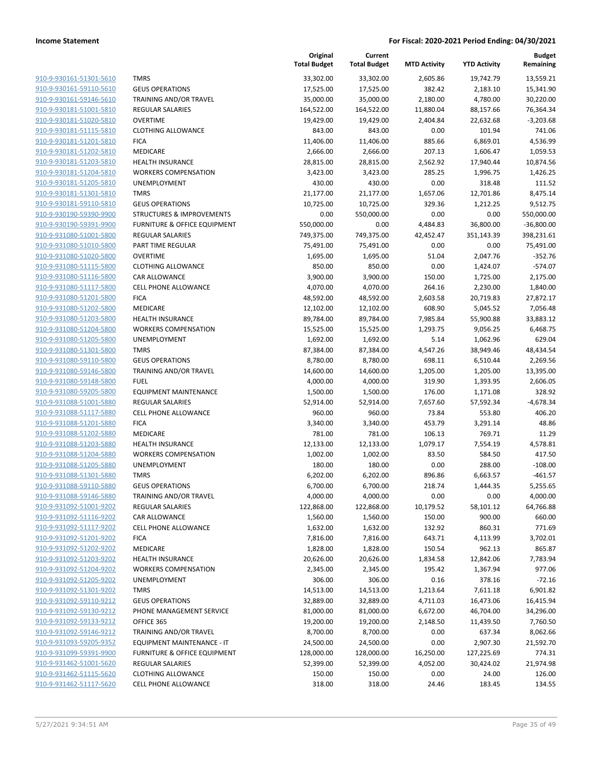| | | Original Total Budget | Current Total Budget | MTD Activity | YTD Activity | Budget Remaining |
|---|---|---|---|---|---|---|
| 910-9-930161-51301-5610 | TMRS | 33,302.00 | 33,302.00 | 2,605.86 | 19,742.79 | 13,559.21 |
| 910-9-930161-59110-5610 | GEUS OPERATIONS | 17,525.00 | 17,525.00 | 382.42 | 2,183.10 | 15,341.90 |
| 910-9-930161-59146-5610 | TRAINING AND/OR TRAVEL | 35,000.00 | 35,000.00 | 2,180.00 | 4,780.00 | 30,220.00 |
| 910-9-930181-51001-5810 | REGULAR SALARIES | 164,522.00 | 164,522.00 | 11,880.04 | 88,157.66 | 76,364.34 |
| 910-9-930181-51020-5810 | OVERTIME | 19,429.00 | 19,429.00 | 2,404.84 | 22,632.68 | -3,203.68 |
| 910-9-930181-51115-5810 | CLOTHING ALLOWANCE | 843.00 | 843.00 | 0.00 | 101.94 | 741.06 |
| 910-9-930181-51201-5810 | FICA | 11,406.00 | 11,406.00 | 885.66 | 6,869.01 | 4,536.99 |
| 910-9-930181-51202-5810 | MEDICARE | 2,666.00 | 2,666.00 | 207.13 | 1,606.47 | 1,059.53 |
| 910-9-930181-51203-5810 | HEALTH INSURANCE | 28,815.00 | 28,815.00 | 2,562.92 | 17,940.44 | 10,874.56 |
| 910-9-930181-51204-5810 | WORKERS COMPENSATION | 3,423.00 | 3,423.00 | 285.25 | 1,996.75 | 1,426.25 |
| 910-9-930181-51205-5810 | UNEMPLOYMENT | 430.00 | 430.00 | 0.00 | 318.48 | 111.52 |
| 910-9-930181-51301-5810 | TMRS | 21,177.00 | 21,177.00 | 1,657.06 | 12,701.86 | 8,475.14 |
| 910-9-930181-59110-5810 | GEUS OPERATIONS | 10,725.00 | 10,725.00 | 329.36 | 1,212.25 | 9,512.75 |
| 910-9-930190-59390-9900 | STRUCTURES & IMPROVEMENTS | 0.00 | 550,000.00 | 0.00 | 0.00 | 550,000.00 |
| 910-9-930190-59391-9900 | FURNITURE & OFFICE EQUIPMENT | 550,000.00 | 0.00 | 4,484.83 | 36,800.00 | -36,800.00 |
| 910-9-931080-51001-5800 | REGULAR SALARIES | 749,375.00 | 749,375.00 | 42,452.47 | 351,143.39 | 398,231.61 |
| 910-9-931080-51010-5800 | PART TIME REGULAR | 75,491.00 | 75,491.00 | 0.00 | 0.00 | 75,491.00 |
| 910-9-931080-51020-5800 | OVERTIME | 1,695.00 | 1,695.00 | 51.04 | 2,047.76 | -352.76 |
| 910-9-931080-51115-5800 | CLOTHING ALLOWANCE | 850.00 | 850.00 | 0.00 | 1,424.07 | -574.07 |
| 910-9-931080-51116-5800 | CAR ALLOWANCE | 3,900.00 | 3,900.00 | 150.00 | 1,725.00 | 2,175.00 |
| 910-9-931080-51117-5800 | CELL PHONE ALLOWANCE | 4,070.00 | 4,070.00 | 264.16 | 2,230.00 | 1,840.00 |
| 910-9-931080-51201-5800 | FICA | 48,592.00 | 48,592.00 | 2,603.58 | 20,719.83 | 27,872.17 |
| 910-9-931080-51202-5800 | MEDICARE | 12,102.00 | 12,102.00 | 608.90 | 5,045.52 | 7,056.48 |
| 910-9-931080-51203-5800 | HEALTH INSURANCE | 89,784.00 | 89,784.00 | 7,985.84 | 55,900.88 | 33,883.12 |
| 910-9-931080-51204-5800 | WORKERS COMPENSATION | 15,525.00 | 15,525.00 | 1,293.75 | 9,056.25 | 6,468.75 |
| 910-9-931080-51205-5800 | UNEMPLOYMENT | 1,692.00 | 1,692.00 | 5.14 | 1,062.96 | 629.04 |
| 910-9-931080-51301-5800 | TMRS | 87,384.00 | 87,384.00 | 4,547.26 | 38,949.46 | 48,434.54 |
| 910-9-931080-59110-5800 | GEUS OPERATIONS | 8,780.00 | 8,780.00 | 698.11 | 6,510.44 | 2,269.56 |
| 910-9-931080-59146-5800 | TRAINING AND/OR TRAVEL | 14,600.00 | 14,600.00 | 1,205.00 | 1,205.00 | 13,395.00 |
| 910-9-931080-59148-5800 | FUEL | 4,000.00 | 4,000.00 | 319.90 | 1,393.95 | 2,606.05 |
| 910-9-931080-59205-5800 | EQUIPMENT MAINTENANCE | 1,500.00 | 1,500.00 | 176.00 | 1,171.08 | 328.92 |
| 910-9-931088-51001-5880 | REGULAR SALARIES | 52,914.00 | 52,914.00 | 7,657.60 | 57,592.34 | -4,678.34 |
| 910-9-931088-51117-5880 | CELL PHONE ALLOWANCE | 960.00 | 960.00 | 73.84 | 553.80 | 406.20 |
| 910-9-931088-51201-5880 | FICA | 3,340.00 | 3,340.00 | 453.79 | 3,291.14 | 48.86 |
| 910-9-931088-51202-5880 | MEDICARE | 781.00 | 781.00 | 106.13 | 769.71 | 11.29 |
| 910-9-931088-51203-5880 | HEALTH INSURANCE | 12,133.00 | 12,133.00 | 1,079.17 | 7,554.19 | 4,578.81 |
| 910-9-931088-51204-5880 | WORKERS COMPENSATION | 1,002.00 | 1,002.00 | 83.50 | 584.50 | 417.50 |
| 910-9-931088-51205-5880 | UNEMPLOYMENT | 180.00 | 180.00 | 0.00 | 288.00 | -108.00 |
| 910-9-931088-51301-5880 | TMRS | 6,202.00 | 6,202.00 | 896.86 | 6,663.57 | -461.57 |
| 910-9-931088-59110-5880 | GEUS OPERATIONS | 6,700.00 | 6,700.00 | 218.74 | 1,444.35 | 5,255.65 |
| 910-9-931088-59146-5880 | TRAINING AND/OR TRAVEL | 4,000.00 | 4,000.00 | 0.00 | 0.00 | 4,000.00 |
| 910-9-931092-51001-9202 | REGULAR SALARIES | 122,868.00 | 122,868.00 | 10,179.52 | 58,101.12 | 64,766.88 |
| 910-9-931092-51116-9202 | CAR ALLOWANCE | 1,560.00 | 1,560.00 | 150.00 | 900.00 | 660.00 |
| 910-9-931092-51117-9202 | CELL PHONE ALLOWANCE | 1,632.00 | 1,632.00 | 132.92 | 860.31 | 771.69 |
| 910-9-931092-51201-9202 | FICA | 7,816.00 | 7,816.00 | 643.71 | 4,113.99 | 3,702.01 |
| 910-9-931092-51202-9202 | MEDICARE | 1,828.00 | 1,828.00 | 150.54 | 962.13 | 865.87 |
| 910-9-931092-51203-9202 | HEALTH INSURANCE | 20,626.00 | 20,626.00 | 1,834.58 | 12,842.06 | 7,783.94 |
| 910-9-931092-51204-9202 | WORKERS COMPENSATION | 2,345.00 | 2,345.00 | 195.42 | 1,367.94 | 977.06 |
| 910-9-931092-51205-9202 | UNEMPLOYMENT | 306.00 | 306.00 | 0.16 | 378.16 | -72.16 |
| 910-9-931092-51301-9202 | TMRS | 14,513.00 | 14,513.00 | 1,213.64 | 7,611.18 | 6,901.82 |
| 910-9-931092-59110-9212 | GEUS OPERATIONS | 32,889.00 | 32,889.00 | 4,711.03 | 16,473.06 | 16,415.94 |
| 910-9-931092-59130-9212 | PHONE MANAGEMENT SERVICE | 81,000.00 | 81,000.00 | 6,672.00 | 46,704.00 | 34,296.00 |
| 910-9-931092-59133-9212 | OFFICE 365 | 19,200.00 | 19,200.00 | 2,148.50 | 11,439.50 | 7,760.50 |
| 910-9-931092-59146-9212 | TRAINING AND/OR TRAVEL | 8,700.00 | 8,700.00 | 0.00 | 637.34 | 8,062.66 |
| 910-9-931093-59205-9352 | EQUIPMENT MAINTENANCE - IT | 24,500.00 | 24,500.00 | 0.00 | 2,907.30 | 21,592.70 |
| 910-9-931099-59391-9900 | FURNITURE & OFFICE EQUIPMENT | 128,000.00 | 128,000.00 | 16,250.00 | 127,225.69 | 774.31 |
| 910-9-931462-51001-5620 | REGULAR SALARIES | 52,399.00 | 52,399.00 | 4,052.00 | 30,424.02 | 21,974.98 |
| 910-9-931462-51115-5620 | CLOTHING ALLOWANCE | 150.00 | 150.00 | 0.00 | 24.00 | 126.00 |
| 910-9-931462-51117-5620 | CELL PHONE ALLOWANCE | 318.00 | 318.00 | 24.46 | 183.45 | 134.55 |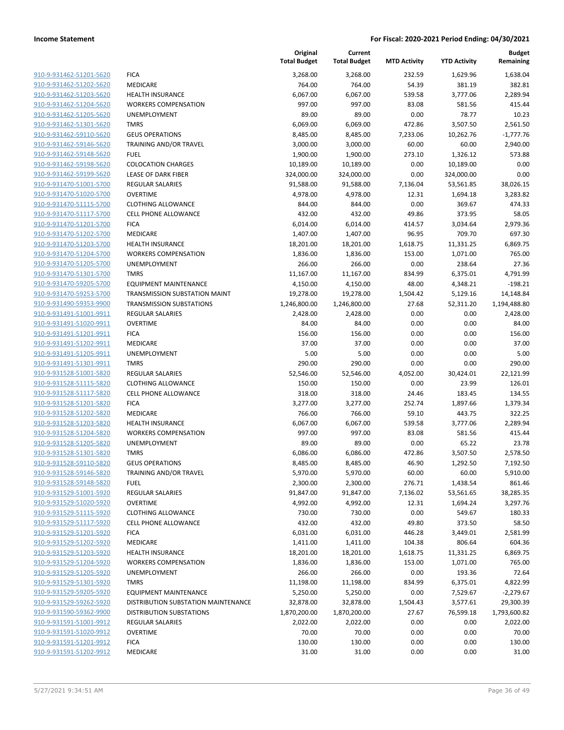|  |  | Original Total Budget | Current Total Budget | MTD Activity | YTD Activity | Budget Remaining |
|---|---|---|---|---|---|---|
| 910-9-931462-51201-5620 | FICA | 3,268.00 | 3,268.00 | 232.59 | 1,629.96 | 1,638.04 |
| 910-9-931462-51202-5620 | MEDICARE | 764.00 | 764.00 | 54.39 | 381.19 | 382.81 |
| 910-9-931462-51203-5620 | HEALTH INSURANCE | 6,067.00 | 6,067.00 | 539.58 | 3,777.06 | 2,289.94 |
| 910-9-931462-51204-5620 | WORKERS COMPENSATION | 997.00 | 997.00 | 83.08 | 581.56 | 415.44 |
| 910-9-931462-51205-5620 | UNEMPLOYMENT | 89.00 | 89.00 | 0.00 | 78.77 | 10.23 |
| 910-9-931462-51301-5620 | TMRS | 6,069.00 | 6,069.00 | 472.86 | 3,507.50 | 2,561.50 |
| 910-9-931462-59110-5620 | GEUS OPERATIONS | 8,485.00 | 8,485.00 | 7,233.06 | 10,262.76 | -1,777.76 |
| 910-9-931462-59146-5620 | TRAINING AND/OR TRAVEL | 3,000.00 | 3,000.00 | 60.00 | 60.00 | 2,940.00 |
| 910-9-931462-59148-5620 | FUEL | 1,900.00 | 1,900.00 | 273.10 | 1,326.12 | 573.88 |
| 910-9-931462-59198-5620 | COLOCATION CHARGES | 10,189.00 | 10,189.00 | 0.00 | 10,189.00 | 0.00 |
| 910-9-931462-59199-5620 | LEASE OF DARK FIBER | 324,000.00 | 324,000.00 | 0.00 | 324,000.00 | 0.00 |
| 910-9-931470-51001-5700 | REGULAR SALARIES | 91,588.00 | 91,588.00 | 7,136.04 | 53,561.85 | 38,026.15 |
| 910-9-931470-51020-5700 | OVERTIME | 4,978.00 | 4,978.00 | 12.31 | 1,694.18 | 3,283.82 |
| 910-9-931470-51115-5700 | CLOTHING ALLOWANCE | 844.00 | 844.00 | 0.00 | 369.67 | 474.33 |
| 910-9-931470-51117-5700 | CELL PHONE ALLOWANCE | 432.00 | 432.00 | 49.86 | 373.95 | 58.05 |
| 910-9-931470-51201-5700 | FICA | 6,014.00 | 6,014.00 | 414.57 | 3,034.64 | 2,979.36 |
| 910-9-931470-51202-5700 | MEDICARE | 1,407.00 | 1,407.00 | 96.95 | 709.70 | 697.30 |
| 910-9-931470-51203-5700 | HEALTH INSURANCE | 18,201.00 | 18,201.00 | 1,618.75 | 11,331.25 | 6,869.75 |
| 910-9-931470-51204-5700 | WORKERS COMPENSATION | 1,836.00 | 1,836.00 | 153.00 | 1,071.00 | 765.00 |
| 910-9-931470-51205-5700 | UNEMPLOYMENT | 266.00 | 266.00 | 0.00 | 238.64 | 27.36 |
| 910-9-931470-51301-5700 | TMRS | 11,167.00 | 11,167.00 | 834.99 | 6,375.01 | 4,791.99 |
| 910-9-931470-59205-5700 | EQUIPMENT MAINTENANCE | 4,150.00 | 4,150.00 | 48.00 | 4,348.21 | -198.21 |
| 910-9-931470-59253-5700 | TRANSMISSION SUBSTATION MAINT | 19,278.00 | 19,278.00 | 1,504.42 | 5,129.16 | 14,148.84 |
| 910-9-931490-59353-9900 | TRANSMISSION SUBSTATIONS | 1,246,800.00 | 1,246,800.00 | 27.68 | 52,311.20 | 1,194,488.80 |
| 910-9-931491-51001-9911 | REGULAR SALARIES | 2,428.00 | 2,428.00 | 0.00 | 0.00 | 2,428.00 |
| 910-9-931491-51020-9911 | OVERTIME | 84.00 | 84.00 | 0.00 | 0.00 | 84.00 |
| 910-9-931491-51201-9911 | FICA | 156.00 | 156.00 | 0.00 | 0.00 | 156.00 |
| 910-9-931491-51202-9911 | MEDICARE | 37.00 | 37.00 | 0.00 | 0.00 | 37.00 |
| 910-9-931491-51205-9911 | UNEMPLOYMENT | 5.00 | 5.00 | 0.00 | 0.00 | 5.00 |
| 910-9-931491-51301-9911 | TMRS | 290.00 | 290.00 | 0.00 | 0.00 | 290.00 |
| 910-9-931528-51001-5820 | REGULAR SALARIES | 52,546.00 | 52,546.00 | 4,052.00 | 30,424.01 | 22,121.99 |
| 910-9-931528-51115-5820 | CLOTHING ALLOWANCE | 150.00 | 150.00 | 0.00 | 23.99 | 126.01 |
| 910-9-931528-51117-5820 | CELL PHONE ALLOWANCE | 318.00 | 318.00 | 24.46 | 183.45 | 134.55 |
| 910-9-931528-51201-5820 | FICA | 3,277.00 | 3,277.00 | 252.74 | 1,897.66 | 1,379.34 |
| 910-9-931528-51202-5820 | MEDICARE | 766.00 | 766.00 | 59.10 | 443.75 | 322.25 |
| 910-9-931528-51203-5820 | HEALTH INSURANCE | 6,067.00 | 6,067.00 | 539.58 | 3,777.06 | 2,289.94 |
| 910-9-931528-51204-5820 | WORKERS COMPENSATION | 997.00 | 997.00 | 83.08 | 581.56 | 415.44 |
| 910-9-931528-51205-5820 | UNEMPLOYMENT | 89.00 | 89.00 | 0.00 | 65.22 | 23.78 |
| 910-9-931528-51301-5820 | TMRS | 6,086.00 | 6,086.00 | 472.86 | 3,507.50 | 2,578.50 |
| 910-9-931528-59110-5820 | GEUS OPERATIONS | 8,485.00 | 8,485.00 | 46.90 | 1,292.50 | 7,192.50 |
| 910-9-931528-59146-5820 | TRAINING AND/OR TRAVEL | 5,970.00 | 5,970.00 | 60.00 | 60.00 | 5,910.00 |
| 910-9-931528-59148-5820 | FUEL | 2,300.00 | 2,300.00 | 276.71 | 1,438.54 | 861.46 |
| 910-9-931529-51001-5920 | REGULAR SALARIES | 91,847.00 | 91,847.00 | 7,136.02 | 53,561.65 | 38,285.35 |
| 910-9-931529-51020-5920 | OVERTIME | 4,992.00 | 4,992.00 | 12.31 | 1,694.24 | 3,297.76 |
| 910-9-931529-51115-5920 | CLOTHING ALLOWANCE | 730.00 | 730.00 | 0.00 | 549.67 | 180.33 |
| 910-9-931529-51117-5920 | CELL PHONE ALLOWANCE | 432.00 | 432.00 | 49.80 | 373.50 | 58.50 |
| 910-9-931529-51201-5920 | FICA | 6,031.00 | 6,031.00 | 446.28 | 3,449.01 | 2,581.99 |
| 910-9-931529-51202-5920 | MEDICARE | 1,411.00 | 1,411.00 | 104.38 | 806.64 | 604.36 |
| 910-9-931529-51203-5920 | HEALTH INSURANCE | 18,201.00 | 18,201.00 | 1,618.75 | 11,331.25 | 6,869.75 |
| 910-9-931529-51204-5920 | WORKERS COMPENSATION | 1,836.00 | 1,836.00 | 153.00 | 1,071.00 | 765.00 |
| 910-9-931529-51205-5920 | UNEMPLOYMENT | 266.00 | 266.00 | 0.00 | 193.36 | 72.64 |
| 910-9-931529-51301-5920 | TMRS | 11,198.00 | 11,198.00 | 834.99 | 6,375.01 | 4,822.99 |
| 910-9-931529-59205-5920 | EQUIPMENT MAINTENANCE | 5,250.00 | 5,250.00 | 0.00 | 7,529.67 | -2,279.67 |
| 910-9-931529-59262-5920 | DISTRIBUTION SUBSTATION MAINTENANCE | 32,878.00 | 32,878.00 | 1,504.43 | 3,577.61 | 29,300.39 |
| 910-9-931590-59362-9900 | DISTRIBUTION SUBSTATIONS | 1,870,200.00 | 1,870,200.00 | 27.67 | 76,599.18 | 1,793,600.82 |
| 910-9-931591-51001-9912 | REGULAR SALARIES | 2,022.00 | 2,022.00 | 0.00 | 0.00 | 2,022.00 |
| 910-9-931591-51020-9912 | OVERTIME | 70.00 | 70.00 | 0.00 | 0.00 | 70.00 |
| 910-9-931591-51201-9912 | FICA | 130.00 | 130.00 | 0.00 | 0.00 | 130.00 |
| 910-9-931591-51202-9912 | MEDICARE | 31.00 | 31.00 | 0.00 | 0.00 | 31.00 |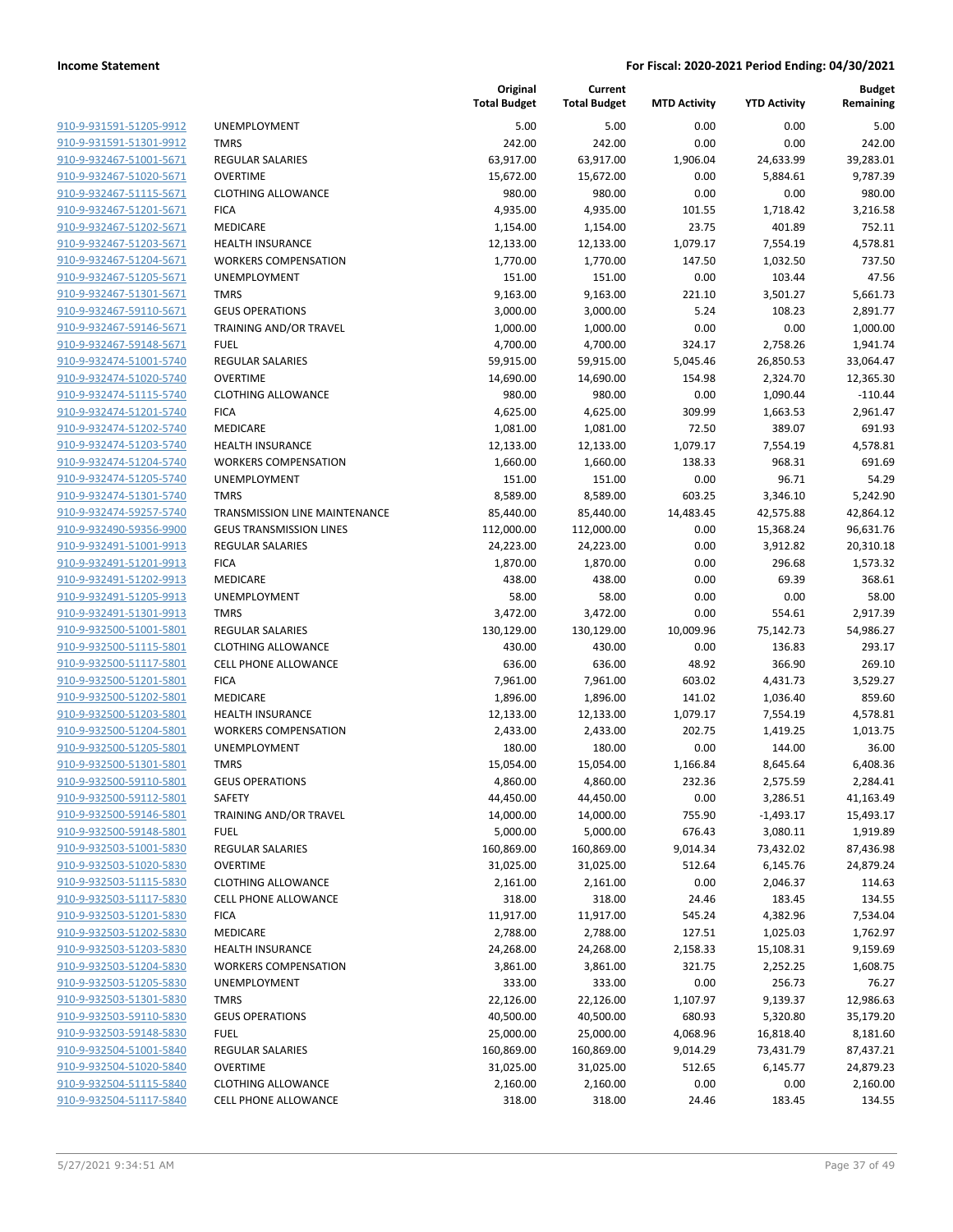**Income Statement** **For Fiscal: 2020-2021 Period Ending: 04/30/2021**

| | | Original Total Budget | Current Total Budget | MTD Activity | YTD Activity | Budget Remaining |
|---|---|---|---|---|---|---|
| 910-9-931591-51205-9912 | UNEMPLOYMENT | 5.00 | 5.00 | 0.00 | 0.00 | 5.00 |
| 910-9-931591-51301-9912 | TMRS | 242.00 | 242.00 | 0.00 | 0.00 | 242.00 |
| 910-9-932467-51001-5671 | REGULAR SALARIES | 63,917.00 | 63,917.00 | 1,906.04 | 24,633.99 | 39,283.01 |
| 910-9-932467-51020-5671 | OVERTIME | 15,672.00 | 15,672.00 | 0.00 | 5,884.61 | 9,787.39 |
| 910-9-932467-51115-5671 | CLOTHING ALLOWANCE | 980.00 | 980.00 | 0.00 | 0.00 | 980.00 |
| 910-9-932467-51201-5671 | FICA | 4,935.00 | 4,935.00 | 101.55 | 1,718.42 | 3,216.58 |
| 910-9-932467-51202-5671 | MEDICARE | 1,154.00 | 1,154.00 | 23.75 | 401.89 | 752.11 |
| 910-9-932467-51203-5671 | HEALTH INSURANCE | 12,133.00 | 12,133.00 | 1,079.17 | 7,554.19 | 4,578.81 |
| 910-9-932467-51204-5671 | WORKERS COMPENSATION | 1,770.00 | 1,770.00 | 147.50 | 1,032.50 | 737.50 |
| 910-9-932467-51205-5671 | UNEMPLOYMENT | 151.00 | 151.00 | 0.00 | 103.44 | 47.56 |
| 910-9-932467-51301-5671 | TMRS | 9,163.00 | 9,163.00 | 221.10 | 3,501.27 | 5,661.73 |
| 910-9-932467-59110-5671 | GEUS OPERATIONS | 3,000.00 | 3,000.00 | 5.24 | 108.23 | 2,891.77 |
| 910-9-932467-59146-5671 | TRAINING AND/OR TRAVEL | 1,000.00 | 1,000.00 | 0.00 | 0.00 | 1,000.00 |
| 910-9-932467-59148-5671 | FUEL | 4,700.00 | 4,700.00 | 324.17 | 2,758.26 | 1,941.74 |
| 910-9-932474-51001-5740 | REGULAR SALARIES | 59,915.00 | 59,915.00 | 5,045.46 | 26,850.53 | 33,064.47 |
| 910-9-932474-51020-5740 | OVERTIME | 14,690.00 | 14,690.00 | 154.98 | 2,324.70 | 12,365.30 |
| 910-9-932474-51115-5740 | CLOTHING ALLOWANCE | 980.00 | 980.00 | 0.00 | 1,090.44 | -110.44 |
| 910-9-932474-51201-5740 | FICA | 4,625.00 | 4,625.00 | 309.99 | 1,663.53 | 2,961.47 |
| 910-9-932474-51202-5740 | MEDICARE | 1,081.00 | 1,081.00 | 72.50 | 389.07 | 691.93 |
| 910-9-932474-51203-5740 | HEALTH INSURANCE | 12,133.00 | 12,133.00 | 1,079.17 | 7,554.19 | 4,578.81 |
| 910-9-932474-51204-5740 | WORKERS COMPENSATION | 1,660.00 | 1,660.00 | 138.33 | 968.31 | 691.69 |
| 910-9-932474-51205-5740 | UNEMPLOYMENT | 151.00 | 151.00 | 0.00 | 96.71 | 54.29 |
| 910-9-932474-51301-5740 | TMRS | 8,589.00 | 8,589.00 | 603.25 | 3,346.10 | 5,242.90 |
| 910-9-932474-59257-5740 | TRANSMISSION LINE MAINTENANCE | 85,440.00 | 85,440.00 | 14,483.45 | 42,575.88 | 42,864.12 |
| 910-9-932490-59356-9900 | GEUS TRANSMISSION LINES | 112,000.00 | 112,000.00 | 0.00 | 15,368.24 | 96,631.76 |
| 910-9-932491-51001-9913 | REGULAR SALARIES | 24,223.00 | 24,223.00 | 0.00 | 3,912.82 | 20,310.18 |
| 910-9-932491-51201-9913 | FICA | 1,870.00 | 1,870.00 | 0.00 | 296.68 | 1,573.32 |
| 910-9-932491-51202-9913 | MEDICARE | 438.00 | 438.00 | 0.00 | 69.39 | 368.61 |
| 910-9-932491-51205-9913 | UNEMPLOYMENT | 58.00 | 58.00 | 0.00 | 0.00 | 58.00 |
| 910-9-932491-51301-9913 | TMRS | 3,472.00 | 3,472.00 | 0.00 | 554.61 | 2,917.39 |
| 910-9-932500-51001-5801 | REGULAR SALARIES | 130,129.00 | 130,129.00 | 10,009.96 | 75,142.73 | 54,986.27 |
| 910-9-932500-51115-5801 | CLOTHING ALLOWANCE | 430.00 | 430.00 | 0.00 | 136.83 | 293.17 |
| 910-9-932500-51117-5801 | CELL PHONE ALLOWANCE | 636.00 | 636.00 | 48.92 | 366.90 | 269.10 |
| 910-9-932500-51201-5801 | FICA | 7,961.00 | 7,961.00 | 603.02 | 4,431.73 | 3,529.27 |
| 910-9-932500-51202-5801 | MEDICARE | 1,896.00 | 1,896.00 | 141.02 | 1,036.40 | 859.60 |
| 910-9-932500-51203-5801 | HEALTH INSURANCE | 12,133.00 | 12,133.00 | 1,079.17 | 7,554.19 | 4,578.81 |
| 910-9-932500-51204-5801 | WORKERS COMPENSATION | 2,433.00 | 2,433.00 | 202.75 | 1,419.25 | 1,013.75 |
| 910-9-932500-51205-5801 | UNEMPLOYMENT | 180.00 | 180.00 | 0.00 | 144.00 | 36.00 |
| 910-9-932500-51301-5801 | TMRS | 15,054.00 | 15,054.00 | 1,166.84 | 8,645.64 | 6,408.36 |
| 910-9-932500-59110-5801 | GEUS OPERATIONS | 4,860.00 | 4,860.00 | 232.36 | 2,575.59 | 2,284.41 |
| 910-9-932500-59112-5801 | SAFETY | 44,450.00 | 44,450.00 | 0.00 | 3,286.51 | 41,163.49 |
| 910-9-932500-59146-5801 | TRAINING AND/OR TRAVEL | 14,000.00 | 14,000.00 | 755.90 | -1,493.17 | 15,493.17 |
| 910-9-932500-59148-5801 | FUEL | 5,000.00 | 5,000.00 | 676.43 | 3,080.11 | 1,919.89 |
| 910-9-932503-51001-5830 | REGULAR SALARIES | 160,869.00 | 160,869.00 | 9,014.34 | 73,432.02 | 87,436.98 |
| 910-9-932503-51020-5830 | OVERTIME | 31,025.00 | 31,025.00 | 512.64 | 6,145.76 | 24,879.24 |
| 910-9-932503-51115-5830 | CLOTHING ALLOWANCE | 2,161.00 | 2,161.00 | 0.00 | 2,046.37 | 114.63 |
| 910-9-932503-51117-5830 | CELL PHONE ALLOWANCE | 318.00 | 318.00 | 24.46 | 183.45 | 134.55 |
| 910-9-932503-51201-5830 | FICA | 11,917.00 | 11,917.00 | 545.24 | 4,382.96 | 7,534.04 |
| 910-9-932503-51202-5830 | MEDICARE | 2,788.00 | 2,788.00 | 127.51 | 1,025.03 | 1,762.97 |
| 910-9-932503-51203-5830 | HEALTH INSURANCE | 24,268.00 | 24,268.00 | 2,158.33 | 15,108.31 | 9,159.69 |
| 910-9-932503-51204-5830 | WORKERS COMPENSATION | 3,861.00 | 3,861.00 | 321.75 | 2,252.25 | 1,608.75 |
| 910-9-932503-51205-5830 | UNEMPLOYMENT | 333.00 | 333.00 | 0.00 | 256.73 | 76.27 |
| 910-9-932503-51301-5830 | TMRS | 22,126.00 | 22,126.00 | 1,107.97 | 9,139.37 | 12,986.63 |
| 910-9-932503-59110-5830 | GEUS OPERATIONS | 40,500.00 | 40,500.00 | 680.93 | 5,320.80 | 35,179.20 |
| 910-9-932503-59148-5830 | FUEL | 25,000.00 | 25,000.00 | 4,068.96 | 16,818.40 | 8,181.60 |
| 910-9-932504-51001-5840 | REGULAR SALARIES | 160,869.00 | 160,869.00 | 9,014.29 | 73,431.79 | 87,437.21 |
| 910-9-932504-51020-5840 | OVERTIME | 31,025.00 | 31,025.00 | 512.65 | 6,145.77 | 24,879.23 |
| 910-9-932504-51115-5840 | CLOTHING ALLOWANCE | 2,160.00 | 2,160.00 | 0.00 | 0.00 | 2,160.00 |
| 910-9-932504-51117-5840 | CELL PHONE ALLOWANCE | 318.00 | 318.00 | 24.46 | 183.45 | 134.55 |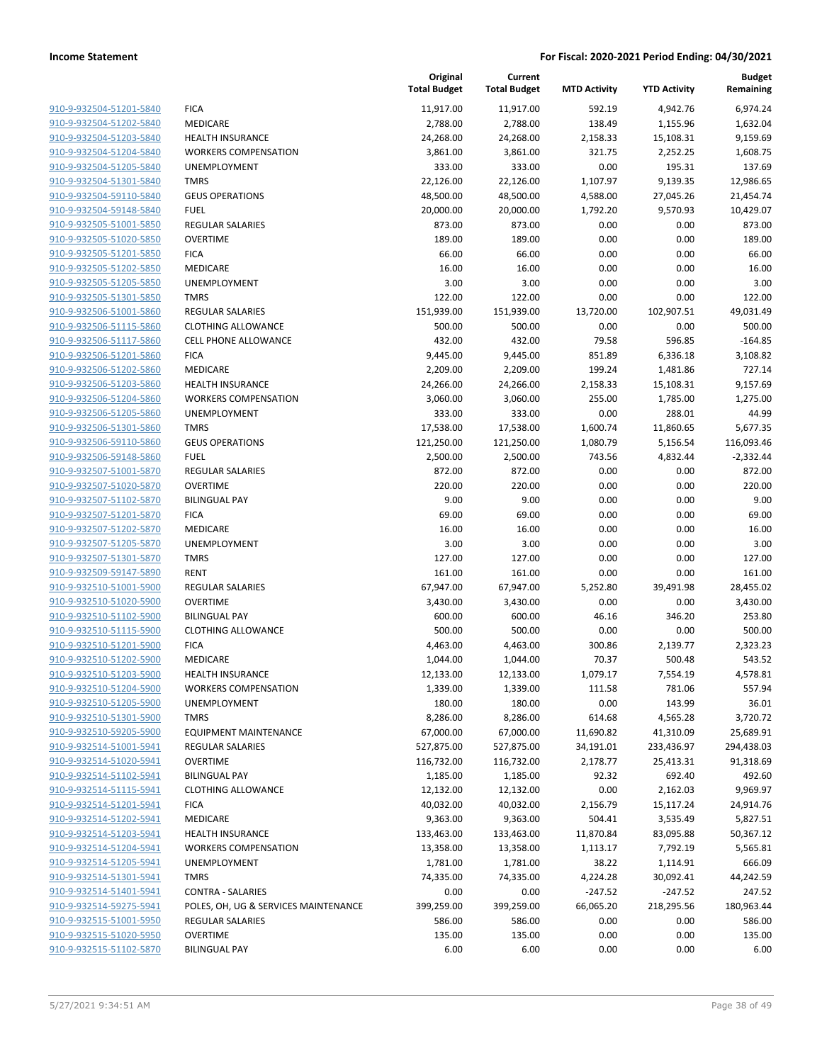| | | Original Total Budget | Current Total Budget | MTD Activity | YTD Activity | Budget Remaining |
|---|---|---|---|---|---|---|
| 910-9-932504-51201-5840 | FICA | 11,917.00 | 11,917.00 | 592.19 | 4,942.76 | 6,974.24 |
| 910-9-932504-51202-5840 | MEDICARE | 2,788.00 | 2,788.00 | 138.49 | 1,155.96 | 1,632.04 |
| 910-9-932504-51203-5840 | HEALTH INSURANCE | 24,268.00 | 24,268.00 | 2,158.33 | 15,108.31 | 9,159.69 |
| 910-9-932504-51204-5840 | WORKERS COMPENSATION | 3,861.00 | 3,861.00 | 321.75 | 2,252.25 | 1,608.75 |
| 910-9-932504-51205-5840 | UNEMPLOYMENT | 333.00 | 333.00 | 0.00 | 195.31 | 137.69 |
| 910-9-932504-51301-5840 | TMRS | 22,126.00 | 22,126.00 | 1,107.97 | 9,139.35 | 12,986.65 |
| 910-9-932504-59110-5840 | GEUS OPERATIONS | 48,500.00 | 48,500.00 | 4,588.00 | 27,045.26 | 21,454.74 |
| 910-9-932504-59148-5840 | FUEL | 20,000.00 | 20,000.00 | 1,792.20 | 9,570.93 | 10,429.07 |
| 910-9-932505-51001-5850 | REGULAR SALARIES | 873.00 | 873.00 | 0.00 | 0.00 | 873.00 |
| 910-9-932505-51020-5850 | OVERTIME | 189.00 | 189.00 | 0.00 | 0.00 | 189.00 |
| 910-9-932505-51201-5850 | FICA | 66.00 | 66.00 | 0.00 | 0.00 | 66.00 |
| 910-9-932505-51202-5850 | MEDICARE | 16.00 | 16.00 | 0.00 | 0.00 | 16.00 |
| 910-9-932505-51205-5850 | UNEMPLOYMENT | 3.00 | 3.00 | 0.00 | 0.00 | 3.00 |
| 910-9-932505-51301-5850 | TMRS | 122.00 | 122.00 | 0.00 | 0.00 | 122.00 |
| 910-9-932506-51001-5860 | REGULAR SALARIES | 151,939.00 | 151,939.00 | 13,720.00 | 102,907.51 | 49,031.49 |
| 910-9-932506-51115-5860 | CLOTHING ALLOWANCE | 500.00 | 500.00 | 0.00 | 0.00 | 500.00 |
| 910-9-932506-51117-5860 | CELL PHONE ALLOWANCE | 432.00 | 432.00 | 79.58 | 596.85 | -164.85 |
| 910-9-932506-51201-5860 | FICA | 9,445.00 | 9,445.00 | 851.89 | 6,336.18 | 3,108.82 |
| 910-9-932506-51202-5860 | MEDICARE | 2,209.00 | 2,209.00 | 199.24 | 1,481.86 | 727.14 |
| 910-9-932506-51203-5860 | HEALTH INSURANCE | 24,266.00 | 24,266.00 | 2,158.33 | 15,108.31 | 9,157.69 |
| 910-9-932506-51204-5860 | WORKERS COMPENSATION | 3,060.00 | 3,060.00 | 255.00 | 1,785.00 | 1,275.00 |
| 910-9-932506-51205-5860 | UNEMPLOYMENT | 333.00 | 333.00 | 0.00 | 288.01 | 44.99 |
| 910-9-932506-51301-5860 | TMRS | 17,538.00 | 17,538.00 | 1,600.74 | 11,860.65 | 5,677.35 |
| 910-9-932506-59110-5860 | GEUS OPERATIONS | 121,250.00 | 121,250.00 | 1,080.79 | 5,156.54 | 116,093.46 |
| 910-9-932506-59148-5860 | FUEL | 2,500.00 | 2,500.00 | 743.56 | 4,832.44 | -2,332.44 |
| 910-9-932507-51001-5870 | REGULAR SALARIES | 872.00 | 872.00 | 0.00 | 0.00 | 872.00 |
| 910-9-932507-51020-5870 | OVERTIME | 220.00 | 220.00 | 0.00 | 0.00 | 220.00 |
| 910-9-932507-51102-5870 | BILINGUAL PAY | 9.00 | 9.00 | 0.00 | 0.00 | 9.00 |
| 910-9-932507-51201-5870 | FICA | 69.00 | 69.00 | 0.00 | 0.00 | 69.00 |
| 910-9-932507-51202-5870 | MEDICARE | 16.00 | 16.00 | 0.00 | 0.00 | 16.00 |
| 910-9-932507-51205-5870 | UNEMPLOYMENT | 3.00 | 3.00 | 0.00 | 0.00 | 3.00 |
| 910-9-932507-51301-5870 | TMRS | 127.00 | 127.00 | 0.00 | 0.00 | 127.00 |
| 910-9-932509-59147-5890 | RENT | 161.00 | 161.00 | 0.00 | 0.00 | 161.00 |
| 910-9-932510-51001-5900 | REGULAR SALARIES | 67,947.00 | 67,947.00 | 5,252.80 | 39,491.98 | 28,455.02 |
| 910-9-932510-51020-5900 | OVERTIME | 3,430.00 | 3,430.00 | 0.00 | 0.00 | 3,430.00 |
| 910-9-932510-51102-5900 | BILINGUAL PAY | 600.00 | 600.00 | 46.16 | 346.20 | 253.80 |
| 910-9-932510-51115-5900 | CLOTHING ALLOWANCE | 500.00 | 500.00 | 0.00 | 0.00 | 500.00 |
| 910-9-932510-51201-5900 | FICA | 4,463.00 | 4,463.00 | 300.86 | 2,139.77 | 2,323.23 |
| 910-9-932510-51202-5900 | MEDICARE | 1,044.00 | 1,044.00 | 70.37 | 500.48 | 543.52 |
| 910-9-932510-51203-5900 | HEALTH INSURANCE | 12,133.00 | 12,133.00 | 1,079.17 | 7,554.19 | 4,578.81 |
| 910-9-932510-51204-5900 | WORKERS COMPENSATION | 1,339.00 | 1,339.00 | 111.58 | 781.06 | 557.94 |
| 910-9-932510-51205-5900 | UNEMPLOYMENT | 180.00 | 180.00 | 0.00 | 143.99 | 36.01 |
| 910-9-932510-51301-5900 | TMRS | 8,286.00 | 8,286.00 | 614.68 | 4,565.28 | 3,720.72 |
| 910-9-932510-59205-5900 | EQUIPMENT MAINTENANCE | 67,000.00 | 67,000.00 | 11,690.82 | 41,310.09 | 25,689.91 |
| 910-9-932514-51001-5941 | REGULAR SALARIES | 527,875.00 | 527,875.00 | 34,191.01 | 233,436.97 | 294,438.03 |
| 910-9-932514-51020-5941 | OVERTIME | 116,732.00 | 116,732.00 | 2,178.77 | 25,413.31 | 91,318.69 |
| 910-9-932514-51102-5941 | BILINGUAL PAY | 1,185.00 | 1,185.00 | 92.32 | 692.40 | 492.60 |
| 910-9-932514-51115-5941 | CLOTHING ALLOWANCE | 12,132.00 | 12,132.00 | 0.00 | 2,162.03 | 9,969.97 |
| 910-9-932514-51201-5941 | FICA | 40,032.00 | 40,032.00 | 2,156.79 | 15,117.24 | 24,914.76 |
| 910-9-932514-51202-5941 | MEDICARE | 9,363.00 | 9,363.00 | 504.41 | 3,535.49 | 5,827.51 |
| 910-9-932514-51203-5941 | HEALTH INSURANCE | 133,463.00 | 133,463.00 | 11,870.84 | 83,095.88 | 50,367.12 |
| 910-9-932514-51204-5941 | WORKERS COMPENSATION | 13,358.00 | 13,358.00 | 1,113.17 | 7,792.19 | 5,565.81 |
| 910-9-932514-51205-5941 | UNEMPLOYMENT | 1,781.00 | 1,781.00 | 38.22 | 1,114.91 | 666.09 |
| 910-9-932514-51301-5941 | TMRS | 74,335.00 | 74,335.00 | 4,224.28 | 30,092.41 | 44,242.59 |
| 910-9-932514-51401-5941 | CONTRA - SALARIES | 0.00 | 0.00 | -247.52 | -247.52 | 247.52 |
| 910-9-932514-59275-5941 | POLES, OH, UG & SERVICES MAINTENANCE | 399,259.00 | 399,259.00 | 66,065.20 | 218,295.56 | 180,963.44 |
| 910-9-932515-51001-5950 | REGULAR SALARIES | 586.00 | 586.00 | 0.00 | 0.00 | 586.00 |
| 910-9-932515-51020-5950 | OVERTIME | 135.00 | 135.00 | 0.00 | 0.00 | 135.00 |
| 910-9-932515-51102-5870 | BILINGUAL PAY | 6.00 | 6.00 | 0.00 | 0.00 | 6.00 |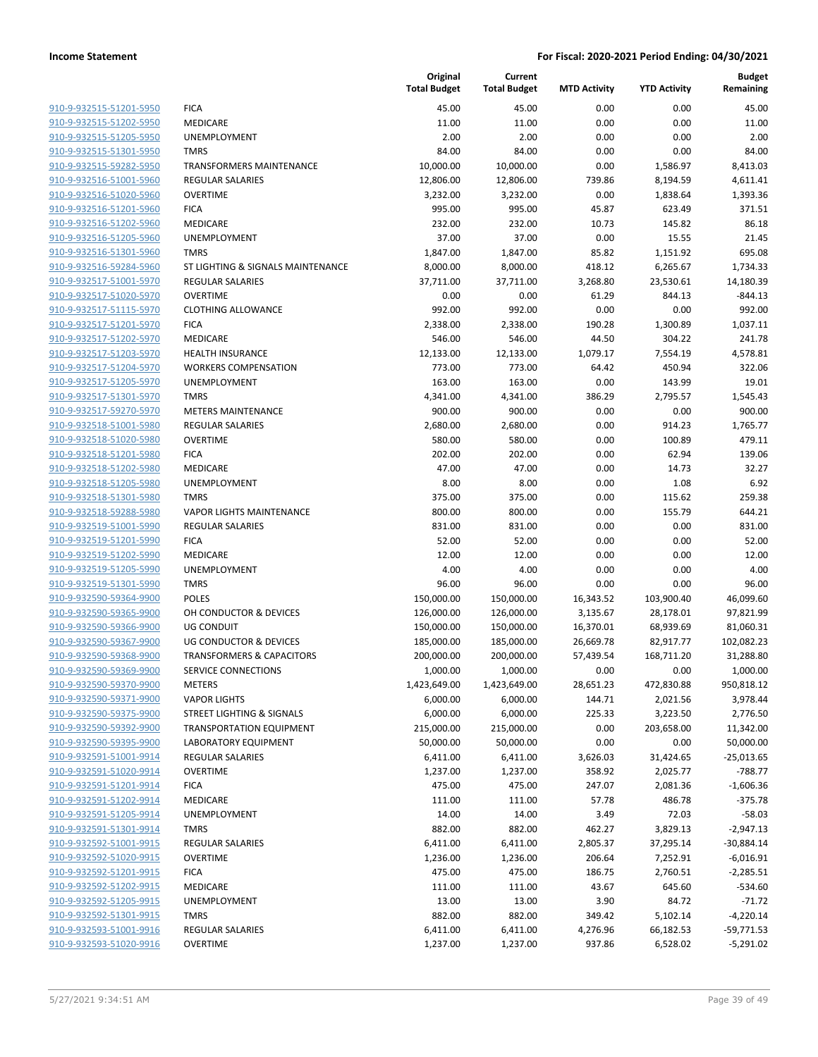**Income Statement** **For Fiscal: 2020-2021 Period Ending: 04/30/2021**

| | | Original Total Budget | Current Total Budget | MTD Activity | YTD Activity | Budget Remaining |
|---|---|---|---|---|---|---|
| 910-9-932515-51201-5950 | FICA | 45.00 | 45.00 | 0.00 | 0.00 | 45.00 |
| 910-9-932515-51202-5950 | MEDICARE | 11.00 | 11.00 | 0.00 | 0.00 | 11.00 |
| 910-9-932515-51205-5950 | UNEMPLOYMENT | 2.00 | 2.00 | 0.00 | 0.00 | 2.00 |
| 910-9-932515-51301-5950 | TMRS | 84.00 | 84.00 | 0.00 | 0.00 | 84.00 |
| 910-9-932515-59282-5950 | TRANSFORMERS MAINTENANCE | 10,000.00 | 10,000.00 | 0.00 | 1,586.97 | 8,413.03 |
| 910-9-932516-51001-5960 | REGULAR SALARIES | 12,806.00 | 12,806.00 | 739.86 | 8,194.59 | 4,611.41 |
| 910-9-932516-51020-5960 | OVERTIME | 3,232.00 | 3,232.00 | 0.00 | 1,838.64 | 1,393.36 |
| 910-9-932516-51201-5960 | FICA | 995.00 | 995.00 | 45.87 | 623.49 | 371.51 |
| 910-9-932516-51202-5960 | MEDICARE | 232.00 | 232.00 | 10.73 | 145.82 | 86.18 |
| 910-9-932516-51205-5960 | UNEMPLOYMENT | 37.00 | 37.00 | 0.00 | 15.55 | 21.45 |
| 910-9-932516-51301-5960 | TMRS | 1,847.00 | 1,847.00 | 85.82 | 1,151.92 | 695.08 |
| 910-9-932516-59284-5960 | ST LIGHTING & SIGNALS MAINTENANCE | 8,000.00 | 8,000.00 | 418.12 | 6,265.67 | 1,734.33 |
| 910-9-932517-51001-5970 | REGULAR SALARIES | 37,711.00 | 37,711.00 | 3,268.80 | 23,530.61 | 14,180.39 |
| 910-9-932517-51020-5970 | OVERTIME | 0.00 | 0.00 | 61.29 | 844.13 | -844.13 |
| 910-9-932517-51115-5970 | CLOTHING ALLOWANCE | 992.00 | 992.00 | 0.00 | 0.00 | 992.00 |
| 910-9-932517-51201-5970 | FICA | 2,338.00 | 2,338.00 | 190.28 | 1,300.89 | 1,037.11 |
| 910-9-932517-51202-5970 | MEDICARE | 546.00 | 546.00 | 44.50 | 304.22 | 241.78 |
| 910-9-932517-51203-5970 | HEALTH INSURANCE | 12,133.00 | 12,133.00 | 1,079.17 | 7,554.19 | 4,578.81 |
| 910-9-932517-51204-5970 | WORKERS COMPENSATION | 773.00 | 773.00 | 64.42 | 450.94 | 322.06 |
| 910-9-932517-51205-5970 | UNEMPLOYMENT | 163.00 | 163.00 | 0.00 | 143.99 | 19.01 |
| 910-9-932517-51301-5970 | TMRS | 4,341.00 | 4,341.00 | 386.29 | 2,795.57 | 1,545.43 |
| 910-9-932517-59270-5970 | METERS MAINTENANCE | 900.00 | 900.00 | 0.00 | 0.00 | 900.00 |
| 910-9-932518-51001-5980 | REGULAR SALARIES | 2,680.00 | 2,680.00 | 0.00 | 914.23 | 1,765.77 |
| 910-9-932518-51020-5980 | OVERTIME | 580.00 | 580.00 | 0.00 | 100.89 | 479.11 |
| 910-9-932518-51201-5980 | FICA | 202.00 | 202.00 | 0.00 | 62.94 | 139.06 |
| 910-9-932518-51202-5980 | MEDICARE | 47.00 | 47.00 | 0.00 | 14.73 | 32.27 |
| 910-9-932518-51205-5980 | UNEMPLOYMENT | 8.00 | 8.00 | 0.00 | 1.08 | 6.92 |
| 910-9-932518-51301-5980 | TMRS | 375.00 | 375.00 | 0.00 | 115.62 | 259.38 |
| 910-9-932518-59288-5980 | VAPOR LIGHTS MAINTENANCE | 800.00 | 800.00 | 0.00 | 155.79 | 644.21 |
| 910-9-932519-51001-5990 | REGULAR SALARIES | 831.00 | 831.00 | 0.00 | 0.00 | 831.00 |
| 910-9-932519-51201-5990 | FICA | 52.00 | 52.00 | 0.00 | 0.00 | 52.00 |
| 910-9-932519-51202-5990 | MEDICARE | 12.00 | 12.00 | 0.00 | 0.00 | 12.00 |
| 910-9-932519-51205-5990 | UNEMPLOYMENT | 4.00 | 4.00 | 0.00 | 0.00 | 4.00 |
| 910-9-932519-51301-5990 | TMRS | 96.00 | 96.00 | 0.00 | 0.00 | 96.00 |
| 910-9-932590-59364-9900 | POLES | 150,000.00 | 150,000.00 | 16,343.52 | 103,900.40 | 46,099.60 |
| 910-9-932590-59365-9900 | OH CONDUCTOR & DEVICES | 126,000.00 | 126,000.00 | 3,135.67 | 28,178.01 | 97,821.99 |
| 910-9-932590-59366-9900 | UG CONDUIT | 150,000.00 | 150,000.00 | 16,370.01 | 68,939.69 | 81,060.31 |
| 910-9-932590-59367-9900 | UG CONDUCTOR & DEVICES | 185,000.00 | 185,000.00 | 26,669.78 | 82,917.77 | 102,082.23 |
| 910-9-932590-59368-9900 | TRANSFORMERS & CAPACITORS | 200,000.00 | 200,000.00 | 57,439.54 | 168,711.20 | 31,288.80 |
| 910-9-932590-59369-9900 | SERVICE CONNECTIONS | 1,000.00 | 1,000.00 | 0.00 | 0.00 | 1,000.00 |
| 910-9-932590-59370-9900 | METERS | 1,423,649.00 | 1,423,649.00 | 28,651.23 | 472,830.88 | 950,818.12 |
| 910-9-932590-59371-9900 | VAPOR LIGHTS | 6,000.00 | 6,000.00 | 144.71 | 2,021.56 | 3,978.44 |
| 910-9-932590-59375-9900 | STREET LIGHTING & SIGNALS | 6,000.00 | 6,000.00 | 225.33 | 3,223.50 | 2,776.50 |
| 910-9-932590-59392-9900 | TRANSPORTATION EQUIPMENT | 215,000.00 | 215,000.00 | 0.00 | 203,658.00 | 11,342.00 |
| 910-9-932590-59395-9900 | LABORATORY EQUIPMENT | 50,000.00 | 50,000.00 | 0.00 | 0.00 | 50,000.00 |
| 910-9-932591-51001-9914 | REGULAR SALARIES | 6,411.00 | 6,411.00 | 3,626.03 | 31,424.65 | -25,013.65 |
| 910-9-932591-51020-9914 | OVERTIME | 1,237.00 | 1,237.00 | 358.92 | 2,025.77 | -788.77 |
| 910-9-932591-51201-9914 | FICA | 475.00 | 475.00 | 247.07 | 2,081.36 | -1,606.36 |
| 910-9-932591-51202-9914 | MEDICARE | 111.00 | 111.00 | 57.78 | 486.78 | -375.78 |
| 910-9-932591-51205-9914 | UNEMPLOYMENT | 14.00 | 14.00 | 3.49 | 72.03 | -58.03 |
| 910-9-932591-51301-9914 | TMRS | 882.00 | 882.00 | 462.27 | 3,829.13 | -2,947.13 |
| 910-9-932592-51001-9915 | REGULAR SALARIES | 6,411.00 | 6,411.00 | 2,805.37 | 37,295.14 | -30,884.14 |
| 910-9-932592-51020-9915 | OVERTIME | 1,236.00 | 1,236.00 | 206.64 | 7,252.91 | -6,016.91 |
| 910-9-932592-51201-9915 | FICA | 475.00 | 475.00 | 186.75 | 2,760.51 | -2,285.51 |
| 910-9-932592-51202-9915 | MEDICARE | 111.00 | 111.00 | 43.67 | 645.60 | -534.60 |
| 910-9-932592-51205-9915 | UNEMPLOYMENT | 13.00 | 13.00 | 3.90 | 84.72 | -71.72 |
| 910-9-932592-51301-9915 | TMRS | 882.00 | 882.00 | 349.42 | 5,102.14 | -4,220.14 |
| 910-9-932593-51001-9916 | REGULAR SALARIES | 6,411.00 | 6,411.00 | 4,276.96 | 66,182.53 | -59,771.53 |
| 910-9-932593-51020-9916 | OVERTIME | 1,237.00 | 1,237.00 | 937.86 | 6,528.02 | -5,291.02 |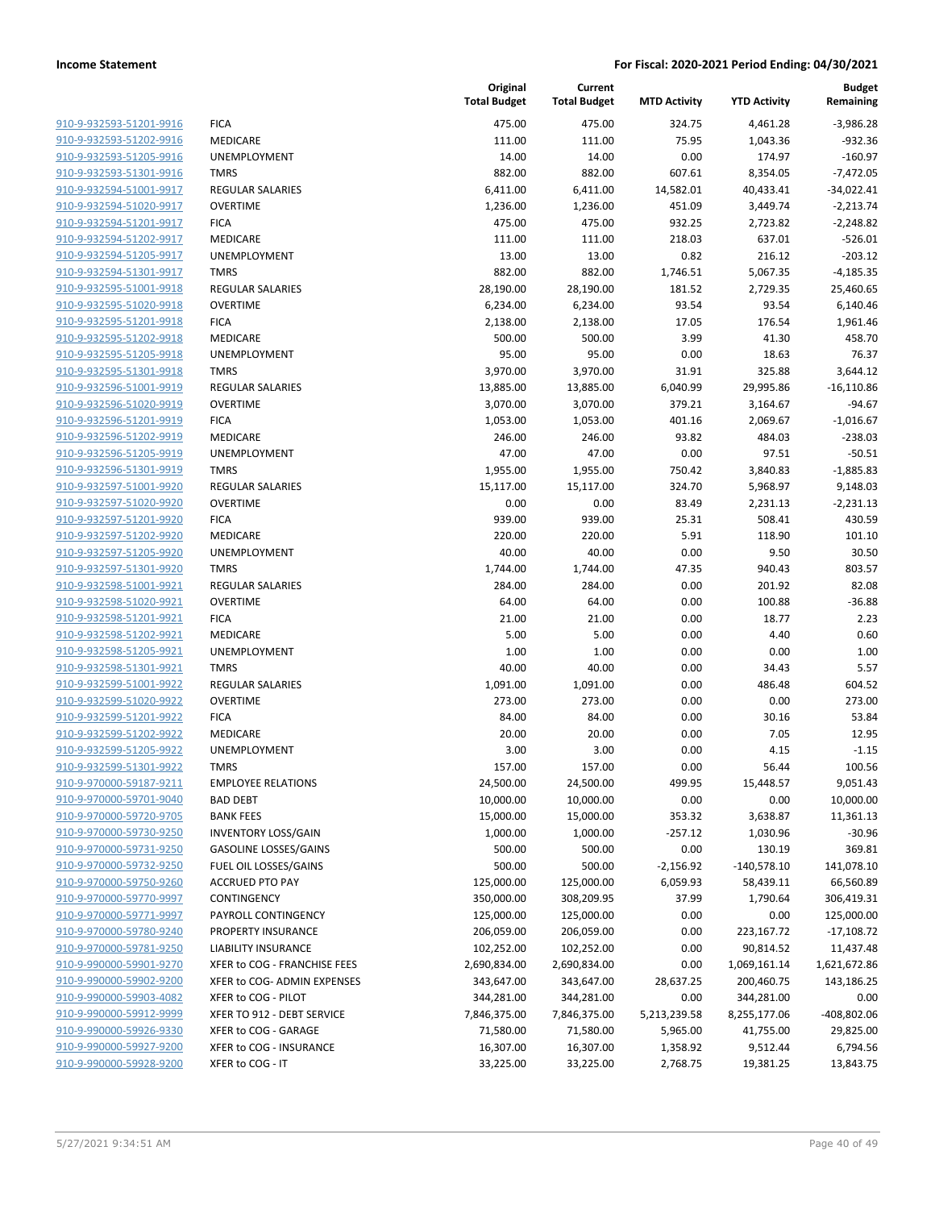**Income Statement** — **For Fiscal: 2020-2021 Period Ending: 04/30/2021**

| | | Original Total Budget | Current Total Budget | MTD Activity | YTD Activity | Budget Remaining |
|---|---|---|---|---|---|---|
| 910-9-932593-51201-9916 | FICA | 475.00 | 475.00 | 324.75 | 4,461.28 | -3,986.28 |
| 910-9-932593-51202-9916 | MEDICARE | 111.00 | 111.00 | 75.95 | 1,043.36 | -932.36 |
| 910-9-932593-51205-9916 | UNEMPLOYMENT | 14.00 | 14.00 | 0.00 | 174.97 | -160.97 |
| 910-9-932593-51301-9916 | TMRS | 882.00 | 882.00 | 607.61 | 8,354.05 | -7,472.05 |
| 910-9-932594-51001-9917 | REGULAR SALARIES | 6,411.00 | 6,411.00 | 14,582.01 | 40,433.41 | -34,022.41 |
| 910-9-932594-51020-9917 | OVERTIME | 1,236.00 | 1,236.00 | 451.09 | 3,449.74 | -2,213.74 |
| 910-9-932594-51201-9917 | FICA | 475.00 | 475.00 | 932.25 | 2,723.82 | -2,248.82 |
| 910-9-932594-51202-9917 | MEDICARE | 111.00 | 111.00 | 218.03 | 637.01 | -526.01 |
| 910-9-932594-51205-9917 | UNEMPLOYMENT | 13.00 | 13.00 | 0.82 | 216.12 | -203.12 |
| 910-9-932594-51301-9917 | TMRS | 882.00 | 882.00 | 1,746.51 | 5,067.35 | -4,185.35 |
| 910-9-932595-51001-9918 | REGULAR SALARIES | 28,190.00 | 28,190.00 | 181.52 | 2,729.35 | 25,460.65 |
| 910-9-932595-51020-9918 | OVERTIME | 6,234.00 | 6,234.00 | 93.54 | 93.54 | 6,140.46 |
| 910-9-932595-51201-9918 | FICA | 2,138.00 | 2,138.00 | 17.05 | 176.54 | 1,961.46 |
| 910-9-932595-51202-9918 | MEDICARE | 500.00 | 500.00 | 3.99 | 41.30 | 458.70 |
| 910-9-932595-51205-9918 | UNEMPLOYMENT | 95.00 | 95.00 | 0.00 | 18.63 | 76.37 |
| 910-9-932595-51301-9918 | TMRS | 3,970.00 | 3,970.00 | 31.91 | 325.88 | 3,644.12 |
| 910-9-932596-51001-9919 | REGULAR SALARIES | 13,885.00 | 13,885.00 | 6,040.99 | 29,995.86 | -16,110.86 |
| 910-9-932596-51020-9919 | OVERTIME | 3,070.00 | 3,070.00 | 379.21 | 3,164.67 | -94.67 |
| 910-9-932596-51201-9919 | FICA | 1,053.00 | 1,053.00 | 401.16 | 2,069.67 | -1,016.67 |
| 910-9-932596-51202-9919 | MEDICARE | 246.00 | 246.00 | 93.82 | 484.03 | -238.03 |
| 910-9-932596-51205-9919 | UNEMPLOYMENT | 47.00 | 47.00 | 0.00 | 97.51 | -50.51 |
| 910-9-932596-51301-9919 | TMRS | 1,955.00 | 1,955.00 | 750.42 | 3,840.83 | -1,885.83 |
| 910-9-932597-51001-9920 | REGULAR SALARIES | 15,117.00 | 15,117.00 | 324.70 | 5,968.97 | 9,148.03 |
| 910-9-932597-51020-9920 | OVERTIME | 0.00 | 0.00 | 83.49 | 2,231.13 | -2,231.13 |
| 910-9-932597-51201-9920 | FICA | 939.00 | 939.00 | 25.31 | 508.41 | 430.59 |
| 910-9-932597-51202-9920 | MEDICARE | 220.00 | 220.00 | 5.91 | 118.90 | 101.10 |
| 910-9-932597-51205-9920 | UNEMPLOYMENT | 40.00 | 40.00 | 0.00 | 9.50 | 30.50 |
| 910-9-932597-51301-9920 | TMRS | 1,744.00 | 1,744.00 | 47.35 | 940.43 | 803.57 |
| 910-9-932598-51001-9921 | REGULAR SALARIES | 284.00 | 284.00 | 0.00 | 201.92 | 82.08 |
| 910-9-932598-51020-9921 | OVERTIME | 64.00 | 64.00 | 0.00 | 100.88 | -36.88 |
| 910-9-932598-51201-9921 | FICA | 21.00 | 21.00 | 0.00 | 18.77 | 2.23 |
| 910-9-932598-51202-9921 | MEDICARE | 5.00 | 5.00 | 0.00 | 4.40 | 0.60 |
| 910-9-932598-51205-9921 | UNEMPLOYMENT | 1.00 | 1.00 | 0.00 | 0.00 | 1.00 |
| 910-9-932598-51301-9921 | TMRS | 40.00 | 40.00 | 0.00 | 34.43 | 5.57 |
| 910-9-932599-51001-9922 | REGULAR SALARIES | 1,091.00 | 1,091.00 | 0.00 | 486.48 | 604.52 |
| 910-9-932599-51020-9922 | OVERTIME | 273.00 | 273.00 | 0.00 | 0.00 | 273.00 |
| 910-9-932599-51201-9922 | FICA | 84.00 | 84.00 | 0.00 | 30.16 | 53.84 |
| 910-9-932599-51202-9922 | MEDICARE | 20.00 | 20.00 | 0.00 | 7.05 | 12.95 |
| 910-9-932599-51205-9922 | UNEMPLOYMENT | 3.00 | 3.00 | 0.00 | 4.15 | -1.15 |
| 910-9-932599-51301-9922 | TMRS | 157.00 | 157.00 | 0.00 | 56.44 | 100.56 |
| 910-9-970000-59187-9211 | EMPLOYEE RELATIONS | 24,500.00 | 24,500.00 | 499.95 | 15,448.57 | 9,051.43 |
| 910-9-970000-59701-9040 | BAD DEBT | 10,000.00 | 10,000.00 | 0.00 | 0.00 | 10,000.00 |
| 910-9-970000-59720-9705 | BANK FEES | 15,000.00 | 15,000.00 | 353.32 | 3,638.87 | 11,361.13 |
| 910-9-970000-59730-9250 | INVENTORY LOSS/GAIN | 1,000.00 | 1,000.00 | -257.12 | 1,030.96 | -30.96 |
| 910-9-970000-59731-9250 | GASOLINE LOSSES/GAINS | 500.00 | 500.00 | 0.00 | 130.19 | 369.81 |
| 910-9-970000-59732-9250 | FUEL OIL LOSSES/GAINS | 500.00 | 500.00 | -2,156.92 | -140,578.10 | 141,078.10 |
| 910-9-970000-59750-9260 | ACCRUED PTO PAY | 125,000.00 | 125,000.00 | 6,059.93 | 58,439.11 | 66,560.89 |
| 910-9-970000-59770-9997 | CONTINGENCY | 350,000.00 | 308,209.95 | 37.99 | 1,790.64 | 306,419.31 |
| 910-9-970000-59771-9997 | PAYROLL CONTINGENCY | 125,000.00 | 125,000.00 | 0.00 | 0.00 | 125,000.00 |
| 910-9-970000-59780-9240 | PROPERTY INSURANCE | 206,059.00 | 206,059.00 | 0.00 | 223,167.72 | -17,108.72 |
| 910-9-970000-59781-9250 | LIABILITY INSURANCE | 102,252.00 | 102,252.00 | 0.00 | 90,814.52 | 11,437.48 |
| 910-9-990000-59901-9270 | XFER to COG - FRANCHISE FEES | 2,690,834.00 | 2,690,834.00 | 0.00 | 1,069,161.14 | 1,621,672.86 |
| 910-9-990000-59902-9200 | XFER to COG- ADMIN EXPENSES | 343,647.00 | 343,647.00 | 28,637.25 | 200,460.75 | 143,186.25 |
| 910-9-990000-59903-4082 | XFER to COG - PILOT | 344,281.00 | 344,281.00 | 0.00 | 344,281.00 | 0.00 |
| 910-9-990000-59912-9999 | XFER TO 912 - DEBT SERVICE | 7,846,375.00 | 7,846,375.00 | 5,213,239.58 | 8,255,177.06 | -408,802.06 |
| 910-9-990000-59926-9330 | XFER to COG - GARAGE | 71,580.00 | 71,580.00 | 5,965.00 | 41,755.00 | 29,825.00 |
| 910-9-990000-59927-9200 | XFER to COG - INSURANCE | 16,307.00 | 16,307.00 | 1,358.92 | 9,512.44 | 6,794.56 |
| 910-9-990000-59928-9200 | XFER to COG - IT | 33,225.00 | 33,225.00 | 2,768.75 | 19,381.25 | 13,843.75 |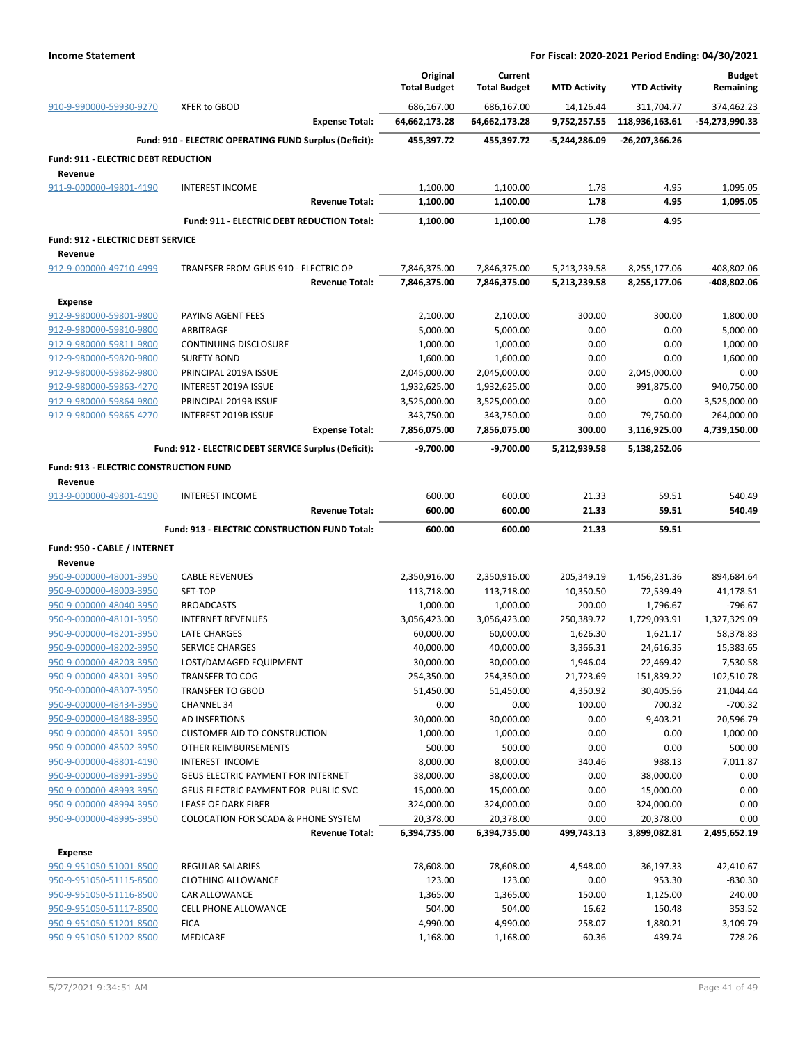**Income Statement** | **For Fiscal: 2020-2021 Period Ending: 04/30/2021**

| | | Original Total Budget | Current Total Budget | MTD Activity | YTD Activity | Budget Remaining |
|---|---|---|---|---|---|---|
| 910-9-990000-59930-9270 | XFER to GBOD | 686,167.00 | 686,167.00 | 14,126.44 | 311,704.77 | 374,462.23 |
| | **Expense Total:** | **64,662,173.28** | **64,662,173.28** | **9,752,257.55** | **118,936,163.61** | **-54,273,990.33** |
| | **Fund: 910 - ELECTRIC OPERATING FUND Surplus (Deficit):** | **455,397.72** | **455,397.72** | **-5,244,286.09** | **-26,207,366.26** | |
| **Fund: 911 - ELECTRIC DEBT REDUCTION** | | | | | | |
| **Revenue** | | | | | | |
| 911-9-000000-49801-4190 | INTEREST INCOME | 1,100.00 | 1,100.00 | 1.78 | 4.95 | 1,095.05 |
| | **Revenue Total:** | **1,100.00** | **1,100.00** | **1.78** | **4.95** | **1,095.05** |
| | **Fund: 911 - ELECTRIC DEBT REDUCTION Total:** | **1,100.00** | **1,100.00** | **1.78** | **4.95** | |
| **Fund: 912 - ELECTRIC DEBT SERVICE** | | | | | | |
| **Revenue** | | | | | | |
| 912-9-000000-49710-4999 | TRANFSER FROM GEUS 910 - ELECTRIC OP | 7,846,375.00 | 7,846,375.00 | 5,213,239.58 | 8,255,177.06 | -408,802.06 |
| | **Revenue Total:** | **7,846,375.00** | **7,846,375.00** | **5,213,239.58** | **8,255,177.06** | **-408,802.06** |
| **Expense** | | | | | | |
| 912-9-980000-59801-9800 | PAYING AGENT FEES | 2,100.00 | 2,100.00 | 300.00 | 300.00 | 1,800.00 |
| 912-9-980000-59810-9800 | ARBITRAGE | 5,000.00 | 5,000.00 | 0.00 | 0.00 | 5,000.00 |
| 912-9-980000-59811-9800 | CONTINUING DISCLOSURE | 1,000.00 | 1,000.00 | 0.00 | 0.00 | 1,000.00 |
| 912-9-980000-59820-9800 | SURETY BOND | 1,600.00 | 1,600.00 | 0.00 | 0.00 | 1,600.00 |
| 912-9-980000-59862-9800 | PRINCIPAL 2019A ISSUE | 2,045,000.00 | 2,045,000.00 | 0.00 | 2,045,000.00 | 0.00 |
| 912-9-980000-59863-4270 | INTEREST 2019A ISSUE | 1,932,625.00 | 1,932,625.00 | 0.00 | 991,875.00 | 940,750.00 |
| 912-9-980000-59864-9800 | PRINCIPAL 2019B ISSUE | 3,525,000.00 | 3,525,000.00 | 0.00 | 0.00 | 3,525,000.00 |
| 912-9-980000-59865-4270 | INTEREST 2019B ISSUE | 343,750.00 | 343,750.00 | 0.00 | 79,750.00 | 264,000.00 |
| | **Expense Total:** | **7,856,075.00** | **7,856,075.00** | **300.00** | **3,116,925.00** | **4,739,150.00** |
| | **Fund: 912 - ELECTRIC DEBT SERVICE Surplus (Deficit):** | **-9,700.00** | **-9,700.00** | **5,212,939.58** | **5,138,252.06** | |
| **Fund: 913 - ELECTRIC CONSTRUCTION FUND** | | | | | | |
| **Revenue** | | | | | | |
| 913-9-000000-49801-4190 | INTEREST INCOME | 600.00 | 600.00 | 21.33 | 59.51 | 540.49 |
| | **Revenue Total:** | **600.00** | **600.00** | **21.33** | **59.51** | **540.49** |
| | **Fund: 913 - ELECTRIC CONSTRUCTION FUND Total:** | **600.00** | **600.00** | **21.33** | **59.51** | |
| **Fund: 950 - CABLE / INTERNET** | | | | | | |
| **Revenue** | | | | | | |
| 950-9-000000-48001-3950 | CABLE REVENUES | 2,350,916.00 | 2,350,916.00 | 205,349.19 | 1,456,231.36 | 894,684.64 |
| 950-9-000000-48003-3950 | SET-TOP | 113,718.00 | 113,718.00 | 10,350.50 | 72,539.49 | 41,178.51 |
| 950-9-000000-48040-3950 | BROADCASTS | 1,000.00 | 1,000.00 | 200.00 | 1,796.67 | -796.67 |
| 950-9-000000-48101-3950 | INTERNET REVENUES | 3,056,423.00 | 3,056,423.00 | 250,389.72 | 1,729,093.91 | 1,327,329.09 |
| 950-9-000000-48201-3950 | LATE CHARGES | 60,000.00 | 60,000.00 | 1,626.30 | 1,621.17 | 58,378.83 |
| 950-9-000000-48202-3950 | SERVICE CHARGES | 40,000.00 | 40,000.00 | 3,366.31 | 24,616.35 | 15,383.65 |
| 950-9-000000-48203-3950 | LOST/DAMAGED EQUIPMENT | 30,000.00 | 30,000.00 | 1,946.04 | 22,469.42 | 7,530.58 |
| 950-9-000000-48301-3950 | TRANSFER TO COG | 254,350.00 | 254,350.00 | 21,723.69 | 151,839.22 | 102,510.78 |
| 950-9-000000-48307-3950 | TRANSFER TO GBOD | 51,450.00 | 51,450.00 | 4,350.92 | 30,405.56 | 21,044.44 |
| 950-9-000000-48434-3950 | CHANNEL 34 | 0.00 | 0.00 | 100.00 | 700.32 | -700.32 |
| 950-9-000000-48488-3950 | AD INSERTIONS | 30,000.00 | 30,000.00 | 0.00 | 9,403.21 | 20,596.79 |
| 950-9-000000-48501-3950 | CUSTOMER AID TO CONSTRUCTION | 1,000.00 | 1,000.00 | 0.00 | 0.00 | 1,000.00 |
| 950-9-000000-48502-3950 | OTHER REIMBURSEMENTS | 500.00 | 500.00 | 0.00 | 0.00 | 500.00 |
| 950-9-000000-48801-4190 | INTEREST INCOME | 8,000.00 | 8,000.00 | 340.46 | 988.13 | 7,011.87 |
| 950-9-000000-48991-3950 | GEUS ELECTRIC PAYMENT FOR INTERNET | 38,000.00 | 38,000.00 | 0.00 | 38,000.00 | 0.00 |
| 950-9-000000-48993-3950 | GEUS ELECTRIC PAYMENT FOR PUBLIC SVC | 15,000.00 | 15,000.00 | 0.00 | 15,000.00 | 0.00 |
| 950-9-000000-48994-3950 | LEASE OF DARK FIBER | 324,000.00 | 324,000.00 | 0.00 | 324,000.00 | 0.00 |
| 950-9-000000-48995-3950 | COLOCATION FOR SCADA & PHONE SYSTEM | 20,378.00 | 20,378.00 | 0.00 | 20,378.00 | 0.00 |
| | **Revenue Total:** | **6,394,735.00** | **6,394,735.00** | **499,743.13** | **3,899,082.81** | **2,495,652.19** |
| **Expense** | | | | | | |
| 950-9-951050-51001-8500 | REGULAR SALARIES | 78,608.00 | 78,608.00 | 4,548.00 | 36,197.33 | 42,410.67 |
| 950-9-951050-51115-8500 | CLOTHING ALLOWANCE | 123.00 | 123.00 | 0.00 | 953.30 | -830.30 |
| 950-9-951050-51116-8500 | CAR ALLOWANCE | 1,365.00 | 1,365.00 | 150.00 | 1,125.00 | 240.00 |
| 950-9-951050-51117-8500 | CELL PHONE ALLOWANCE | 504.00 | 504.00 | 16.62 | 150.48 | 353.52 |
| 950-9-951050-51201-8500 | FICA | 4,990.00 | 4,990.00 | 258.07 | 1,880.21 | 3,109.79 |
| 950-9-951050-51202-8500 | MEDICARE | 1,168.00 | 1,168.00 | 60.36 | 439.74 | 728.26 |

5/27/2021 9:34:51 AM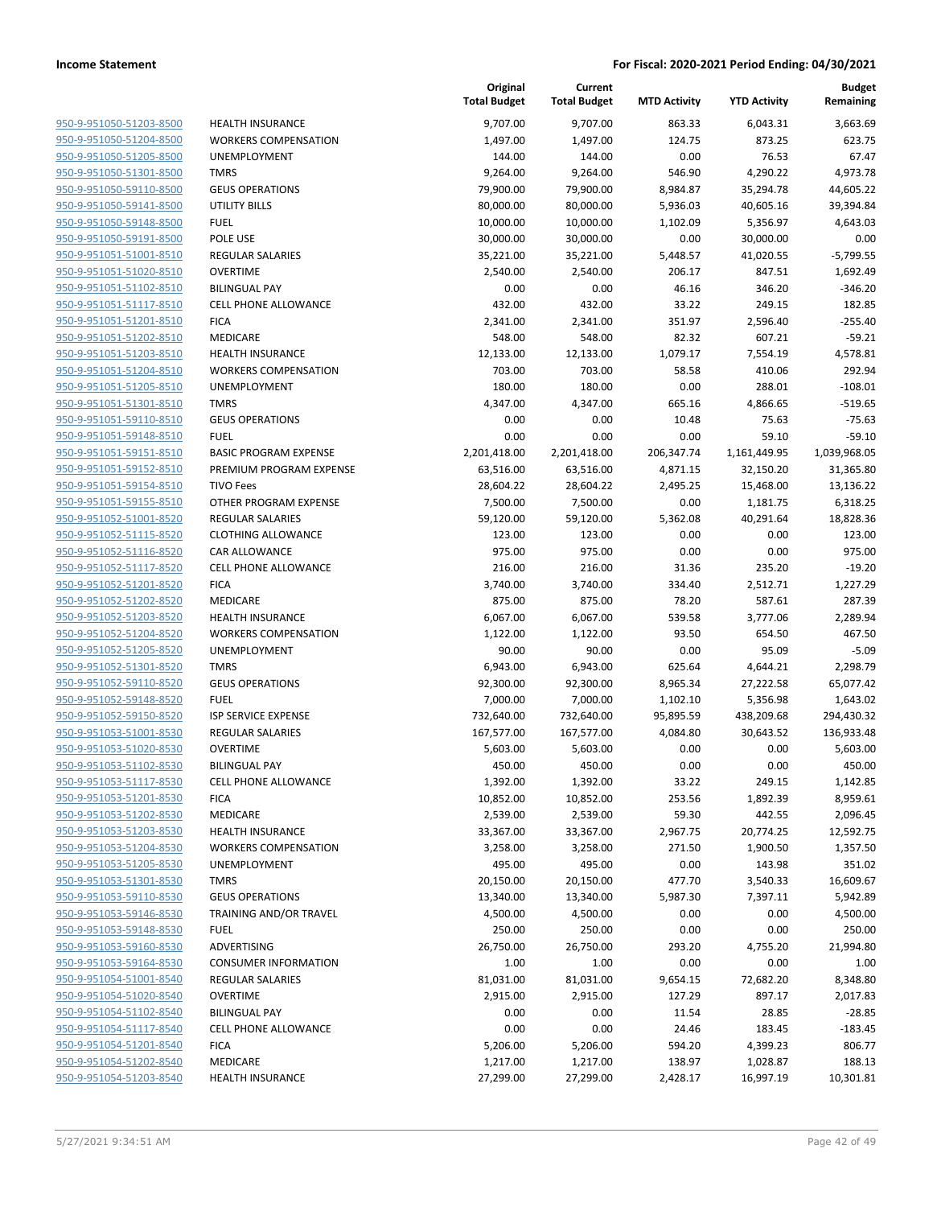**Income Statement** — **For Fiscal: 2020-2021 Period Ending: 04/30/2021**

| | | Original Total Budget | Current Total Budget | MTD Activity | YTD Activity | Budget Remaining |
|---|---|---|---|---|---|---|
| 950-9-951050-51203-8500 | HEALTH INSURANCE | 9,707.00 | 9,707.00 | 863.33 | 6,043.31 | 3,663.69 |
| 950-9-951050-51204-8500 | WORKERS COMPENSATION | 1,497.00 | 1,497.00 | 124.75 | 873.25 | 623.75 |
| 950-9-951050-51205-8500 | UNEMPLOYMENT | 144.00 | 144.00 | 0.00 | 76.53 | 67.47 |
| 950-9-951050-51301-8500 | TMRS | 9,264.00 | 9,264.00 | 546.90 | 4,290.22 | 4,973.78 |
| 950-9-951050-59110-8500 | GEUS OPERATIONS | 79,900.00 | 79,900.00 | 8,984.87 | 35,294.78 | 44,605.22 |
| 950-9-951050-59141-8500 | UTILITY BILLS | 80,000.00 | 80,000.00 | 5,936.03 | 40,605.16 | 39,394.84 |
| 950-9-951050-59148-8500 | FUEL | 10,000.00 | 10,000.00 | 1,102.09 | 5,356.97 | 4,643.03 |
| 950-9-951050-59191-8500 | POLE USE | 30,000.00 | 30,000.00 | 0.00 | 30,000.00 | 0.00 |
| 950-9-951051-51001-8510 | REGULAR SALARIES | 35,221.00 | 35,221.00 | 5,448.57 | 41,020.55 | -5,799.55 |
| 950-9-951051-51020-8510 | OVERTIME | 2,540.00 | 2,540.00 | 206.17 | 847.51 | 1,692.49 |
| 950-9-951051-51102-8510 | BILINGUAL PAY | 0.00 | 0.00 | 46.16 | 346.20 | -346.20 |
| 950-9-951051-51117-8510 | CELL PHONE ALLOWANCE | 432.00 | 432.00 | 33.22 | 249.15 | 182.85 |
| 950-9-951051-51201-8510 | FICA | 2,341.00 | 2,341.00 | 351.97 | 2,596.40 | -255.40 |
| 950-9-951051-51202-8510 | MEDICARE | 548.00 | 548.00 | 82.32 | 607.21 | -59.21 |
| 950-9-951051-51203-8510 | HEALTH INSURANCE | 12,133.00 | 12,133.00 | 1,079.17 | 7,554.19 | 4,578.81 |
| 950-9-951051-51204-8510 | WORKERS COMPENSATION | 703.00 | 703.00 | 58.58 | 410.06 | 292.94 |
| 950-9-951051-51205-8510 | UNEMPLOYMENT | 180.00 | 180.00 | 0.00 | 288.01 | -108.01 |
| 950-9-951051-51301-8510 | TMRS | 4,347.00 | 4,347.00 | 665.16 | 4,866.65 | -519.65 |
| 950-9-951051-59110-8510 | GEUS OPERATIONS | 0.00 | 0.00 | 10.48 | 75.63 | -75.63 |
| 950-9-951051-59148-8510 | FUEL | 0.00 | 0.00 | 0.00 | 59.10 | -59.10 |
| 950-9-951051-59151-8510 | BASIC PROGRAM EXPENSE | 2,201,418.00 | 2,201,418.00 | 206,347.74 | 1,161,449.95 | 1,039,968.05 |
| 950-9-951051-59152-8510 | PREMIUM PROGRAM EXPENSE | 63,516.00 | 63,516.00 | 4,871.15 | 32,150.20 | 31,365.80 |
| 950-9-951051-59154-8510 | TIVO Fees | 28,604.22 | 28,604.22 | 2,495.25 | 15,468.00 | 13,136.22 |
| 950-9-951051-59155-8510 | OTHER PROGRAM EXPENSE | 7,500.00 | 7,500.00 | 0.00 | 1,181.75 | 6,318.25 |
| 950-9-951052-51001-8520 | REGULAR SALARIES | 59,120.00 | 59,120.00 | 5,362.08 | 40,291.64 | 18,828.36 |
| 950-9-951052-51115-8520 | CLOTHING ALLOWANCE | 123.00 | 123.00 | 0.00 | 0.00 | 123.00 |
| 950-9-951052-51116-8520 | CAR ALLOWANCE | 975.00 | 975.00 | 0.00 | 0.00 | 975.00 |
| 950-9-951052-51117-8520 | CELL PHONE ALLOWANCE | 216.00 | 216.00 | 31.36 | 235.20 | -19.20 |
| 950-9-951052-51201-8520 | FICA | 3,740.00 | 3,740.00 | 334.40 | 2,512.71 | 1,227.29 |
| 950-9-951052-51202-8520 | MEDICARE | 875.00 | 875.00 | 78.20 | 587.61 | 287.39 |
| 950-9-951052-51203-8520 | HEALTH INSURANCE | 6,067.00 | 6,067.00 | 539.58 | 3,777.06 | 2,289.94 |
| 950-9-951052-51204-8520 | WORKERS COMPENSATION | 1,122.00 | 1,122.00 | 93.50 | 654.50 | 467.50 |
| 950-9-951052-51205-8520 | UNEMPLOYMENT | 90.00 | 90.00 | 0.00 | 95.09 | -5.09 |
| 950-9-951052-51301-8520 | TMRS | 6,943.00 | 6,943.00 | 625.64 | 4,644.21 | 2,298.79 |
| 950-9-951052-59110-8520 | GEUS OPERATIONS | 92,300.00 | 92,300.00 | 8,965.34 | 27,222.58 | 65,077.42 |
| 950-9-951052-59148-8520 | FUEL | 7,000.00 | 7,000.00 | 1,102.10 | 5,356.98 | 1,643.02 |
| 950-9-951052-59150-8520 | ISP SERVICE EXPENSE | 732,640.00 | 732,640.00 | 95,895.59 | 438,209.68 | 294,430.32 |
| 950-9-951053-51001-8530 | REGULAR SALARIES | 167,577.00 | 167,577.00 | 4,084.80 | 30,643.52 | 136,933.48 |
| 950-9-951053-51020-8530 | OVERTIME | 5,603.00 | 5,603.00 | 0.00 | 0.00 | 5,603.00 |
| 950-9-951053-51102-8530 | BILINGUAL PAY | 450.00 | 450.00 | 0.00 | 0.00 | 450.00 |
| 950-9-951053-51117-8530 | CELL PHONE ALLOWANCE | 1,392.00 | 1,392.00 | 33.22 | 249.15 | 1,142.85 |
| 950-9-951053-51201-8530 | FICA | 10,852.00 | 10,852.00 | 253.56 | 1,892.39 | 8,959.61 |
| 950-9-951053-51202-8530 | MEDICARE | 2,539.00 | 2,539.00 | 59.30 | 442.55 | 2,096.45 |
| 950-9-951053-51203-8530 | HEALTH INSURANCE | 33,367.00 | 33,367.00 | 2,967.75 | 20,774.25 | 12,592.75 |
| 950-9-951053-51204-8530 | WORKERS COMPENSATION | 3,258.00 | 3,258.00 | 271.50 | 1,900.50 | 1,357.50 |
| 950-9-951053-51205-8530 | UNEMPLOYMENT | 495.00 | 495.00 | 0.00 | 143.98 | 351.02 |
| 950-9-951053-51301-8530 | TMRS | 20,150.00 | 20,150.00 | 477.70 | 3,540.33 | 16,609.67 |
| 950-9-951053-59110-8530 | GEUS OPERATIONS | 13,340.00 | 13,340.00 | 5,987.30 | 7,397.11 | 5,942.89 |
| 950-9-951053-59146-8530 | TRAINING AND/OR TRAVEL | 4,500.00 | 4,500.00 | 0.00 | 0.00 | 4,500.00 |
| 950-9-951053-59148-8530 | FUEL | 250.00 | 250.00 | 0.00 | 0.00 | 250.00 |
| 950-9-951053-59160-8530 | ADVERTISING | 26,750.00 | 26,750.00 | 293.20 | 4,755.20 | 21,994.80 |
| 950-9-951053-59164-8530 | CONSUMER INFORMATION | 1.00 | 1.00 | 0.00 | 0.00 | 1.00 |
| 950-9-951054-51001-8540 | REGULAR SALARIES | 81,031.00 | 81,031.00 | 9,654.15 | 72,682.20 | 8,348.80 |
| 950-9-951054-51020-8540 | OVERTIME | 2,915.00 | 2,915.00 | 127.29 | 897.17 | 2,017.83 |
| 950-9-951054-51102-8540 | BILINGUAL PAY | 0.00 | 0.00 | 11.54 | 28.85 | -28.85 |
| 950-9-951054-51117-8540 | CELL PHONE ALLOWANCE | 0.00 | 0.00 | 24.46 | 183.45 | -183.45 |
| 950-9-951054-51201-8540 | FICA | 5,206.00 | 5,206.00 | 594.20 | 4,399.23 | 806.77 |
| 950-9-951054-51202-8540 | MEDICARE | 1,217.00 | 1,217.00 | 138.97 | 1,028.87 | 188.13 |
| 950-9-951054-51203-8540 | HEALTH INSURANCE | 27,299.00 | 27,299.00 | 2,428.17 | 16,997.19 | 10,301.81 |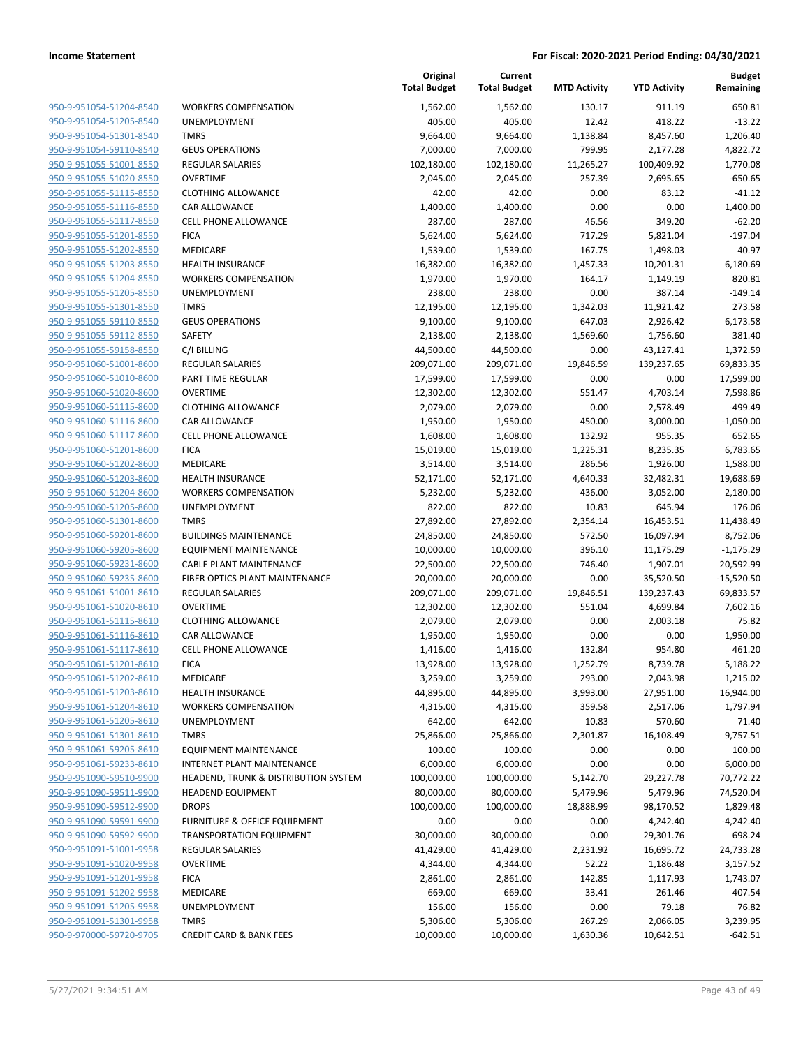**Income Statement** | **For Fiscal: 2020-2021 Period Ending: 04/30/2021**

| | | Original Total Budget | Current Total Budget | MTD Activity | YTD Activity | Budget Remaining |
|---|---|---|---|---|---|---|
| 950-9-951054-51204-8540 | WORKERS COMPENSATION | 1,562.00 | 1,562.00 | 130.17 | 911.19 | 650.81 |
| 950-9-951054-51205-8540 | UNEMPLOYMENT | 405.00 | 405.00 | 12.42 | 418.22 | -13.22 |
| 950-9-951054-51301-8540 | TMRS | 9,664.00 | 9,664.00 | 1,138.84 | 8,457.60 | 1,206.40 |
| 950-9-951054-59110-8540 | GEUS OPERATIONS | 7,000.00 | 7,000.00 | 799.95 | 2,177.28 | 4,822.72 |
| 950-9-951055-51001-8550 | REGULAR SALARIES | 102,180.00 | 102,180.00 | 11,265.27 | 100,409.92 | 1,770.08 |
| 950-9-951055-51020-8550 | OVERTIME | 2,045.00 | 2,045.00 | 257.39 | 2,695.65 | -650.65 |
| 950-9-951055-51115-8550 | CLOTHING ALLOWANCE | 42.00 | 42.00 | 0.00 | 83.12 | -41.12 |
| 950-9-951055-51116-8550 | CAR ALLOWANCE | 1,400.00 | 1,400.00 | 0.00 | 0.00 | 1,400.00 |
| 950-9-951055-51117-8550 | CELL PHONE ALLOWANCE | 287.00 | 287.00 | 46.56 | 349.20 | -62.20 |
| 950-9-951055-51201-8550 | FICA | 5,624.00 | 5,624.00 | 717.29 | 5,821.04 | -197.04 |
| 950-9-951055-51202-8550 | MEDICARE | 1,539.00 | 1,539.00 | 167.75 | 1,498.03 | 40.97 |
| 950-9-951055-51203-8550 | HEALTH INSURANCE | 16,382.00 | 16,382.00 | 1,457.33 | 10,201.31 | 6,180.69 |
| 950-9-951055-51204-8550 | WORKERS COMPENSATION | 1,970.00 | 1,970.00 | 164.17 | 1,149.19 | 820.81 |
| 950-9-951055-51205-8550 | UNEMPLOYMENT | 238.00 | 238.00 | 0.00 | 387.14 | -149.14 |
| 950-9-951055-51301-8550 | TMRS | 12,195.00 | 12,195.00 | 1,342.03 | 11,921.42 | 273.58 |
| 950-9-951055-59110-8550 | GEUS OPERATIONS | 9,100.00 | 9,100.00 | 647.03 | 2,926.42 | 6,173.58 |
| 950-9-951055-59112-8550 | SAFETY | 2,138.00 | 2,138.00 | 1,569.60 | 1,756.60 | 381.40 |
| 950-9-951055-59158-8550 | C/I BILLING | 44,500.00 | 44,500.00 | 0.00 | 43,127.41 | 1,372.59 |
| 950-9-951060-51001-8600 | REGULAR SALARIES | 209,071.00 | 209,071.00 | 19,846.59 | 139,237.65 | 69,833.35 |
| 950-9-951060-51010-8600 | PART TIME REGULAR | 17,599.00 | 17,599.00 | 0.00 | 0.00 | 17,599.00 |
| 950-9-951060-51020-8600 | OVERTIME | 12,302.00 | 12,302.00 | 551.47 | 4,703.14 | 7,598.86 |
| 950-9-951060-51115-8600 | CLOTHING ALLOWANCE | 2,079.00 | 2,079.00 | 0.00 | 2,578.49 | -499.49 |
| 950-9-951060-51116-8600 | CAR ALLOWANCE | 1,950.00 | 1,950.00 | 450.00 | 3,000.00 | -1,050.00 |
| 950-9-951060-51117-8600 | CELL PHONE ALLOWANCE | 1,608.00 | 1,608.00 | 132.92 | 955.35 | 652.65 |
| 950-9-951060-51201-8600 | FICA | 15,019.00 | 15,019.00 | 1,225.31 | 8,235.35 | 6,783.65 |
| 950-9-951060-51202-8600 | MEDICARE | 3,514.00 | 3,514.00 | 286.56 | 1,926.00 | 1,588.00 |
| 950-9-951060-51203-8600 | HEALTH INSURANCE | 52,171.00 | 52,171.00 | 4,640.33 | 32,482.31 | 19,688.69 |
| 950-9-951060-51204-8600 | WORKERS COMPENSATION | 5,232.00 | 5,232.00 | 436.00 | 3,052.00 | 2,180.00 |
| 950-9-951060-51205-8600 | UNEMPLOYMENT | 822.00 | 822.00 | 10.83 | 645.94 | 176.06 |
| 950-9-951060-51301-8600 | TMRS | 27,892.00 | 27,892.00 | 2,354.14 | 16,453.51 | 11,438.49 |
| 950-9-951060-59201-8600 | BUILDINGS MAINTENANCE | 24,850.00 | 24,850.00 | 572.50 | 16,097.94 | 8,752.06 |
| 950-9-951060-59205-8600 | EQUIPMENT MAINTENANCE | 10,000.00 | 10,000.00 | 396.10 | 11,175.29 | -1,175.29 |
| 950-9-951060-59231-8600 | CABLE PLANT MAINTENANCE | 22,500.00 | 22,500.00 | 746.40 | 1,907.01 | 20,592.99 |
| 950-9-951060-59235-8600 | FIBER OPTICS PLANT MAINTENANCE | 20,000.00 | 20,000.00 | 0.00 | 35,520.50 | -15,520.50 |
| 950-9-951061-51001-8610 | REGULAR SALARIES | 209,071.00 | 209,071.00 | 19,846.51 | 139,237.43 | 69,833.57 |
| 950-9-951061-51020-8610 | OVERTIME | 12,302.00 | 12,302.00 | 551.04 | 4,699.84 | 7,602.16 |
| 950-9-951061-51115-8610 | CLOTHING ALLOWANCE | 2,079.00 | 2,079.00 | 0.00 | 2,003.18 | 75.82 |
| 950-9-951061-51116-8610 | CAR ALLOWANCE | 1,950.00 | 1,950.00 | 0.00 | 0.00 | 1,950.00 |
| 950-9-951061-51117-8610 | CELL PHONE ALLOWANCE | 1,416.00 | 1,416.00 | 132.84 | 954.80 | 461.20 |
| 950-9-951061-51201-8610 | FICA | 13,928.00 | 13,928.00 | 1,252.79 | 8,739.78 | 5,188.22 |
| 950-9-951061-51202-8610 | MEDICARE | 3,259.00 | 3,259.00 | 293.00 | 2,043.98 | 1,215.02 |
| 950-9-951061-51203-8610 | HEALTH INSURANCE | 44,895.00 | 44,895.00 | 3,993.00 | 27,951.00 | 16,944.00 |
| 950-9-951061-51204-8610 | WORKERS COMPENSATION | 4,315.00 | 4,315.00 | 359.58 | 2,517.06 | 1,797.94 |
| 950-9-951061-51205-8610 | UNEMPLOYMENT | 642.00 | 642.00 | 10.83 | 570.60 | 71.40 |
| 950-9-951061-51301-8610 | TMRS | 25,866.00 | 25,866.00 | 2,301.87 | 16,108.49 | 9,757.51 |
| 950-9-951061-59205-8610 | EQUIPMENT MAINTENANCE | 100.00 | 100.00 | 0.00 | 0.00 | 100.00 |
| 950-9-951061-59233-8610 | INTERNET PLANT MAINTENANCE | 6,000.00 | 6,000.00 | 0.00 | 0.00 | 6,000.00 |
| 950-9-951090-59510-9900 | HEADEND, TRUNK & DISTRIBUTION SYSTEM | 100,000.00 | 100,000.00 | 5,142.70 | 29,227.78 | 70,772.22 |
| 950-9-951090-59511-9900 | HEADEND EQUIPMENT | 80,000.00 | 80,000.00 | 5,479.96 | 5,479.96 | 74,520.04 |
| 950-9-951090-59512-9900 | DROPS | 100,000.00 | 100,000.00 | 18,888.99 | 98,170.52 | 1,829.48 |
| 950-9-951090-59591-9900 | FURNITURE & OFFICE EQUIPMENT | 0.00 | 0.00 | 0.00 | 4,242.40 | -4,242.40 |
| 950-9-951090-59592-9900 | TRANSPORTATION EQUIPMENT | 30,000.00 | 30,000.00 | 0.00 | 29,301.76 | 698.24 |
| 950-9-951091-51001-9958 | REGULAR SALARIES | 41,429.00 | 41,429.00 | 2,231.92 | 16,695.72 | 24,733.28 |
| 950-9-951091-51020-9958 | OVERTIME | 4,344.00 | 4,344.00 | 52.22 | 1,186.48 | 3,157.52 |
| 950-9-951091-51201-9958 | FICA | 2,861.00 | 2,861.00 | 142.85 | 1,117.93 | 1,743.07 |
| 950-9-951091-51202-9958 | MEDICARE | 669.00 | 669.00 | 33.41 | 261.46 | 407.54 |
| 950-9-951091-51205-9958 | UNEMPLOYMENT | 156.00 | 156.00 | 0.00 | 79.18 | 76.82 |
| 950-9-951091-51301-9958 | TMRS | 5,306.00 | 5,306.00 | 267.29 | 2,066.05 | 3,239.95 |
| 950-9-970000-59720-9705 | CREDIT CARD & BANK FEES | 10,000.00 | 10,000.00 | 1,630.36 | 10,642.51 | -642.51 |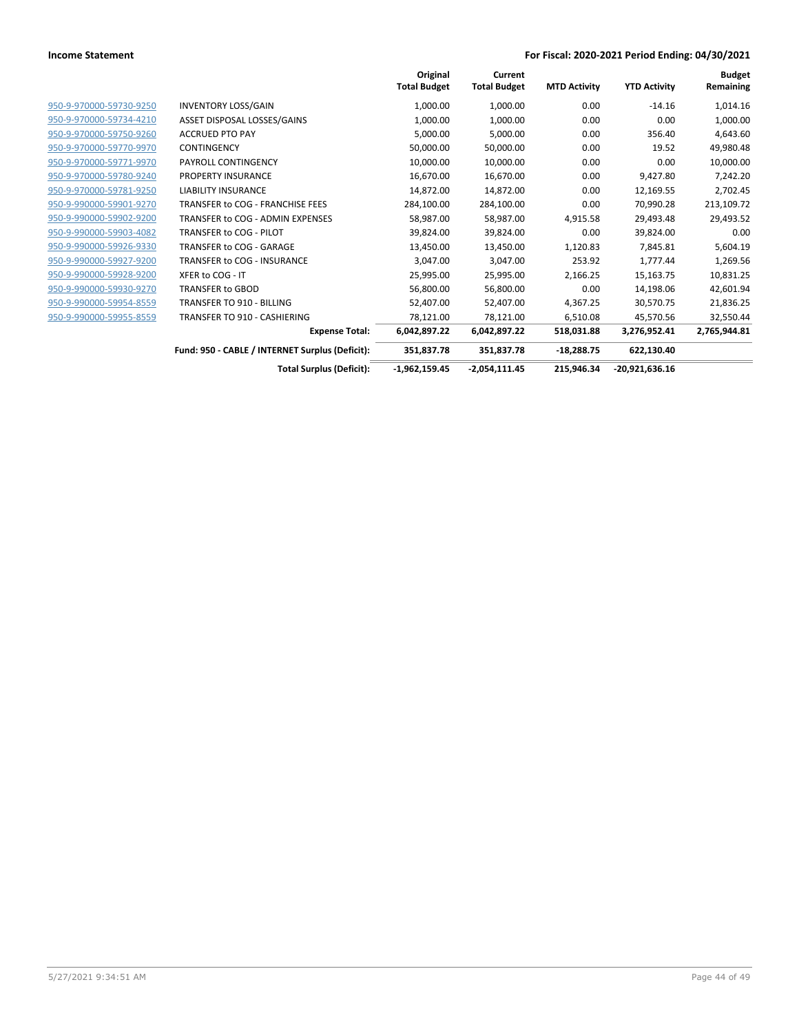**Income Statement** | **For Fiscal: 2020-2021 Period Ending: 04/30/2021**

| | | Original Total Budget | Current Total Budget | MTD Activity | YTD Activity | Budget Remaining |
|---|---|---|---|---|---|---|
| 950-9-970000-59730-9250 | INVENTORY LOSS/GAIN | 1,000.00 | 1,000.00 | 0.00 | -14.16 | 1,014.16 |
| 950-9-970000-59734-4210 | ASSET DISPOSAL LOSSES/GAINS | 1,000.00 | 1,000.00 | 0.00 | 0.00 | 1,000.00 |
| 950-9-970000-59750-9260 | ACCRUED PTO PAY | 5,000.00 | 5,000.00 | 0.00 | 356.40 | 4,643.60 |
| 950-9-970000-59770-9970 | CONTINGENCY | 50,000.00 | 50,000.00 | 0.00 | 19.52 | 49,980.48 |
| 950-9-970000-59771-9970 | PAYROLL CONTINGENCY | 10,000.00 | 10,000.00 | 0.00 | 0.00 | 10,000.00 |
| 950-9-970000-59780-9240 | PROPERTY INSURANCE | 16,670.00 | 16,670.00 | 0.00 | 9,427.80 | 7,242.20 |
| 950-9-970000-59781-9250 | LIABILITY INSURANCE | 14,872.00 | 14,872.00 | 0.00 | 12,169.55 | 2,702.45 |
| 950-9-990000-59901-9270 | TRANSFER to COG - FRANCHISE FEES | 284,100.00 | 284,100.00 | 0.00 | 70,990.28 | 213,109.72 |
| 950-9-990000-59902-9200 | TRANSFER to COG - ADMIN EXPENSES | 58,987.00 | 58,987.00 | 4,915.58 | 29,493.48 | 29,493.52 |
| 950-9-990000-59903-4082 | TRANSFER to COG - PILOT | 39,824.00 | 39,824.00 | 0.00 | 39,824.00 | 0.00 |
| 950-9-990000-59926-9330 | TRANSFER to COG - GARAGE | 13,450.00 | 13,450.00 | 1,120.83 | 7,845.81 | 5,604.19 |
| 950-9-990000-59927-9200 | TRANSFER to COG - INSURANCE | 3,047.00 | 3,047.00 | 253.92 | 1,777.44 | 1,269.56 |
| 950-9-990000-59928-9200 | XFER to COG - IT | 25,995.00 | 25,995.00 | 2,166.25 | 15,163.75 | 10,831.25 |
| 950-9-990000-59930-9270 | TRANSFER to GBOD | 56,800.00 | 56,800.00 | 0.00 | 14,198.06 | 42,601.94 |
| 950-9-990000-59954-8559 | TRANSFER TO 910 - BILLING | 52,407.00 | 52,407.00 | 4,367.25 | 30,570.75 | 21,836.25 |
| 950-9-990000-59955-8559 | TRANSFER TO 910 - CASHIERING | 78,121.00 | 78,121.00 | 6,510.08 | 45,570.56 | 32,550.44 |
| | **Expense Total:** | **6,042,897.22** | **6,042,897.22** | **518,031.88** | **3,276,952.41** | **2,765,944.81** |
| | **Fund: 950 - CABLE / INTERNET Surplus (Deficit):** | **351,837.78** | **351,837.78** | **-18,288.75** | **622,130.40** | |
| | **Total Surplus (Deficit):** | **-1,962,159.45** | **-2,054,111.45** | **215,946.34** | **-20,921,636.16** | |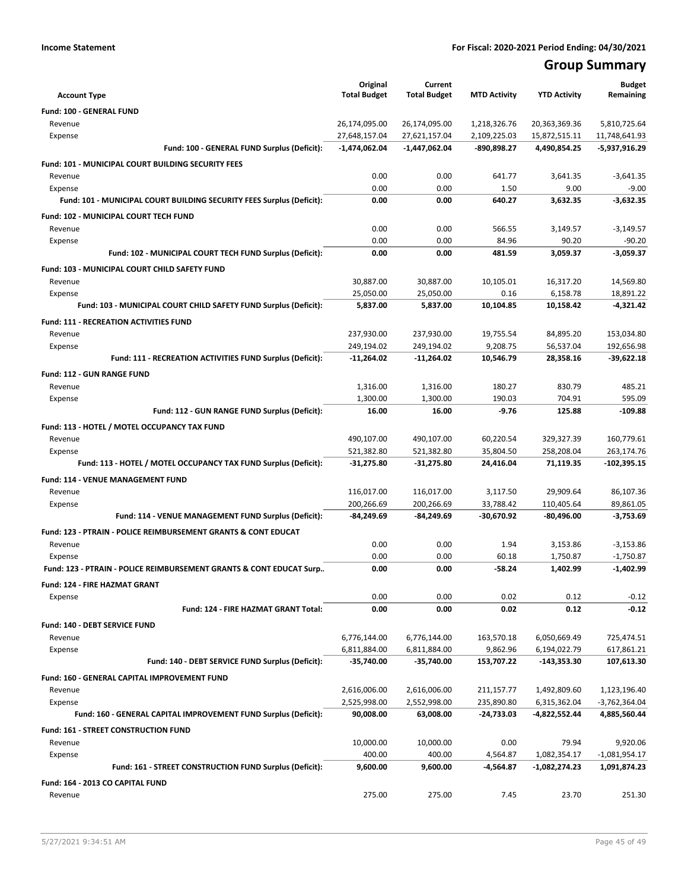**Income Statement** — For Fiscal: 2020-2021 Period Ending: 04/30/2021

# Group Summary

| Account Type | Original Total Budget | Current Total Budget | MTD Activity | YTD Activity | Budget Remaining |
|---|---|---|---|---|---|
| **Fund: 100 - GENERAL FUND** | | | | | |
| Revenue | 26,174,095.00 | 26,174,095.00 | 1,218,326.76 | 20,363,369.36 | 5,810,725.64 |
| Expense | 27,648,157.04 | 27,621,157.04 | 2,109,225.03 | 15,872,515.11 | 11,748,641.93 |
| **Fund: 100 - GENERAL FUND Surplus (Deficit):** | **-1,474,062.04** | **-1,447,062.04** | **-890,898.27** | **4,490,854.25** | **-5,937,916.29** |
| **Fund: 101 - MUNICIPAL COURT BUILDING SECURITY FEES** | | | | | |
| Revenue | 0.00 | 0.00 | 641.77 | 3,641.35 | -3,641.35 |
| Expense | 0.00 | 0.00 | 1.50 | 9.00 | -9.00 |
| **Fund: 101 - MUNICIPAL COURT BUILDING SECURITY FEES Surplus (Deficit):** | **0.00** | **0.00** | **640.27** | **3,632.35** | **-3,632.35** |
| **Fund: 102 - MUNICIPAL COURT TECH FUND** | | | | | |
| Revenue | 0.00 | 0.00 | 566.55 | 3,149.57 | -3,149.57 |
| Expense | 0.00 | 0.00 | 84.96 | 90.20 | -90.20 |
| **Fund: 102 - MUNICIPAL COURT TECH FUND Surplus (Deficit):** | **0.00** | **0.00** | **481.59** | **3,059.37** | **-3,059.37** |
| **Fund: 103 - MUNICIPAL COURT CHILD SAFETY FUND** | | | | | |
| Revenue | 30,887.00 | 30,887.00 | 10,105.01 | 16,317.20 | 14,569.80 |
| Expense | 25,050.00 | 25,050.00 | 0.16 | 6,158.78 | 18,891.22 |
| **Fund: 103 - MUNICIPAL COURT CHILD SAFETY FUND Surplus (Deficit):** | **5,837.00** | **5,837.00** | **10,104.85** | **10,158.42** | **-4,321.42** |
| **Fund: 111 - RECREATION ACTIVITIES FUND** | | | | | |
| Revenue | 237,930.00 | 237,930.00 | 19,755.54 | 84,895.20 | 153,034.80 |
| Expense | 249,194.02 | 249,194.02 | 9,208.75 | 56,537.04 | 192,656.98 |
| **Fund: 111 - RECREATION ACTIVITIES FUND Surplus (Deficit):** | **-11,264.02** | **-11,264.02** | **10,546.79** | **28,358.16** | **-39,622.18** |
| **Fund: 112 - GUN RANGE FUND** | | | | | |
| Revenue | 1,316.00 | 1,316.00 | 180.27 | 830.79 | 485.21 |
| Expense | 1,300.00 | 1,300.00 | 190.03 | 704.91 | 595.09 |
| **Fund: 112 - GUN RANGE FUND Surplus (Deficit):** | **16.00** | **16.00** | **-9.76** | **125.88** | **-109.88** |
| **Fund: 113 - HOTEL / MOTEL OCCUPANCY TAX FUND** | | | | | |
| Revenue | 490,107.00 | 490,107.00 | 60,220.54 | 329,327.39 | 160,779.61 |
| Expense | 521,382.80 | 521,382.80 | 35,804.50 | 258,208.04 | 263,174.76 |
| **Fund: 113 - HOTEL / MOTEL OCCUPANCY TAX FUND Surplus (Deficit):** | **-31,275.80** | **-31,275.80** | **24,416.04** | **71,119.35** | **-102,395.15** |
| **Fund: 114 - VENUE MANAGEMENT FUND** | | | | | |
| Revenue | 116,017.00 | 116,017.00 | 3,117.50 | 29,909.64 | 86,107.36 |
| Expense | 200,266.69 | 200,266.69 | 33,788.42 | 110,405.64 | 89,861.05 |
| **Fund: 114 - VENUE MANAGEMENT FUND Surplus (Deficit):** | **-84,249.69** | **-84,249.69** | **-30,670.92** | **-80,496.00** | **-3,753.69** |
| **Fund: 123 - PTRAIN - POLICE REIMBURSEMENT GRANTS & CONT EDUCAT** | | | | | |
| Revenue | 0.00 | 0.00 | 1.94 | 3,153.86 | -3,153.86 |
| Expense | 0.00 | 0.00 | 60.18 | 1,750.87 | -1,750.87 |
| **Fund: 123 - PTRAIN - POLICE REIMBURSEMENT GRANTS & CONT EDUCAT Surp..** | **0.00** | **0.00** | **-58.24** | **1,402.99** | **-1,402.99** |
| **Fund: 124 - FIRE HAZMAT GRANT** | | | | | |
| Expense | 0.00 | 0.00 | 0.02 | 0.12 | -0.12 |
| **Fund: 124 - FIRE HAZMAT GRANT Total:** | **0.00** | **0.00** | **0.02** | **0.12** | **-0.12** |
| **Fund: 140 - DEBT SERVICE FUND** | | | | | |
| Revenue | 6,776,144.00 | 6,776,144.00 | 163,570.18 | 6,050,669.49 | 725,474.51 |
| Expense | 6,811,884.00 | 6,811,884.00 | 9,862.96 | 6,194,022.79 | 617,861.21 |
| **Fund: 140 - DEBT SERVICE FUND Surplus (Deficit):** | **-35,740.00** | **-35,740.00** | **153,707.22** | **-143,353.30** | **107,613.30** |
| **Fund: 160 - GENERAL CAPITAL IMPROVEMENT FUND** | | | | | |
| Revenue | 2,616,006.00 | 2,616,006.00 | 211,157.77 | 1,492,809.60 | 1,123,196.40 |
| Expense | 2,525,998.00 | 2,552,998.00 | 235,890.80 | 6,315,362.04 | -3,762,364.04 |
| **Fund: 160 - GENERAL CAPITAL IMPROVEMENT FUND Surplus (Deficit):** | **90,008.00** | **63,008.00** | **-24,733.03** | **-4,822,552.44** | **4,885,560.44** |
| **Fund: 161 - STREET CONSTRUCTION FUND** | | | | | |
| Revenue | 10,000.00 | 10,000.00 | 0.00 | 79.94 | 9,920.06 |
| Expense | 400.00 | 400.00 | 4,564.87 | 1,082,354.17 | -1,081,954.17 |
| **Fund: 161 - STREET CONSTRUCTION FUND Surplus (Deficit):** | **9,600.00** | **9,600.00** | **-4,564.87** | **-1,082,274.23** | **1,091,874.23** |
| **Fund: 164 - 2013 CO CAPITAL FUND** | | | | | |
| Revenue | 275.00 | 275.00 | 7.45 | 23.70 | 251.30 |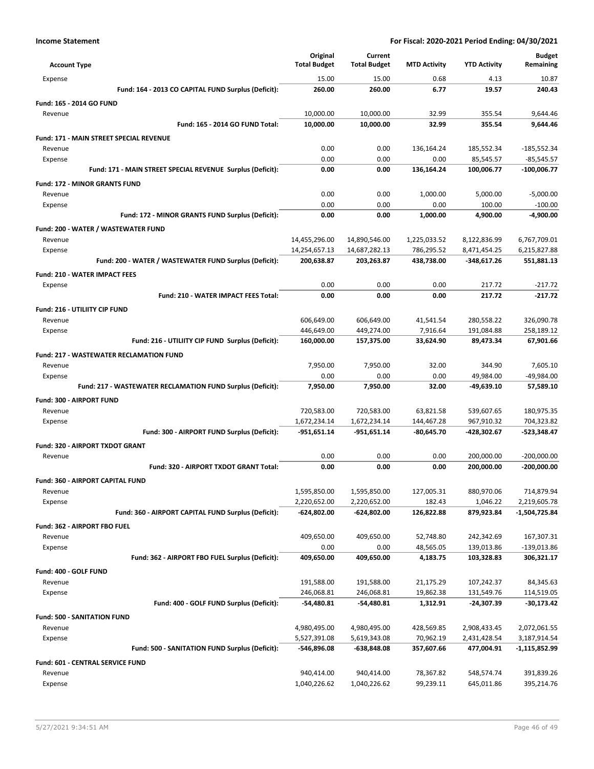**Income Statement** | **For Fiscal: 2020-2021 Period Ending: 04/30/2021**

| Account Type | Original Total Budget | Current Total Budget | MTD Activity | YTD Activity | Budget Remaining |
|---|---|---|---|---|---|
| Expense | 15.00 | 15.00 | 0.68 | 4.13 | 10.87 |
| **Fund: 164 - 2013 CO CAPITAL FUND Surplus (Deficit):** | **260.00** | **260.00** | **6.77** | **19.57** | **240.43** |
| **Fund: 165 - 2014 GO FUND** | | | | | |
| Revenue | 10,000.00 | 10,000.00 | 32.99 | 355.54 | 9,644.46 |
| **Fund: 165 - 2014 GO FUND Total:** | **10,000.00** | **10,000.00** | **32.99** | **355.54** | **9,644.46** |
| **Fund: 171 - MAIN STREET SPECIAL REVENUE** | | | | | |
| Revenue | 0.00 | 0.00 | 136,164.24 | 185,552.34 | -185,552.34 |
| Expense | 0.00 | 0.00 | 0.00 | 85,545.57 | -85,545.57 |
| **Fund: 171 - MAIN STREET SPECIAL REVENUE Surplus (Deficit):** | **0.00** | **0.00** | **136,164.24** | **100,006.77** | **-100,006.77** |
| **Fund: 172 - MINOR GRANTS FUND** | | | | | |
| Revenue | 0.00 | 0.00 | 1,000.00 | 5,000.00 | -5,000.00 |
| Expense | 0.00 | 0.00 | 0.00 | 100.00 | -100.00 |
| **Fund: 172 - MINOR GRANTS FUND Surplus (Deficit):** | **0.00** | **0.00** | **1,000.00** | **4,900.00** | **-4,900.00** |
| **Fund: 200 - WATER / WASTEWATER FUND** | | | | | |
| Revenue | 14,455,296.00 | 14,890,546.00 | 1,225,033.52 | 8,122,836.99 | 6,767,709.01 |
| Expense | 14,254,657.13 | 14,687,282.13 | 786,295.52 | 8,471,454.25 | 6,215,827.88 |
| **Fund: 200 - WATER / WASTEWATER FUND Surplus (Deficit):** | **200,638.87** | **203,263.87** | **438,738.00** | **-348,617.26** | **551,881.13** |
| **Fund: 210 - WATER IMPACT FEES** | | | | | |
| Expense | 0.00 | 0.00 | 0.00 | 217.72 | -217.72 |
| **Fund: 210 - WATER IMPACT FEES Total:** | **0.00** | **0.00** | **0.00** | **217.72** | **-217.72** |
| **Fund: 216 - UTILIITY CIP FUND** | | | | | |
| Revenue | 606,649.00 | 606,649.00 | 41,541.54 | 280,558.22 | 326,090.78 |
| Expense | 446,649.00 | 449,274.00 | 7,916.64 | 191,084.88 | 258,189.12 |
| **Fund: 216 - UTILIITY CIP FUND Surplus (Deficit):** | **160,000.00** | **157,375.00** | **33,624.90** | **89,473.34** | **67,901.66** |
| **Fund: 217 - WASTEWATER RECLAMATION FUND** | | | | | |
| Revenue | 7,950.00 | 7,950.00 | 32.00 | 344.90 | 7,605.10 |
| Expense | 0.00 | 0.00 | 0.00 | 49,984.00 | -49,984.00 |
| **Fund: 217 - WASTEWATER RECLAMATION FUND Surplus (Deficit):** | **7,950.00** | **7,950.00** | **32.00** | **-49,639.10** | **57,589.10** |
| **Fund: 300 - AIRPORT FUND** | | | | | |
| Revenue | 720,583.00 | 720,583.00 | 63,821.58 | 539,607.65 | 180,975.35 |
| Expense | 1,672,234.14 | 1,672,234.14 | 144,467.28 | 967,910.32 | 704,323.82 |
| **Fund: 300 - AIRPORT FUND Surplus (Deficit):** | **-951,651.14** | **-951,651.14** | **-80,645.70** | **-428,302.67** | **-523,348.47** |
| **Fund: 320 - AIRPORT TXDOT GRANT** | | | | | |
| Revenue | 0.00 | 0.00 | 0.00 | 200,000.00 | -200,000.00 |
| **Fund: 320 - AIRPORT TXDOT GRANT Total:** | **0.00** | **0.00** | **0.00** | **200,000.00** | **-200,000.00** |
| **Fund: 360 - AIRPORT CAPITAL FUND** | | | | | |
| Revenue | 1,595,850.00 | 1,595,850.00 | 127,005.31 | 880,970.06 | 714,879.94 |
| Expense | 2,220,652.00 | 2,220,652.00 | 182.43 | 1,046.22 | 2,219,605.78 |
| **Fund: 360 - AIRPORT CAPITAL FUND Surplus (Deficit):** | **-624,802.00** | **-624,802.00** | **126,822.88** | **879,923.84** | **-1,504,725.84** |
| **Fund: 362 - AIRPORT FBO FUEL** | | | | | |
| Revenue | 409,650.00 | 409,650.00 | 52,748.80 | 242,342.69 | 167,307.31 |
| Expense | 0.00 | 0.00 | 48,565.05 | 139,013.86 | -139,013.86 |
| **Fund: 362 - AIRPORT FBO FUEL Surplus (Deficit):** | **409,650.00** | **409,650.00** | **4,183.75** | **103,328.83** | **306,321.17** |
| **Fund: 400 - GOLF FUND** | | | | | |
| Revenue | 191,588.00 | 191,588.00 | 21,175.29 | 107,242.37 | 84,345.63 |
| Expense | 246,068.81 | 246,068.81 | 19,862.38 | 131,549.76 | 114,519.05 |
| **Fund: 400 - GOLF FUND Surplus (Deficit):** | **-54,480.81** | **-54,480.81** | **1,312.91** | **-24,307.39** | **-30,173.42** |
| **Fund: 500 - SANITATION FUND** | | | | | |
| Revenue | 4,980,495.00 | 4,980,495.00 | 428,569.85 | 2,908,433.45 | 2,072,061.55 |
| Expense | 5,527,391.08 | 5,619,343.08 | 70,962.19 | 2,431,428.54 | 3,187,914.54 |
| **Fund: 500 - SANITATION FUND Surplus (Deficit):** | **-546,896.08** | **-638,848.08** | **357,607.66** | **477,004.91** | **-1,115,852.99** |
| **Fund: 601 - CENTRAL SERVICE FUND** | | | | | |
| Revenue | 940,414.00 | 940,414.00 | 78,367.82 | 548,574.74 | 391,839.26 |
| Expense | 1,040,226.62 | 1,040,226.62 | 99,239.11 | 645,011.86 | 395,214.76 |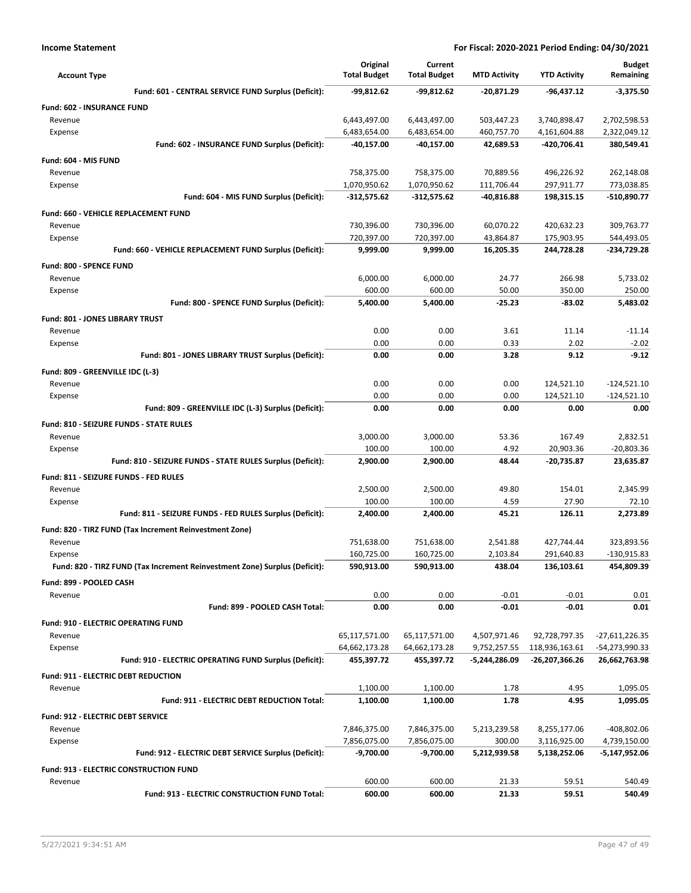**Income Statement** **For Fiscal: 2020-2021 Period Ending: 04/30/2021**

| Account Type | Original Total Budget | Current Total Budget | MTD Activity | YTD Activity | Budget Remaining |
|---|---|---|---|---|---|
| **Fund: 601 - CENTRAL SERVICE FUND Surplus (Deficit):** | **-99,812.62** | **-99,812.62** | **-20,871.29** | **-96,437.12** | **-3,375.50** |
| **Fund: 602 - INSURANCE FUND** | | | | | |
| Revenue | 6,443,497.00 | 6,443,497.00 | 503,447.23 | 3,740,898.47 | 2,702,598.53 |
| Expense | 6,483,654.00 | 6,483,654.00 | 460,757.70 | 4,161,604.88 | 2,322,049.12 |
| **Fund: 602 - INSURANCE FUND Surplus (Deficit):** | **-40,157.00** | **-40,157.00** | **42,689.53** | **-420,706.41** | **380,549.41** |
| **Fund: 604 - MIS FUND** | | | | | |
| Revenue | 758,375.00 | 758,375.00 | 70,889.56 | 496,226.92 | 262,148.08 |
| Expense | 1,070,950.62 | 1,070,950.62 | 111,706.44 | 297,911.77 | 773,038.85 |
| **Fund: 604 - MIS FUND Surplus (Deficit):** | **-312,575.62** | **-312,575.62** | **-40,816.88** | **198,315.15** | **-510,890.77** |
| **Fund: 660 - VEHICLE REPLACEMENT FUND** | | | | | |
| Revenue | 730,396.00 | 730,396.00 | 60,070.22 | 420,632.23 | 309,763.77 |
| Expense | 720,397.00 | 720,397.00 | 43,864.87 | 175,903.95 | 544,493.05 |
| **Fund: 660 - VEHICLE REPLACEMENT FUND Surplus (Deficit):** | **9,999.00** | **9,999.00** | **16,205.35** | **244,728.28** | **-234,729.28** |
| **Fund: 800 - SPENCE FUND** | | | | | |
| Revenue | 6,000.00 | 6,000.00 | 24.77 | 266.98 | 5,733.02 |
| Expense | 600.00 | 600.00 | 50.00 | 350.00 | 250.00 |
| **Fund: 800 - SPENCE FUND Surplus (Deficit):** | **5,400.00** | **5,400.00** | **-25.23** | **-83.02** | **5,483.02** |
| **Fund: 801 - JONES LIBRARY TRUST** | | | | | |
| Revenue | 0.00 | 0.00 | 3.61 | 11.14 | -11.14 |
| Expense | 0.00 | 0.00 | 0.33 | 2.02 | -2.02 |
| **Fund: 801 - JONES LIBRARY TRUST Surplus (Deficit):** | **0.00** | **0.00** | **3.28** | **9.12** | **-9.12** |
| **Fund: 809 - GREENVILLE IDC (L-3)** | | | | | |
| Revenue | 0.00 | 0.00 | 0.00 | 124,521.10 | -124,521.10 |
| Expense | 0.00 | 0.00 | 0.00 | 124,521.10 | -124,521.10 |
| **Fund: 809 - GREENVILLE IDC (L-3) Surplus (Deficit):** | **0.00** | **0.00** | **0.00** | **0.00** | **0.00** |
| **Fund: 810 - SEIZURE FUNDS - STATE RULES** | | | | | |
| Revenue | 3,000.00 | 3,000.00 | 53.36 | 167.49 | 2,832.51 |
| Expense | 100.00 | 100.00 | 4.92 | 20,903.36 | -20,803.36 |
| **Fund: 810 - SEIZURE FUNDS - STATE RULES Surplus (Deficit):** | **2,900.00** | **2,900.00** | **48.44** | **-20,735.87** | **23,635.87** |
| **Fund: 811 - SEIZURE FUNDS - FED RULES** | | | | | |
| Revenue | 2,500.00 | 2,500.00 | 49.80 | 154.01 | 2,345.99 |
| Expense | 100.00 | 100.00 | 4.59 | 27.90 | 72.10 |
| **Fund: 811 - SEIZURE FUNDS - FED RULES Surplus (Deficit):** | **2,400.00** | **2,400.00** | **45.21** | **126.11** | **2,273.89** |
| **Fund: 820 - TIRZ FUND (Tax Increment Reinvestment Zone)** | | | | | |
| Revenue | 751,638.00 | 751,638.00 | 2,541.88 | 427,744.44 | 323,893.56 |
| Expense | 160,725.00 | 160,725.00 | 2,103.84 | 291,640.83 | -130,915.83 |
| **Fund: 820 - TIRZ FUND (Tax Increment Reinvestment Zone) Surplus (Deficit):** | **590,913.00** | **590,913.00** | **438.04** | **136,103.61** | **454,809.39** |
| **Fund: 899 - POOLED CASH** | | | | | |
| Revenue | 0.00 | 0.00 | -0.01 | -0.01 | 0.01 |
| **Fund: 899 - POOLED CASH Total:** | **0.00** | **0.00** | **-0.01** | **-0.01** | **0.01** |
| **Fund: 910 - ELECTRIC OPERATING FUND** | | | | | |
| Revenue | 65,117,571.00 | 65,117,571.00 | 4,507,971.46 | 92,728,797.35 | -27,611,226.35 |
| Expense | 64,662,173.28 | 64,662,173.28 | 9,752,257.55 | 118,936,163.61 | -54,273,990.33 |
| **Fund: 910 - ELECTRIC OPERATING FUND Surplus (Deficit):** | **455,397.72** | **455,397.72** | **-5,244,286.09** | **-26,207,366.26** | **26,662,763.98** |
| **Fund: 911 - ELECTRIC DEBT REDUCTION** | | | | | |
| Revenue | 1,100.00 | 1,100.00 | 1.78 | 4.95 | 1,095.05 |
| **Fund: 911 - ELECTRIC DEBT REDUCTION Total:** | **1,100.00** | **1,100.00** | **1.78** | **4.95** | **1,095.05** |
| **Fund: 912 - ELECTRIC DEBT SERVICE** | | | | | |
| Revenue | 7,846,375.00 | 7,846,375.00 | 5,213,239.58 | 8,255,177.06 | -408,802.06 |
| Expense | 7,856,075.00 | 7,856,075.00 | 300.00 | 3,116,925.00 | 4,739,150.00 |
| **Fund: 912 - ELECTRIC DEBT SERVICE Surplus (Deficit):** | **-9,700.00** | **-9,700.00** | **5,212,939.58** | **5,138,252.06** | **-5,147,952.06** |
| **Fund: 913 - ELECTRIC CONSTRUCTION FUND** | | | | | |
| Revenue | 600.00 | 600.00 | 21.33 | 59.51 | 540.49 |
| **Fund: 913 - ELECTRIC CONSTRUCTION FUND Total:** | **600.00** | **600.00** | **21.33** | **59.51** | **540.49** |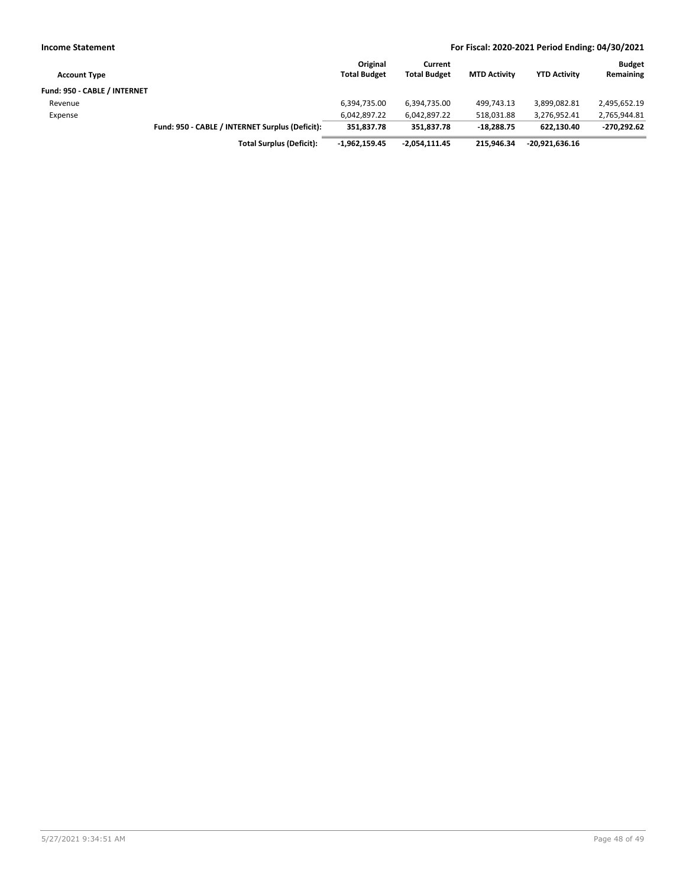**Income Statement** **For Fiscal: 2020-2021 Period Ending: 04/30/2021**

| Account Type | | Original Total Budget | Current Total Budget | MTD Activity | YTD Activity | Budget Remaining |
|---|---|---|---|---|---|---|
| **Fund: 950 - CABLE / INTERNET** | | | | | | |
| Revenue | | 6,394,735.00 | 6,394,735.00 | 499,743.13 | 3,899,082.81 | 2,495,652.19 |
| Expense | | 6,042,897.22 | 6,042,897.22 | 518,031.88 | 3,276,952.41 | 2,765,944.81 |
| | **Fund: 950 - CABLE / INTERNET Surplus (Deficit):** | **351,837.78** | **351,837.78** | **-18,288.75** | **622,130.40** | **-270,292.62** |
| | **Total Surplus (Deficit):** | **-1,962,159.45** | **-2,054,111.45** | **215,946.34** | **-20,921,636.16** | |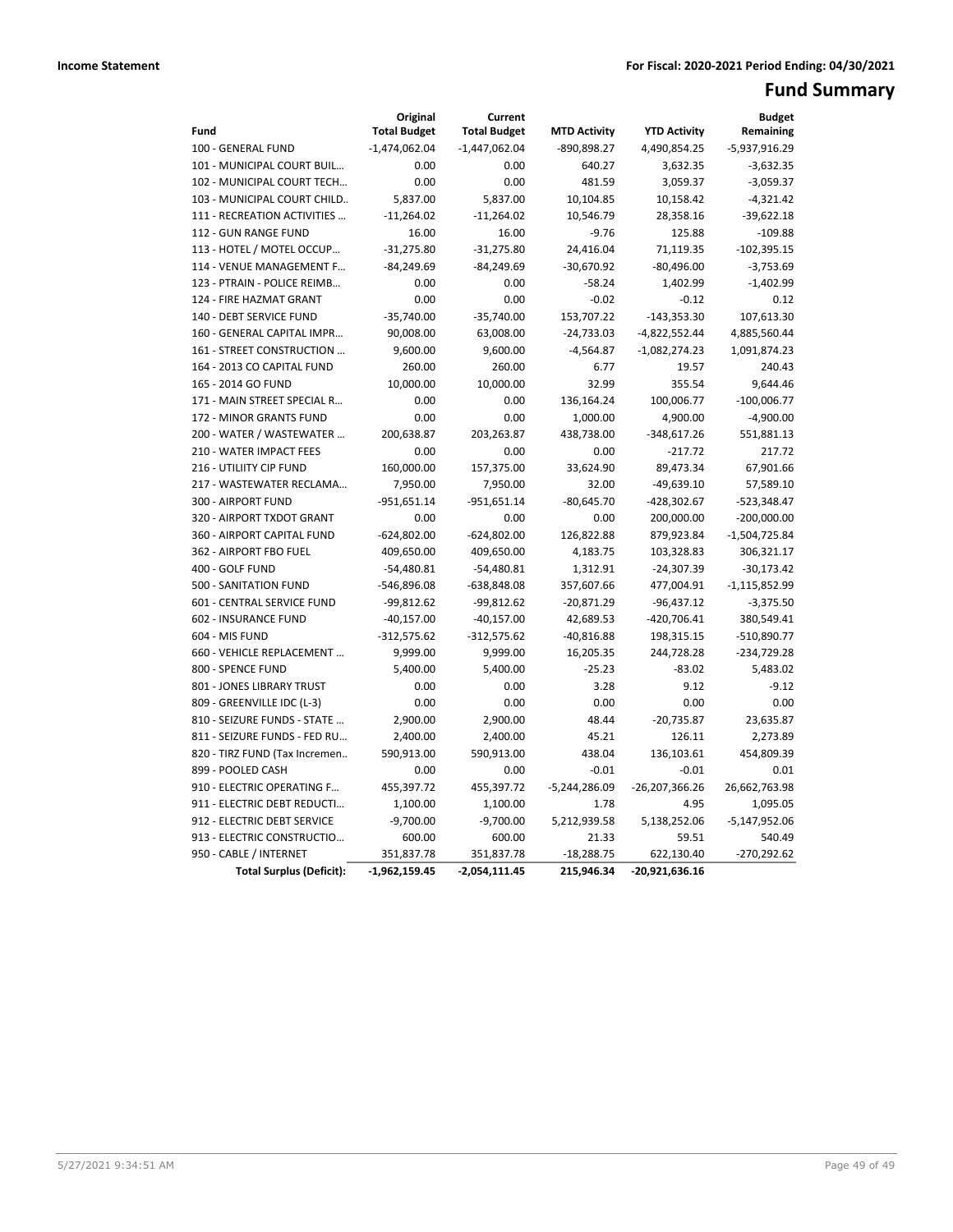**Income Statement** **For Fiscal: 2020-2021 Period Ending: 04/30/2021**

# Fund Summary

| Fund | Original Total Budget | Current Total Budget | MTD Activity | YTD Activity | Budget Remaining |
|---|---|---|---|---|---|
| 100 - GENERAL FUND | -1,474,062.04 | -1,447,062.04 | -890,898.27 | 4,490,854.25 | -5,937,916.29 |
| 101 - MUNICIPAL COURT BUIL… | 0.00 | 0.00 | 640.27 | 3,632.35 | -3,632.35 |
| 102 - MUNICIPAL COURT TECH… | 0.00 | 0.00 | 481.59 | 3,059.37 | -3,059.37 |
| 103 - MUNICIPAL COURT CHILD.. | 5,837.00 | 5,837.00 | 10,104.85 | 10,158.42 | -4,321.42 |
| 111 - RECREATION ACTIVITIES … | -11,264.02 | -11,264.02 | 10,546.79 | 28,358.16 | -39,622.18 |
| 112 - GUN RANGE FUND | 16.00 | 16.00 | -9.76 | 125.88 | -109.88 |
| 113 - HOTEL / MOTEL OCCUP… | -31,275.80 | -31,275.80 | 24,416.04 | 71,119.35 | -102,395.15 |
| 114 - VENUE MANAGEMENT F… | -84,249.69 | -84,249.69 | -30,670.92 | -80,496.00 | -3,753.69 |
| 123 - PTRAIN - POLICE REIMB… | 0.00 | 0.00 | -58.24 | 1,402.99 | -1,402.99 |
| 124 - FIRE HAZMAT GRANT | 0.00 | 0.00 | -0.02 | -0.12 | 0.12 |
| 140 - DEBT SERVICE FUND | -35,740.00 | -35,740.00 | 153,707.22 | -143,353.30 | 107,613.30 |
| 160 - GENERAL CAPITAL IMPR… | 90,008.00 | 63,008.00 | -24,733.03 | -4,822,552.44 | 4,885,560.44 |
| 161 - STREET CONSTRUCTION … | 9,600.00 | 9,600.00 | -4,564.87 | -1,082,274.23 | 1,091,874.23 |
| 164 - 2013 CO CAPITAL FUND | 260.00 | 260.00 | 6.77 | 19.57 | 240.43 |
| 165 - 2014 GO FUND | 10,000.00 | 10,000.00 | 32.99 | 355.54 | 9,644.46 |
| 171 - MAIN STREET SPECIAL R… | 0.00 | 0.00 | 136,164.24 | 100,006.77 | -100,006.77 |
| 172 - MINOR GRANTS FUND | 0.00 | 0.00 | 1,000.00 | 4,900.00 | -4,900.00 |
| 200 - WATER / WASTEWATER … | 200,638.87 | 203,263.87 | 438,738.00 | -348,617.26 | 551,881.13 |
| 210 - WATER IMPACT FEES | 0.00 | 0.00 | 0.00 | -217.72 | 217.72 |
| 216 - UTILIITY CIP FUND | 160,000.00 | 157,375.00 | 33,624.90 | 89,473.34 | 67,901.66 |
| 217 - WASTEWATER RECLAMA… | 7,950.00 | 7,950.00 | 32.00 | -49,639.10 | 57,589.10 |
| 300 - AIRPORT FUND | -951,651.14 | -951,651.14 | -80,645.70 | -428,302.67 | -523,348.47 |
| 320 - AIRPORT TXDOT GRANT | 0.00 | 0.00 | 0.00 | 200,000.00 | -200,000.00 |
| 360 - AIRPORT CAPITAL FUND | -624,802.00 | -624,802.00 | 126,822.88 | 879,923.84 | -1,504,725.84 |
| 362 - AIRPORT FBO FUEL | 409,650.00 | 409,650.00 | 4,183.75 | 103,328.83 | 306,321.17 |
| 400 - GOLF FUND | -54,480.81 | -54,480.81 | 1,312.91 | -24,307.39 | -30,173.42 |
| 500 - SANITATION FUND | -546,896.08 | -638,848.08 | 357,607.66 | 477,004.91 | -1,115,852.99 |
| 601 - CENTRAL SERVICE FUND | -99,812.62 | -99,812.62 | -20,871.29 | -96,437.12 | -3,375.50 |
| 602 - INSURANCE FUND | -40,157.00 | -40,157.00 | 42,689.53 | -420,706.41 | 380,549.41 |
| 604 - MIS FUND | -312,575.62 | -312,575.62 | -40,816.88 | 198,315.15 | -510,890.77 |
| 660 - VEHICLE REPLACEMENT … | 9,999.00 | 9,999.00 | 16,205.35 | 244,728.28 | -234,729.28 |
| 800 - SPENCE FUND | 5,400.00 | 5,400.00 | -25.23 | -83.02 | 5,483.02 |
| 801 - JONES LIBRARY TRUST | 0.00 | 0.00 | 3.28 | 9.12 | -9.12 |
| 809 - GREENVILLE IDC (L-3) | 0.00 | 0.00 | 0.00 | 0.00 | 0.00 |
| 810 - SEIZURE FUNDS - STATE … | 2,900.00 | 2,900.00 | 48.44 | -20,735.87 | 23,635.87 |
| 811 - SEIZURE FUNDS - FED RU… | 2,400.00 | 2,400.00 | 45.21 | 126.11 | 2,273.89 |
| 820 - TIRZ FUND (Tax Incremen.. | 590,913.00 | 590,913.00 | 438.04 | 136,103.61 | 454,809.39 |
| 899 - POOLED CASH | 0.00 | 0.00 | -0.01 | -0.01 | 0.01 |
| 910 - ELECTRIC OPERATING F… | 455,397.72 | 455,397.72 | -5,244,286.09 | -26,207,366.26 | 26,662,763.98 |
| 911 - ELECTRIC DEBT REDUCTI… | 1,100.00 | 1,100.00 | 1.78 | 4.95 | 1,095.05 |
| 912 - ELECTRIC DEBT SERVICE | -9,700.00 | -9,700.00 | 5,212,939.58 | 5,138,252.06 | -5,147,952.06 |
| 913 - ELECTRIC CONSTRUCTIO… | 600.00 | 600.00 | 21.33 | 59.51 | 540.49 |
| 950 - CABLE / INTERNET | 351,837.78 | 351,837.78 | -18,288.75 | 622,130.40 | -270,292.62 |
| **Total Surplus (Deficit):** | **-1,962,159.45** | **-2,054,111.45** | **215,946.34** | **-20,921,636.16** | |